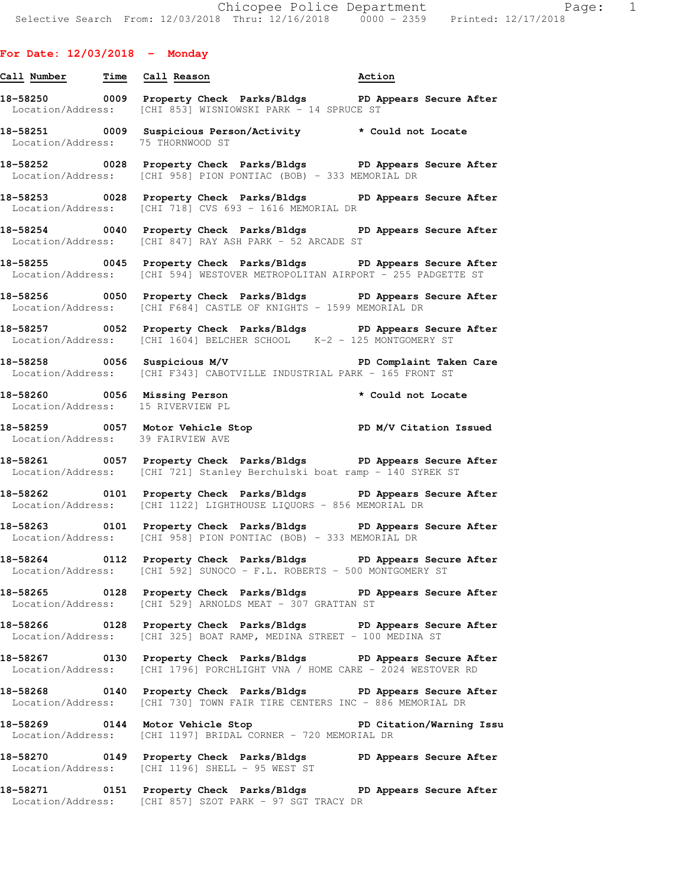Chicopee Police Department
Selective Search From: 12/03/2018 Thru: 12/16/2018 0000 - 2359 Printed: 12/17/2018

## For Date: 12/03/2018 - Monday

| Call Number | Time | Call Reason | Action |
|---|---|---|---|
| 18-58250 | 0009 | Property Check Parks/Bldgs | PD Appears Secure After |
| Location/Address: | | [CHI 853] WISNIOWSKI PARK - 14 SPRUCE ST | |
| 18-58251 | 0009 | Suspicious Person/Activity | * Could not Locate |
| Location/Address: | | 75 THORNWOOD ST | |
| 18-58252 | 0028 | Property Check Parks/Bldgs | PD Appears Secure After |
| Location/Address: | | [CHI 958] PION PONTIAC (BOB) - 333 MEMORIAL DR | |
| 18-58253 | 0028 | Property Check Parks/Bldgs | PD Appears Secure After |
| Location/Address: | | [CHI 718] CVS 693 - 1616 MEMORIAL DR | |
| 18-58254 | 0040 | Property Check Parks/Bldgs | PD Appears Secure After |
| Location/Address: | | [CHI 847] RAY ASH PARK - 52 ARCADE ST | |
| 18-58255 | 0045 | Property Check Parks/Bldgs | PD Appears Secure After |
| Location/Address: | | [CHI 594] WESTOVER METROPOLITAN AIRPORT - 255 PADGETTE ST | |
| 18-58256 | 0050 | Property Check Parks/Bldgs | PD Appears Secure After |
| Location/Address: | | [CHI F684] CASTLE OF KNIGHTS - 1599 MEMORIAL DR | |
| 18-58257 | 0052 | Property Check Parks/Bldgs | PD Appears Secure After |
| Location/Address: | | [CHI 1604] BELCHER SCHOOL K-2 - 125 MONTGOMERY ST | |
| 18-58258 | 0056 | Suspicious M/V | PD Complaint Taken Care |
| Location/Address: | | [CHI F343] CABOTVILLE INDUSTRIAL PARK - 165 FRONT ST | |
| 18-58260 | 0056 | Missing Person | * Could not Locate |
| Location/Address: | | 15 RIVERVIEW PL | |
| 18-58259 | 0057 | Motor Vehicle Stop | PD M/V Citation Issued |
| Location/Address: | | 39 FAIRVIEW AVE | |
| 18-58261 | 0057 | Property Check Parks/Bldgs | PD Appears Secure After |
| Location/Address: | | [CHI 721] Stanley Berchulski boat ramp - 140 SYREK ST | |
| 18-58262 | 0101 | Property Check Parks/Bldgs | PD Appears Secure After |
| Location/Address: | | [CHI 1122] LIGHTHOUSE LIQUORS - 856 MEMORIAL DR | |
| 18-58263 | 0101 | Property Check Parks/Bldgs | PD Appears Secure After |
| Location/Address: | | [CHI 958] PION PONTIAC (BOB) - 333 MEMORIAL DR | |
| 18-58264 | 0112 | Property Check Parks/Bldgs | PD Appears Secure After |
| Location/Address: | | [CHI 592] SUNOCO - F.L. ROBERTS - 500 MONTGOMERY ST | |
| 18-58265 | 0128 | Property Check Parks/Bldgs | PD Appears Secure After |
| Location/Address: | | [CHI 529] ARNOLDS MEAT - 307 GRATTAN ST | |
| 18-58266 | 0128 | Property Check Parks/Bldgs | PD Appears Secure After |
| Location/Address: | | [CHI 325] BOAT RAMP, MEDINA STREET - 100 MEDINA ST | |
| 18-58267 | 0130 | Property Check Parks/Bldgs | PD Appears Secure After |
| Location/Address: | | [CHI 1796] PORCHLIGHT VNA / HOME CARE - 2024 WESTOVER RD | |
| 18-58268 | 0140 | Property Check Parks/Bldgs | PD Appears Secure After |
| Location/Address: | | [CHI 730] TOWN FAIR TIRE CENTERS INC - 886 MEMORIAL DR | |
| 18-58269 | 0144 | Motor Vehicle Stop | PD Citation/Warning Issu |
| Location/Address: | | [CHI 1197] BRIDAL CORNER - 720 MEMORIAL DR | |
| 18-58270 | 0149 | Property Check Parks/Bldgs | PD Appears Secure After |
| Location/Address: | | [CHI 1196] SHELL - 95 WEST ST | |
| 18-58271 | 0151 | Property Check Parks/Bldgs | PD Appears Secure After |
| Location/Address: | | [CHI 857] SZOT PARK - 97 SGT TRACY DR | |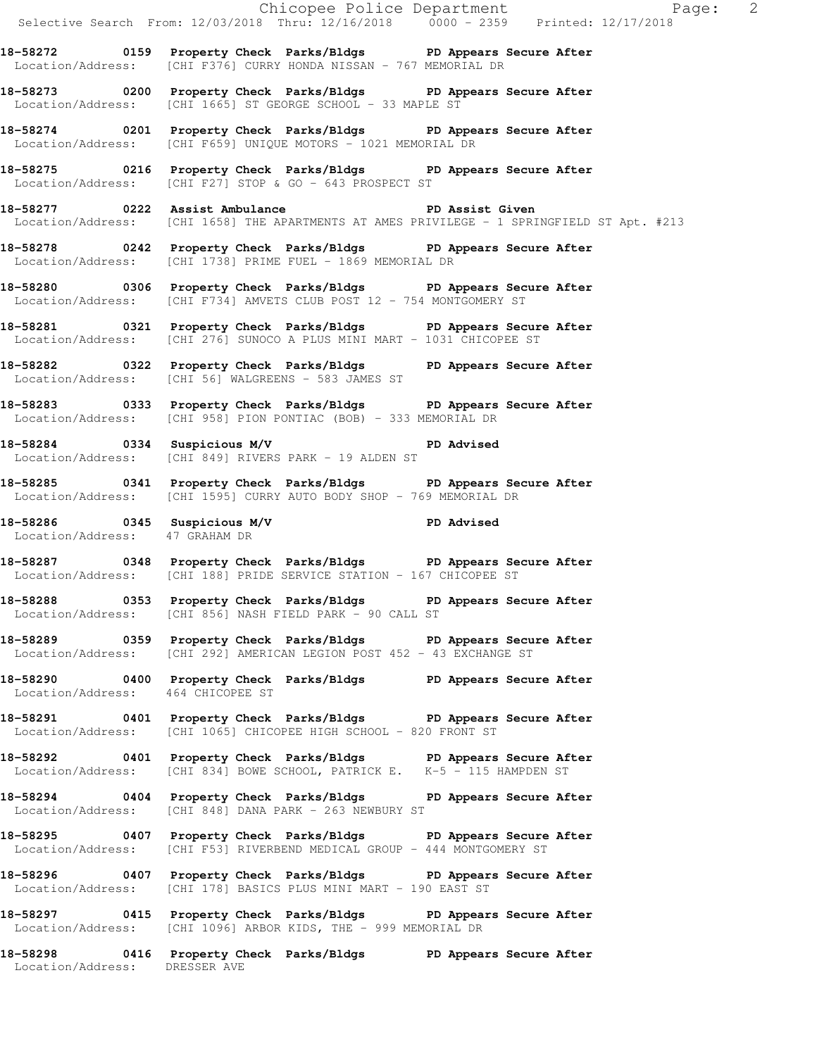18-58272 0159 Property Check Parks/Bldgs PD Appears Secure After
Location/Address: [CHI F376] CURRY HONDA NISSAN - 767 MEMORIAL DR

18-58273 0200 Property Check Parks/Bldgs PD Appears Secure After
Location/Address: [CHI 1665] ST GEORGE SCHOOL - 33 MAPLE ST

18-58274 0201 Property Check Parks/Bldgs PD Appears Secure After
Location/Address: [CHI F659] UNIQUE MOTORS - 1021 MEMORIAL DR

18-58275 0216 Property Check Parks/Bldgs PD Appears Secure After
Location/Address: [CHI F27] STOP & GO - 643 PROSPECT ST

18-58277 0222 Assist Ambulance PD Assist Given
Location/Address: [CHI 1658] THE APARTMENTS AT AMES PRIVILEGE - 1 SPRINGFIELD ST Apt. #213

18-58278 0242 Property Check Parks/Bldgs PD Appears Secure After
Location/Address: [CHI 1738] PRIME FUEL - 1869 MEMORIAL DR

18-58280 0306 Property Check Parks/Bldgs PD Appears Secure After
Location/Address: [CHI F734] AMVETS CLUB POST 12 - 754 MONTGOMERY ST

18-58281 0321 Property Check Parks/Bldgs PD Appears Secure After
Location/Address: [CHI 276] SUNOCO A PLUS MINI MART - 1031 CHICOPEE ST

18-58282 0322 Property Check Parks/Bldgs PD Appears Secure After
Location/Address: [CHI 56] WALGREENS - 583 JAMES ST

18-58283 0333 Property Check Parks/Bldgs PD Appears Secure After
Location/Address: [CHI 958] PION PONTIAC (BOB) - 333 MEMORIAL DR

18-58284 0334 Suspicious M/V PD Advised
Location/Address: [CHI 849] RIVERS PARK - 19 ALDEN ST

18-58285 0341 Property Check Parks/Bldgs PD Appears Secure After
Location/Address: [CHI 1595] CURRY AUTO BODY SHOP - 769 MEMORIAL DR

18-58286 0345 Suspicious M/V PD Advised
Location/Address: 47 GRAHAM DR

18-58287 0348 Property Check Parks/Bldgs PD Appears Secure After
Location/Address: [CHI 188] PRIDE SERVICE STATION - 167 CHICOPEE ST

18-58288 0353 Property Check Parks/Bldgs PD Appears Secure After
Location/Address: [CHI 856] NASH FIELD PARK - 90 CALL ST

18-58289 0359 Property Check Parks/Bldgs PD Appears Secure After
Location/Address: [CHI 292] AMERICAN LEGION POST 452 - 43 EXCHANGE ST

18-58290 0400 Property Check Parks/Bldgs PD Appears Secure After
Location/Address: 464 CHICOPEE ST

18-58291 0401 Property Check Parks/Bldgs PD Appears Secure After
Location/Address: [CHI 1065] CHICOPEE HIGH SCHOOL - 820 FRONT ST

18-58292 0401 Property Check Parks/Bldgs PD Appears Secure After
Location/Address: [CHI 834] BOWE SCHOOL, PATRICK E. K-5 - 115 HAMPDEN ST

18-58294 0404 Property Check Parks/Bldgs PD Appears Secure After
Location/Address: [CHI 848] DANA PARK - 263 NEWBURY ST

18-58295 0407 Property Check Parks/Bldgs PD Appears Secure After
Location/Address: [CHI F53] RIVERBEND MEDICAL GROUP - 444 MONTGOMERY ST

18-58296 0407 Property Check Parks/Bldgs PD Appears Secure After
Location/Address: [CHI 178] BASICS PLUS MINI MART - 190 EAST ST

18-58297 0415 Property Check Parks/Bldgs PD Appears Secure After
Location/Address: [CHI 1096] ARBOR KIDS, THE - 999 MEMORIAL DR

18-58298 0416 Property Check Parks/Bldgs PD Appears Secure After
Location/Address: DRESSER AVE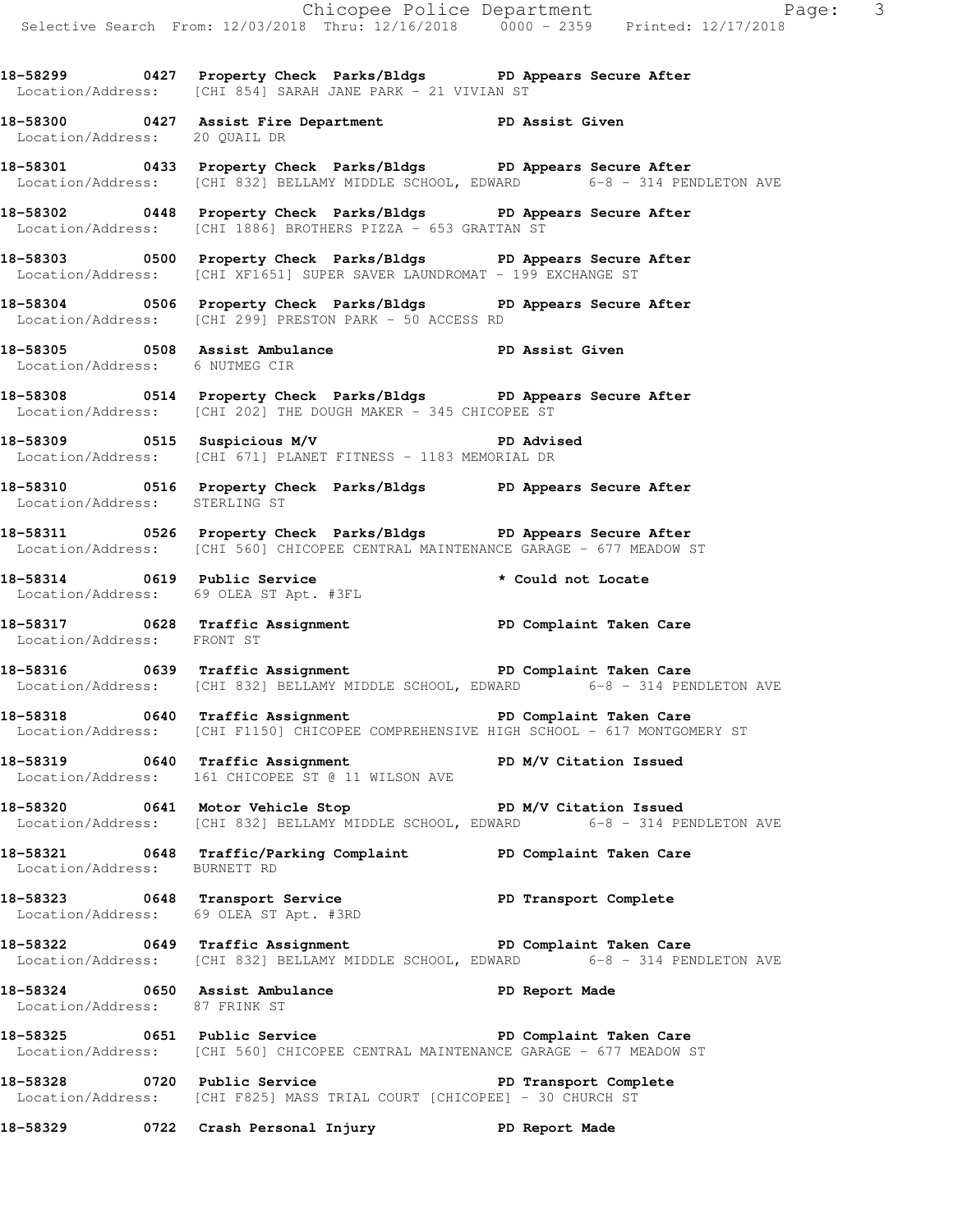**18-58299 0427 Property Check Parks/Bldgs PD Appears Secure After**
Location/Address: [CHI 854] SARAH JANE PARK - 21 VIVIAN ST

**18-58300 0427 Assist Fire Department PD Assist Given**
Location/Address: 20 QUAIL DR

**18-58301 0433 Property Check Parks/Bldgs PD Appears Secure After**
Location/Address: [CHI 832] BELLAMY MIDDLE SCHOOL, EDWARD 6-8 - 314 PENDLETON AVE

**18-58302 0448 Property Check Parks/Bldgs PD Appears Secure After**
Location/Address: [CHI 1886] BROTHERS PIZZA - 653 GRATTAN ST

**18-58303 0500 Property Check Parks/Bldgs PD Appears Secure After**
Location/Address: [CHI XF1651] SUPER SAVER LAUNDROMAT - 199 EXCHANGE ST

**18-58304 0506 Property Check Parks/Bldgs PD Appears Secure After**
Location/Address: [CHI 299] PRESTON PARK - 50 ACCESS RD

**18-58305 0508 Assist Ambulance PD Assist Given**
Location/Address: 6 NUTMEG CIR

**18-58308 0514 Property Check Parks/Bldgs PD Appears Secure After**
Location/Address: [CHI 202] THE DOUGH MAKER - 345 CHICOPEE ST

**18-58309 0515 Suspicious M/V PD Advised**
Location/Address: [CHI 671] PLANET FITNESS - 1183 MEMORIAL DR

**18-58310 0516 Property Check Parks/Bldgs PD Appears Secure After**
Location/Address: STERLING ST

**18-58311 0526 Property Check Parks/Bldgs PD Appears Secure After**
Location/Address: [CHI 560] CHICOPEE CENTRAL MAINTENANCE GARAGE - 677 MEADOW ST

**18-58314 0619 Public Service * Could not Locate**
Location/Address: 69 OLEA ST Apt. #3FL

**18-58317 0628 Traffic Assignment PD Complaint Taken Care**
Location/Address: FRONT ST

**18-58316 0639 Traffic Assignment PD Complaint Taken Care**
Location/Address: [CHI 832] BELLAMY MIDDLE SCHOOL, EDWARD 6-8 - 314 PENDLETON AVE

**18-58318 0640 Traffic Assignment PD Complaint Taken Care**
Location/Address: [CHI F1150] CHICOPEE COMPREHENSIVE HIGH SCHOOL - 617 MONTGOMERY ST

**18-58319 0640 Traffic Assignment PD M/V Citation Issued**
Location/Address: 161 CHICOPEE ST @ 11 WILSON AVE

**18-58320 0641 Motor Vehicle Stop PD M/V Citation Issued**
Location/Address: [CHI 832] BELLAMY MIDDLE SCHOOL, EDWARD 6-8 - 314 PENDLETON AVE

**18-58321 0648 Traffic/Parking Complaint PD Complaint Taken Care**
Location/Address: BURNETT RD

**18-58323 0648 Transport Service PD Transport Complete**
Location/Address: 69 OLEA ST Apt. #3RD

**18-58322 0649 Traffic Assignment PD Complaint Taken Care**
Location/Address: [CHI 832] BELLAMY MIDDLE SCHOOL, EDWARD 6-8 - 314 PENDLETON AVE

**18-58324 0650 Assist Ambulance PD Report Made**
Location/Address: 87 FRINK ST

**18-58325 0651 Public Service PD Complaint Taken Care**
Location/Address: [CHI 560] CHICOPEE CENTRAL MAINTENANCE GARAGE - 677 MEADOW ST

**18-58328 0720 Public Service PD Transport Complete**
Location/Address: [CHI F825] MASS TRIAL COURT [CHICOPEE] - 30 CHURCH ST

**18-58329 0722 Crash Personal Injury PD Report Made**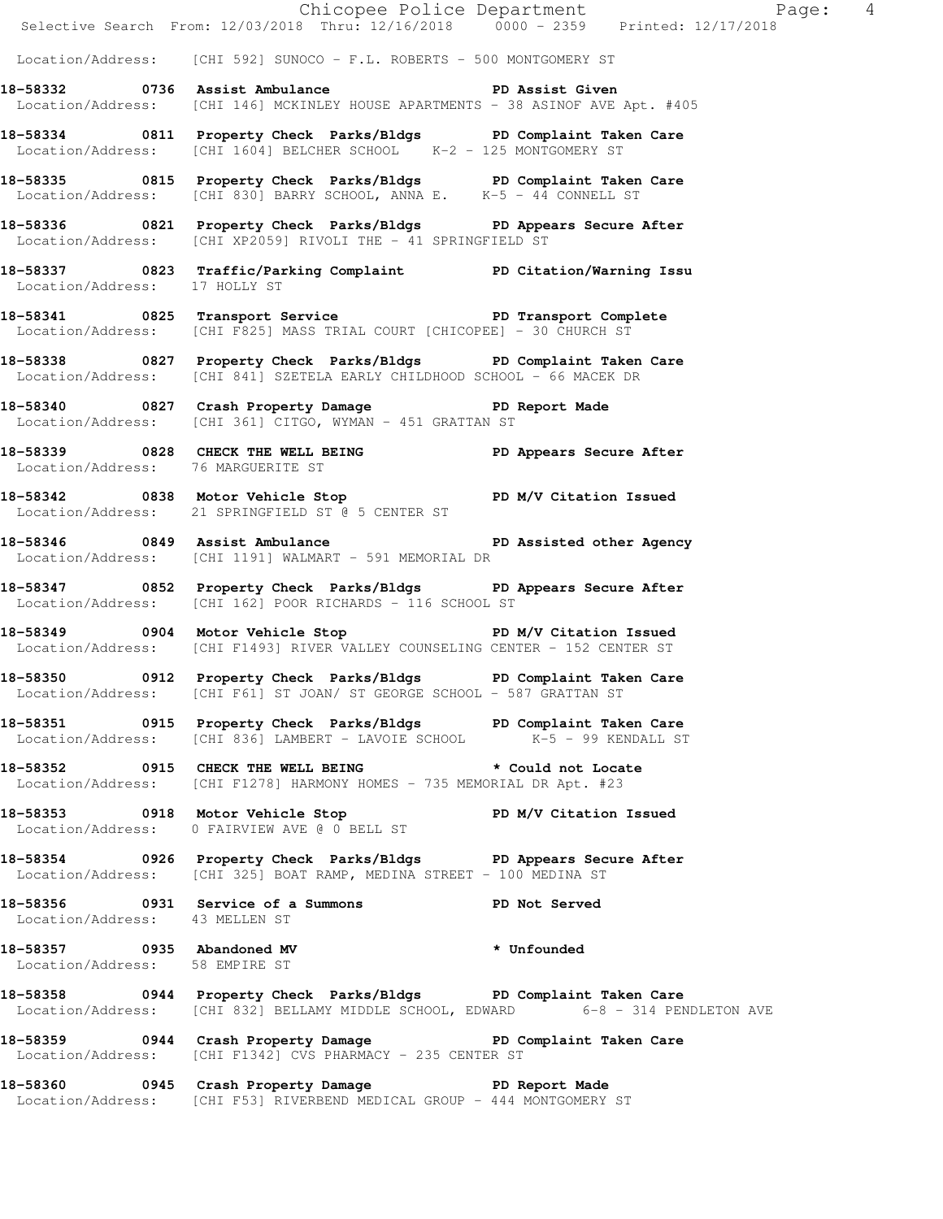Location/Address: [CHI 592] SUNOCO - F.L. ROBERTS - 500 MONTGOMERY ST

**18-58332 0736 Assist Ambulance PD Assist Given**
Location/Address: [CHI 146] MCKINLEY HOUSE APARTMENTS - 38 ASINOF AVE Apt. #405

**18-58334 0811 Property Check Parks/Bldgs PD Complaint Taken Care**
Location/Address: [CHI 1604] BELCHER SCHOOL K-2 - 125 MONTGOMERY ST

**18-58335 0815 Property Check Parks/Bldgs PD Complaint Taken Care**
Location/Address: [CHI 830] BARRY SCHOOL, ANNA E. K-5 - 44 CONNELL ST

**18-58336 0821 Property Check Parks/Bldgs PD Appears Secure After**
Location/Address: [CHI XP2059] RIVOLI THE - 41 SPRINGFIELD ST

**18-58337 0823 Traffic/Parking Complaint PD Citation/Warning Issu**
Location/Address: 17 HOLLY ST

**18-58341 0825 Transport Service PD Transport Complete**
Location/Address: [CHI F825] MASS TRIAL COURT [CHICOPEE] - 30 CHURCH ST

**18-58338 0827 Property Check Parks/Bldgs PD Complaint Taken Care**
Location/Address: [CHI 841] SZETELA EARLY CHILDHOOD SCHOOL - 66 MACEK DR

**18-58340 0827 Crash Property Damage PD Report Made**
Location/Address: [CHI 361] CITGO, WYMAN - 451 GRATTAN ST

**18-58339 0828 CHECK THE WELL BEING PD Appears Secure After**
Location/Address: 76 MARGUERITE ST

**18-58342 0838 Motor Vehicle Stop PD M/V Citation Issued**
Location/Address: 21 SPRINGFIELD ST @ 5 CENTER ST

**18-58346 0849 Assist Ambulance PD Assisted other Agency**
Location/Address: [CHI 1191] WALMART - 591 MEMORIAL DR

**18-58347 0852 Property Check Parks/Bldgs PD Appears Secure After**
Location/Address: [CHI 162] POOR RICHARDS - 116 SCHOOL ST

**18-58349 0904 Motor Vehicle Stop PD M/V Citation Issued**
Location/Address: [CHI F1493] RIVER VALLEY COUNSELING CENTER - 152 CENTER ST

**18-58350 0912 Property Check Parks/Bldgs PD Complaint Taken Care**
Location/Address: [CHI F61] ST JOAN/ ST GEORGE SCHOOL - 587 GRATTAN ST

**18-58351 0915 Property Check Parks/Bldgs PD Complaint Taken Care**
Location/Address: [CHI 836] LAMBERT - LAVOIE SCHOOL K-5 - 99 KENDALL ST

**18-58352 0915 CHECK THE WELL BEING * Could not Locate**
Location/Address: [CHI F1278] HARMONY HOMES - 735 MEMORIAL DR Apt. #23

**18-58353 0918 Motor Vehicle Stop PD M/V Citation Issued**
Location/Address: 0 FAIRVIEW AVE @ 0 BELL ST

**18-58354 0926 Property Check Parks/Bldgs PD Appears Secure After**
Location/Address: [CHI 325] BOAT RAMP, MEDINA STREET - 100 MEDINA ST

**18-58356 0931 Service of a Summons PD Not Served**
Location/Address: 43 MELLEN ST

**18-58357 0935 Abandoned MV * Unfounded**
Location/Address: 58 EMPIRE ST

**18-58358 0944 Property Check Parks/Bldgs PD Complaint Taken Care**
Location/Address: [CHI 832] BELLAMY MIDDLE SCHOOL, EDWARD 6-8 - 314 PENDLETON AVE

**18-58359 0944 Crash Property Damage PD Complaint Taken Care**
Location/Address: [CHI F1342] CVS PHARMACY - 235 CENTER ST

**18-58360 0945 Crash Property Damage PD Report Made**
Location/Address: [CHI F53] RIVERBEND MEDICAL GROUP - 444 MONTGOMERY ST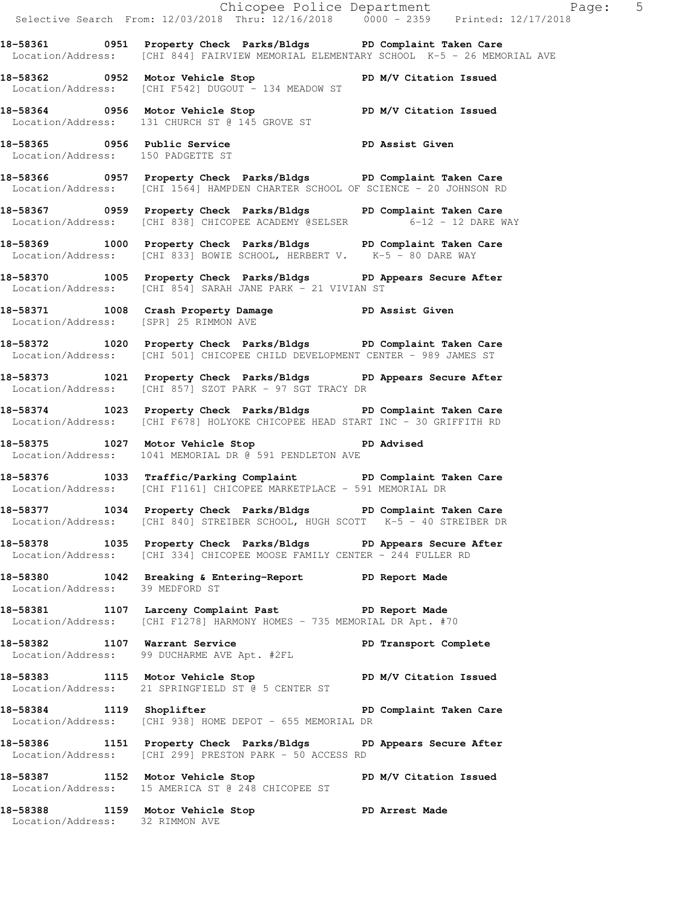**18-58361 0951 Property Check Parks/Bldgs PD Complaint Taken Care**
Location/Address: [CHI 844] FAIRVIEW MEMORIAL ELEMENTARY SCHOOL K-5 - 26 MEMORIAL AVE

**18-58362 0952 Motor Vehicle Stop PD M/V Citation Issued**
Location/Address: [CHI F542] DUGOUT - 134 MEADOW ST

**18-58364 0956 Motor Vehicle Stop PD M/V Citation Issued**
Location/Address: 131 CHURCH ST @ 145 GROVE ST

**18-58365 0956 Public Service PD Assist Given**
Location/Address: 150 PADGETTE ST

**18-58366 0957 Property Check Parks/Bldgs PD Complaint Taken Care**
Location/Address: [CHI 1564] HAMPDEN CHARTER SCHOOL OF SCIENCE - 20 JOHNSON RD

**18-58367 0959 Property Check Parks/Bldgs PD Complaint Taken Care**
Location/Address: [CHI 838] CHICOPEE ACADEMY @SELSER 6-12 - 12 DARE WAY

**18-58369 1000 Property Check Parks/Bldgs PD Complaint Taken Care**
Location/Address: [CHI 833] BOWIE SCHOOL, HERBERT V. K-5 - 80 DARE WAY

**18-58370 1005 Property Check Parks/Bldgs PD Appears Secure After**
Location/Address: [CHI 854] SARAH JANE PARK - 21 VIVIAN ST

**18-58371 1008 Crash Property Damage PD Assist Given**
Location/Address: [SPR] 25 RIMMON AVE

**18-58372 1020 Property Check Parks/Bldgs PD Complaint Taken Care**
Location/Address: [CHI 501] CHICOPEE CHILD DEVELOPMENT CENTER - 989 JAMES ST

**18-58373 1021 Property Check Parks/Bldgs PD Appears Secure After**
Location/Address: [CHI 857] SZOT PARK - 97 SGT TRACY DR

**18-58374 1023 Property Check Parks/Bldgs PD Complaint Taken Care**
Location/Address: [CHI F678] HOLYOKE CHICOPEE HEAD START INC - 30 GRIFFITH RD

**18-58375 1027 Motor Vehicle Stop PD Advised**
Location/Address: 1041 MEMORIAL DR @ 591 PENDLETON AVE

**18-58376 1033 Traffic/Parking Complaint PD Complaint Taken Care**
Location/Address: [CHI F1161] CHICOPEE MARKETPLACE - 591 MEMORIAL DR

**18-58377 1034 Property Check Parks/Bldgs PD Complaint Taken Care**
Location/Address: [CHI 840] STREIBER SCHOOL, HUGH SCOTT K-5 - 40 STREIBER DR

**18-58378 1035 Property Check Parks/Bldgs PD Appears Secure After**
Location/Address: [CHI 334] CHICOPEE MOOSE FAMILY CENTER - 244 FULLER RD

**18-58380 1042 Breaking & Entering-Report PD Report Made**
Location/Address: 39 MEDFORD ST

**18-58381 1107 Larceny Complaint Past PD Report Made**
Location/Address: [CHI F1278] HARMONY HOMES - 735 MEMORIAL DR Apt. #70

**18-58382 1107 Warrant Service PD Transport Complete**
Location/Address: 99 DUCHARME AVE Apt. #2FL

**18-58383 1115 Motor Vehicle Stop PD M/V Citation Issued**
Location/Address: 21 SPRINGFIELD ST @ 5 CENTER ST

**18-58384 1119 Shoplifter PD Complaint Taken Care**
Location/Address: [CHI 938] HOME DEPOT - 655 MEMORIAL DR

**18-58386 1151 Property Check Parks/Bldgs PD Appears Secure After**
Location/Address: [CHI 299] PRESTON PARK - 50 ACCESS RD

**18-58387 1152 Motor Vehicle Stop PD M/V Citation Issued**
Location/Address: 15 AMERICA ST @ 248 CHICOPEE ST

**18-58388 1159 Motor Vehicle Stop PD Arrest Made**
Location/Address: 32 RIMMON AVE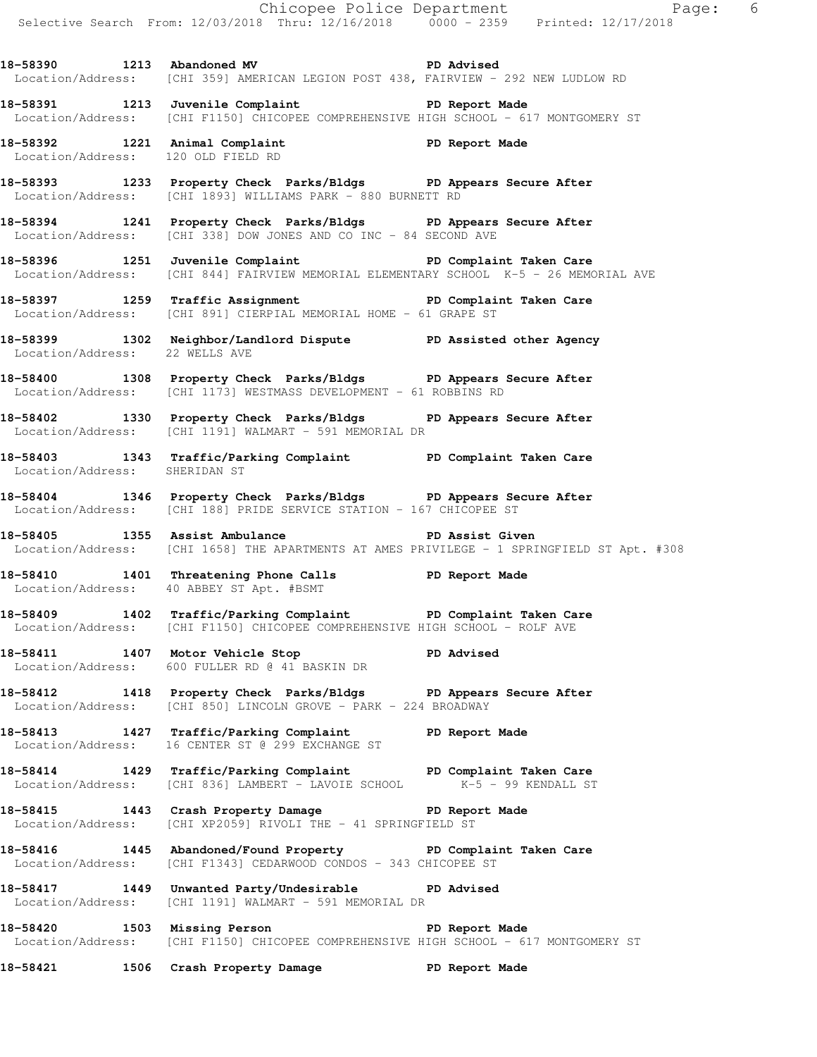18-58390 1213 Abandoned MV PD Advised
Location/Address: [CHI 359] AMERICAN LEGION POST 438, FAIRVIEW - 292 NEW LUDLOW RD

18-58391 1213 Juvenile Complaint PD Report Made
Location/Address: [CHI F1150] CHICOPEE COMPREHENSIVE HIGH SCHOOL - 617 MONTGOMERY ST

18-58392 1221 Animal Complaint PD Report Made
Location/Address: 120 OLD FIELD RD

18-58393 1233 Property Check Parks/Bldgs PD Appears Secure After
Location/Address: [CHI 1893] WILLIAMS PARK - 880 BURNETT RD

18-58394 1241 Property Check Parks/Bldgs PD Appears Secure After
Location/Address: [CHI 338] DOW JONES AND CO INC - 84 SECOND AVE

18-58396 1251 Juvenile Complaint PD Complaint Taken Care
Location/Address: [CHI 844] FAIRVIEW MEMORIAL ELEMENTARY SCHOOL K-5 - 26 MEMORIAL AVE

18-58397 1259 Traffic Assignment PD Complaint Taken Care
Location/Address: [CHI 891] CIERPIAL MEMORIAL HOME - 61 GRAPE ST

18-58399 1302 Neighbor/Landlord Dispute PD Assisted other Agency
Location/Address: 22 WELLS AVE

18-58400 1308 Property Check Parks/Bldgs PD Appears Secure After
Location/Address: [CHI 1173] WESTMASS DEVELOPMENT - 61 ROBBINS RD

18-58402 1330 Property Check Parks/Bldgs PD Appears Secure After
Location/Address: [CHI 1191] WALMART - 591 MEMORIAL DR

18-58403 1343 Traffic/Parking Complaint PD Complaint Taken Care
Location/Address: SHERIDAN ST

18-58404 1346 Property Check Parks/Bldgs PD Appears Secure After
Location/Address: [CHI 188] PRIDE SERVICE STATION - 167 CHICOPEE ST

18-58405 1355 Assist Ambulance PD Assist Given
Location/Address: [CHI 1658] THE APARTMENTS AT AMES PRIVILEGE - 1 SPRINGFIELD ST Apt. #308

18-58410 1401 Threatening Phone Calls PD Report Made
Location/Address: 40 ABBEY ST Apt. #BSMT

18-58409 1402 Traffic/Parking Complaint PD Complaint Taken Care
Location/Address: [CHI F1150] CHICOPEE COMPREHENSIVE HIGH SCHOOL - ROLF AVE

18-58411 1407 Motor Vehicle Stop PD Advised
Location/Address: 600 FULLER RD @ 41 BASKIN DR

18-58412 1418 Property Check Parks/Bldgs PD Appears Secure After
Location/Address: [CHI 850] LINCOLN GROVE - PARK - 224 BROADWAY

18-58413 1427 Traffic/Parking Complaint PD Report Made
Location/Address: 16 CENTER ST @ 299 EXCHANGE ST

18-58414 1429 Traffic/Parking Complaint PD Complaint Taken Care
Location/Address: [CHI 836] LAMBERT - LAVOIE SCHOOL K-5 - 99 KENDALL ST

18-58415 1443 Crash Property Damage PD Report Made
Location/Address: [CHI XP2059] RIVOLI THE - 41 SPRINGFIELD ST

18-58416 1445 Abandoned/Found Property PD Complaint Taken Care
Location/Address: [CHI F1343] CEDARWOOD CONDOS - 343 CHICOPEE ST

18-58417 1449 Unwanted Party/Undesirable PD Advised
Location/Address: [CHI 1191] WALMART - 591 MEMORIAL DR

18-58420 1503 Missing Person PD Report Made
Location/Address: [CHI F1150] CHICOPEE COMPREHENSIVE HIGH SCHOOL - 617 MONTGOMERY ST

18-58421 1506 Crash Property Damage PD Report Made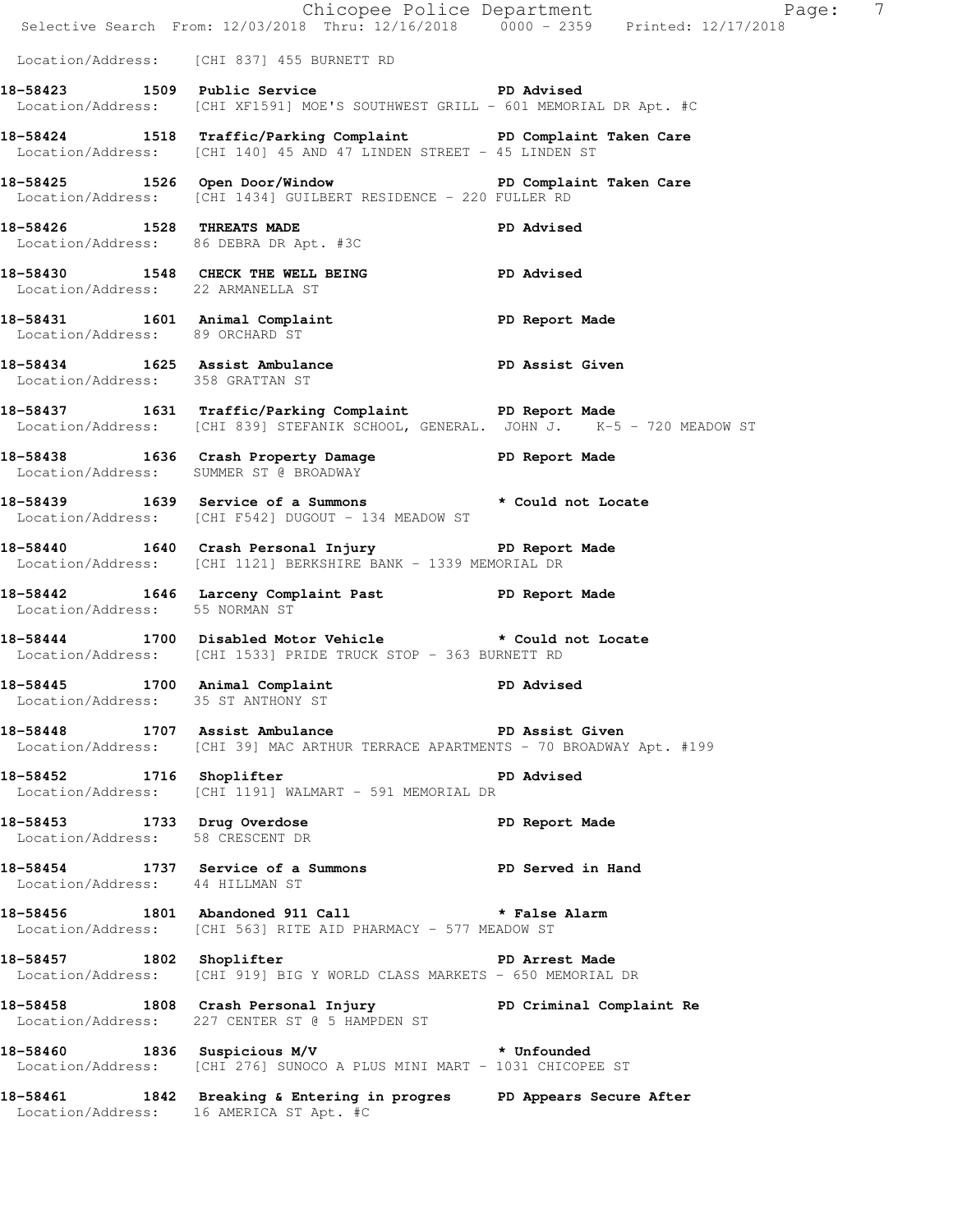Location/Address: [CHI 837] 455 BURNETT RD

18-58423 1509 Public Service PD Advised
Location/Address: [CHI XF1591] MOE'S SOUTHWEST GRILL - 601 MEMORIAL DR Apt. #C

18-58424 1518 Traffic/Parking Complaint PD Complaint Taken Care
Location/Address: [CHI 140] 45 AND 47 LINDEN STREET - 45 LINDEN ST

18-58425 1526 Open Door/Window PD Complaint Taken Care
Location/Address: [CHI 1434] GUILBERT RESIDENCE - 220 FULLER RD

18-58426 1528 THREATS MADE PD Advised
Location/Address: 86 DEBRA DR Apt. #3C

18-58430 1548 CHECK THE WELL BEING PD Advised
Location/Address: 22 ARMANELLA ST

18-58431 1601 Animal Complaint PD Report Made
Location/Address: 89 ORCHARD ST

18-58434 1625 Assist Ambulance PD Assist Given
Location/Address: 358 GRATTAN ST

18-58437 1631 Traffic/Parking Complaint PD Report Made
Location/Address: [CHI 839] STEFANIK SCHOOL, GENERAL. JOHN J. K-5 - 720 MEADOW ST

18-58438 1636 Crash Property Damage PD Report Made
Location/Address: SUMMER ST @ BROADWAY

18-58439 1639 Service of a Summons * Could not Locate
Location/Address: [CHI F542] DUGOUT - 134 MEADOW ST

18-58440 1640 Crash Personal Injury PD Report Made
Location/Address: [CHI 1121] BERKSHIRE BANK - 1339 MEMORIAL DR

18-58442 1646 Larceny Complaint Past PD Report Made
Location/Address: 55 NORMAN ST

18-58444 1700 Disabled Motor Vehicle * Could not Locate
Location/Address: [CHI 1533] PRIDE TRUCK STOP - 363 BURNETT RD

18-58445 1700 Animal Complaint PD Advised
Location/Address: 35 ST ANTHONY ST

18-58448 1707 Assist Ambulance PD Assist Given
Location/Address: [CHI 39] MAC ARTHUR TERRACE APARTMENTS - 70 BROADWAY Apt. #199

18-58452 1716 Shoplifter PD Advised
Location/Address: [CHI 1191] WALMART - 591 MEMORIAL DR

18-58453 1733 Drug Overdose PD Report Made
Location/Address: 58 CRESCENT DR

18-58454 1737 Service of a Summons PD Served in Hand
Location/Address: 44 HILLMAN ST

18-58456 1801 Abandoned 911 Call * False Alarm
Location/Address: [CHI 563] RITE AID PHARMACY - 577 MEADOW ST

18-58457 1802 Shoplifter PD Arrest Made
Location/Address: [CHI 919] BIG Y WORLD CLASS MARKETS - 650 MEMORIAL DR

18-58458 1808 Crash Personal Injury PD Criminal Complaint Re
Location/Address: 227 CENTER ST @ 5 HAMPDEN ST

18-58460 1836 Suspicious M/V * Unfounded
Location/Address: [CHI 276] SUNOCO A PLUS MINI MART - 1031 CHICOPEE ST

18-58461 1842 Breaking & Entering in progres PD Appears Secure After
Location/Address: 16 AMERICA ST Apt. #C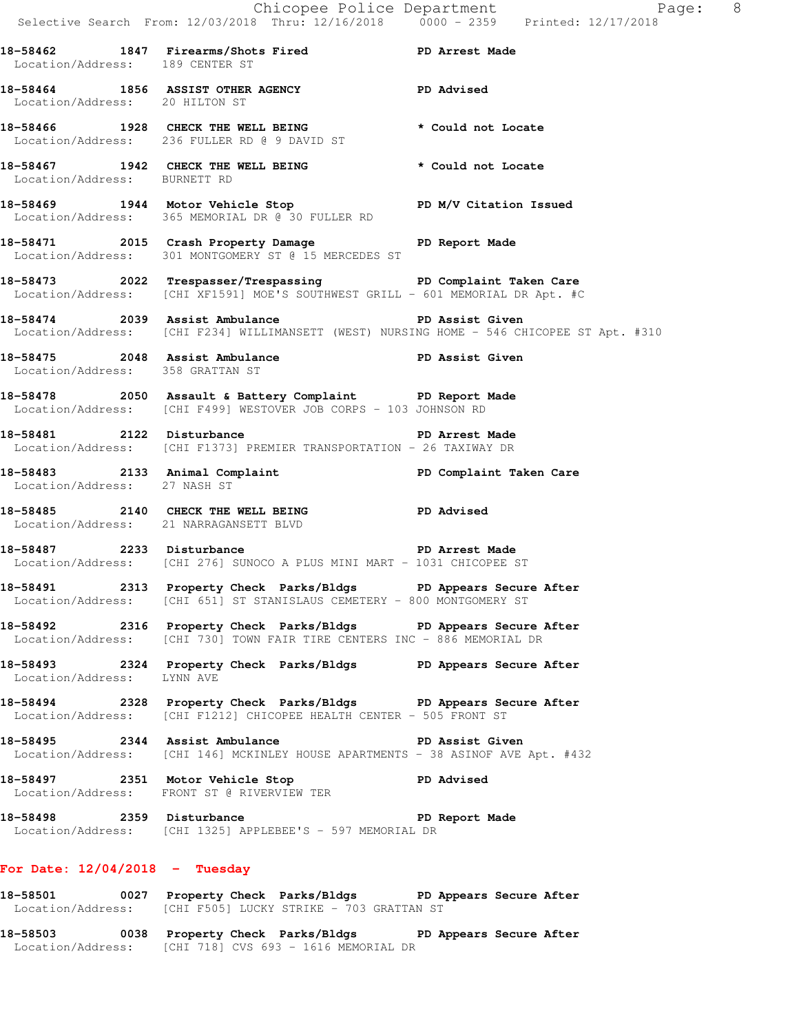18-58462 1847 Firearms/Shots Fired PD Arrest Made
Location/Address: 189 CENTER ST

18-58464 1856 ASSIST OTHER AGENCY PD Advised
Location/Address: 20 HILTON ST

18-58466 1928 CHECK THE WELL BEING * Could not Locate
Location/Address: 236 FULLER RD @ 9 DAVID ST

18-58467 1942 CHECK THE WELL BEING * Could not Locate
Location/Address: BURNETT RD

18-58469 1944 Motor Vehicle Stop PD M/V Citation Issued
Location/Address: 365 MEMORIAL DR @ 30 FULLER RD

18-58471 2015 Crash Property Damage PD Report Made
Location/Address: 301 MONTGOMERY ST @ 15 MERCEDES ST

18-58473 2022 Trespasser/Trespassing PD Complaint Taken Care
Location/Address: [CHI XF1591] MOE'S SOUTHWEST GRILL - 601 MEMORIAL DR Apt. #C

18-58474 2039 Assist Ambulance PD Assist Given
Location/Address: [CHI F234] WILLIMANSETT (WEST) NURSING HOME - 546 CHICOPEE ST Apt. #310

18-58475 2048 Assist Ambulance PD Assist Given
Location/Address: 358 GRATTAN ST

18-58478 2050 Assault & Battery Complaint PD Report Made
Location/Address: [CHI F499] WESTOVER JOB CORPS - 103 JOHNSON RD

18-58481 2122 Disturbance PD Arrest Made
Location/Address: [CHI F1373] PREMIER TRANSPORTATION - 26 TAXIWAY DR

18-58483 2133 Animal Complaint PD Complaint Taken Care
Location/Address: 27 NASH ST

18-58485 2140 CHECK THE WELL BEING PD Advised
Location/Address: 21 NARRAGANSETT BLVD

18-58487 2233 Disturbance PD Arrest Made
Location/Address: [CHI 276] SUNOCO A PLUS MINI MART - 1031 CHICOPEE ST

18-58491 2313 Property Check Parks/Bldgs PD Appears Secure After
Location/Address: [CHI 651] ST STANISLAUS CEMETERY - 800 MONTGOMERY ST

18-58492 2316 Property Check Parks/Bldgs PD Appears Secure After
Location/Address: [CHI 730] TOWN FAIR TIRE CENTERS INC - 886 MEMORIAL DR

18-58493 2324 Property Check Parks/Bldgs PD Appears Secure After
Location/Address: LYNN AVE

18-58494 2328 Property Check Parks/Bldgs PD Appears Secure After
Location/Address: [CHI F1212] CHICOPEE HEALTH CENTER - 505 FRONT ST

18-58495 2344 Assist Ambulance PD Assist Given
Location/Address: [CHI 146] MCKINLEY HOUSE APARTMENTS - 38 ASINOF AVE Apt. #432

18-58497 2351 Motor Vehicle Stop PD Advised
Location/Address: FRONT ST @ RIVERVIEW TER

18-58498 2359 Disturbance PD Report Made
Location/Address: [CHI 1325] APPLEBEE'S - 597 MEMORIAL DR

## For Date: 12/04/2018 - Tuesday

18-58501 0027 Property Check Parks/Bldgs PD Appears Secure After
Location/Address: [CHI F505] LUCKY STRIKE - 703 GRATTAN ST

18-58503 0038 Property Check Parks/Bldgs PD Appears Secure After
Location/Address: [CHI 718] CVS 693 - 1616 MEMORIAL DR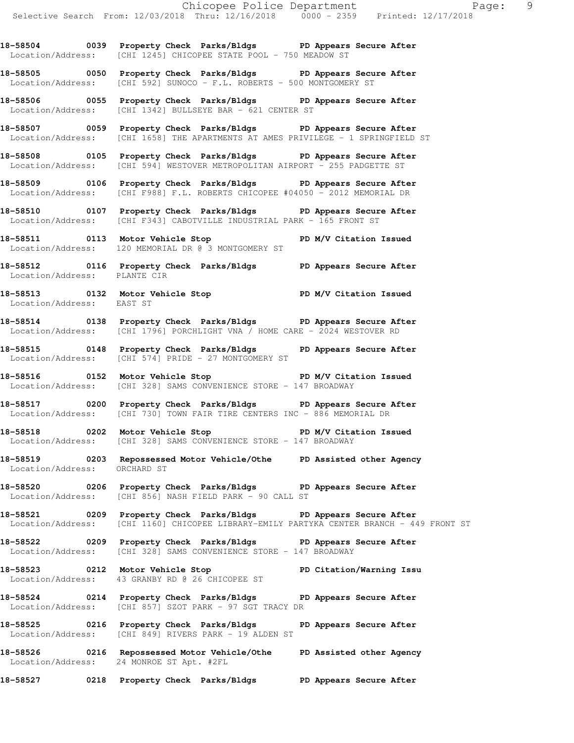**18-58504 0039 Property Check Parks/Bldgs PD Appears Secure After**
Location/Address: [CHI 1245] CHICOPEE STATE POOL - 750 MEADOW ST

**18-58505 0050 Property Check Parks/Bldgs PD Appears Secure After**
Location/Address: [CHI 592] SUNOCO - F.L. ROBERTS - 500 MONTGOMERY ST

**18-58506 0055 Property Check Parks/Bldgs PD Appears Secure After**
Location/Address: [CHI 1342] BULLSEYE BAR - 621 CENTER ST

**18-58507 0059 Property Check Parks/Bldgs PD Appears Secure After**
Location/Address: [CHI 1658] THE APARTMENTS AT AMES PRIVILEGE - 1 SPRINGFIELD ST

**18-58508 0105 Property Check Parks/Bldgs PD Appears Secure After**
Location/Address: [CHI 594] WESTOVER METROPOLITAN AIRPORT - 255 PADGETTE ST

**18-58509 0106 Property Check Parks/Bldgs PD Appears Secure After**
Location/Address: [CHI F988] F.L. ROBERTS CHICOPEE #04050 - 2012 MEMORIAL DR

**18-58510 0107 Property Check Parks/Bldgs PD Appears Secure After**
Location/Address: [CHI F343] CABOTVILLE INDUSTRIAL PARK - 165 FRONT ST

**18-58511 0113 Motor Vehicle Stop PD M/V Citation Issued**
Location/Address: 120 MEMORIAL DR @ 3 MONTGOMERY ST

**18-58512 0116 Property Check Parks/Bldgs PD Appears Secure After**
Location/Address: PLANTE CIR

**18-58513 0132 Motor Vehicle Stop PD M/V Citation Issued**
Location/Address: EAST ST

**18-58514 0138 Property Check Parks/Bldgs PD Appears Secure After**
Location/Address: [CHI 1796] PORCHLIGHT VNA / HOME CARE - 2024 WESTOVER RD

**18-58515 0148 Property Check Parks/Bldgs PD Appears Secure After**
Location/Address: [CHI 574] PRIDE - 27 MONTGOMERY ST

**18-58516 0152 Motor Vehicle Stop PD M/V Citation Issued**
Location/Address: [CHI 328] SAMS CONVENIENCE STORE - 147 BROADWAY

**18-58517 0200 Property Check Parks/Bldgs PD Appears Secure After**
Location/Address: [CHI 730] TOWN FAIR TIRE CENTERS INC - 886 MEMORIAL DR

**18-58518 0202 Motor Vehicle Stop PD M/V Citation Issued**
Location/Address: [CHI 328] SAMS CONVENIENCE STORE - 147 BROADWAY

**18-58519 0203 Repossessed Motor Vehicle/Othe PD Assisted other Agency**
Location/Address: ORCHARD ST

**18-58520 0206 Property Check Parks/Bldgs PD Appears Secure After**
Location/Address: [CHI 856] NASH FIELD PARK - 90 CALL ST

**18-58521 0209 Property Check Parks/Bldgs PD Appears Secure After**
Location/Address: [CHI 1160] CHICOPEE LIBRARY-EMILY PARTYKA CENTER BRANCH - 449 FRONT ST

**18-58522 0209 Property Check Parks/Bldgs PD Appears Secure After**
Location/Address: [CHI 328] SAMS CONVENIENCE STORE - 147 BROADWAY

**18-58523 0212 Motor Vehicle Stop PD Citation/Warning Issu**
Location/Address: 43 GRANBY RD @ 26 CHICOPEE ST

**18-58524 0214 Property Check Parks/Bldgs PD Appears Secure After**
Location/Address: [CHI 857] SZOT PARK - 97 SGT TRACY DR

**18-58525 0216 Property Check Parks/Bldgs PD Appears Secure After**
Location/Address: [CHI 849] RIVERS PARK - 19 ALDEN ST

**18-58526 0216 Repossessed Motor Vehicle/Othe PD Assisted other Agency**
Location/Address: 24 MONROE ST Apt. #2FL

**18-58527 0218 Property Check Parks/Bldgs PD Appears Secure After**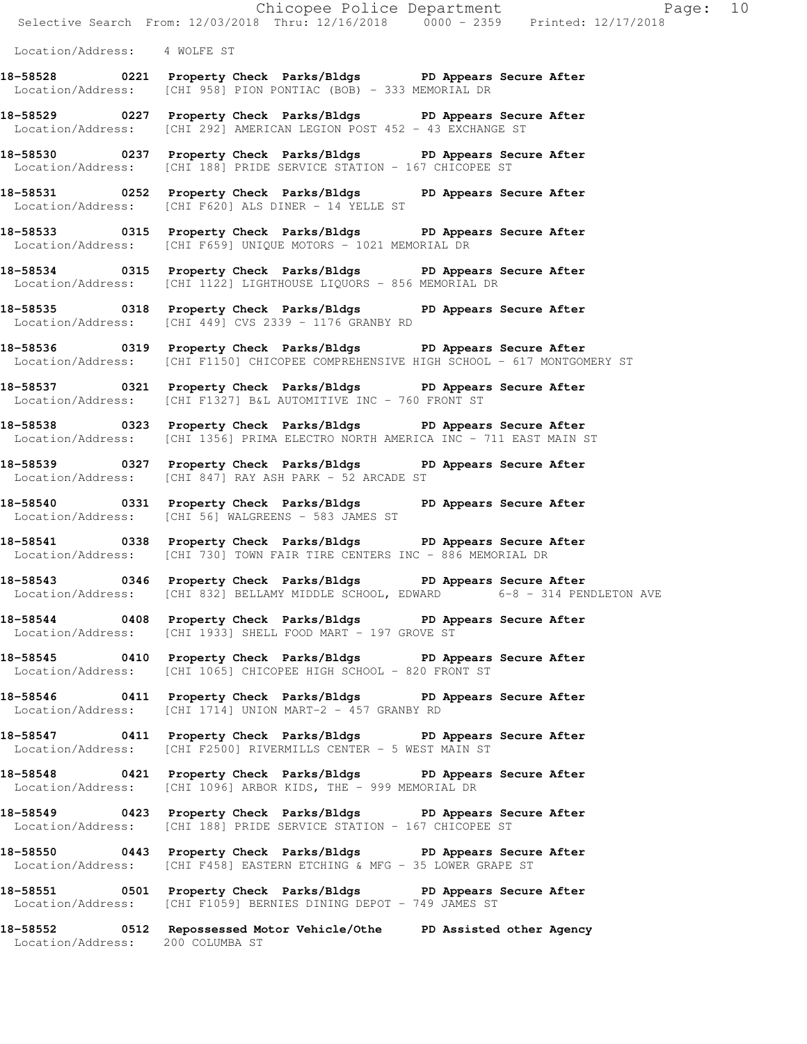Location/Address: 4 WOLFE ST

**18-58528 0221 Property Check Parks/Bldgs PD Appears Secure After**
Location/Address: [CHI 958] PION PONTIAC (BOB) - 333 MEMORIAL DR

**18-58529 0227 Property Check Parks/Bldgs PD Appears Secure After**
Location/Address: [CHI 292] AMERICAN LEGION POST 452 - 43 EXCHANGE ST

**18-58530 0237 Property Check Parks/Bldgs PD Appears Secure After**
Location/Address: [CHI 188] PRIDE SERVICE STATION - 167 CHICOPEE ST

**18-58531 0252 Property Check Parks/Bldgs PD Appears Secure After**
Location/Address: [CHI F620] ALS DINER - 14 YELLE ST

**18-58533 0315 Property Check Parks/Bldgs PD Appears Secure After**
Location/Address: [CHI F659] UNIQUE MOTORS - 1021 MEMORIAL DR

**18-58534 0315 Property Check Parks/Bldgs PD Appears Secure After**
Location/Address: [CHI 1122] LIGHTHOUSE LIQUORS - 856 MEMORIAL DR

**18-58535 0318 Property Check Parks/Bldgs PD Appears Secure After**
Location/Address: [CHI 449] CVS 2339 - 1176 GRANBY RD

**18-58536 0319 Property Check Parks/Bldgs PD Appears Secure After**
Location/Address: [CHI F1150] CHICOPEE COMPREHENSIVE HIGH SCHOOL - 617 MONTGOMERY ST

**18-58537 0321 Property Check Parks/Bldgs PD Appears Secure After**
Location/Address: [CHI F1327] B&L AUTOMITIVE INC - 760 FRONT ST

**18-58538 0323 Property Check Parks/Bldgs PD Appears Secure After**
Location/Address: [CHI 1356] PRIMA ELECTRO NORTH AMERICA INC - 711 EAST MAIN ST

**18-58539 0327 Property Check Parks/Bldgs PD Appears Secure After**
Location/Address: [CHI 847] RAY ASH PARK - 52 ARCADE ST

**18-58540 0331 Property Check Parks/Bldgs PD Appears Secure After**
Location/Address: [CHI 56] WALGREENS - 583 JAMES ST

**18-58541 0338 Property Check Parks/Bldgs PD Appears Secure After**
Location/Address: [CHI 730] TOWN FAIR TIRE CENTERS INC - 886 MEMORIAL DR

**18-58543 0346 Property Check Parks/Bldgs PD Appears Secure After**
Location/Address: [CHI 832] BELLAMY MIDDLE SCHOOL, EDWARD 6-8 - 314 PENDLETON AVE

**18-58544 0408 Property Check Parks/Bldgs PD Appears Secure After**
Location/Address: [CHI 1933] SHELL FOOD MART - 197 GROVE ST

**18-58545 0410 Property Check Parks/Bldgs PD Appears Secure After**
Location/Address: [CHI 1065] CHICOPEE HIGH SCHOOL - 820 FRONT ST

**18-58546 0411 Property Check Parks/Bldgs PD Appears Secure After**
Location/Address: [CHI 1714] UNION MART-2 - 457 GRANBY RD

**18-58547 0411 Property Check Parks/Bldgs PD Appears Secure After**
Location/Address: [CHI F2500] RIVERMILLS CENTER - 5 WEST MAIN ST

**18-58548 0421 Property Check Parks/Bldgs PD Appears Secure After**
Location/Address: [CHI 1096] ARBOR KIDS, THE - 999 MEMORIAL DR

**18-58549 0423 Property Check Parks/Bldgs PD Appears Secure After**
Location/Address: [CHI 188] PRIDE SERVICE STATION - 167 CHICOPEE ST

**18-58550 0443 Property Check Parks/Bldgs PD Appears Secure After**
Location/Address: [CHI F458] EASTERN ETCHING & MFG - 35 LOWER GRAPE ST

**18-58551 0501 Property Check Parks/Bldgs PD Appears Secure After**
Location/Address: [CHI F1059] BERNIES DINING DEPOT - 749 JAMES ST

**18-58552 0512 Repossessed Motor Vehicle/Othe PD Assisted other Agency**
Location/Address: 200 COLUMBA ST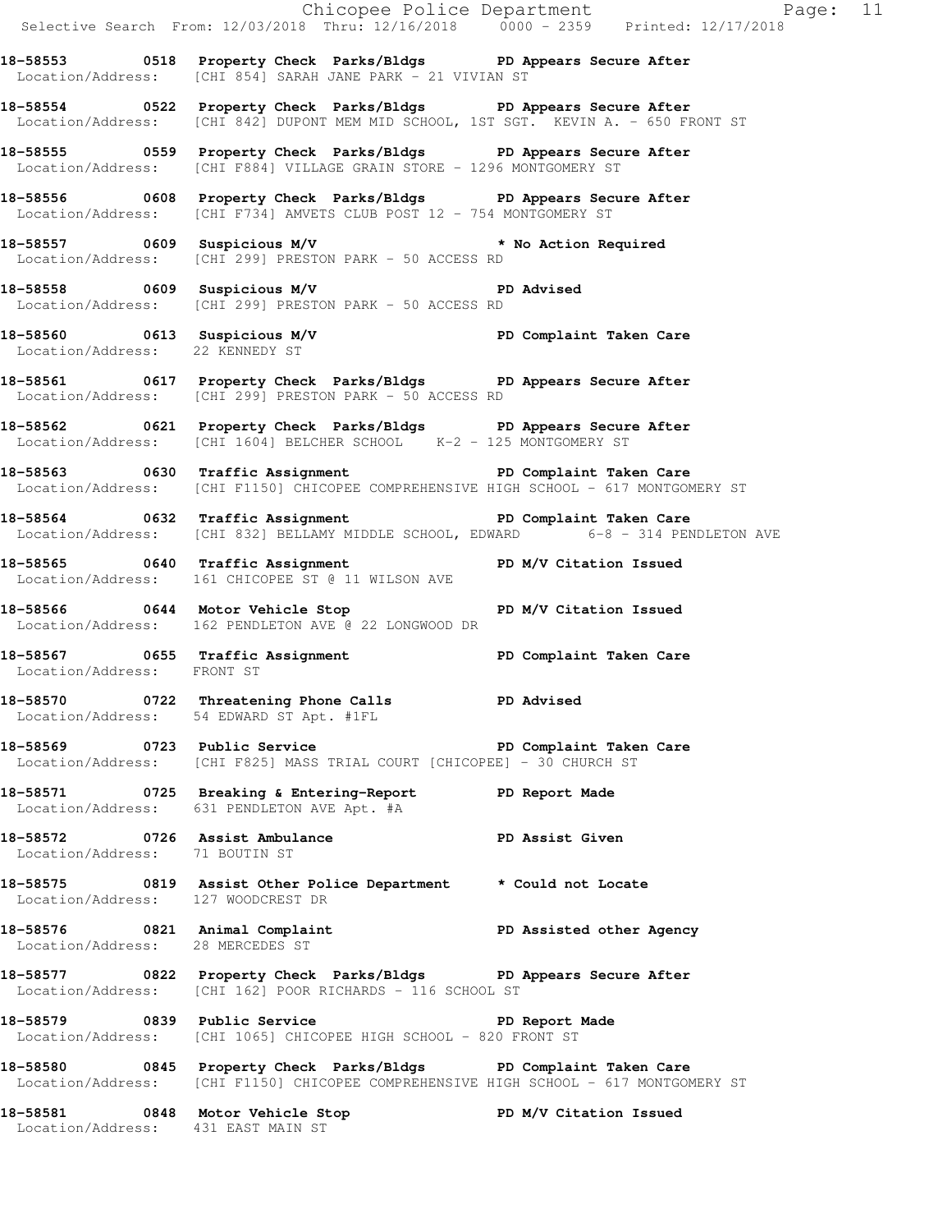18-58553 0518 Property Check Parks/Bldgs PD Appears Secure After
Location/Address: [CHI 854] SARAH JANE PARK - 21 VIVIAN ST

18-58554 0522 Property Check Parks/Bldgs PD Appears Secure After
Location/Address: [CHI 842] DUPONT MEM MID SCHOOL, 1ST SGT. KEVIN A. - 650 FRONT ST

18-58555 0559 Property Check Parks/Bldgs PD Appears Secure After
Location/Address: [CHI F884] VILLAGE GRAIN STORE - 1296 MONTGOMERY ST

18-58556 0608 Property Check Parks/Bldgs PD Appears Secure After
Location/Address: [CHI F734] AMVETS CLUB POST 12 - 754 MONTGOMERY ST

18-58557 0609 Suspicious M/V * No Action Required
Location/Address: [CHI 299] PRESTON PARK - 50 ACCESS RD

18-58558 0609 Suspicious M/V PD Advised
Location/Address: [CHI 299] PRESTON PARK - 50 ACCESS RD

18-58560 0613 Suspicious M/V PD Complaint Taken Care
Location/Address: 22 KENNEDY ST

18-58561 0617 Property Check Parks/Bldgs PD Appears Secure After
Location/Address: [CHI 299] PRESTON PARK - 50 ACCESS RD

18-58562 0621 Property Check Parks/Bldgs PD Appears Secure After
Location/Address: [CHI 1604] BELCHER SCHOOL K-2 - 125 MONTGOMERY ST

18-58563 0630 Traffic Assignment PD Complaint Taken Care
Location/Address: [CHI F1150] CHICOPEE COMPREHENSIVE HIGH SCHOOL - 617 MONTGOMERY ST

18-58564 0632 Traffic Assignment PD Complaint Taken Care
Location/Address: [CHI 832] BELLAMY MIDDLE SCHOOL, EDWARD 6-8 - 314 PENDLETON AVE

18-58565 0640 Traffic Assignment PD M/V Citation Issued
Location/Address: 161 CHICOPEE ST @ 11 WILSON AVE

18-58566 0644 Motor Vehicle Stop PD M/V Citation Issued
Location/Address: 162 PENDLETON AVE @ 22 LONGWOOD DR

18-58567 0655 Traffic Assignment PD Complaint Taken Care
Location/Address: FRONT ST

18-58570 0722 Threatening Phone Calls PD Advised
Location/Address: 54 EDWARD ST Apt. #1FL

18-58569 0723 Public Service PD Complaint Taken Care
Location/Address: [CHI F825] MASS TRIAL COURT [CHICOPEE] - 30 CHURCH ST

18-58571 0725 Breaking & Entering-Report PD Report Made
Location/Address: 631 PENDLETON AVE Apt. #A

18-58572 0726 Assist Ambulance PD Assist Given
Location/Address: 71 BOUTIN ST

18-58575 0819 Assist Other Police Department * Could not Locate
Location/Address: 127 WOODCREST DR

18-58576 0821 Animal Complaint PD Assisted other Agency
Location/Address: 28 MERCEDES ST

18-58577 0822 Property Check Parks/Bldgs PD Appears Secure After
Location/Address: [CHI 162] POOR RICHARDS - 116 SCHOOL ST

18-58579 0839 Public Service PD Report Made
Location/Address: [CHI 1065] CHICOPEE HIGH SCHOOL - 820 FRONT ST

18-58580 0845 Property Check Parks/Bldgs PD Complaint Taken Care
Location/Address: [CHI F1150] CHICOPEE COMPREHENSIVE HIGH SCHOOL - 617 MONTGOMERY ST

18-58581 0848 Motor Vehicle Stop PD M/V Citation Issued
Location/Address: 431 EAST MAIN ST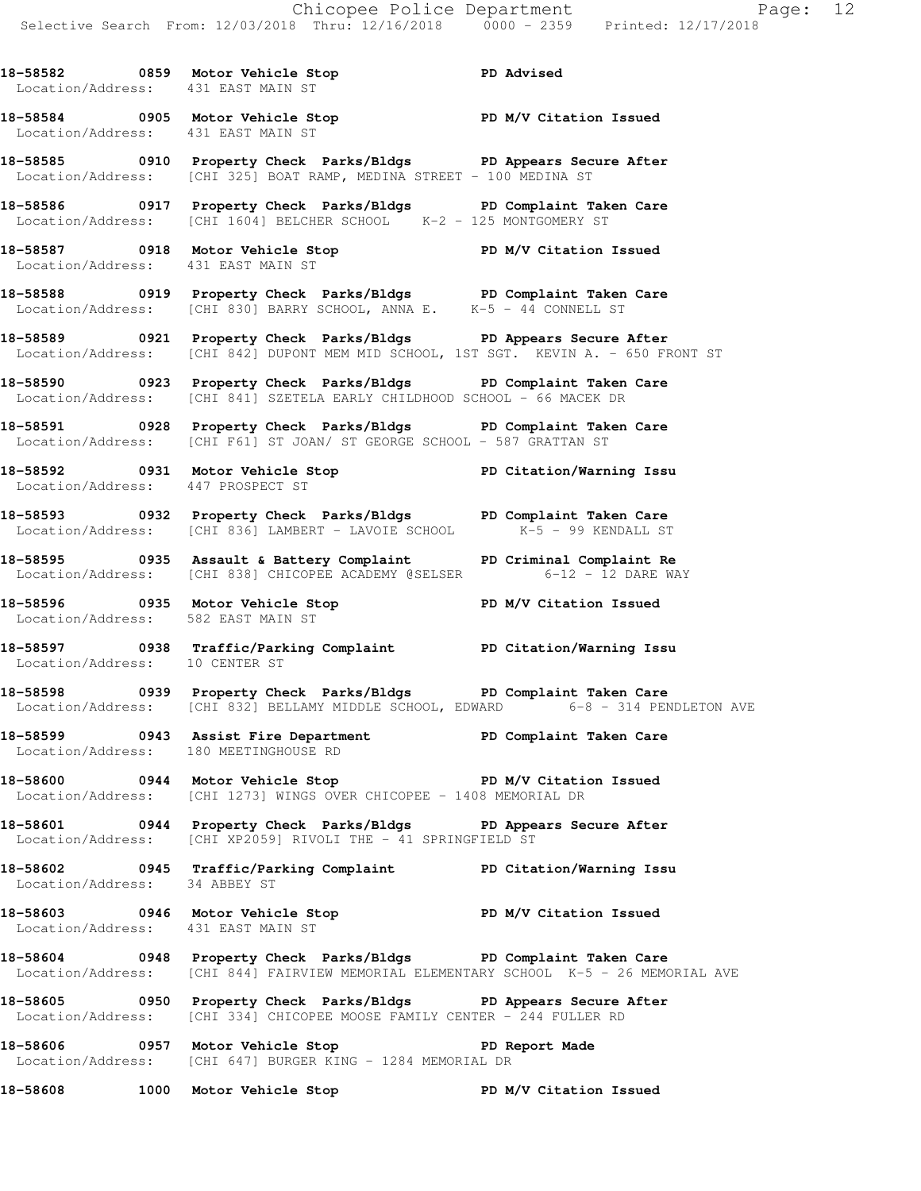18-58582 0859 Motor Vehicle Stop PD Advised
Location/Address: 431 EAST MAIN ST

18-58584 0905 Motor Vehicle Stop PD M/V Citation Issued
Location/Address: 431 EAST MAIN ST

18-58585 0910 Property Check Parks/Bldgs PD Appears Secure After
Location/Address: [CHI 325] BOAT RAMP, MEDINA STREET - 100 MEDINA ST

18-58586 0917 Property Check Parks/Bldgs PD Complaint Taken Care
Location/Address: [CHI 1604] BELCHER SCHOOL K-2 - 125 MONTGOMERY ST

18-58587 0918 Motor Vehicle Stop PD M/V Citation Issued
Location/Address: 431 EAST MAIN ST

18-58588 0919 Property Check Parks/Bldgs PD Complaint Taken Care
Location/Address: [CHI 830] BARRY SCHOOL, ANNA E. K-5 - 44 CONNELL ST

18-58589 0921 Property Check Parks/Bldgs PD Appears Secure After
Location/Address: [CHI 842] DUPONT MEM MID SCHOOL, 1ST SGT. KEVIN A. - 650 FRONT ST

18-58590 0923 Property Check Parks/Bldgs PD Complaint Taken Care
Location/Address: [CHI 841] SZETELA EARLY CHILDHOOD SCHOOL - 66 MACEK DR

18-58591 0928 Property Check Parks/Bldgs PD Complaint Taken Care
Location/Address: [CHI F61] ST JOAN/ ST GEORGE SCHOOL - 587 GRATTAN ST

18-58592 0931 Motor Vehicle Stop PD Citation/Warning Issu
Location/Address: 447 PROSPECT ST

18-58593 0932 Property Check Parks/Bldgs PD Complaint Taken Care
Location/Address: [CHI 836] LAMBERT - LAVOIE SCHOOL K-5 - 99 KENDALL ST

18-58595 0935 Assault & Battery Complaint PD Criminal Complaint Re
Location/Address: [CHI 838] CHICOPEE ACADEMY @SELSER 6-12 - 12 DARE WAY

18-58596 0935 Motor Vehicle Stop PD M/V Citation Issued
Location/Address: 582 EAST MAIN ST

18-58597 0938 Traffic/Parking Complaint PD Citation/Warning Issu
Location/Address: 10 CENTER ST

18-58598 0939 Property Check Parks/Bldgs PD Complaint Taken Care
Location/Address: [CHI 832] BELLAMY MIDDLE SCHOOL, EDWARD 6-8 - 314 PENDLETON AVE

18-58599 0943 Assist Fire Department PD Complaint Taken Care
Location/Address: 180 MEETINGHOUSE RD

18-58600 0944 Motor Vehicle Stop PD M/V Citation Issued
Location/Address: [CHI 1273] WINGS OVER CHICOPEE - 1408 MEMORIAL DR

18-58601 0944 Property Check Parks/Bldgs PD Appears Secure After
Location/Address: [CHI XP2059] RIVOLI THE - 41 SPRINGFIELD ST

18-58602 0945 Traffic/Parking Complaint PD Citation/Warning Issu
Location/Address: 34 ABBEY ST

18-58603 0946 Motor Vehicle Stop PD M/V Citation Issued
Location/Address: 431 EAST MAIN ST

18-58604 0948 Property Check Parks/Bldgs PD Complaint Taken Care
Location/Address: [CHI 844] FAIRVIEW MEMORIAL ELEMENTARY SCHOOL K-5 - 26 MEMORIAL AVE

18-58605 0950 Property Check Parks/Bldgs PD Appears Secure After
Location/Address: [CHI 334] CHICOPEE MOOSE FAMILY CENTER - 244 FULLER RD

18-58606 0957 Motor Vehicle Stop PD Report Made
Location/Address: [CHI 647] BURGER KING - 1284 MEMORIAL DR

18-58608 1000 Motor Vehicle Stop PD M/V Citation Issued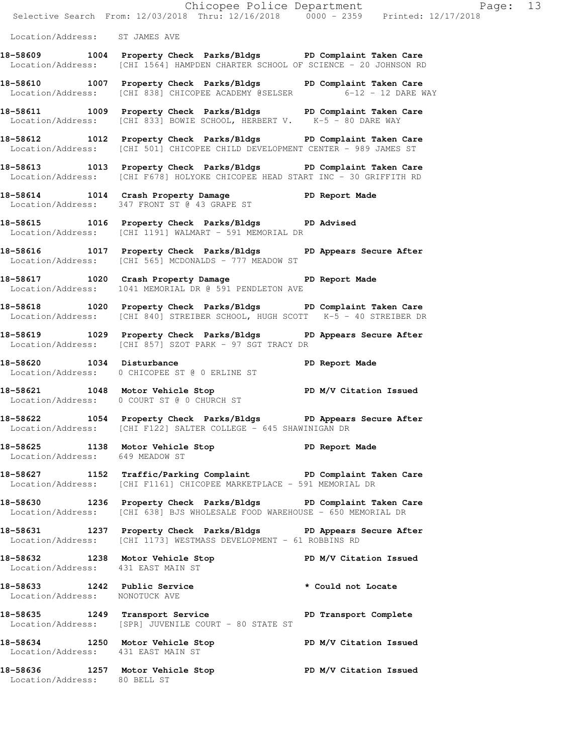Location/Address: ST JAMES AVE

**18-58609 1004 Property Check Parks/Bldgs PD Complaint Taken Care**
Location/Address: [CHI 1564] HAMPDEN CHARTER SCHOOL OF SCIENCE - 20 JOHNSON RD

**18-58610 1007 Property Check Parks/Bldgs PD Complaint Taken Care**
Location/Address: [CHI 838] CHICOPEE ACADEMY @SELSER 6-12 - 12 DARE WAY

**18-58611 1009 Property Check Parks/Bldgs PD Complaint Taken Care**
Location/Address: [CHI 833] BOWIE SCHOOL, HERBERT V. K-5 - 80 DARE WAY

**18-58612 1012 Property Check Parks/Bldgs PD Complaint Taken Care**
Location/Address: [CHI 501] CHICOPEE CHILD DEVELOPMENT CENTER - 989 JAMES ST

**18-58613 1013 Property Check Parks/Bldgs PD Complaint Taken Care**
Location/Address: [CHI F678] HOLYOKE CHICOPEE HEAD START INC - 30 GRIFFITH RD

**18-58614 1014 Crash Property Damage PD Report Made**
Location/Address: 347 FRONT ST @ 43 GRAPE ST

**18-58615 1016 Property Check Parks/Bldgs PD Advised**
Location/Address: [CHI 1191] WALMART - 591 MEMORIAL DR

**18-58616 1017 Property Check Parks/Bldgs PD Appears Secure After**
Location/Address: [CHI 565] MCDONALDS - 777 MEADOW ST

**18-58617 1020 Crash Property Damage PD Report Made**
Location/Address: 1041 MEMORIAL DR @ 591 PENDLETON AVE

**18-58618 1020 Property Check Parks/Bldgs PD Complaint Taken Care**
Location/Address: [CHI 840] STREIBER SCHOOL, HUGH SCOTT K-5 - 40 STREIBER DR

**18-58619 1029 Property Check Parks/Bldgs PD Appears Secure After**
Location/Address: [CHI 857] SZOT PARK - 97 SGT TRACY DR

**18-58620 1034 Disturbance PD Report Made**
Location/Address: 0 CHICOPEE ST @ 0 ERLINE ST

**18-58621 1048 Motor Vehicle Stop PD M/V Citation Issued**
Location/Address: 0 COURT ST @ 0 CHURCH ST

**18-58622 1054 Property Check Parks/Bldgs PD Appears Secure After**
Location/Address: [CHI F122] SALTER COLLEGE - 645 SHAWINIGAN DR

**18-58625 1138 Motor Vehicle Stop PD Report Made**
Location/Address: 649 MEADOW ST

**18-58627 1152 Traffic/Parking Complaint PD Complaint Taken Care**
Location/Address: [CHI F1161] CHICOPEE MARKETPLACE - 591 MEMORIAL DR

**18-58630 1236 Property Check Parks/Bldgs PD Complaint Taken Care**
Location/Address: [CHI 638] BJS WHOLESALE FOOD WAREHOUSE - 650 MEMORIAL DR

**18-58631 1237 Property Check Parks/Bldgs PD Appears Secure After**
Location/Address: [CHI 1173] WESTMASS DEVELOPMENT - 61 ROBBINS RD

**18-58632 1238 Motor Vehicle Stop PD M/V Citation Issued**
Location/Address: 431 EAST MAIN ST

**18-58633 1242 Public Service * Could not Locate**
Location/Address: NONOTUCK AVE

**18-58635 1249 Transport Service PD Transport Complete**
Location/Address: [SPR] JUVENILE COURT - 80 STATE ST

**18-58634 1250 Motor Vehicle Stop PD M/V Citation Issued**
Location/Address: 431 EAST MAIN ST

**18-58636 1257 Motor Vehicle Stop PD M/V Citation Issued**
Location/Address: 80 BELL ST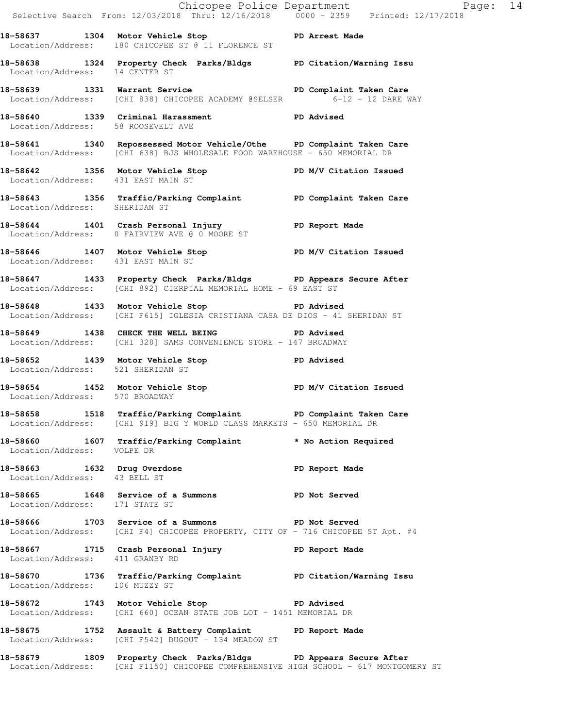18-58637 1304 Motor Vehicle Stop PD Arrest Made
Location/Address: 180 CHICOPEE ST @ 11 FLORENCE ST

18-58638 1324 Property Check Parks/Bldgs PD Citation/Warning Issu
Location/Address: 14 CENTER ST

18-58639 1331 Warrant Service PD Complaint Taken Care
Location/Address: [CHI 838] CHICOPEE ACADEMY @SELSER 6-12 - 12 DARE WAY

18-58640 1339 Criminal Harassment PD Advised
Location/Address: 58 ROOSEVELT AVE

18-58641 1340 Repossessed Motor Vehicle/Othe PD Complaint Taken Care
Location/Address: [CHI 638] BJS WHOLESALE FOOD WAREHOUSE - 650 MEMORIAL DR

18-58642 1356 Motor Vehicle Stop PD M/V Citation Issued
Location/Address: 431 EAST MAIN ST

18-58643 1356 Traffic/Parking Complaint PD Complaint Taken Care
Location/Address: SHERIDAN ST

18-58644 1401 Crash Personal Injury PD Report Made
Location/Address: 0 FAIRVIEW AVE @ 0 MOORE ST

18-58646 1407 Motor Vehicle Stop PD M/V Citation Issued
Location/Address: 431 EAST MAIN ST

18-58647 1433 Property Check Parks/Bldgs PD Appears Secure After
Location/Address: [CHI 892] CIERPIAL MEMORIAL HOME - 69 EAST ST

18-58648 1433 Motor Vehicle Stop PD Advised
Location/Address: [CHI F615] IGLESIA CRISTIANA CASA DE DIOS - 41 SHERIDAN ST

18-58649 1438 CHECK THE WELL BEING PD Advised
Location/Address: [CHI 328] SAMS CONVENIENCE STORE - 147 BROADWAY

18-58652 1439 Motor Vehicle Stop PD Advised
Location/Address: 521 SHERIDAN ST

18-58654 1452 Motor Vehicle Stop PD M/V Citation Issued
Location/Address: 570 BROADWAY

18-58658 1518 Traffic/Parking Complaint PD Complaint Taken Care
Location/Address: [CHI 919] BIG Y WORLD CLASS MARKETS - 650 MEMORIAL DR

18-58660 1607 Traffic/Parking Complaint * No Action Required
Location/Address: VOLPE DR

18-58663 1632 Drug Overdose PD Report Made
Location/Address: 43 BELL ST

18-58665 1648 Service of a Summons PD Not Served
Location/Address: 171 STATE ST

18-58666 1703 Service of a Summons PD Not Served
Location/Address: [CHI F4] CHICOPEE PROPERTY, CITY OF - 716 CHICOPEE ST Apt. #4

18-58667 1715 Crash Personal Injury PD Report Made
Location/Address: 411 GRANBY RD

18-58670 1736 Traffic/Parking Complaint PD Citation/Warning Issu
Location/Address: 106 MUZZY ST

18-58672 1743 Motor Vehicle Stop PD Advised
Location/Address: [CHI 660] OCEAN STATE JOB LOT - 1451 MEMORIAL DR

18-58675 1752 Assault & Battery Complaint PD Report Made
Location/Address: [CHI F542] DUGOUT - 134 MEADOW ST

18-58679 1809 Property Check Parks/Bldgs PD Appears Secure After
Location/Address: [CHI F1150] CHICOPEE COMPREHENSIVE HIGH SCHOOL - 617 MONTGOMERY ST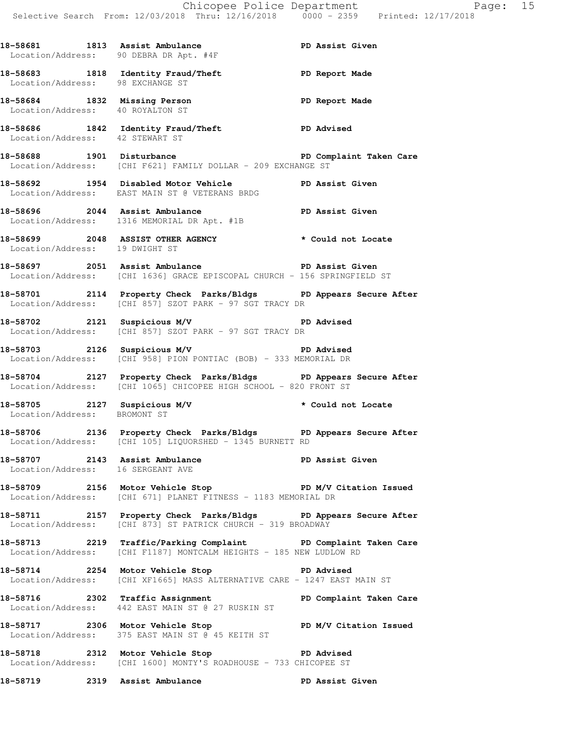18-58681 1813 Assist Ambulance PD Assist Given
Location/Address: 90 DEBRA DR Apt. #4F

18-58683 1818 Identity Fraud/Theft PD Report Made
Location/Address: 98 EXCHANGE ST

18-58684 1832 Missing Person PD Report Made
Location/Address: 40 ROYALTON ST

18-58686 1842 Identity Fraud/Theft PD Advised
Location/Address: 42 STEWART ST

18-58688 1901 Disturbance PD Complaint Taken Care
Location/Address: [CHI F621] FAMILY DOLLAR - 209 EXCHANGE ST

18-58692 1954 Disabled Motor Vehicle PD Assist Given
Location/Address: EAST MAIN ST @ VETERANS BRDG

18-58696 2044 Assist Ambulance PD Assist Given
Location/Address: 1316 MEMORIAL DR Apt. #1B

18-58699 2048 ASSIST OTHER AGENCY * Could not Locate
Location/Address: 19 DWIGHT ST

18-58697 2051 Assist Ambulance PD Assist Given
Location/Address: [CHI 1636] GRACE EPISCOPAL CHURCH - 156 SPRINGFIELD ST

18-58701 2114 Property Check Parks/Bldgs PD Appears Secure After
Location/Address: [CHI 857] SZOT PARK - 97 SGT TRACY DR

18-58702 2121 Suspicious M/V PD Advised
Location/Address: [CHI 857] SZOT PARK - 97 SGT TRACY DR

18-58703 2126 Suspicious M/V PD Advised
Location/Address: [CHI 958] PION PONTIAC (BOB) - 333 MEMORIAL DR

18-58704 2127 Property Check Parks/Bldgs PD Appears Secure After
Location/Address: [CHI 1065] CHICOPEE HIGH SCHOOL - 820 FRONT ST

18-58705 2127 Suspicious M/V * Could not Locate
Location/Address: BROMONT ST

18-58706 2136 Property Check Parks/Bldgs PD Appears Secure After
Location/Address: [CHI 105] LIQUORSHED - 1345 BURNETT RD

18-58707 2143 Assist Ambulance PD Assist Given
Location/Address: 16 SERGEANT AVE

18-58709 2156 Motor Vehicle Stop PD M/V Citation Issued
Location/Address: [CHI 671] PLANET FITNESS - 1183 MEMORIAL DR

18-58711 2157 Property Check Parks/Bldgs PD Appears Secure After
Location/Address: [CHI 873] ST PATRICK CHURCH - 319 BROADWAY

18-58713 2219 Traffic/Parking Complaint PD Complaint Taken Care
Location/Address: [CHI F1187] MONTCALM HEIGHTS - 185 NEW LUDLOW RD

18-58714 2254 Motor Vehicle Stop PD Advised
Location/Address: [CHI XF1665] MASS ALTERNATIVE CARE - 1247 EAST MAIN ST

18-58716 2302 Traffic Assignment PD Complaint Taken Care
Location/Address: 442 EAST MAIN ST @ 27 RUSKIN ST

18-58717 2306 Motor Vehicle Stop PD M/V Citation Issued
Location/Address: 375 EAST MAIN ST @ 45 KEITH ST

18-58718 2312 Motor Vehicle Stop PD Advised
Location/Address: [CHI 1600] MONTY'S ROADHOUSE - 733 CHICOPEE ST

18-58719 2319 Assist Ambulance PD Assist Given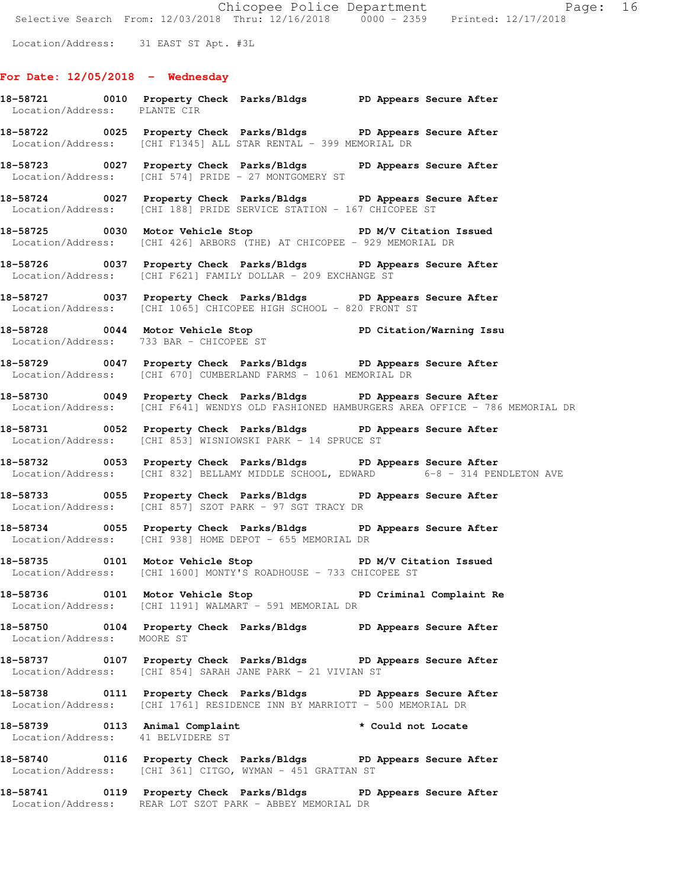Location/Address: 31 EAST ST Apt. #3L

**For Date: 12/05/2018 - Wednesday**

**18-58721 0010 Property Check Parks/Bldgs PD Appears Secure After**
Location/Address: PLANTE CIR

**18-58722 0025 Property Check Parks/Bldgs PD Appears Secure After**
Location/Address: [CHI F1345] ALL STAR RENTAL - 399 MEMORIAL DR

**18-58723 0027 Property Check Parks/Bldgs PD Appears Secure After**
Location/Address: [CHI 574] PRIDE - 27 MONTGOMERY ST

**18-58724 0027 Property Check Parks/Bldgs PD Appears Secure After**
Location/Address: [CHI 188] PRIDE SERVICE STATION - 167 CHICOPEE ST

**18-58725 0030 Motor Vehicle Stop PD M/V Citation Issued**
Location/Address: [CHI 426] ARBORS (THE) AT CHICOPEE - 929 MEMORIAL DR

**18-58726 0037 Property Check Parks/Bldgs PD Appears Secure After**
Location/Address: [CHI F621] FAMILY DOLLAR - 209 EXCHANGE ST

**18-58727 0037 Property Check Parks/Bldgs PD Appears Secure After**
Location/Address: [CHI 1065] CHICOPEE HIGH SCHOOL - 820 FRONT ST

**18-58728 0044 Motor Vehicle Stop PD Citation/Warning Issu**
Location/Address: 733 BAR - CHICOPEE ST

**18-58729 0047 Property Check Parks/Bldgs PD Appears Secure After**
Location/Address: [CHI 670] CUMBERLAND FARMS - 1061 MEMORIAL DR

**18-58730 0049 Property Check Parks/Bldgs PD Appears Secure After**
Location/Address: [CHI F641] WENDYS OLD FASHIONED HAMBURGERS AREA OFFICE - 786 MEMORIAL DR

**18-58731 0052 Property Check Parks/Bldgs PD Appears Secure After**
Location/Address: [CHI 853] WISNIOWSKI PARK - 14 SPRUCE ST

**18-58732 0053 Property Check Parks/Bldgs PD Appears Secure After**
Location/Address: [CHI 832] BELLAMY MIDDLE SCHOOL, EDWARD 6-8 - 314 PENDLETON AVE

**18-58733 0055 Property Check Parks/Bldgs PD Appears Secure After**
Location/Address: [CHI 857] SZOT PARK - 97 SGT TRACY DR

**18-58734 0055 Property Check Parks/Bldgs PD Appears Secure After**
Location/Address: [CHI 938] HOME DEPOT - 655 MEMORIAL DR

**18-58735 0101 Motor Vehicle Stop PD M/V Citation Issued**
Location/Address: [CHI 1600] MONTY'S ROADHOUSE - 733 CHICOPEE ST

**18-58736 0101 Motor Vehicle Stop PD Criminal Complaint Re**
Location/Address: [CHI 1191] WALMART - 591 MEMORIAL DR

**18-58750 0104 Property Check Parks/Bldgs PD Appears Secure After**
Location/Address: MOORE ST

**18-58737 0107 Property Check Parks/Bldgs PD Appears Secure After**
Location/Address: [CHI 854] SARAH JANE PARK - 21 VIVIAN ST

**18-58738 0111 Property Check Parks/Bldgs PD Appears Secure After**
Location/Address: [CHI 1761] RESIDENCE INN BY MARRIOTT - 500 MEMORIAL DR

**18-58739 0113 Animal Complaint * Could not Locate**
Location/Address: 41 BELVIDERE ST

**18-58740 0116 Property Check Parks/Bldgs PD Appears Secure After**
Location/Address: [CHI 361] CITGO, WYMAN - 451 GRATTAN ST

**18-58741 0119 Property Check Parks/Bldgs PD Appears Secure After**
Location/Address: REAR LOT SZOT PARK - ABBEY MEMORIAL DR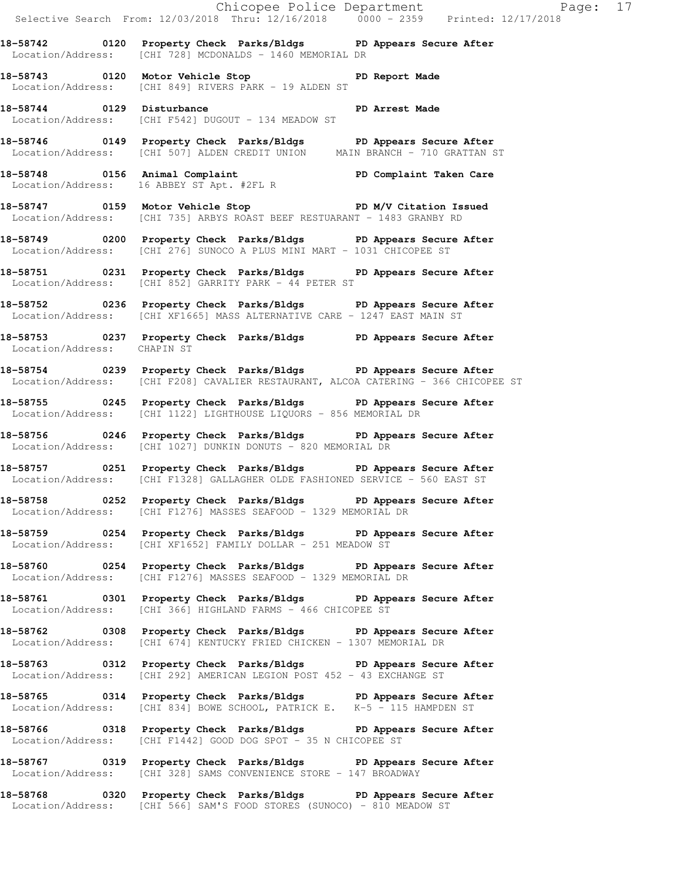**18-58742 0120 Property Check Parks/Bldgs PD Appears Secure After**
Location/Address: [CHI 728] MCDONALDS - 1460 MEMORIAL DR

**18-58743 0120 Motor Vehicle Stop PD Report Made**
Location/Address: [CHI 849] RIVERS PARK - 19 ALDEN ST

**18-58744 0129 Disturbance PD Arrest Made**
Location/Address: [CHI F542] DUGOUT - 134 MEADOW ST

**18-58746 0149 Property Check Parks/Bldgs PD Appears Secure After**
Location/Address: [CHI 507] ALDEN CREDIT UNION MAIN BRANCH - 710 GRATTAN ST

**18-58748 0156 Animal Complaint PD Complaint Taken Care**
Location/Address: 16 ABBEY ST Apt. #2FL R

**18-58747 0159 Motor Vehicle Stop PD M/V Citation Issued**
Location/Address: [CHI 735] ARBYS ROAST BEEF RESTUARANT - 1483 GRANBY RD

**18-58749 0200 Property Check Parks/Bldgs PD Appears Secure After**
Location/Address: [CHI 276] SUNOCO A PLUS MINI MART - 1031 CHICOPEE ST

**18-58751 0231 Property Check Parks/Bldgs PD Appears Secure After**
Location/Address: [CHI 852] GARRITY PARK - 44 PETER ST

**18-58752 0236 Property Check Parks/Bldgs PD Appears Secure After**
Location/Address: [CHI XF1665] MASS ALTERNATIVE CARE - 1247 EAST MAIN ST

**18-58753 0237 Property Check Parks/Bldgs PD Appears Secure After**
Location/Address: CHAPIN ST

**18-58754 0239 Property Check Parks/Bldgs PD Appears Secure After**
Location/Address: [CHI F208] CAVALIER RESTAURANT, ALCOA CATERING - 366 CHICOPEE ST

**18-58755 0245 Property Check Parks/Bldgs PD Appears Secure After**
Location/Address: [CHI 1122] LIGHTHOUSE LIQUORS - 856 MEMORIAL DR

**18-58756 0246 Property Check Parks/Bldgs PD Appears Secure After**
Location/Address: [CHI 1027] DUNKIN DONUTS - 820 MEMORIAL DR

**18-58757 0251 Property Check Parks/Bldgs PD Appears Secure After**
Location/Address: [CHI F1328] GALLAGHER OLDE FASHIONED SERVICE - 560 EAST ST

**18-58758 0252 Property Check Parks/Bldgs PD Appears Secure After**
Location/Address: [CHI F1276] MASSES SEAFOOD - 1329 MEMORIAL DR

**18-58759 0254 Property Check Parks/Bldgs PD Appears Secure After**
Location/Address: [CHI XF1652] FAMILY DOLLAR - 251 MEADOW ST

**18-58760 0254 Property Check Parks/Bldgs PD Appears Secure After**
Location/Address: [CHI F1276] MASSES SEAFOOD - 1329 MEMORIAL DR

**18-58761 0301 Property Check Parks/Bldgs PD Appears Secure After**
Location/Address: [CHI 366] HIGHLAND FARMS - 466 CHICOPEE ST

**18-58762 0308 Property Check Parks/Bldgs PD Appears Secure After**
Location/Address: [CHI 674] KENTUCKY FRIED CHICKEN - 1307 MEMORIAL DR

**18-58763 0312 Property Check Parks/Bldgs PD Appears Secure After**
Location/Address: [CHI 292] AMERICAN LEGION POST 452 - 43 EXCHANGE ST

**18-58765 0314 Property Check Parks/Bldgs PD Appears Secure After**
Location/Address: [CHI 834] BOWE SCHOOL, PATRICK E. K-5 - 115 HAMPDEN ST

**18-58766 0318 Property Check Parks/Bldgs PD Appears Secure After**
Location/Address: [CHI F1442] GOOD DOG SPOT - 35 N CHICOPEE ST

**18-58767 0319 Property Check Parks/Bldgs PD Appears Secure After**
Location/Address: [CHI 328] SAMS CONVENIENCE STORE - 147 BROADWAY

**18-58768 0320 Property Check Parks/Bldgs PD Appears Secure After**
Location/Address: [CHI 566] SAM'S FOOD STORES (SUNOCO) - 810 MEADOW ST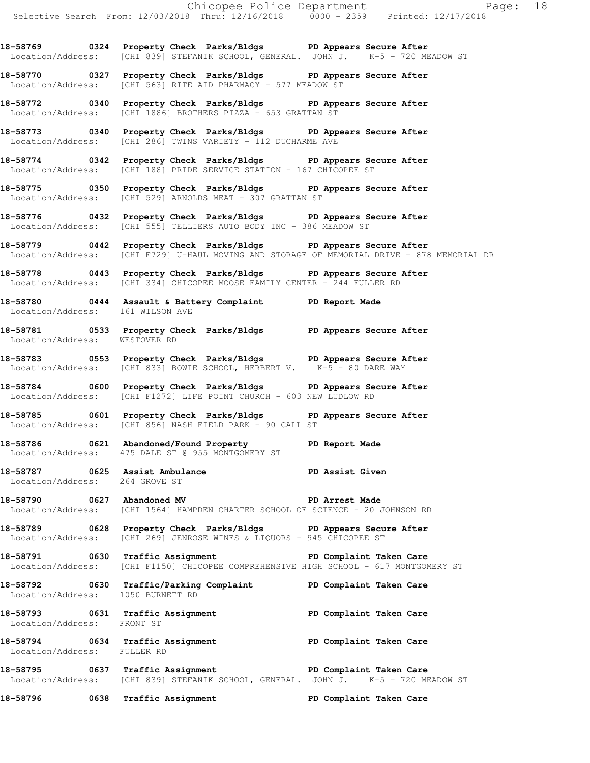18-58769 0324 Property Check Parks/Bldgs PD Appears Secure After
Location/Address: [CHI 839] STEFANIK SCHOOL, GENERAL. JOHN J. K-5 - 720 MEADOW ST

18-58770 0327 Property Check Parks/Bldgs PD Appears Secure After
Location/Address: [CHI 563] RITE AID PHARMACY - 577 MEADOW ST

18-58772 0340 Property Check Parks/Bldgs PD Appears Secure After
Location/Address: [CHI 1886] BROTHERS PIZZA - 653 GRATTAN ST

18-58773 0340 Property Check Parks/Bldgs PD Appears Secure After
Location/Address: [CHI 286] TWINS VARIETY - 112 DUCHARME AVE

18-58774 0342 Property Check Parks/Bldgs PD Appears Secure After
Location/Address: [CHI 188] PRIDE SERVICE STATION - 167 CHICOPEE ST

18-58775 0350 Property Check Parks/Bldgs PD Appears Secure After
Location/Address: [CHI 529] ARNOLDS MEAT - 307 GRATTAN ST

18-58776 0432 Property Check Parks/Bldgs PD Appears Secure After
Location/Address: [CHI 555] TELLIERS AUTO BODY INC - 386 MEADOW ST

18-58779 0442 Property Check Parks/Bldgs PD Appears Secure After
Location/Address: [CHI F729] U-HAUL MOVING AND STORAGE OF MEMORIAL DRIVE - 878 MEMORIAL DR

18-58778 0443 Property Check Parks/Bldgs PD Appears Secure After
Location/Address: [CHI 334] CHICOPEE MOOSE FAMILY CENTER - 244 FULLER RD

18-58780 0444 Assault & Battery Complaint PD Report Made
Location/Address: 161 WILSON AVE

18-58781 0533 Property Check Parks/Bldgs PD Appears Secure After
Location/Address: WESTOVER RD

18-58783 0553 Property Check Parks/Bldgs PD Appears Secure After
Location/Address: [CHI 833] BOWIE SCHOOL, HERBERT V. K-5 - 80 DARE WAY

18-58784 0600 Property Check Parks/Bldgs PD Appears Secure After
Location/Address: [CHI F1272] LIFE POINT CHURCH - 603 NEW LUDLOW RD

18-58785 0601 Property Check Parks/Bldgs PD Appears Secure After
Location/Address: [CHI 856] NASH FIELD PARK - 90 CALL ST

18-58786 0621 Abandoned/Found Property PD Report Made
Location/Address: 475 DALE ST @ 955 MONTGOMERY ST

18-58787 0625 Assist Ambulance PD Assist Given
Location/Address: 264 GROVE ST

18-58790 0627 Abandoned MV PD Arrest Made
Location/Address: [CHI 1564] HAMPDEN CHARTER SCHOOL OF SCIENCE - 20 JOHNSON RD

18-58789 0628 Property Check Parks/Bldgs PD Appears Secure After
Location/Address: [CHI 269] JENROSE WINES & LIQUORS - 945 CHICOPEE ST

18-58791 0630 Traffic Assignment PD Complaint Taken Care
Location/Address: [CHI F1150] CHICOPEE COMPREHENSIVE HIGH SCHOOL - 617 MONTGOMERY ST

18-58792 0630 Traffic/Parking Complaint PD Complaint Taken Care
Location/Address: 1050 BURNETT RD

18-58793 0631 Traffic Assignment PD Complaint Taken Care
Location/Address: FRONT ST

18-58794 0634 Traffic Assignment PD Complaint Taken Care
Location/Address: FULLER RD

18-58795 0637 Traffic Assignment PD Complaint Taken Care
Location/Address: [CHI 839] STEFANIK SCHOOL, GENERAL. JOHN J. K-5 - 720 MEADOW ST

18-58796 0638 Traffic Assignment PD Complaint Taken Care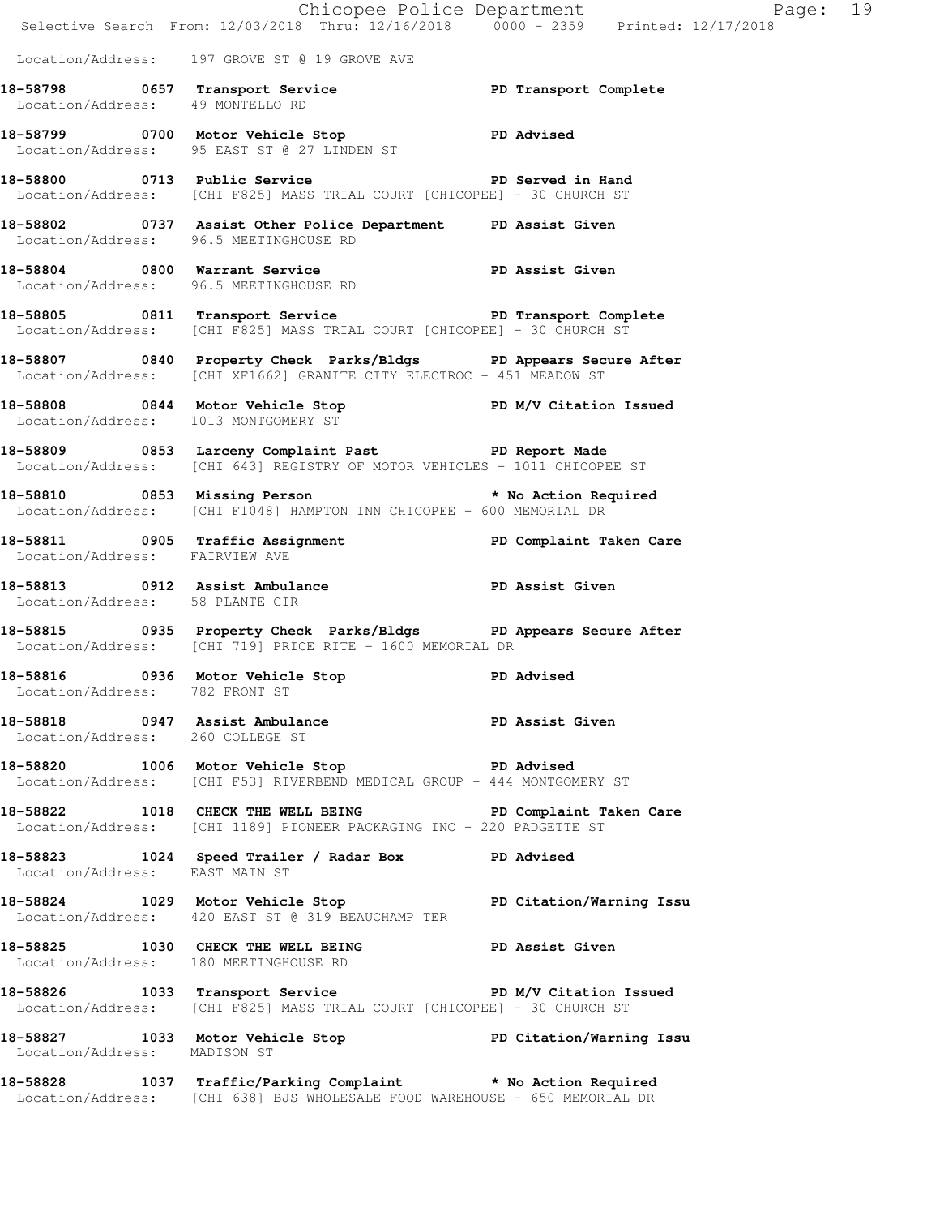Location/Address: 197 GROVE ST @ 19 GROVE AVE

**18-58798 0657 Transport Service PD Transport Complete**
Location/Address: 49 MONTELLO RD

**18-58799 0700 Motor Vehicle Stop PD Advised**
Location/Address: 95 EAST ST @ 27 LINDEN ST

**18-58800 0713 Public Service PD Served in Hand**
Location/Address: [CHI F825] MASS TRIAL COURT [CHICOPEE] - 30 CHURCH ST

**18-58802 0737 Assist Other Police Department PD Assist Given**
Location/Address: 96.5 MEETINGHOUSE RD

**18-58804 0800 Warrant Service PD Assist Given**
Location/Address: 96.5 MEETINGHOUSE RD

**18-58805 0811 Transport Service PD Transport Complete**
Location/Address: [CHI F825] MASS TRIAL COURT [CHICOPEE] - 30 CHURCH ST

**18-58807 0840 Property Check Parks/Bldgs PD Appears Secure After**
Location/Address: [CHI XF1662] GRANITE CITY ELECTROC - 451 MEADOW ST

**18-58808 0844 Motor Vehicle Stop PD M/V Citation Issued**
Location/Address: 1013 MONTGOMERY ST

**18-58809 0853 Larceny Complaint Past PD Report Made**
Location/Address: [CHI 643] REGISTRY OF MOTOR VEHICLES - 1011 CHICOPEE ST

**18-58810 0853 Missing Person * No Action Required**
Location/Address: [CHI F1048] HAMPTON INN CHICOPEE - 600 MEMORIAL DR

**18-58811 0905 Traffic Assignment PD Complaint Taken Care**
Location/Address: FAIRVIEW AVE

**18-58813 0912 Assist Ambulance PD Assist Given**
Location/Address: 58 PLANTE CIR

**18-58815 0935 Property Check Parks/Bldgs PD Appears Secure After**
Location/Address: [CHI 719] PRICE RITE - 1600 MEMORIAL DR

**18-58816 0936 Motor Vehicle Stop PD Advised**
Location/Address: 782 FRONT ST

**18-58818 0947 Assist Ambulance PD Assist Given**
Location/Address: 260 COLLEGE ST

**18-58820 1006 Motor Vehicle Stop PD Advised**
Location/Address: [CHI F53] RIVERBEND MEDICAL GROUP - 444 MONTGOMERY ST

**18-58822 1018 CHECK THE WELL BEING PD Complaint Taken Care**
Location/Address: [CHI 1189] PIONEER PACKAGING INC - 220 PADGETTE ST

**18-58823 1024 Speed Trailer / Radar Box PD Advised**
Location/Address: EAST MAIN ST

**18-58824 1029 Motor Vehicle Stop PD Citation/Warning Issu**
Location/Address: 420 EAST ST @ 319 BEAUCHAMP TER

**18-58825 1030 CHECK THE WELL BEING PD Assist Given**
Location/Address: 180 MEETINGHOUSE RD

**18-58826 1033 Transport Service PD M/V Citation Issued**
Location/Address: [CHI F825] MASS TRIAL COURT [CHICOPEE] - 30 CHURCH ST

**18-58827 1033 Motor Vehicle Stop PD Citation/Warning Issu**
Location/Address: MADISON ST

**18-58828 1037 Traffic/Parking Complaint * No Action Required**
Location/Address: [CHI 638] BJS WHOLESALE FOOD WAREHOUSE - 650 MEMORIAL DR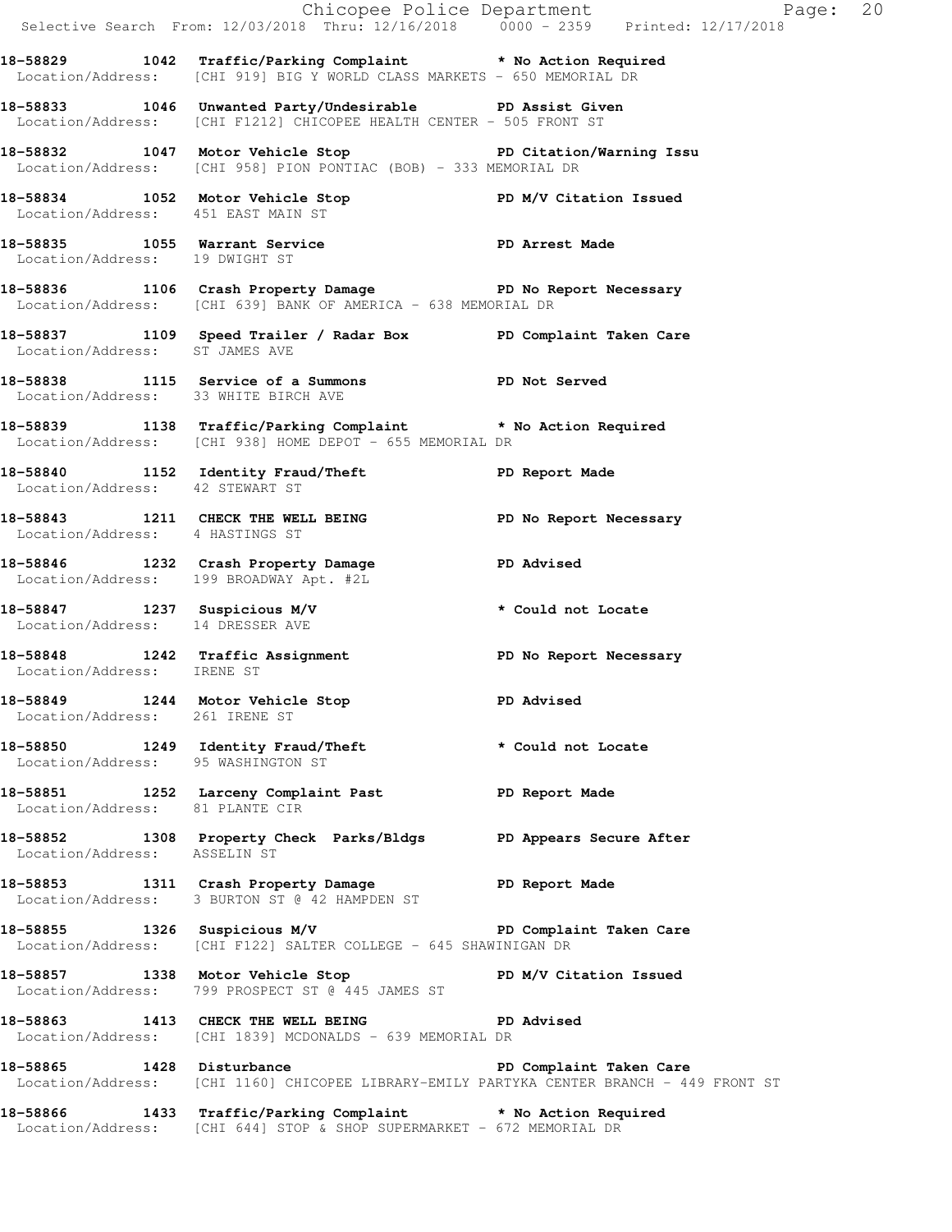**18-58829 1042 Traffic/Parking Complaint * No Action Required**
Location/Address: [CHI 919] BIG Y WORLD CLASS MARKETS - 650 MEMORIAL DR

**18-58833 1046 Unwanted Party/Undesirable PD Assist Given**
Location/Address: [CHI F1212] CHICOPEE HEALTH CENTER - 505 FRONT ST

**18-58832 1047 Motor Vehicle Stop PD Citation/Warning Issu**
Location/Address: [CHI 958] PION PONTIAC (BOB) - 333 MEMORIAL DR

**18-58834 1052 Motor Vehicle Stop PD M/V Citation Issued**
Location/Address: 451 EAST MAIN ST

**18-58835 1055 Warrant Service PD Arrest Made**
Location/Address: 19 DWIGHT ST

**18-58836 1106 Crash Property Damage PD No Report Necessary**
Location/Address: [CHI 639] BANK OF AMERICA - 638 MEMORIAL DR

**18-58837 1109 Speed Trailer / Radar Box PD Complaint Taken Care**
Location/Address: ST JAMES AVE

**18-58838 1115 Service of a Summons PD Not Served**
Location/Address: 33 WHITE BIRCH AVE

**18-58839 1138 Traffic/Parking Complaint * No Action Required**
Location/Address: [CHI 938] HOME DEPOT - 655 MEMORIAL DR

**18-58840 1152 Identity Fraud/Theft PD Report Made**
Location/Address: 42 STEWART ST

**18-58843 1211 CHECK THE WELL BEING PD No Report Necessary**
Location/Address: 4 HASTINGS ST

**18-58846 1232 Crash Property Damage PD Advised**
Location/Address: 199 BROADWAY Apt. #2L

**18-58847 1237 Suspicious M/V * Could not Locate**
Location/Address: 14 DRESSER AVE

**18-58848 1242 Traffic Assignment PD No Report Necessary**
Location/Address: IRENE ST

**18-58849 1244 Motor Vehicle Stop PD Advised**
Location/Address: 261 IRENE ST

**18-58850 1249 Identity Fraud/Theft * Could not Locate**
Location/Address: 95 WASHINGTON ST

**18-58851 1252 Larceny Complaint Past PD Report Made**
Location/Address: 81 PLANTE CIR

**18-58852 1308 Property Check Parks/Bldgs PD Appears Secure After**
Location/Address: ASSELIN ST

**18-58853 1311 Crash Property Damage PD Report Made**
Location/Address: 3 BURTON ST @ 42 HAMPDEN ST

**18-58855 1326 Suspicious M/V PD Complaint Taken Care**
Location/Address: [CHI F122] SALTER COLLEGE - 645 SHAWINIGAN DR

**18-58857 1338 Motor Vehicle Stop PD M/V Citation Issued**
Location/Address: 799 PROSPECT ST @ 445 JAMES ST

**18-58863 1413 CHECK THE WELL BEING PD Advised**
Location/Address: [CHI 1839] MCDONALDS - 639 MEMORIAL DR

**18-58865 1428 Disturbance PD Complaint Taken Care**
Location/Address: [CHI 1160] CHICOPEE LIBRARY-EMILY PARTYKA CENTER BRANCH - 449 FRONT ST

**18-58866 1433 Traffic/Parking Complaint * No Action Required**
Location/Address: [CHI 644] STOP & SHOP SUPERMARKET - 672 MEMORIAL DR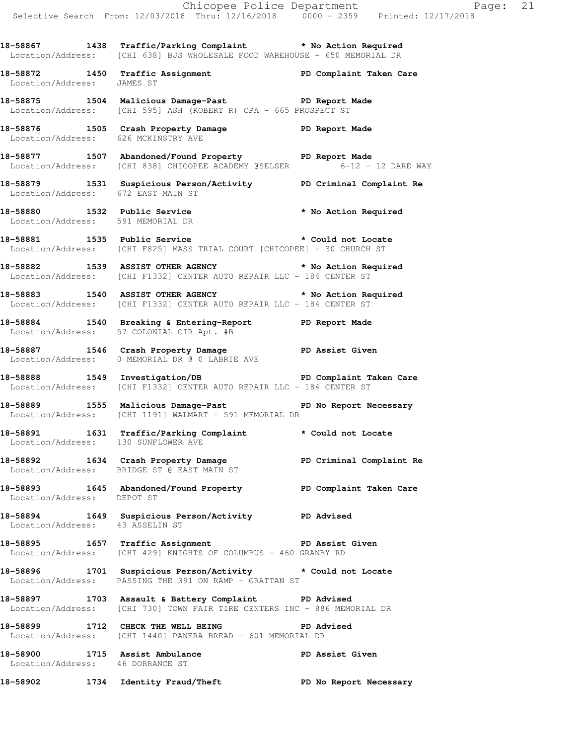18-58867 1438 Traffic/Parking Complaint * No Action Required
Location/Address: [CHI 638] BJS WHOLESALE FOOD WAREHOUSE - 650 MEMORIAL DR

18-58872 1450 Traffic Assignment PD Complaint Taken Care
Location/Address: JAMES ST

18-58875 1504 Malicious Damage-Past PD Report Made
Location/Address: [CHI 595] ASH (ROBERT R) CPA - 665 PROSPECT ST

18-58876 1505 Crash Property Damage PD Report Made
Location/Address: 626 MCKINSTRY AVE

18-58877 1507 Abandoned/Found Property PD Report Made
Location/Address: [CHI 838] CHICOPEE ACADEMY @SELSER 6-12 - 12 DARE WAY

18-58879 1531 Suspicious Person/Activity PD Criminal Complaint Re
Location/Address: 672 EAST MAIN ST

18-58880 1532 Public Service * No Action Required
Location/Address: 591 MEMORIAL DR

18-58881 1535 Public Service * Could not Locate
Location/Address: [CHI F825] MASS TRIAL COURT [CHICOPEE] - 30 CHURCH ST

18-58882 1539 ASSIST OTHER AGENCY * No Action Required
Location/Address: [CHI F1332] CENTER AUTO REPAIR LLC - 184 CENTER ST

18-58883 1540 ASSIST OTHER AGENCY * No Action Required
Location/Address: [CHI F1332] CENTER AUTO REPAIR LLC - 184 CENTER ST

18-58884 1540 Breaking & Entering-Report PD Report Made
Location/Address: 57 COLONIAL CIR Apt. #B

18-58887 1546 Crash Property Damage PD Assist Given
Location/Address: 0 MEMORIAL DR @ 0 LABRIE AVE

18-58888 1549 Investigation/DB PD Complaint Taken Care
Location/Address: [CHI F1332] CENTER AUTO REPAIR LLC - 184 CENTER ST

18-58889 1555 Malicious Damage-Past PD No Report Necessary
Location/Address: [CHI 1191] WALMART - 591 MEMORIAL DR

18-58891 1631 Traffic/Parking Complaint * Could not Locate
Location/Address: 130 SUNFLOWER AVE

18-58892 1634 Crash Property Damage PD Criminal Complaint Re
Location/Address: BRIDGE ST @ EAST MAIN ST

18-58893 1645 Abandoned/Found Property PD Complaint Taken Care
Location/Address: DEPOT ST

18-58894 1649 Suspicious Person/Activity PD Advised
Location/Address: 43 ASSELIN ST

18-58895 1657 Traffic Assignment PD Assist Given
Location/Address: [CHI 429] KNIGHTS OF COLUMBUS - 460 GRANBY RD

18-58896 1701 Suspicious Person/Activity * Could not Locate
Location/Address: PASSING THE 391 ON RAMP - GRATTAN ST

18-58897 1703 Assault & Battery Complaint PD Advised
Location/Address: [CHI 730] TOWN FAIR TIRE CENTERS INC - 886 MEMORIAL DR

18-58899 1712 CHECK THE WELL BEING PD Advised
Location/Address: [CHI 1440] PANERA BREAD - 601 MEMORIAL DR

18-58900 1715 Assist Ambulance PD Assist Given
Location/Address: 46 DORRANCE ST

18-58902 1734 Identity Fraud/Theft PD No Report Necessary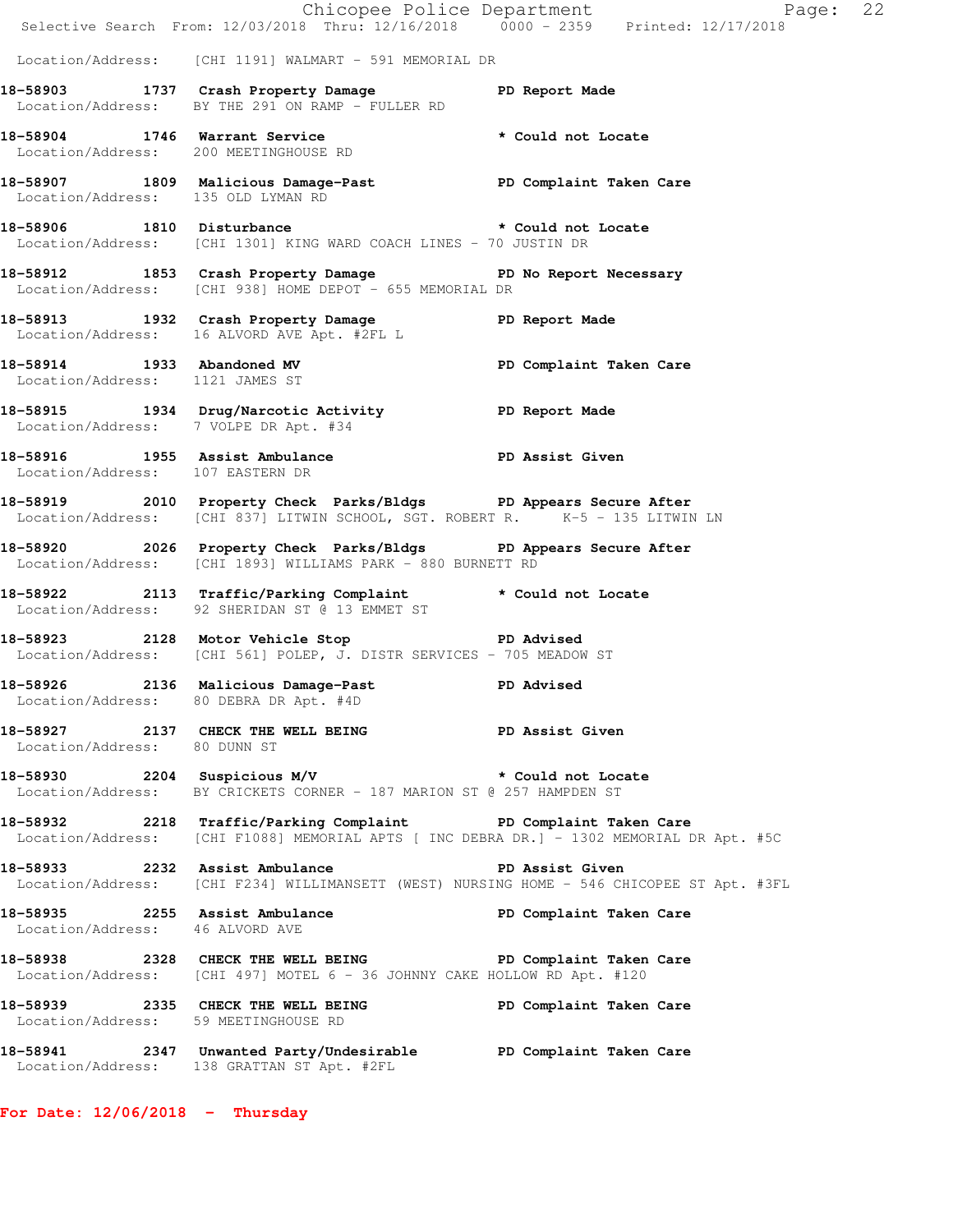Location/Address: [CHI 1191] WALMART - 591 MEMORIAL DR

**18-58903 1737 Crash Property Damage PD Report Made**
Location/Address: BY THE 291 ON RAMP - FULLER RD

**18-58904 1746 Warrant Service * Could not Locate**
Location/Address: 200 MEETINGHOUSE RD

**18-58907 1809 Malicious Damage-Past PD Complaint Taken Care**
Location/Address: 135 OLD LYMAN RD

**18-58906 1810 Disturbance * Could not Locate**
Location/Address: [CHI 1301] KING WARD COACH LINES - 70 JUSTIN DR

**18-58912 1853 Crash Property Damage PD No Report Necessary**
Location/Address: [CHI 938] HOME DEPOT - 655 MEMORIAL DR

**18-58913 1932 Crash Property Damage PD Report Made**
Location/Address: 16 ALVORD AVE Apt. #2FL L

**18-58914 1933 Abandoned MV PD Complaint Taken Care**
Location/Address: 1121 JAMES ST

**18-58915 1934 Drug/Narcotic Activity PD Report Made**
Location/Address: 7 VOLPE DR Apt. #34

**18-58916 1955 Assist Ambulance PD Assist Given**
Location/Address: 107 EASTERN DR

**18-58919 2010 Property Check Parks/Bldgs PD Appears Secure After**
Location/Address: [CHI 837] LITWIN SCHOOL, SGT. ROBERT R. K-5 - 135 LITWIN LN

**18-58920 2026 Property Check Parks/Bldgs PD Appears Secure After**
Location/Address: [CHI 1893] WILLIAMS PARK - 880 BURNETT RD

**18-58922 2113 Traffic/Parking Complaint * Could not Locate**
Location/Address: 92 SHERIDAN ST @ 13 EMMET ST

**18-58923 2128 Motor Vehicle Stop PD Advised**
Location/Address: [CHI 561] POLEP, J. DISTR SERVICES - 705 MEADOW ST

**18-58926 2136 Malicious Damage-Past PD Advised**
Location/Address: 80 DEBRA DR Apt. #4D

**18-58927 2137 CHECK THE WELL BEING PD Assist Given**
Location/Address: 80 DUNN ST

**18-58930 2204 Suspicious M/V * Could not Locate**
Location/Address: BY CRICKETS CORNER - 187 MARION ST @ 257 HAMPDEN ST

**18-58932 2218 Traffic/Parking Complaint PD Complaint Taken Care**
Location/Address: [CHI F1088] MEMORIAL APTS [ INC DEBRA DR.] - 1302 MEMORIAL DR Apt. #5C

**18-58933 2232 Assist Ambulance PD Assist Given**
Location/Address: [CHI F234] WILLIMANSETT (WEST) NURSING HOME - 546 CHICOPEE ST Apt. #3FL

**18-58935 2255 Assist Ambulance PD Complaint Taken Care**
Location/Address: 46 ALVORD AVE

**18-58938 2328 CHECK THE WELL BEING PD Complaint Taken Care**
Location/Address: [CHI 497] MOTEL 6 - 36 JOHNNY CAKE HOLLOW RD Apt. #120

**18-58939 2335 CHECK THE WELL BEING PD Complaint Taken Care**
Location/Address: 59 MEETINGHOUSE RD

**18-58941 2347 Unwanted Party/Undesirable PD Complaint Taken Care**
Location/Address: 138 GRATTAN ST Apt. #2FL

**For Date: 12/06/2018 - Thursday**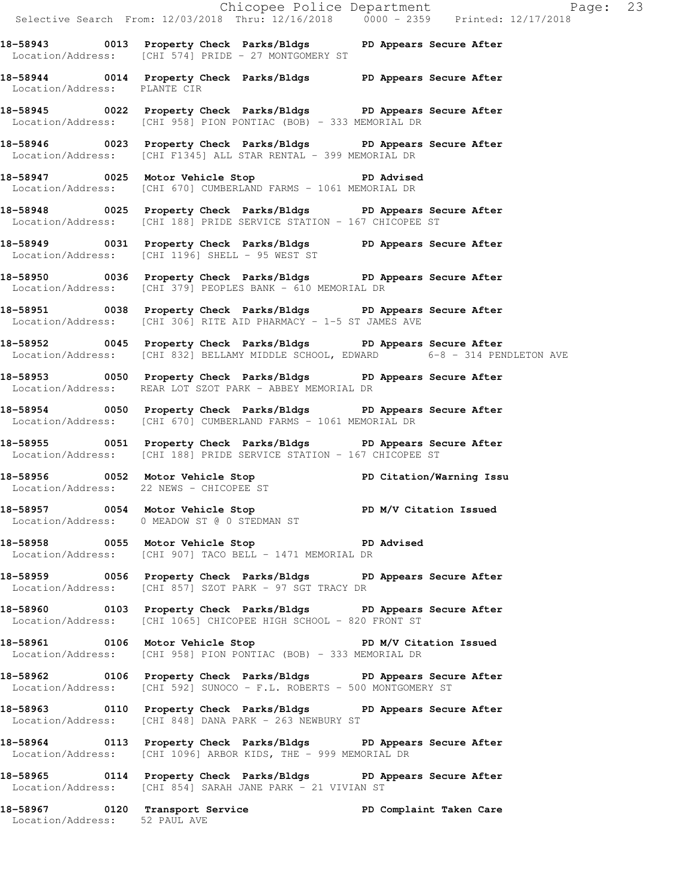**18-58943 0013 Property Check Parks/Bldgs PD Appears Secure After**
Location/Address: [CHI 574] PRIDE - 27 MONTGOMERY ST

**18-58944 0014 Property Check Parks/Bldgs PD Appears Secure After**
Location/Address: PLANTE CIR

**18-58945 0022 Property Check Parks/Bldgs PD Appears Secure After**
Location/Address: [CHI 958] PION PONTIAC (BOB) - 333 MEMORIAL DR

**18-58946 0023 Property Check Parks/Bldgs PD Appears Secure After**
Location/Address: [CHI F1345] ALL STAR RENTAL - 399 MEMORIAL DR

**18-58947 0025 Motor Vehicle Stop PD Advised**
Location/Address: [CHI 670] CUMBERLAND FARMS - 1061 MEMORIAL DR

**18-58948 0025 Property Check Parks/Bldgs PD Appears Secure After**
Location/Address: [CHI 188] PRIDE SERVICE STATION - 167 CHICOPEE ST

**18-58949 0031 Property Check Parks/Bldgs PD Appears Secure After**
Location/Address: [CHI 1196] SHELL - 95 WEST ST

**18-58950 0036 Property Check Parks/Bldgs PD Appears Secure After**
Location/Address: [CHI 379] PEOPLES BANK - 610 MEMORIAL DR

**18-58951 0038 Property Check Parks/Bldgs PD Appears Secure After**
Location/Address: [CHI 306] RITE AID PHARMACY - 1-5 ST JAMES AVE

**18-58952 0045 Property Check Parks/Bldgs PD Appears Secure After**
Location/Address: [CHI 832] BELLAMY MIDDLE SCHOOL, EDWARD 6-8 - 314 PENDLETON AVE

**18-58953 0050 Property Check Parks/Bldgs PD Appears Secure After**
Location/Address: REAR LOT SZOT PARK - ABBEY MEMORIAL DR

**18-58954 0050 Property Check Parks/Bldgs PD Appears Secure After**
Location/Address: [CHI 670] CUMBERLAND FARMS - 1061 MEMORIAL DR

**18-58955 0051 Property Check Parks/Bldgs PD Appears Secure After**
Location/Address: [CHI 188] PRIDE SERVICE STATION - 167 CHICOPEE ST

**18-58956 0052 Motor Vehicle Stop PD Citation/Warning Issu**
Location/Address: 22 NEWS - CHICOPEE ST

**18-58957 0054 Motor Vehicle Stop PD M/V Citation Issued**
Location/Address: 0 MEADOW ST @ 0 STEDMAN ST

**18-58958 0055 Motor Vehicle Stop PD Advised**
Location/Address: [CHI 907] TACO BELL - 1471 MEMORIAL DR

**18-58959 0056 Property Check Parks/Bldgs PD Appears Secure After**
Location/Address: [CHI 857] SZOT PARK - 97 SGT TRACY DR

**18-58960 0103 Property Check Parks/Bldgs PD Appears Secure After**
Location/Address: [CHI 1065] CHICOPEE HIGH SCHOOL - 820 FRONT ST

**18-58961 0106 Motor Vehicle Stop PD M/V Citation Issued**
Location/Address: [CHI 958] PION PONTIAC (BOB) - 333 MEMORIAL DR

**18-58962 0106 Property Check Parks/Bldgs PD Appears Secure After**
Location/Address: [CHI 592] SUNOCO - F.L. ROBERTS - 500 MONTGOMERY ST

**18-58963 0110 Property Check Parks/Bldgs PD Appears Secure After**
Location/Address: [CHI 848] DANA PARK - 263 NEWBURY ST

**18-58964 0113 Property Check Parks/Bldgs PD Appears Secure After**
Location/Address: [CHI 1096] ARBOR KIDS, THE - 999 MEMORIAL DR

**18-58965 0114 Property Check Parks/Bldgs PD Appears Secure After**
Location/Address: [CHI 854] SARAH JANE PARK - 21 VIVIAN ST

**18-58967 0120 Transport Service PD Complaint Taken Care**
Location/Address: 52 PAUL AVE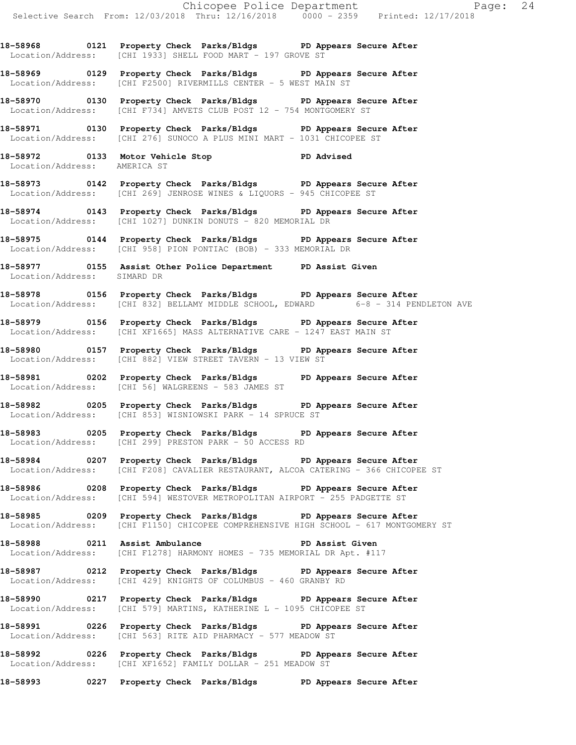**18-58968 0121 Property Check Parks/Bldgs PD Appears Secure After**
Location/Address: [CHI 1933] SHELL FOOD MART - 197 GROVE ST

**18-58969 0129 Property Check Parks/Bldgs PD Appears Secure After**
Location/Address: [CHI F2500] RIVERMILLS CENTER - 5 WEST MAIN ST

**18-58970 0130 Property Check Parks/Bldgs PD Appears Secure After**
Location/Address: [CHI F734] AMVETS CLUB POST 12 - 754 MONTGOMERY ST

**18-58971 0130 Property Check Parks/Bldgs PD Appears Secure After**
Location/Address: [CHI 276] SUNOCO A PLUS MINI MART - 1031 CHICOPEE ST

**18-58972 0133 Motor Vehicle Stop PD Advised**
Location/Address: AMERICA ST

**18-58973 0142 Property Check Parks/Bldgs PD Appears Secure After**
Location/Address: [CHI 269] JENROSE WINES & LIQUORS - 945 CHICOPEE ST

**18-58974 0143 Property Check Parks/Bldgs PD Appears Secure After**
Location/Address: [CHI 1027] DUNKIN DONUTS - 820 MEMORIAL DR

**18-58975 0144 Property Check Parks/Bldgs PD Appears Secure After**
Location/Address: [CHI 958] PION PONTIAC (BOB) - 333 MEMORIAL DR

**18-58977 0155 Assist Other Police Department PD Assist Given**
Location/Address: SIMARD DR

**18-58978 0156 Property Check Parks/Bldgs PD Appears Secure After**
Location/Address: [CHI 832] BELLAMY MIDDLE SCHOOL, EDWARD 6-8 - 314 PENDLETON AVE

**18-58979 0156 Property Check Parks/Bldgs PD Appears Secure After**
Location/Address: [CHI XF1665] MASS ALTERNATIVE CARE - 1247 EAST MAIN ST

**18-58980 0157 Property Check Parks/Bldgs PD Appears Secure After**
Location/Address: [CHI 882] VIEW STREET TAVERN - 13 VIEW ST

**18-58981 0202 Property Check Parks/Bldgs PD Appears Secure After**
Location/Address: [CHI 56] WALGREENS - 583 JAMES ST

**18-58982 0205 Property Check Parks/Bldgs PD Appears Secure After**
Location/Address: [CHI 853] WISNIOWSKI PARK - 14 SPRUCE ST

**18-58983 0205 Property Check Parks/Bldgs PD Appears Secure After**
Location/Address: [CHI 299] PRESTON PARK - 50 ACCESS RD

**18-58984 0207 Property Check Parks/Bldgs PD Appears Secure After**
Location/Address: [CHI F208] CAVALIER RESTAURANT, ALCOA CATERING - 366 CHICOPEE ST

**18-58986 0208 Property Check Parks/Bldgs PD Appears Secure After**
Location/Address: [CHI 594] WESTOVER METROPOLITAN AIRPORT - 255 PADGETTE ST

**18-58985 0209 Property Check Parks/Bldgs PD Appears Secure After**
Location/Address: [CHI F1150] CHICOPEE COMPREHENSIVE HIGH SCHOOL - 617 MONTGOMERY ST

**18-58988 0211 Assist Ambulance PD Assist Given**
Location/Address: [CHI F1278] HARMONY HOMES - 735 MEMORIAL DR Apt. #117

**18-58987 0212 Property Check Parks/Bldgs PD Appears Secure After**
Location/Address: [CHI 429] KNIGHTS OF COLUMBUS - 460 GRANBY RD

**18-58990 0217 Property Check Parks/Bldgs PD Appears Secure After**
Location/Address: [CHI 579] MARTINS, KATHERINE L - 1095 CHICOPEE ST

**18-58991 0226 Property Check Parks/Bldgs PD Appears Secure After**
Location/Address: [CHI 563] RITE AID PHARMACY - 577 MEADOW ST

**18-58992 0226 Property Check Parks/Bldgs PD Appears Secure After**
Location/Address: [CHI XF1652] FAMILY DOLLAR - 251 MEADOW ST

**18-58993 0227 Property Check Parks/Bldgs PD Appears Secure After**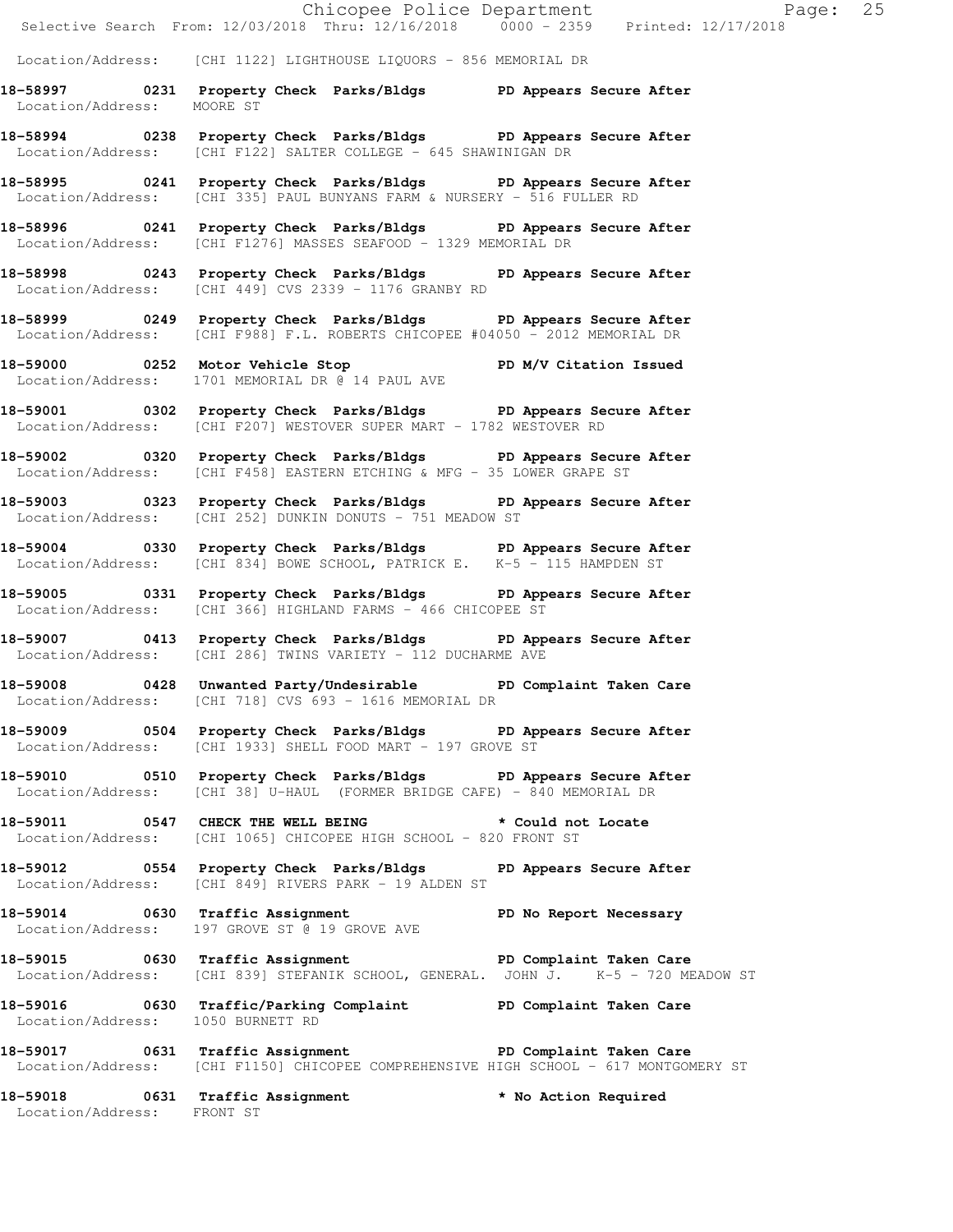Location/Address: [CHI 1122] LIGHTHOUSE LIQUORS - 856 MEMORIAL DR

**18-58997 0231 Property Check Parks/Bldgs PD Appears Secure After**
Location/Address: MOORE ST

**18-58994 0238 Property Check Parks/Bldgs PD Appears Secure After**
Location/Address: [CHI F122] SALTER COLLEGE - 645 SHAWINIGAN DR

**18-58995 0241 Property Check Parks/Bldgs PD Appears Secure After**
Location/Address: [CHI 335] PAUL BUNYANS FARM & NURSERY - 516 FULLER RD

**18-58996 0241 Property Check Parks/Bldgs PD Appears Secure After**
Location/Address: [CHI F1276] MASSES SEAFOOD - 1329 MEMORIAL DR

**18-58998 0243 Property Check Parks/Bldgs PD Appears Secure After**
Location/Address: [CHI 449] CVS 2339 - 1176 GRANBY RD

**18-58999 0249 Property Check Parks/Bldgs PD Appears Secure After**
Location/Address: [CHI F988] F.L. ROBERTS CHICOPEE #04050 - 2012 MEMORIAL DR

**18-59000 0252 Motor Vehicle Stop PD M/V Citation Issued**
Location/Address: 1701 MEMORIAL DR @ 14 PAUL AVE

**18-59001 0302 Property Check Parks/Bldgs PD Appears Secure After**
Location/Address: [CHI F207] WESTOVER SUPER MART - 1782 WESTOVER RD

**18-59002 0320 Property Check Parks/Bldgs PD Appears Secure After**
Location/Address: [CHI F458] EASTERN ETCHING & MFG - 35 LOWER GRAPE ST

**18-59003 0323 Property Check Parks/Bldgs PD Appears Secure After**
Location/Address: [CHI 252] DUNKIN DONUTS - 751 MEADOW ST

**18-59004 0330 Property Check Parks/Bldgs PD Appears Secure After**
Location/Address: [CHI 834] BOWE SCHOOL, PATRICK E. K-5 - 115 HAMPDEN ST

**18-59005 0331 Property Check Parks/Bldgs PD Appears Secure After**
Location/Address: [CHI 366] HIGHLAND FARMS - 466 CHICOPEE ST

**18-59007 0413 Property Check Parks/Bldgs PD Appears Secure After**
Location/Address: [CHI 286] TWINS VARIETY - 112 DUCHARME AVE

**18-59008 0428 Unwanted Party/Undesirable PD Complaint Taken Care**
Location/Address: [CHI 718] CVS 693 - 1616 MEMORIAL DR

**18-59009 0504 Property Check Parks/Bldgs PD Appears Secure After**
Location/Address: [CHI 1933] SHELL FOOD MART - 197 GROVE ST

**18-59010 0510 Property Check Parks/Bldgs PD Appears Secure After**
Location/Address: [CHI 38] U-HAUL (FORMER BRIDGE CAFE) - 840 MEMORIAL DR

**18-59011 0547 CHECK THE WELL BEING * Could not Locate**
Location/Address: [CHI 1065] CHICOPEE HIGH SCHOOL - 820 FRONT ST

**18-59012 0554 Property Check Parks/Bldgs PD Appears Secure After**
Location/Address: [CHI 849] RIVERS PARK - 19 ALDEN ST

**18-59014 0630 Traffic Assignment PD No Report Necessary**
Location/Address: 197 GROVE ST @ 19 GROVE AVE

**18-59015 0630 Traffic Assignment PD Complaint Taken Care**
Location/Address: [CHI 839] STEFANIK SCHOOL, GENERAL. JOHN J. K-5 - 720 MEADOW ST

**18-59016 0630 Traffic/Parking Complaint PD Complaint Taken Care**
Location/Address: 1050 BURNETT RD

**18-59017 0631 Traffic Assignment PD Complaint Taken Care**
Location/Address: [CHI F1150] CHICOPEE COMPREHENSIVE HIGH SCHOOL - 617 MONTGOMERY ST

**18-59018 0631 Traffic Assignment * No Action Required**
Location/Address: FRONT ST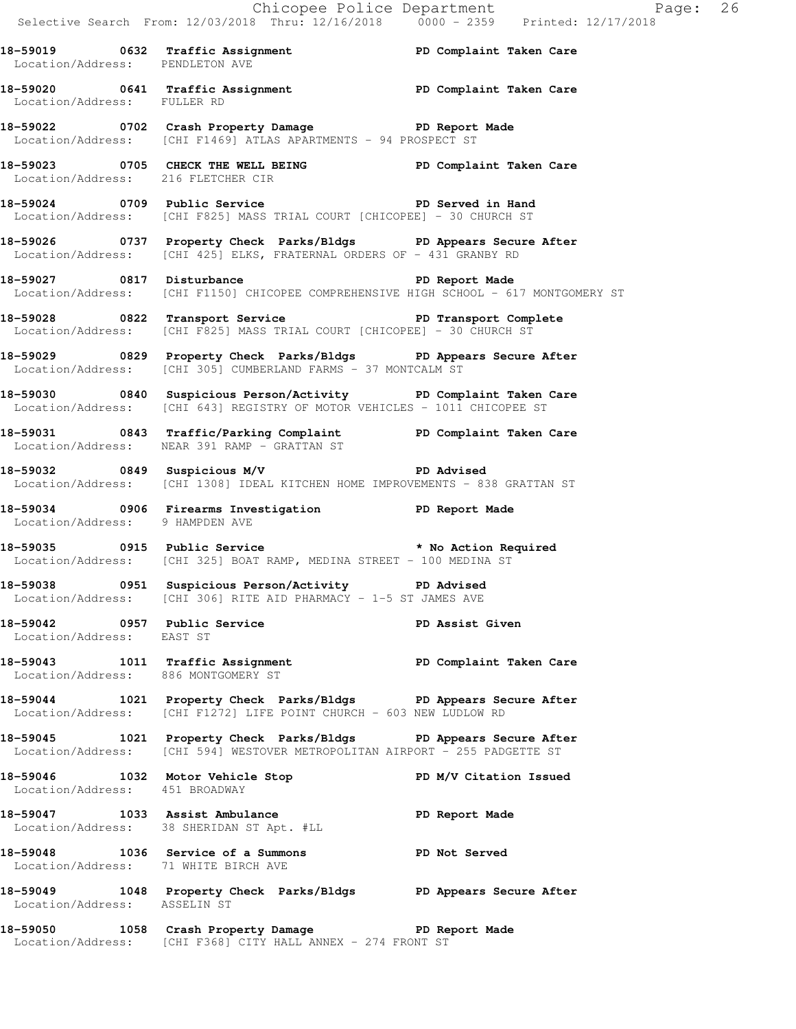**18-59019 0632 Traffic Assignment PD Complaint Taken Care**
Location/Address: PENDLETON AVE

**18-59020 0641 Traffic Assignment PD Complaint Taken Care**
Location/Address: FULLER RD

**18-59022 0702 Crash Property Damage PD Report Made**
Location/Address: [CHI F1469] ATLAS APARTMENTS - 94 PROSPECT ST

**18-59023 0705 CHECK THE WELL BEING PD Complaint Taken Care**
Location/Address: 216 FLETCHER CIR

**18-59024 0709 Public Service PD Served in Hand**
Location/Address: [CHI F825] MASS TRIAL COURT [CHICOPEE] - 30 CHURCH ST

**18-59026 0737 Property Check Parks/Bldgs PD Appears Secure After**
Location/Address: [CHI 425] ELKS, FRATERNAL ORDERS OF - 431 GRANBY RD

**18-59027 0817 Disturbance PD Report Made**
Location/Address: [CHI F1150] CHICOPEE COMPREHENSIVE HIGH SCHOOL - 617 MONTGOMERY ST

**18-59028 0822 Transport Service PD Transport Complete**
Location/Address: [CHI F825] MASS TRIAL COURT [CHICOPEE] - 30 CHURCH ST

**18-59029 0829 Property Check Parks/Bldgs PD Appears Secure After**
Location/Address: [CHI 305] CUMBERLAND FARMS - 37 MONTCALM ST

**18-59030 0840 Suspicious Person/Activity PD Complaint Taken Care**
Location/Address: [CHI 643] REGISTRY OF MOTOR VEHICLES - 1011 CHICOPEE ST

**18-59031 0843 Traffic/Parking Complaint PD Complaint Taken Care**
Location/Address: NEAR 391 RAMP - GRATTAN ST

**18-59032 0849 Suspicious M/V PD Advised**
Location/Address: [CHI 1308] IDEAL KITCHEN HOME IMPROVEMENTS - 838 GRATTAN ST

**18-59034 0906 Firearms Investigation PD Report Made**
Location/Address: 9 HAMPDEN AVE

**18-59035 0915 Public Service * No Action Required**
Location/Address: [CHI 325] BOAT RAMP, MEDINA STREET - 100 MEDINA ST

**18-59038 0951 Suspicious Person/Activity PD Advised**
Location/Address: [CHI 306] RITE AID PHARMACY - 1-5 ST JAMES AVE

**18-59042 0957 Public Service PD Assist Given**
Location/Address: EAST ST

**18-59043 1011 Traffic Assignment PD Complaint Taken Care**
Location/Address: 886 MONTGOMERY ST

**18-59044 1021 Property Check Parks/Bldgs PD Appears Secure After**
Location/Address: [CHI F1272] LIFE POINT CHURCH - 603 NEW LUDLOW RD

**18-59045 1021 Property Check Parks/Bldgs PD Appears Secure After**
Location/Address: [CHI 594] WESTOVER METROPOLITAN AIRPORT - 255 PADGETTE ST

**18-59046 1032 Motor Vehicle Stop PD M/V Citation Issued**
Location/Address: 451 BROADWAY

**18-59047 1033 Assist Ambulance PD Report Made**
Location/Address: 38 SHERIDAN ST Apt. #LL

**18-59048 1036 Service of a Summons PD Not Served**
Location/Address: 71 WHITE BIRCH AVE

**18-59049 1048 Property Check Parks/Bldgs PD Appears Secure After**
Location/Address: ASSELIN ST

**18-59050 1058 Crash Property Damage PD Report Made**
Location/Address: [CHI F368] CITY HALL ANNEX - 274 FRONT ST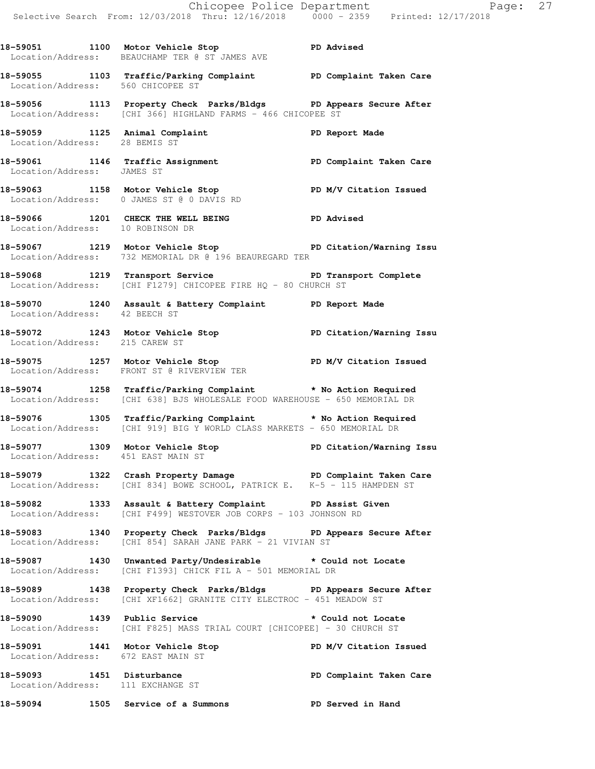18-59051 1100 Motor Vehicle Stop PD Advised
Location/Address: BEAUCHAMP TER @ ST JAMES AVE

18-59055 1103 Traffic/Parking Complaint PD Complaint Taken Care
Location/Address: 560 CHICOPEE ST

18-59056 1113 Property Check Parks/Bldgs PD Appears Secure After
Location/Address: [CHI 366] HIGHLAND FARMS - 466 CHICOPEE ST

18-59059 1125 Animal Complaint PD Report Made
Location/Address: 28 BEMIS ST

18-59061 1146 Traffic Assignment PD Complaint Taken Care
Location/Address: JAMES ST

18-59063 1158 Motor Vehicle Stop PD M/V Citation Issued
Location/Address: 0 JAMES ST @ 0 DAVIS RD

18-59066 1201 CHECK THE WELL BEING PD Advised
Location/Address: 10 ROBINSON DR

18-59067 1219 Motor Vehicle Stop PD Citation/Warning Issu
Location/Address: 732 MEMORIAL DR @ 196 BEAUREGARD TER

18-59068 1219 Transport Service PD Transport Complete
Location/Address: [CHI F1279] CHICOPEE FIRE HQ - 80 CHURCH ST

18-59070 1240 Assault & Battery Complaint PD Report Made
Location/Address: 42 BEECH ST

18-59072 1243 Motor Vehicle Stop PD Citation/Warning Issu
Location/Address: 215 CAREW ST

18-59075 1257 Motor Vehicle Stop PD M/V Citation Issued
Location/Address: FRONT ST @ RIVERVIEW TER

18-59074 1258 Traffic/Parking Complaint * No Action Required
Location/Address: [CHI 638] BJS WHOLESALE FOOD WAREHOUSE - 650 MEMORIAL DR

18-59076 1305 Traffic/Parking Complaint * No Action Required
Location/Address: [CHI 919] BIG Y WORLD CLASS MARKETS - 650 MEMORIAL DR

18-59077 1309 Motor Vehicle Stop PD Citation/Warning Issu
Location/Address: 451 EAST MAIN ST

18-59079 1322 Crash Property Damage PD Complaint Taken Care
Location/Address: [CHI 834] BOWE SCHOOL, PATRICK E. K-5 - 115 HAMPDEN ST

18-59082 1333 Assault & Battery Complaint PD Assist Given
Location/Address: [CHI F499] WESTOVER JOB CORPS - 103 JOHNSON RD

18-59083 1340 Property Check Parks/Bldgs PD Appears Secure After
Location/Address: [CHI 854] SARAH JANE PARK - 21 VIVIAN ST

18-59087 1430 Unwanted Party/Undesirable * Could not Locate
Location/Address: [CHI F1393] CHICK FIL A - 501 MEMORIAL DR

18-59089 1438 Property Check Parks/Bldgs PD Appears Secure After
Location/Address: [CHI XF1662] GRANITE CITY ELECTROC - 451 MEADOW ST

18-59090 1439 Public Service * Could not Locate
Location/Address: [CHI F825] MASS TRIAL COURT [CHICOPEE] - 30 CHURCH ST

18-59091 1441 Motor Vehicle Stop PD M/V Citation Issued
Location/Address: 672 EAST MAIN ST

18-59093 1451 Disturbance PD Complaint Taken Care
Location/Address: 111 EXCHANGE ST

18-59094 1505 Service of a Summons PD Served in Hand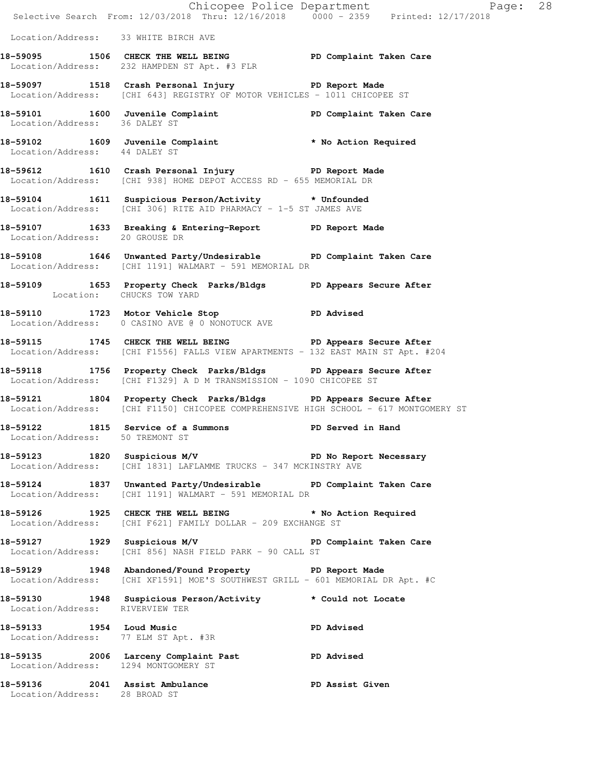Location/Address: 33 WHITE BIRCH AVE

**18-59095 1506 CHECK THE WELL BEING PD Complaint Taken Care**
Location/Address: 232 HAMPDEN ST Apt. #3 FLR

**18-59097 1518 Crash Personal Injury PD Report Made**
Location/Address: [CHI 643] REGISTRY OF MOTOR VEHICLES - 1011 CHICOPEE ST

**18-59101 1600 Juvenile Complaint PD Complaint Taken Care**
Location/Address: 36 DALEY ST

**18-59102 1609 Juvenile Complaint * No Action Required**
Location/Address: 44 DALEY ST

**18-59612 1610 Crash Personal Injury PD Report Made**
Location/Address: [CHI 938] HOME DEPOT ACCESS RD - 655 MEMORIAL DR

**18-59104 1611 Suspicious Person/Activity * Unfounded**
Location/Address: [CHI 306] RITE AID PHARMACY - 1-5 ST JAMES AVE

**18-59107 1633 Breaking & Entering-Report PD Report Made**
Location/Address: 20 GROUSE DR

**18-59108 1646 Unwanted Party/Undesirable PD Complaint Taken Care**
Location/Address: [CHI 1191] WALMART - 591 MEMORIAL DR

**18-59109 1653 Property Check Parks/Bldgs PD Appears Secure After**
Location: CHUCKS TOW YARD

**18-59110 1723 Motor Vehicle Stop PD Advised**
Location/Address: 0 CASINO AVE @ 0 NONOTUCK AVE

**18-59115 1745 CHECK THE WELL BEING PD Appears Secure After**
Location/Address: [CHI F1556] FALLS VIEW APARTMENTS - 132 EAST MAIN ST Apt. #204

**18-59118 1756 Property Check Parks/Bldgs PD Appears Secure After**
Location/Address: [CHI F1329] A D M TRANSMISSION - 1090 CHICOPEE ST

**18-59121 1804 Property Check Parks/Bldgs PD Appears Secure After**
Location/Address: [CHI F1150] CHICOPEE COMPREHENSIVE HIGH SCHOOL - 617 MONTGOMERY ST

**18-59122 1815 Service of a Summons PD Served in Hand**
Location/Address: 50 TREMONT ST

**18-59123 1820 Suspicious M/V PD No Report Necessary**
Location/Address: [CHI 1831] LAFLAMME TRUCKS - 347 MCKINSTRY AVE

**18-59124 1837 Unwanted Party/Undesirable PD Complaint Taken Care**
Location/Address: [CHI 1191] WALMART - 591 MEMORIAL DR

**18-59126 1925 CHECK THE WELL BEING * No Action Required**
Location/Address: [CHI F621] FAMILY DOLLAR - 209 EXCHANGE ST

**18-59127 1929 Suspicious M/V PD Complaint Taken Care**
Location/Address: [CHI 856] NASH FIELD PARK - 90 CALL ST

**18-59129 1948 Abandoned/Found Property PD Report Made**
Location/Address: [CHI XF1591] MOE'S SOUTHWEST GRILL - 601 MEMORIAL DR Apt. #C

**18-59130 1948 Suspicious Person/Activity * Could not Locate**
Location/Address: RIVERVIEW TER

**18-59133 1954 Loud Music PD Advised**
Location/Address: 77 ELM ST Apt. #3R

**18-59135 2006 Larceny Complaint Past PD Advised**
Location/Address: 1294 MONTGOMERY ST

**18-59136 2041 Assist Ambulance PD Assist Given**
Location/Address: 28 BROAD ST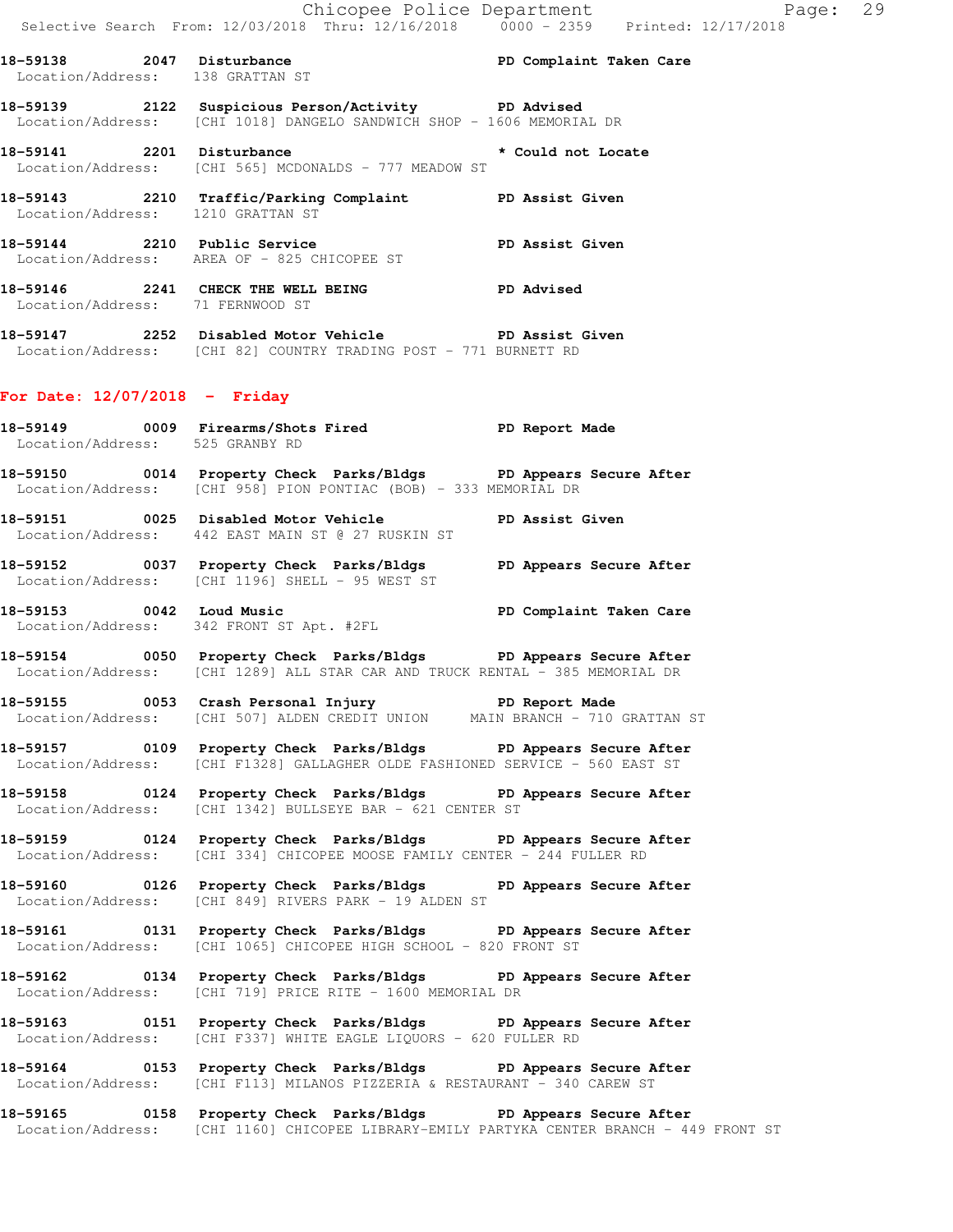**18-59138** 2047 **Disturbance** **PD Complaint Taken Care**
Location/Address: 138 GRATTAN ST

**18-59139** 2122 **Suspicious Person/Activity** **PD Advised**
Location/Address: [CHI 1018] DANGELO SANDWICH SHOP - 1606 MEMORIAL DR

**18-59141** 2201 **Disturbance** **\* Could not Locate**
Location/Address: [CHI 565] MCDONALDS - 777 MEADOW ST

**18-59143** 2210 **Traffic/Parking Complaint** **PD Assist Given**
Location/Address: 1210 GRATTAN ST

**18-59144** 2210 **Public Service** **PD Assist Given**
Location/Address: AREA OF - 825 CHICOPEE ST

**18-59146** 2241 **CHECK THE WELL BEING** **PD Advised**
Location/Address: 71 FERNWOOD ST

**18-59147** 2252 **Disabled Motor Vehicle** **PD Assist Given**
Location/Address: [CHI 82] COUNTRY TRADING POST - 771 BURNETT RD

## For Date: 12/07/2018 - Friday

**18-59149** 0009 **Firearms/Shots Fired** **PD Report Made**
Location/Address: 525 GRANBY RD

**18-59150** 0014 **Property Check Parks/Bldgs** **PD Appears Secure After**
Location/Address: [CHI 958] PION PONTIAC (BOB) - 333 MEMORIAL DR

**18-59151** 0025 **Disabled Motor Vehicle** **PD Assist Given**
Location/Address: 442 EAST MAIN ST @ 27 RUSKIN ST

**18-59152** 0037 **Property Check Parks/Bldgs** **PD Appears Secure After**
Location/Address: [CHI 1196] SHELL - 95 WEST ST

**18-59153** 0042 **Loud Music** **PD Complaint Taken Care**
Location/Address: 342 FRONT ST Apt. #2FL

**18-59154** 0050 **Property Check Parks/Bldgs** **PD Appears Secure After**
Location/Address: [CHI 1289] ALL STAR CAR AND TRUCK RENTAL - 385 MEMORIAL DR

**18-59155** 0053 **Crash Personal Injury** **PD Report Made**
Location/Address: [CHI 507] ALDEN CREDIT UNION MAIN BRANCH - 710 GRATTAN ST

**18-59157** 0109 **Property Check Parks/Bldgs** **PD Appears Secure After**
Location/Address: [CHI F1328] GALLAGHER OLDE FASHIONED SERVICE - 560 EAST ST

**18-59158** 0124 **Property Check Parks/Bldgs** **PD Appears Secure After**
Location/Address: [CHI 1342] BULLSEYE BAR - 621 CENTER ST

**18-59159** 0124 **Property Check Parks/Bldgs** **PD Appears Secure After**
Location/Address: [CHI 334] CHICOPEE MOOSE FAMILY CENTER - 244 FULLER RD

**18-59160** 0126 **Property Check Parks/Bldgs** **PD Appears Secure After**
Location/Address: [CHI 849] RIVERS PARK - 19 ALDEN ST

**18-59161** 0131 **Property Check Parks/Bldgs** **PD Appears Secure After**
Location/Address: [CHI 1065] CHICOPEE HIGH SCHOOL - 820 FRONT ST

**18-59162** 0134 **Property Check Parks/Bldgs** **PD Appears Secure After**
Location/Address: [CHI 719] PRICE RITE - 1600 MEMORIAL DR

**18-59163** 0151 **Property Check Parks/Bldgs** **PD Appears Secure After**
Location/Address: [CHI F337] WHITE EAGLE LIQUORS - 620 FULLER RD

**18-59164** 0153 **Property Check Parks/Bldgs** **PD Appears Secure After**
Location/Address: [CHI F113] MILANOS PIZZERIA & RESTAURANT - 340 CAREW ST

**18-59165** 0158 **Property Check Parks/Bldgs** **PD Appears Secure After**
Location/Address: [CHI 1160] CHICOPEE LIBRARY-EMILY PARTYKA CENTER BRANCH - 449 FRONT ST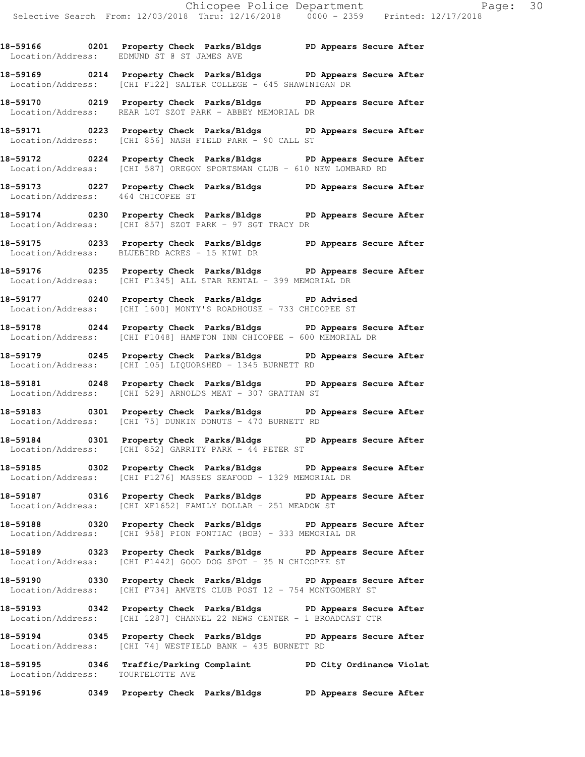18-59166 0201 Property Check Parks/Bldgs PD Appears Secure After
Location/Address: EDMUND ST @ ST JAMES AVE

18-59169 0214 Property Check Parks/Bldgs PD Appears Secure After
Location/Address: [CHI F122] SALTER COLLEGE - 645 SHAWINIGAN DR

18-59170 0219 Property Check Parks/Bldgs PD Appears Secure After
Location/Address: REAR LOT SZOT PARK - ABBEY MEMORIAL DR

18-59171 0223 Property Check Parks/Bldgs PD Appears Secure After
Location/Address: [CHI 856] NASH FIELD PARK - 90 CALL ST

18-59172 0224 Property Check Parks/Bldgs PD Appears Secure After
Location/Address: [CHI 587] OREGON SPORTSMAN CLUB - 610 NEW LOMBARD RD

18-59173 0227 Property Check Parks/Bldgs PD Appears Secure After
Location/Address: 464 CHICOPEE ST

18-59174 0230 Property Check Parks/Bldgs PD Appears Secure After
Location/Address: [CHI 857] SZOT PARK - 97 SGT TRACY DR

18-59175 0233 Property Check Parks/Bldgs PD Appears Secure After
Location/Address: BLUEBIRD ACRES - 15 KIWI DR

18-59176 0235 Property Check Parks/Bldgs PD Appears Secure After
Location/Address: [CHI F1345] ALL STAR RENTAL - 399 MEMORIAL DR

18-59177 0240 Property Check Parks/Bldgs PD Advised
Location/Address: [CHI 1600] MONTY'S ROADHOUSE - 733 CHICOPEE ST

18-59178 0244 Property Check Parks/Bldgs PD Appears Secure After
Location/Address: [CHI F1048] HAMPTON INN CHICOPEE - 600 MEMORIAL DR

18-59179 0245 Property Check Parks/Bldgs PD Appears Secure After
Location/Address: [CHI 105] LIQUORSHED - 1345 BURNETT RD

18-59181 0248 Property Check Parks/Bldgs PD Appears Secure After
Location/Address: [CHI 529] ARNOLDS MEAT - 307 GRATTAN ST

18-59183 0301 Property Check Parks/Bldgs PD Appears Secure After
Location/Address: [CHI 75] DUNKIN DONUTS - 470 BURNETT RD

18-59184 0301 Property Check Parks/Bldgs PD Appears Secure After
Location/Address: [CHI 852] GARRITY PARK - 44 PETER ST

18-59185 0302 Property Check Parks/Bldgs PD Appears Secure After
Location/Address: [CHI F1276] MASSES SEAFOOD - 1329 MEMORIAL DR

18-59187 0316 Property Check Parks/Bldgs PD Appears Secure After
Location/Address: [CHI XF1652] FAMILY DOLLAR - 251 MEADOW ST

18-59188 0320 Property Check Parks/Bldgs PD Appears Secure After
Location/Address: [CHI 958] PION PONTIAC (BOB) - 333 MEMORIAL DR

18-59189 0323 Property Check Parks/Bldgs PD Appears Secure After
Location/Address: [CHI F1442] GOOD DOG SPOT - 35 N CHICOPEE ST

18-59190 0330 Property Check Parks/Bldgs PD Appears Secure After
Location/Address: [CHI F734] AMVETS CLUB POST 12 - 754 MONTGOMERY ST

18-59193 0342 Property Check Parks/Bldgs PD Appears Secure After
Location/Address: [CHI 1287] CHANNEL 22 NEWS CENTER - 1 BROADCAST CTR

18-59194 0345 Property Check Parks/Bldgs PD Appears Secure After
Location/Address: [CHI 74] WESTFIELD BANK - 435 BURNETT RD

18-59195 0346 Traffic/Parking Complaint PD City Ordinance Violat
Location/Address: TOURTELOTTE AVE

18-59196 0349 Property Check Parks/Bldgs PD Appears Secure After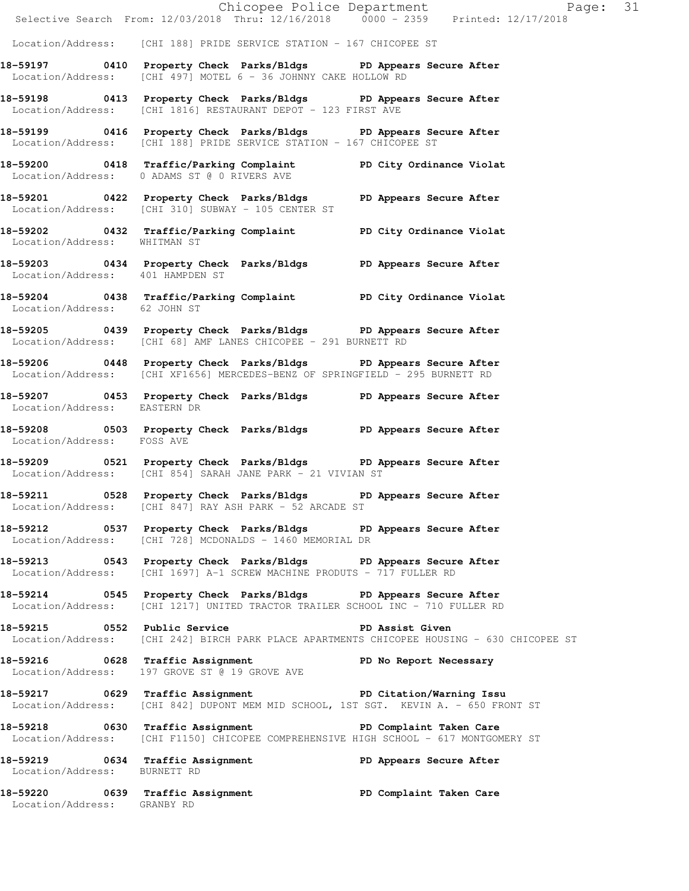Location/Address: [CHI 188] PRIDE SERVICE STATION - 167 CHICOPEE ST

**18-59197 0410 Property Check Parks/Bldgs PD Appears Secure After**
Location/Address: [CHI 497] MOTEL 6 - 36 JOHNNY CAKE HOLLOW RD

**18-59198 0413 Property Check Parks/Bldgs PD Appears Secure After**
Location/Address: [CHI 1816] RESTAURANT DEPOT - 123 FIRST AVE

**18-59199 0416 Property Check Parks/Bldgs PD Appears Secure After**
Location/Address: [CHI 188] PRIDE SERVICE STATION - 167 CHICOPEE ST

**18-59200 0418 Traffic/Parking Complaint PD City Ordinance Violat**
Location/Address: 0 ADAMS ST @ 0 RIVERS AVE

**18-59201 0422 Property Check Parks/Bldgs PD Appears Secure After**
Location/Address: [CHI 310] SUBWAY - 105 CENTER ST

**18-59202 0432 Traffic/Parking Complaint PD City Ordinance Violat**
Location/Address: WHITMAN ST

**18-59203 0434 Property Check Parks/Bldgs PD Appears Secure After**
Location/Address: 401 HAMPDEN ST

**18-59204 0438 Traffic/Parking Complaint PD City Ordinance Violat**
Location/Address: 62 JOHN ST

**18-59205 0439 Property Check Parks/Bldgs PD Appears Secure After**
Location/Address: [CHI 68] AMF LANES CHICOPEE - 291 BURNETT RD

**18-59206 0448 Property Check Parks/Bldgs PD Appears Secure After**
Location/Address: [CHI XF1656] MERCEDES-BENZ OF SPRINGFIELD - 295 BURNETT RD

**18-59207 0453 Property Check Parks/Bldgs PD Appears Secure After**
Location/Address: EASTERN DR

**18-59208 0503 Property Check Parks/Bldgs PD Appears Secure After**
Location/Address: FOSS AVE

**18-59209 0521 Property Check Parks/Bldgs PD Appears Secure After**
Location/Address: [CHI 854] SARAH JANE PARK - 21 VIVIAN ST

**18-59211 0528 Property Check Parks/Bldgs PD Appears Secure After**
Location/Address: [CHI 847] RAY ASH PARK - 52 ARCADE ST

**18-59212 0537 Property Check Parks/Bldgs PD Appears Secure After**
Location/Address: [CHI 728] MCDONALDS - 1460 MEMORIAL DR

**18-59213 0543 Property Check Parks/Bldgs PD Appears Secure After**
Location/Address: [CHI 1697] A-1 SCREW MACHINE PRODUTS - 717 FULLER RD

**18-59214 0545 Property Check Parks/Bldgs PD Appears Secure After**
Location/Address: [CHI 1217] UNITED TRACTOR TRAILER SCHOOL INC - 710 FULLER RD

**18-59215 0552 Public Service PD Assist Given**
Location/Address: [CHI 242] BIRCH PARK PLACE APARTMENTS CHICOPEE HOUSING - 630 CHICOPEE ST

**18-59216 0628 Traffic Assignment PD No Report Necessary**
Location/Address: 197 GROVE ST @ 19 GROVE AVE

**18-59217 0629 Traffic Assignment PD Citation/Warning Issu**
Location/Address: [CHI 842] DUPONT MEM MID SCHOOL, 1ST SGT. KEVIN A. - 650 FRONT ST

**18-59218 0630 Traffic Assignment PD Complaint Taken Care**
Location/Address: [CHI F1150] CHICOPEE COMPREHENSIVE HIGH SCHOOL - 617 MONTGOMERY ST

**18-59219 0634 Traffic Assignment PD Appears Secure After**
Location/Address: BURNETT RD

**18-59220 0639 Traffic Assignment PD Complaint Taken Care**
Location/Address: GRANBY RD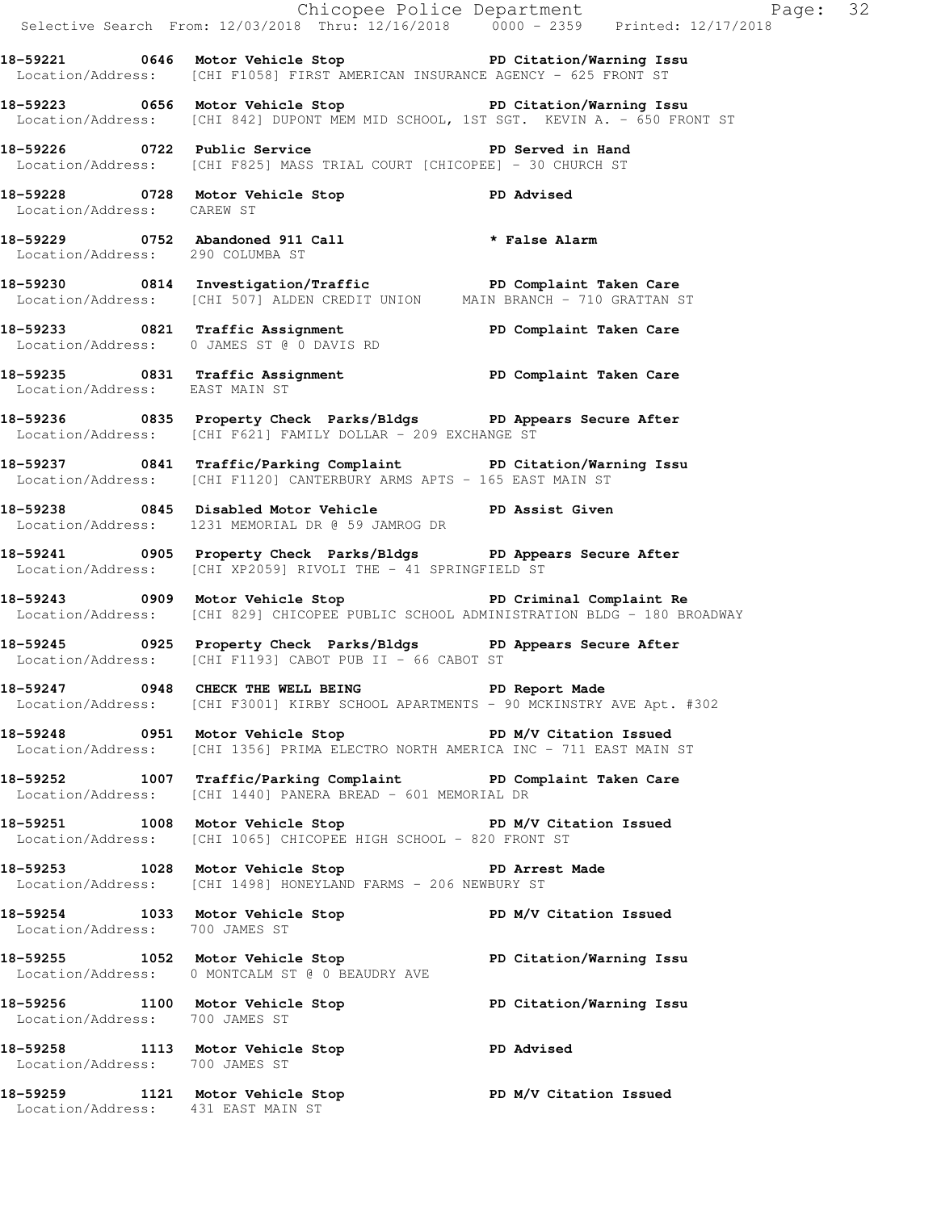**18-59221 0646 Motor Vehicle Stop PD Citation/Warning Issu**
Location/Address: [CHI F1058] FIRST AMERICAN INSURANCE AGENCY - 625 FRONT ST

**18-59223 0656 Motor Vehicle Stop PD Citation/Warning Issu**
Location/Address: [CHI 842] DUPONT MEM MID SCHOOL, 1ST SGT. KEVIN A. - 650 FRONT ST

**18-59226 0722 Public Service PD Served in Hand**
Location/Address: [CHI F825] MASS TRIAL COURT [CHICOPEE] - 30 CHURCH ST

**18-59228 0728 Motor Vehicle Stop PD Advised**
Location/Address: CAREW ST

**18-59229 0752 Abandoned 911 Call * False Alarm**
Location/Address: 290 COLUMBA ST

**18-59230 0814 Investigation/Traffic PD Complaint Taken Care**
Location/Address: [CHI 507] ALDEN CREDIT UNION MAIN BRANCH - 710 GRATTAN ST

**18-59233 0821 Traffic Assignment PD Complaint Taken Care**
Location/Address: 0 JAMES ST @ 0 DAVIS RD

**18-59235 0831 Traffic Assignment PD Complaint Taken Care**
Location/Address: EAST MAIN ST

**18-59236 0835 Property Check Parks/Bldgs PD Appears Secure After**
Location/Address: [CHI F621] FAMILY DOLLAR - 209 EXCHANGE ST

**18-59237 0841 Traffic/Parking Complaint PD Citation/Warning Issu**
Location/Address: [CHI F1120] CANTERBURY ARMS APTS - 165 EAST MAIN ST

**18-59238 0845 Disabled Motor Vehicle PD Assist Given**
Location/Address: 1231 MEMORIAL DR @ 59 JAMROG DR

**18-59241 0905 Property Check Parks/Bldgs PD Appears Secure After**
Location/Address: [CHI XP2059] RIVOLI THE - 41 SPRINGFIELD ST

**18-59243 0909 Motor Vehicle Stop PD Criminal Complaint Re**
Location/Address: [CHI 829] CHICOPEE PUBLIC SCHOOL ADMINISTRATION BLDG - 180 BROADWAY

**18-59245 0925 Property Check Parks/Bldgs PD Appears Secure After**
Location/Address: [CHI F1193] CABOT PUB II - 66 CABOT ST

**18-59247 0948 CHECK THE WELL BEING PD Report Made**
Location/Address: [CHI F3001] KIRBY SCHOOL APARTMENTS - 90 MCKINSTRY AVE Apt. #302

**18-59248 0951 Motor Vehicle Stop PD M/V Citation Issued**
Location/Address: [CHI 1356] PRIMA ELECTRO NORTH AMERICA INC - 711 EAST MAIN ST

**18-59252 1007 Traffic/Parking Complaint PD Complaint Taken Care**
Location/Address: [CHI 1440] PANERA BREAD - 601 MEMORIAL DR

**18-59251 1008 Motor Vehicle Stop PD M/V Citation Issued**
Location/Address: [CHI 1065] CHICOPEE HIGH SCHOOL - 820 FRONT ST

**18-59253 1028 Motor Vehicle Stop PD Arrest Made**
Location/Address: [CHI 1498] HONEYLAND FARMS - 206 NEWBURY ST

**18-59254 1033 Motor Vehicle Stop PD M/V Citation Issued**
Location/Address: 700 JAMES ST

**18-59255 1052 Motor Vehicle Stop PD Citation/Warning Issu**
Location/Address: 0 MONTCALM ST @ 0 BEAUDRY AVE

**18-59256 1100 Motor Vehicle Stop PD Citation/Warning Issu**
Location/Address: 700 JAMES ST

**18-59258 1113 Motor Vehicle Stop PD Advised**
Location/Address: 700 JAMES ST

**18-59259 1121 Motor Vehicle Stop PD M/V Citation Issued**
Location/Address: 431 EAST MAIN ST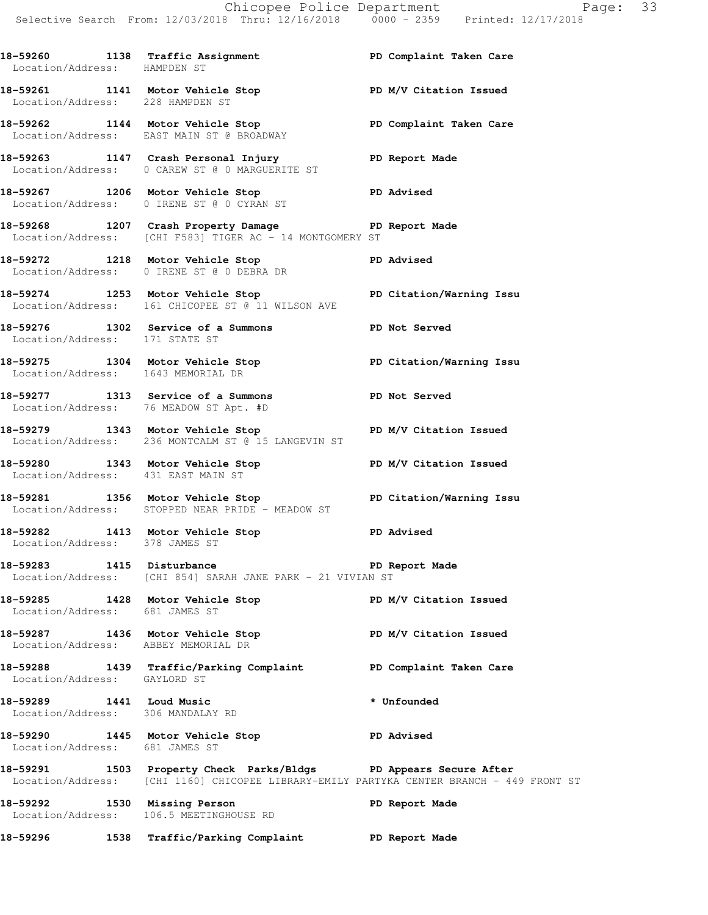18-59260 1138 Traffic Assignment PD Complaint Taken Care
Location/Address: HAMPDEN ST

18-59261 1141 Motor Vehicle Stop PD M/V Citation Issued
Location/Address: 228 HAMPDEN ST

18-59262 1144 Motor Vehicle Stop PD Complaint Taken Care
Location/Address: EAST MAIN ST @ BROADWAY

18-59263 1147 Crash Personal Injury PD Report Made
Location/Address: 0 CAREW ST @ 0 MARGUERITE ST

18-59267 1206 Motor Vehicle Stop PD Advised
Location/Address: 0 IRENE ST @ 0 CYRAN ST

18-59268 1207 Crash Property Damage PD Report Made
Location/Address: [CHI F583] TIGER AC - 14 MONTGOMERY ST

18-59272 1218 Motor Vehicle Stop PD Advised
Location/Address: 0 IRENE ST @ 0 DEBRA DR

18-59274 1253 Motor Vehicle Stop PD Citation/Warning Issu
Location/Address: 161 CHICOPEE ST @ 11 WILSON AVE

18-59276 1302 Service of a Summons PD Not Served
Location/Address: 171 STATE ST

18-59275 1304 Motor Vehicle Stop PD Citation/Warning Issu
Location/Address: 1643 MEMORIAL DR

18-59277 1313 Service of a Summons PD Not Served
Location/Address: 76 MEADOW ST Apt. #D

18-59279 1343 Motor Vehicle Stop PD M/V Citation Issued
Location/Address: 236 MONTCALM ST @ 15 LANGEVIN ST

18-59280 1343 Motor Vehicle Stop PD M/V Citation Issued
Location/Address: 431 EAST MAIN ST

18-59281 1356 Motor Vehicle Stop PD Citation/Warning Issu
Location/Address: STOPPED NEAR PRIDE - MEADOW ST

18-59282 1413 Motor Vehicle Stop PD Advised
Location/Address: 378 JAMES ST

18-59283 1415 Disturbance PD Report Made
Location/Address: [CHI 854] SARAH JANE PARK - 21 VIVIAN ST

18-59285 1428 Motor Vehicle Stop PD M/V Citation Issued
Location/Address: 681 JAMES ST

18-59287 1436 Motor Vehicle Stop PD M/V Citation Issued
Location/Address: ABBEY MEMORIAL DR

18-59288 1439 Traffic/Parking Complaint PD Complaint Taken Care
Location/Address: GAYLORD ST

18-59289 1441 Loud Music * Unfounded
Location/Address: 306 MANDALAY RD

18-59290 1445 Motor Vehicle Stop PD Advised
Location/Address: 681 JAMES ST

18-59291 1503 Property Check Parks/Bldgs PD Appears Secure After
Location/Address: [CHI 1160] CHICOPEE LIBRARY-EMILY PARTYKA CENTER BRANCH - 449 FRONT ST

18-59292 1530 Missing Person PD Report Made
Location/Address: 106.5 MEETINGHOUSE RD

18-59296 1538 Traffic/Parking Complaint PD Report Made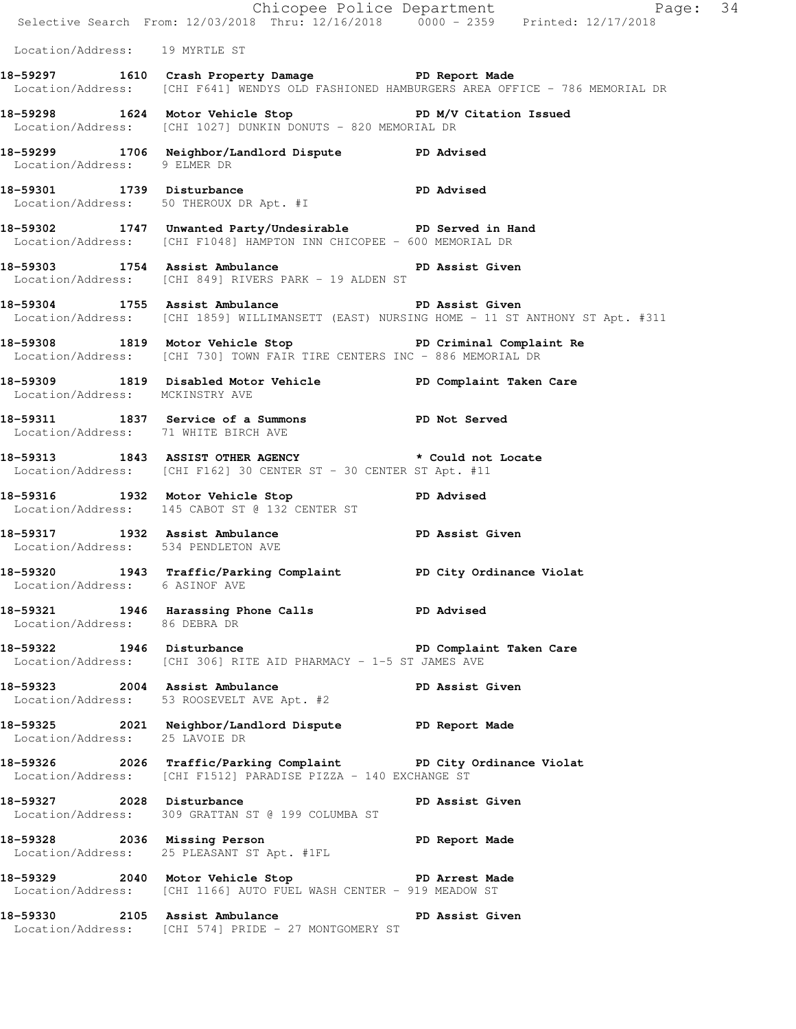Location/Address: 19 MYRTLE ST

**18-59297 1610 Crash Property Damage PD Report Made**
Location/Address: [CHI F641] WENDYS OLD FASHIONED HAMBURGERS AREA OFFICE - 786 MEMORIAL DR

**18-59298 1624 Motor Vehicle Stop PD M/V Citation Issued**
Location/Address: [CHI 1027] DUNKIN DONUTS - 820 MEMORIAL DR

**18-59299 1706 Neighbor/Landlord Dispute PD Advised**
Location/Address: 9 ELMER DR

**18-59301 1739 Disturbance PD Advised**
Location/Address: 50 THEROUX DR Apt. #I

**18-59302 1747 Unwanted Party/Undesirable PD Served in Hand**
Location/Address: [CHI F1048] HAMPTON INN CHICOPEE - 600 MEMORIAL DR

**18-59303 1754 Assist Ambulance PD Assist Given**
Location/Address: [CHI 849] RIVERS PARK - 19 ALDEN ST

**18-59304 1755 Assist Ambulance PD Assist Given**
Location/Address: [CHI 1859] WILLIMANSETT (EAST) NURSING HOME - 11 ST ANTHONY ST Apt. #311

**18-59308 1819 Motor Vehicle Stop PD Criminal Complaint Re**
Location/Address: [CHI 730] TOWN FAIR TIRE CENTERS INC - 886 MEMORIAL DR

**18-59309 1819 Disabled Motor Vehicle PD Complaint Taken Care**
Location/Address: MCKINSTRY AVE

**18-59311 1837 Service of a Summons PD Not Served**
Location/Address: 71 WHITE BIRCH AVE

**18-59313 1843 ASSIST OTHER AGENCY * Could not Locate**
Location/Address: [CHI F162] 30 CENTER ST - 30 CENTER ST Apt. #11

**18-59316 1932 Motor Vehicle Stop PD Advised**
Location/Address: 145 CABOT ST @ 132 CENTER ST

**18-59317 1932 Assist Ambulance PD Assist Given**
Location/Address: 534 PENDLETON AVE

**18-59320 1943 Traffic/Parking Complaint PD City Ordinance Violat**
Location/Address: 6 ASINOF AVE

**18-59321 1946 Harassing Phone Calls PD Advised**
Location/Address: 86 DEBRA DR

**18-59322 1946 Disturbance PD Complaint Taken Care**
Location/Address: [CHI 306] RITE AID PHARMACY - 1-5 ST JAMES AVE

**18-59323 2004 Assist Ambulance PD Assist Given**
Location/Address: 53 ROOSEVELT AVE Apt. #2

**18-59325 2021 Neighbor/Landlord Dispute PD Report Made**
Location/Address: 25 LAVOIE DR

**18-59326 2026 Traffic/Parking Complaint PD City Ordinance Violat**
Location/Address: [CHI F1512] PARADISE PIZZA - 140 EXCHANGE ST

**18-59327 2028 Disturbance PD Assist Given**
Location/Address: 309 GRATTAN ST @ 199 COLUMBA ST

**18-59328 2036 Missing Person PD Report Made**
Location/Address: 25 PLEASANT ST Apt. #1FL

**18-59329 2040 Motor Vehicle Stop PD Arrest Made**
Location/Address: [CHI 1166] AUTO FUEL WASH CENTER - 919 MEADOW ST

**18-59330 2105 Assist Ambulance PD Assist Given**
Location/Address: [CHI 574] PRIDE - 27 MONTGOMERY ST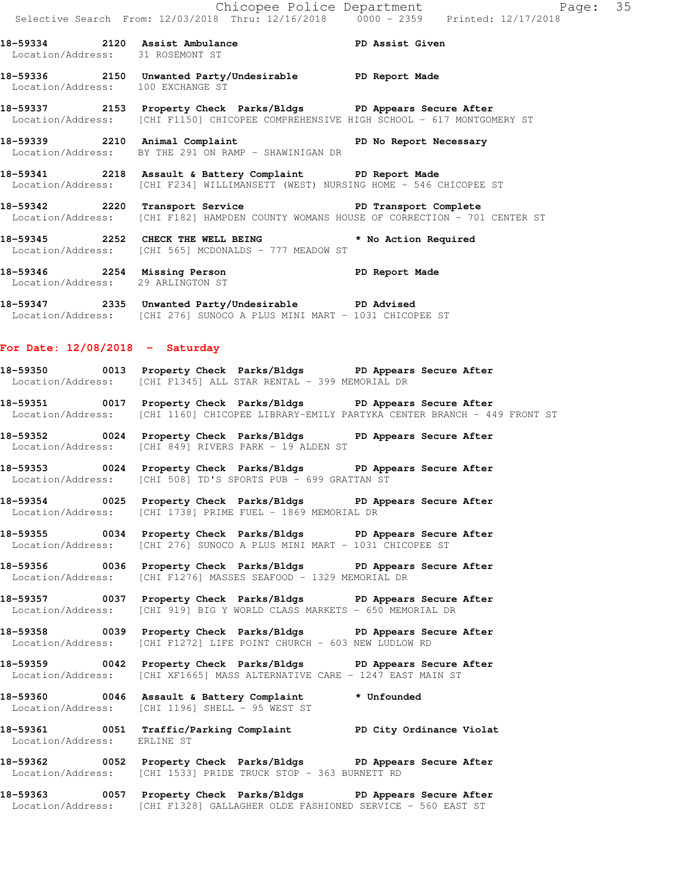**18-59334 2120 Assist Ambulance PD Assist Given**
Location/Address: 31 ROSEMONT ST

**18-59336 2150 Unwanted Party/Undesirable PD Report Made**
Location/Address: 100 EXCHANGE ST

**18-59337 2153 Property Check Parks/Bldgs PD Appears Secure After**
Location/Address: [CHI F1150] CHICOPEE COMPREHENSIVE HIGH SCHOOL - 617 MONTGOMERY ST

**18-59339 2210 Animal Complaint PD No Report Necessary**
Location/Address: BY THE 291 ON RAMP - SHAWINIGAN DR

**18-59341 2218 Assault & Battery Complaint PD Report Made**
Location/Address: [CHI F234] WILLIMANSETT (WEST) NURSING HOME - 546 CHICOPEE ST

**18-59342 2220 Transport Service PD Transport Complete**
Location/Address: [CHI F182] HAMPDEN COUNTY WOMANS HOUSE OF CORRECTION - 701 CENTER ST

**18-59345 2252 CHECK THE WELL BEING * No Action Required**
Location/Address: [CHI 565] MCDONALDS - 777 MEADOW ST

**18-59346 2254 Missing Person PD Report Made**
Location/Address: 29 ARLINGTON ST

**18-59347 2335 Unwanted Party/Undesirable PD Advised**
Location/Address: [CHI 276] SUNOCO A PLUS MINI MART - 1031 CHICOPEE ST

## For Date: 12/08/2018 - Saturday

**18-59350 0013 Property Check Parks/Bldgs PD Appears Secure After**
Location/Address: [CHI F1345] ALL STAR RENTAL - 399 MEMORIAL DR

**18-59351 0017 Property Check Parks/Bldgs PD Appears Secure After**
Location/Address: [CHI 1160] CHICOPEE LIBRARY-EMILY PARTYKA CENTER BRANCH - 449 FRONT ST

**18-59352 0024 Property Check Parks/Bldgs PD Appears Secure After**
Location/Address: [CHI 849] RIVERS PARK - 19 ALDEN ST

**18-59353 0024 Property Check Parks/Bldgs PD Appears Secure After**
Location/Address: [CHI 508] TD'S SPORTS PUB - 699 GRATTAN ST

**18-59354 0025 Property Check Parks/Bldgs PD Appears Secure After**
Location/Address: [CHI 1738] PRIME FUEL - 1869 MEMORIAL DR

**18-59355 0034 Property Check Parks/Bldgs PD Appears Secure After**
Location/Address: [CHI 276] SUNOCO A PLUS MINI MART - 1031 CHICOPEE ST

**18-59356 0036 Property Check Parks/Bldgs PD Appears Secure After**
Location/Address: [CHI F1276] MASSES SEAFOOD - 1329 MEMORIAL DR

**18-59357 0037 Property Check Parks/Bldgs PD Appears Secure After**
Location/Address: [CHI 919] BIG Y WORLD CLASS MARKETS - 650 MEMORIAL DR

**18-59358 0039 Property Check Parks/Bldgs PD Appears Secure After**
Location/Address: [CHI F1272] LIFE POINT CHURCH - 603 NEW LUDLOW RD

**18-59359 0042 Property Check Parks/Bldgs PD Appears Secure After**
Location/Address: [CHI XF1665] MASS ALTERNATIVE CARE - 1247 EAST MAIN ST

**18-59360 0046 Assault & Battery Complaint * Unfounded**
Location/Address: [CHI 1196] SHELL - 95 WEST ST

**18-59361 0051 Traffic/Parking Complaint PD City Ordinance Violat**
Location/Address: ERLINE ST

**18-59362 0052 Property Check Parks/Bldgs PD Appears Secure After**
Location/Address: [CHI 1533] PRIDE TRUCK STOP - 363 BURNETT RD

**18-59363 0057 Property Check Parks/Bldgs PD Appears Secure After**
Location/Address: [CHI F1328] GALLAGHER OLDE FASHIONED SERVICE - 560 EAST ST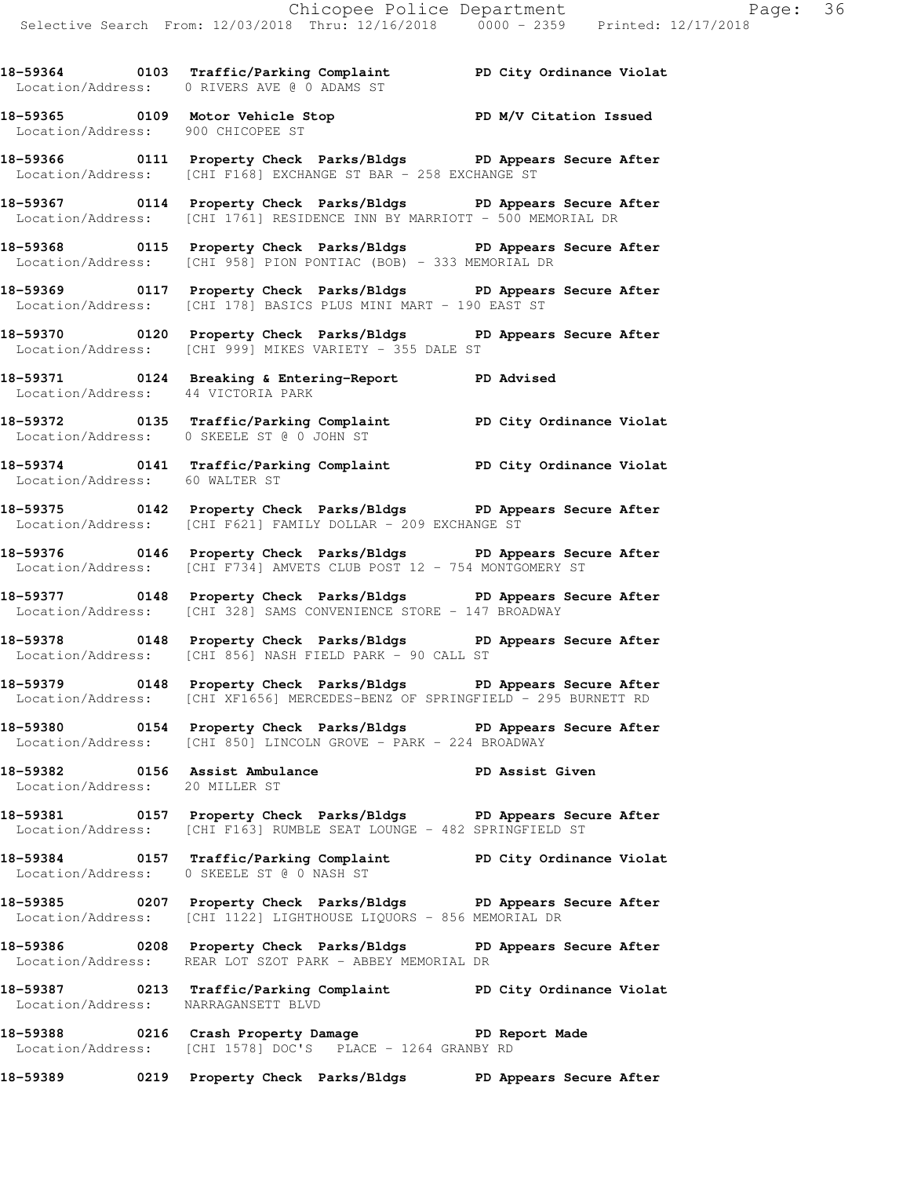18-59364 0103 Traffic/Parking Complaint PD City Ordinance Violat
Location/Address: 0 RIVERS AVE @ 0 ADAMS ST

18-59365 0109 Motor Vehicle Stop PD M/V Citation Issued
Location/Address: 900 CHICOPEE ST

18-59366 0111 Property Check Parks/Bldgs PD Appears Secure After
Location/Address: [CHI F168] EXCHANGE ST BAR - 258 EXCHANGE ST

18-59367 0114 Property Check Parks/Bldgs PD Appears Secure After
Location/Address: [CHI 1761] RESIDENCE INN BY MARRIOTT - 500 MEMORIAL DR

18-59368 0115 Property Check Parks/Bldgs PD Appears Secure After
Location/Address: [CHI 958] PION PONTIAC (BOB) - 333 MEMORIAL DR

18-59369 0117 Property Check Parks/Bldgs PD Appears Secure After
Location/Address: [CHI 178] BASICS PLUS MINI MART - 190 EAST ST

18-59370 0120 Property Check Parks/Bldgs PD Appears Secure After
Location/Address: [CHI 999] MIKES VARIETY - 355 DALE ST

18-59371 0124 Breaking & Entering-Report PD Advised
Location/Address: 44 VICTORIA PARK

18-59372 0135 Traffic/Parking Complaint PD City Ordinance Violat
Location/Address: 0 SKEELE ST @ 0 JOHN ST

18-59374 0141 Traffic/Parking Complaint PD City Ordinance Violat
Location/Address: 60 WALTER ST

18-59375 0142 Property Check Parks/Bldgs PD Appears Secure After
Location/Address: [CHI F621] FAMILY DOLLAR - 209 EXCHANGE ST

18-59376 0146 Property Check Parks/Bldgs PD Appears Secure After
Location/Address: [CHI F734] AMVETS CLUB POST 12 - 754 MONTGOMERY ST

18-59377 0148 Property Check Parks/Bldgs PD Appears Secure After
Location/Address: [CHI 328] SAMS CONVENIENCE STORE - 147 BROADWAY

18-59378 0148 Property Check Parks/Bldgs PD Appears Secure After
Location/Address: [CHI 856] NASH FIELD PARK - 90 CALL ST

18-59379 0148 Property Check Parks/Bldgs PD Appears Secure After
Location/Address: [CHI XF1656] MERCEDES-BENZ OF SPRINGFIELD - 295 BURNETT RD

18-59380 0154 Property Check Parks/Bldgs PD Appears Secure After
Location/Address: [CHI 850] LINCOLN GROVE - PARK - 224 BROADWAY

18-59382 0156 Assist Ambulance PD Assist Given
Location/Address: 20 MILLER ST

18-59381 0157 Property Check Parks/Bldgs PD Appears Secure After
Location/Address: [CHI F163] RUMBLE SEAT LOUNGE - 482 SPRINGFIELD ST

18-59384 0157 Traffic/Parking Complaint PD City Ordinance Violat
Location/Address: 0 SKEELE ST @ 0 NASH ST

18-59385 0207 Property Check Parks/Bldgs PD Appears Secure After
Location/Address: [CHI 1122] LIGHTHOUSE LIQUORS - 856 MEMORIAL DR

18-59386 0208 Property Check Parks/Bldgs PD Appears Secure After
Location/Address: REAR LOT SZOT PARK - ABBEY MEMORIAL DR

18-59387 0213 Traffic/Parking Complaint PD City Ordinance Violat
Location/Address: NARRAGANSETT BLVD

18-59388 0216 Crash Property Damage PD Report Made
Location/Address: [CHI 1578] DOC'S PLACE - 1264 GRANBY RD

18-59389 0219 Property Check Parks/Bldgs PD Appears Secure After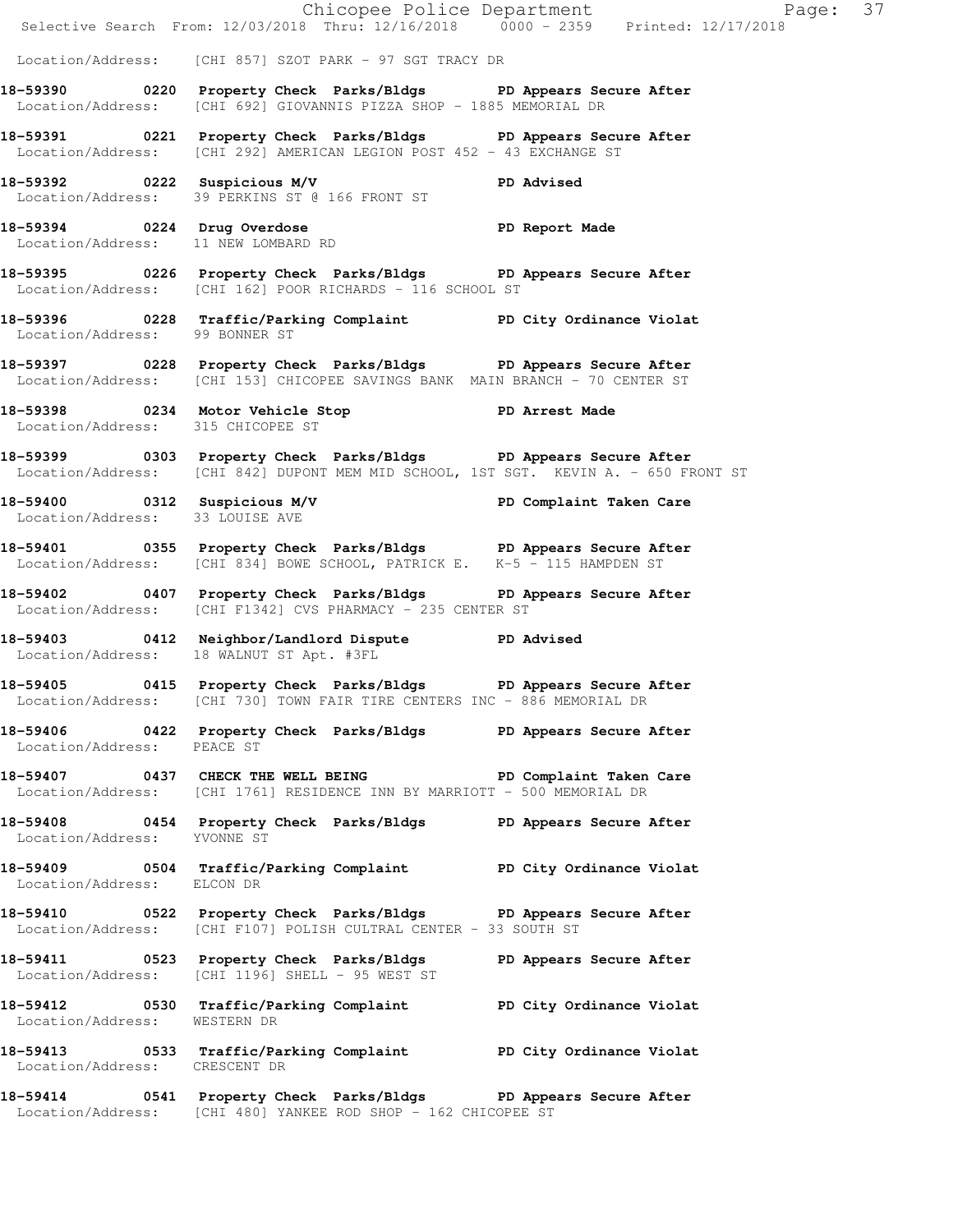Location/Address: [CHI 857] SZOT PARK - 97 SGT TRACY DR

**18-59390 0220 Property Check Parks/Bldgs PD Appears Secure After**
Location/Address: [CHI 692] GIOVANNIS PIZZA SHOP - 1885 MEMORIAL DR

**18-59391 0221 Property Check Parks/Bldgs PD Appears Secure After**
Location/Address: [CHI 292] AMERICAN LEGION POST 452 - 43 EXCHANGE ST

**18-59392 0222 Suspicious M/V PD Advised**
Location/Address: 39 PERKINS ST @ 166 FRONT ST

**18-59394 0224 Drug Overdose PD Report Made**
Location/Address: 11 NEW LOMBARD RD

**18-59395 0226 Property Check Parks/Bldgs PD Appears Secure After**
Location/Address: [CHI 162] POOR RICHARDS - 116 SCHOOL ST

**18-59396 0228 Traffic/Parking Complaint PD City Ordinance Violat**
Location/Address: 99 BONNER ST

**18-59397 0228 Property Check Parks/Bldgs PD Appears Secure After**
Location/Address: [CHI 153] CHICOPEE SAVINGS BANK MAIN BRANCH - 70 CENTER ST

**18-59398 0234 Motor Vehicle Stop PD Arrest Made**
Location/Address: 315 CHICOPEE ST

**18-59399 0303 Property Check Parks/Bldgs PD Appears Secure After**
Location/Address: [CHI 842] DUPONT MEM MID SCHOOL, 1ST SGT. KEVIN A. - 650 FRONT ST

**18-59400 0312 Suspicious M/V PD Complaint Taken Care**
Location/Address: 33 LOUISE AVE

**18-59401 0355 Property Check Parks/Bldgs PD Appears Secure After**
Location/Address: [CHI 834] BOWE SCHOOL, PATRICK E. K-5 - 115 HAMPDEN ST

**18-59402 0407 Property Check Parks/Bldgs PD Appears Secure After**
Location/Address: [CHI F1342] CVS PHARMACY - 235 CENTER ST

**18-59403 0412 Neighbor/Landlord Dispute PD Advised**
Location/Address: 18 WALNUT ST Apt. #3FL

**18-59405 0415 Property Check Parks/Bldgs PD Appears Secure After**
Location/Address: [CHI 730] TOWN FAIR TIRE CENTERS INC - 886 MEMORIAL DR

**18-59406 0422 Property Check Parks/Bldgs PD Appears Secure After**
Location/Address: PEACE ST

**18-59407 0437 CHECK THE WELL BEING PD Complaint Taken Care**
Location/Address: [CHI 1761] RESIDENCE INN BY MARRIOTT - 500 MEMORIAL DR

**18-59408 0454 Property Check Parks/Bldgs PD Appears Secure After**
Location/Address: YVONNE ST

**18-59409 0504 Traffic/Parking Complaint PD City Ordinance Violat**
Location/Address: ELCON DR

**18-59410 0522 Property Check Parks/Bldgs PD Appears Secure After**
Location/Address: [CHI F107] POLISH CULTRAL CENTER - 33 SOUTH ST

**18-59411 0523 Property Check Parks/Bldgs PD Appears Secure After**
Location/Address: [CHI 1196] SHELL - 95 WEST ST

**18-59412 0530 Traffic/Parking Complaint PD City Ordinance Violat**
Location/Address: WESTERN DR

**18-59413 0533 Traffic/Parking Complaint PD City Ordinance Violat**
Location/Address: CRESCENT DR

**18-59414 0541 Property Check Parks/Bldgs PD Appears Secure After**
Location/Address: [CHI 480] YANKEE ROD SHOP - 162 CHICOPEE ST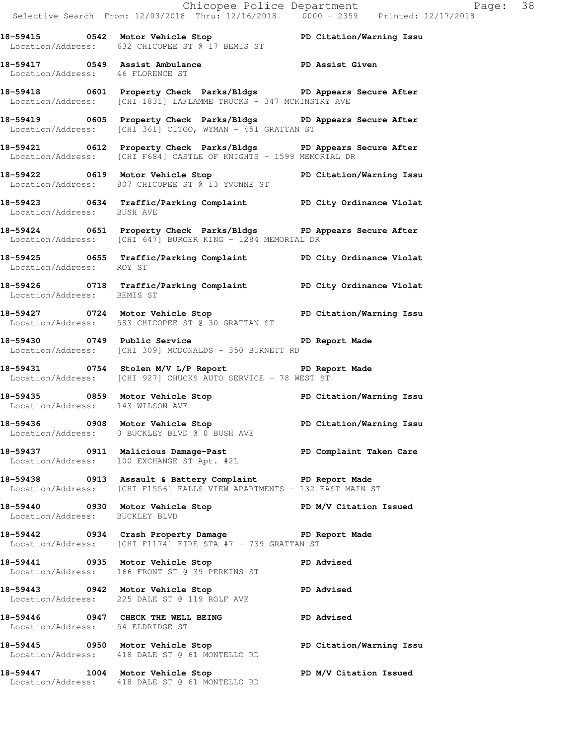**18-59415 0542 Motor Vehicle Stop PD Citation/Warning Issu**
Location/Address: 632 CHICOPEE ST @ 17 BEMIS ST

**18-59417 0549 Assist Ambulance PD Assist Given**
Location/Address: 46 FLORENCE ST

**18-59418 0601 Property Check Parks/Bldgs PD Appears Secure After**
Location/Address: [CHI 1831] LAFLAMME TRUCKS - 347 MCKINSTRY AVE

**18-59419 0605 Property Check Parks/Bldgs PD Appears Secure After**
Location/Address: [CHI 361] CITGO, WYMAN - 451 GRATTAN ST

**18-59421 0612 Property Check Parks/Bldgs PD Appears Secure After**
Location/Address: [CHI F684] CASTLE OF KNIGHTS - 1599 MEMORIAL DR

**18-59422 0619 Motor Vehicle Stop PD Citation/Warning Issu**
Location/Address: 807 CHICOPEE ST @ 13 YVONNE ST

**18-59423 0634 Traffic/Parking Complaint PD City Ordinance Violat**
Location/Address: BUSH AVE

**18-59424 0651 Property Check Parks/Bldgs PD Appears Secure After**
Location/Address: [CHI 647] BURGER KING - 1284 MEMORIAL DR

**18-59425 0655 Traffic/Parking Complaint PD City Ordinance Violat**
Location/Address: ROY ST

**18-59426 0718 Traffic/Parking Complaint PD City Ordinance Violat**
Location/Address: BEMIS ST

**18-59427 0724 Motor Vehicle Stop PD Citation/Warning Issu**
Location/Address: 583 CHICOPEE ST @ 30 GRATTAN ST

**18-59430 0749 Public Service PD Report Made**
Location/Address: [CHI 309] MCDONALDS - 350 BURNETT RD

**18-59431 0754 Stolen M/V L/P Report PD Report Made**
Location/Address: [CHI 927] CHUCKS AUTO SERVICE - 78 WEST ST

**18-59435 0859 Motor Vehicle Stop PD Citation/Warning Issu**
Location/Address: 143 WILSON AVE

**18-59436 0908 Motor Vehicle Stop PD Citation/Warning Issu**
Location/Address: 0 BUCKLEY BLVD @ 0 BUSH AVE

**18-59437 0911 Malicious Damage-Past PD Complaint Taken Care**
Location/Address: 100 EXCHANGE ST Apt. #2L

**18-59438 0913 Assault & Battery Complaint PD Report Made**
Location/Address: [CHI F1556] FALLS VIEW APARTMENTS - 132 EAST MAIN ST

**18-59440 0930 Motor Vehicle Stop PD M/V Citation Issued**
Location/Address: BUCKLEY BLVD

**18-59442 0934 Crash Property Damage PD Report Made**
Location/Address: [CHI F1174] FIRE STA #7 - 739 GRATTAN ST

**18-59441 0935 Motor Vehicle Stop PD Advised**
Location/Address: 166 FRONT ST @ 39 PERKINS ST

**18-59443 0942 Motor Vehicle Stop PD Advised**
Location/Address: 225 DALE ST @ 119 ROLF AVE

**18-59446 0947 CHECK THE WELL BEING PD Advised**
Location/Address: 54 ELDRIDGE ST

**18-59445 0950 Motor Vehicle Stop PD Citation/Warning Issu**
Location/Address: 418 DALE ST @ 61 MONTELLO RD

**18-59447 1004 Motor Vehicle Stop PD M/V Citation Issued**
Location/Address: 418 DALE ST @ 61 MONTELLO RD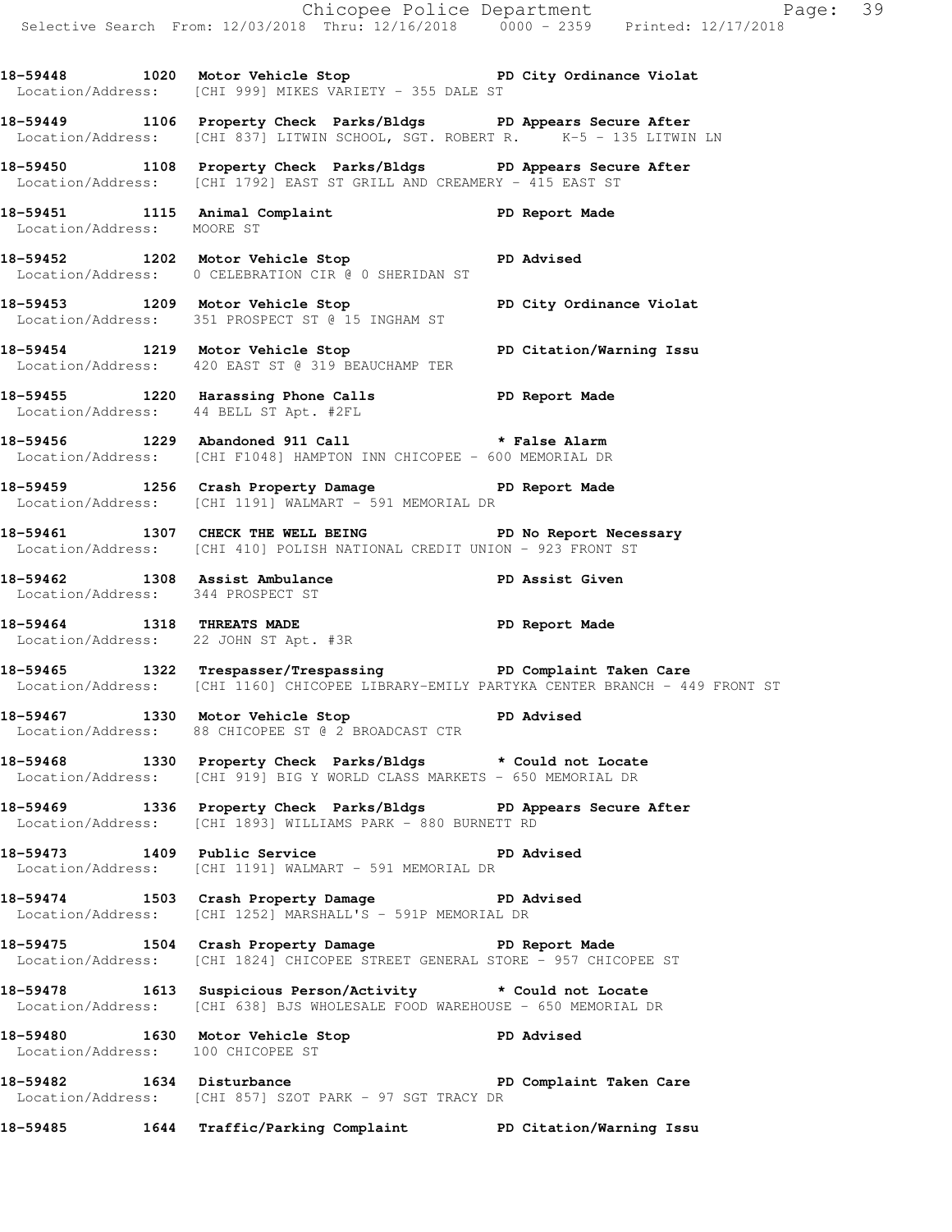**18-59448 1020 Motor Vehicle Stop PD City Ordinance Violat**
Location/Address: [CHI 999] MIKES VARIETY - 355 DALE ST

**18-59449 1106 Property Check Parks/Bldgs PD Appears Secure After**
Location/Address: [CHI 837] LITWIN SCHOOL, SGT. ROBERT R. K-5 - 135 LITWIN LN

**18-59450 1108 Property Check Parks/Bldgs PD Appears Secure After**
Location/Address: [CHI 1792] EAST ST GRILL AND CREAMERY - 415 EAST ST

**18-59451 1115 Animal Complaint PD Report Made**
Location/Address: MOORE ST

**18-59452 1202 Motor Vehicle Stop PD Advised**
Location/Address: 0 CELEBRATION CIR @ 0 SHERIDAN ST

**18-59453 1209 Motor Vehicle Stop PD City Ordinance Violat**
Location/Address: 351 PROSPECT ST @ 15 INGHAM ST

**18-59454 1219 Motor Vehicle Stop PD Citation/Warning Issu**
Location/Address: 420 EAST ST @ 319 BEAUCHAMP TER

**18-59455 1220 Harassing Phone Calls PD Report Made**
Location/Address: 44 BELL ST Apt. #2FL

**18-59456 1229 Abandoned 911 Call * False Alarm**
Location/Address: [CHI F1048] HAMPTON INN CHICOPEE - 600 MEMORIAL DR

**18-59459 1256 Crash Property Damage PD Report Made**
Location/Address: [CHI 1191] WALMART - 591 MEMORIAL DR

**18-59461 1307 CHECK THE WELL BEING PD No Report Necessary**
Location/Address: [CHI 410] POLISH NATIONAL CREDIT UNION - 923 FRONT ST

**18-59462 1308 Assist Ambulance PD Assist Given**
Location/Address: 344 PROSPECT ST

**18-59464 1318 THREATS MADE PD Report Made**
Location/Address: 22 JOHN ST Apt. #3R

**18-59465 1322 Trespasser/Trespassing PD Complaint Taken Care**
Location/Address: [CHI 1160] CHICOPEE LIBRARY-EMILY PARTYKA CENTER BRANCH - 449 FRONT ST

**18-59467 1330 Motor Vehicle Stop PD Advised**
Location/Address: 88 CHICOPEE ST @ 2 BROADCAST CTR

**18-59468 1330 Property Check Parks/Bldgs * Could not Locate**
Location/Address: [CHI 919] BIG Y WORLD CLASS MARKETS - 650 MEMORIAL DR

**18-59469 1336 Property Check Parks/Bldgs PD Appears Secure After**
Location/Address: [CHI 1893] WILLIAMS PARK - 880 BURNETT RD

**18-59473 1409 Public Service PD Advised**
Location/Address: [CHI 1191] WALMART - 591 MEMORIAL DR

**18-59474 1503 Crash Property Damage PD Advised**
Location/Address: [CHI 1252] MARSHALL'S - 591P MEMORIAL DR

**18-59475 1504 Crash Property Damage PD Report Made**
Location/Address: [CHI 1824] CHICOPEE STREET GENERAL STORE - 957 CHICOPEE ST

**18-59478 1613 Suspicious Person/Activity * Could not Locate**
Location/Address: [CHI 638] BJS WHOLESALE FOOD WAREHOUSE - 650 MEMORIAL DR

**18-59480 1630 Motor Vehicle Stop PD Advised**
Location/Address: 100 CHICOPEE ST

**18-59482 1634 Disturbance PD Complaint Taken Care**
Location/Address: [CHI 857] SZOT PARK - 97 SGT TRACY DR

**18-59485 1644 Traffic/Parking Complaint PD Citation/Warning Issu**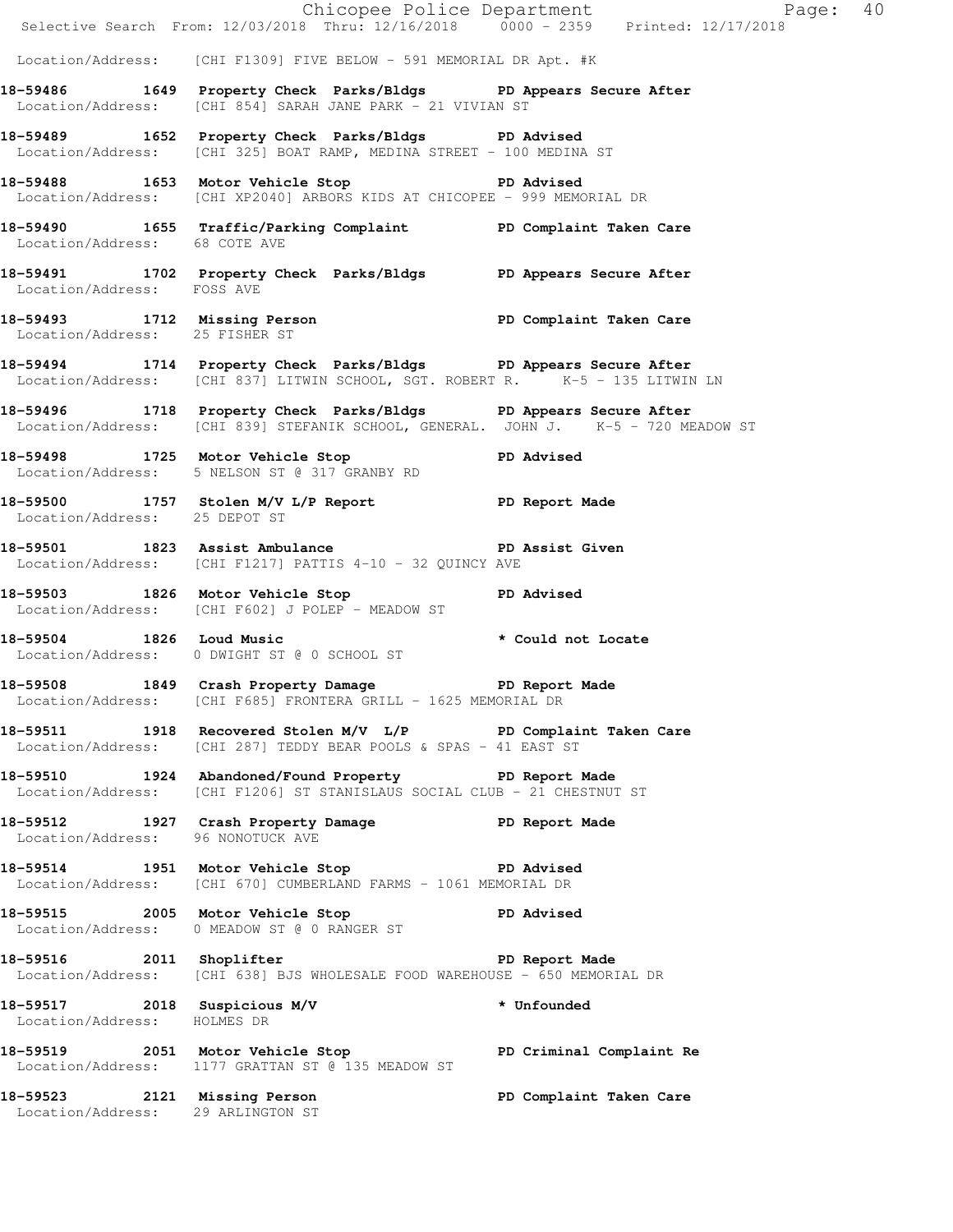Location/Address: [CHI F1309] FIVE BELOW - 591 MEMORIAL DR Apt. #K

**18-59486 1649 Property Check Parks/Bldgs PD Appears Secure After**
Location/Address: [CHI 854] SARAH JANE PARK - 21 VIVIAN ST

**18-59489 1652 Property Check Parks/Bldgs PD Advised**
Location/Address: [CHI 325] BOAT RAMP, MEDINA STREET - 100 MEDINA ST

**18-59488 1653 Motor Vehicle Stop PD Advised**
Location/Address: [CHI XP2040] ARBORS KIDS AT CHICOPEE - 999 MEMORIAL DR

**18-59490 1655 Traffic/Parking Complaint PD Complaint Taken Care**
Location/Address: 68 COTE AVE

**18-59491 1702 Property Check Parks/Bldgs PD Appears Secure After**
Location/Address: FOSS AVE

**18-59493 1712 Missing Person PD Complaint Taken Care**
Location/Address: 25 FISHER ST

**18-59494 1714 Property Check Parks/Bldgs PD Appears Secure After**
Location/Address: [CHI 837] LITWIN SCHOOL, SGT. ROBERT R. K-5 - 135 LITWIN LN

**18-59496 1718 Property Check Parks/Bldgs PD Appears Secure After**
Location/Address: [CHI 839] STEFANIK SCHOOL, GENERAL. JOHN J. K-5 - 720 MEADOW ST

**18-59498 1725 Motor Vehicle Stop PD Advised**
Location/Address: 5 NELSON ST @ 317 GRANBY RD

**18-59500 1757 Stolen M/V L/P Report PD Report Made**
Location/Address: 25 DEPOT ST

**18-59501 1823 Assist Ambulance PD Assist Given**
Location/Address: [CHI F1217] PATTIS 4-10 - 32 QUINCY AVE

**18-59503 1826 Motor Vehicle Stop PD Advised**
Location/Address: [CHI F602] J POLEP - MEADOW ST

**18-59504 1826 Loud Music * Could not Locate**
Location/Address: 0 DWIGHT ST @ 0 SCHOOL ST

**18-59508 1849 Crash Property Damage PD Report Made**
Location/Address: [CHI F685] FRONTERA GRILL - 1625 MEMORIAL DR

**18-59511 1918 Recovered Stolen M/V L/P PD Complaint Taken Care**
Location/Address: [CHI 287] TEDDY BEAR POOLS & SPAS - 41 EAST ST

**18-59510 1924 Abandoned/Found Property PD Report Made**
Location/Address: [CHI F1206] ST STANISLAUS SOCIAL CLUB - 21 CHESTNUT ST

**18-59512 1927 Crash Property Damage PD Report Made**
Location/Address: 96 NONOTUCK AVE

**18-59514 1951 Motor Vehicle Stop PD Advised**
Location/Address: [CHI 670] CUMBERLAND FARMS - 1061 MEMORIAL DR

**18-59515 2005 Motor Vehicle Stop PD Advised**
Location/Address: 0 MEADOW ST @ 0 RANGER ST

**18-59516 2011 Shoplifter PD Report Made**
Location/Address: [CHI 638] BJS WHOLESALE FOOD WAREHOUSE - 650 MEMORIAL DR

**18-59517 2018 Suspicious M/V * Unfounded**
Location/Address: HOLMES DR

**18-59519 2051 Motor Vehicle Stop PD Criminal Complaint Re**
Location/Address: 1177 GRATTAN ST @ 135 MEADOW ST

**18-59523 2121 Missing Person PD Complaint Taken Care**
Location/Address: 29 ARLINGTON ST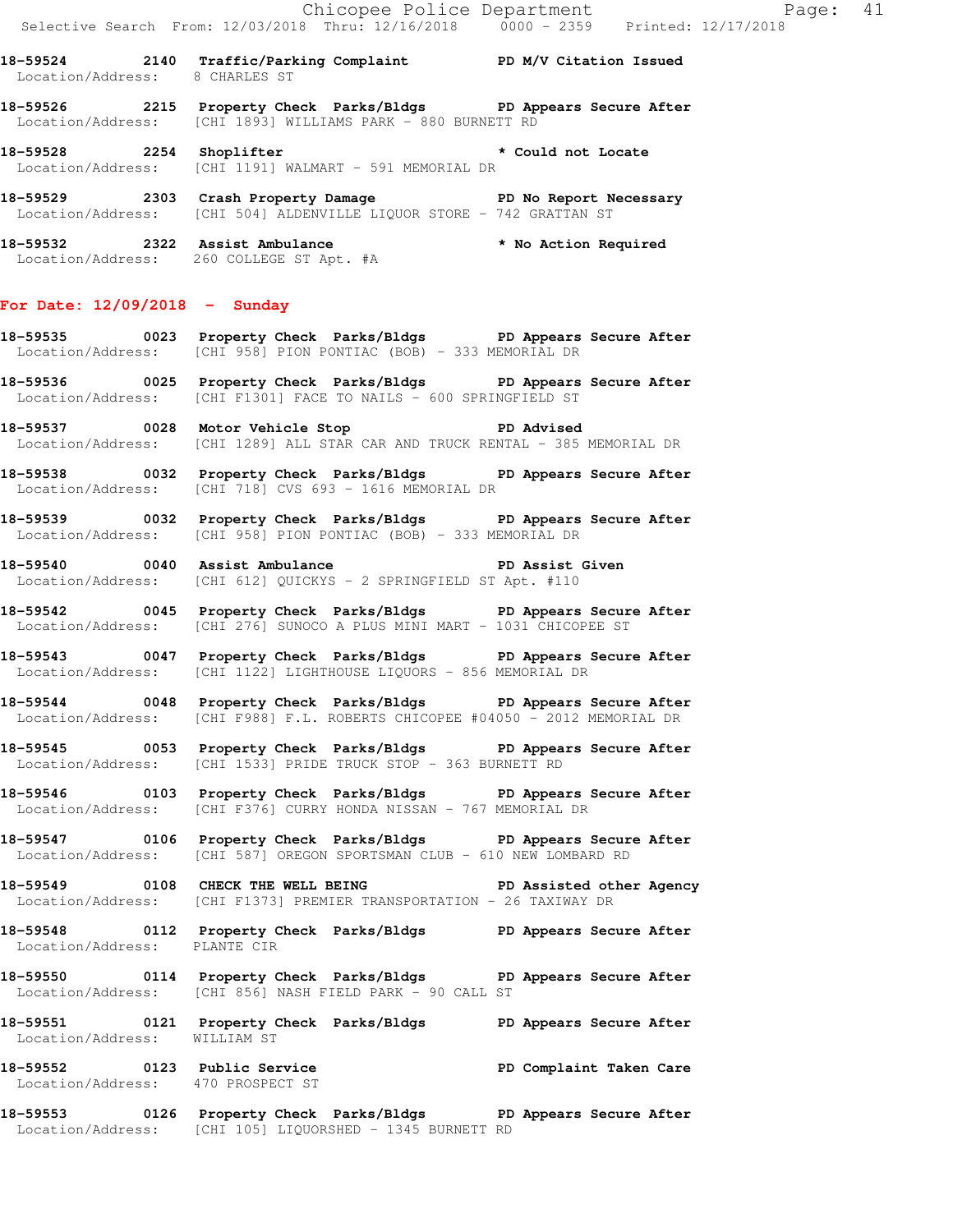18-59524 2140 **Traffic/Parking Complaint** PD M/V Citation Issued
Location/Address: 8 CHARLES ST

18-59526 2215 **Property Check Parks/Bldgs** PD Appears Secure After
Location/Address: [CHI 1893] WILLIAMS PARK - 880 BURNETT RD

18-59528 2254 **Shoplifter** * Could not Locate
Location/Address: [CHI 1191] WALMART - 591 MEMORIAL DR

18-59529 2303 **Crash Property Damage** PD No Report Necessary
Location/Address: [CHI 504] ALDENVILLE LIQUOR STORE - 742 GRATTAN ST

18-59532 2322 **Assist Ambulance** * No Action Required
Location/Address: 260 COLLEGE ST Apt. #A

## For Date: 12/09/2018 - Sunday

18-59535 0023 **Property Check Parks/Bldgs** PD Appears Secure After
Location/Address: [CHI 958] PION PONTIAC (BOB) - 333 MEMORIAL DR

18-59536 0025 **Property Check Parks/Bldgs** PD Appears Secure After
Location/Address: [CHI F1301] FACE TO NAILS - 600 SPRINGFIELD ST

18-59537 0028 **Motor Vehicle Stop** PD Advised
Location/Address: [CHI 1289] ALL STAR CAR AND TRUCK RENTAL - 385 MEMORIAL DR

18-59538 0032 **Property Check Parks/Bldgs** PD Appears Secure After
Location/Address: [CHI 718] CVS 693 - 1616 MEMORIAL DR

18-59539 0032 **Property Check Parks/Bldgs** PD Appears Secure After
Location/Address: [CHI 958] PION PONTIAC (BOB) - 333 MEMORIAL DR

18-59540 0040 **Assist Ambulance** PD Assist Given
Location/Address: [CHI 612] QUICKYS - 2 SPRINGFIELD ST Apt. #110

18-59542 0045 **Property Check Parks/Bldgs** PD Appears Secure After
Location/Address: [CHI 276] SUNOCO A PLUS MINI MART - 1031 CHICOPEE ST

18-59543 0047 **Property Check Parks/Bldgs** PD Appears Secure After
Location/Address: [CHI 1122] LIGHTHOUSE LIQUORS - 856 MEMORIAL DR

18-59544 0048 **Property Check Parks/Bldgs** PD Appears Secure After
Location/Address: [CHI F988] F.L. ROBERTS CHICOPEE #04050 - 2012 MEMORIAL DR

18-59545 0053 **Property Check Parks/Bldgs** PD Appears Secure After
Location/Address: [CHI 1533] PRIDE TRUCK STOP - 363 BURNETT RD

18-59546 0103 **Property Check Parks/Bldgs** PD Appears Secure After
Location/Address: [CHI F376] CURRY HONDA NISSAN - 767 MEMORIAL DR

18-59547 0106 **Property Check Parks/Bldgs** PD Appears Secure After
Location/Address: [CHI 587] OREGON SPORTSMAN CLUB - 610 NEW LOMBARD RD

18-59549 0108 **CHECK THE WELL BEING** PD Assisted other Agency
Location/Address: [CHI F1373] PREMIER TRANSPORTATION - 26 TAXIWAY DR

18-59548 0112 **Property Check Parks/Bldgs** PD Appears Secure After
Location/Address: PLANTE CIR

18-59550 0114 **Property Check Parks/Bldgs** PD Appears Secure After
Location/Address: [CHI 856] NASH FIELD PARK - 90 CALL ST

18-59551 0121 **Property Check Parks/Bldgs** PD Appears Secure After
Location/Address: WILLIAM ST

18-59552 0123 **Public Service** PD Complaint Taken Care
Location/Address: 470 PROSPECT ST

18-59553 0126 **Property Check Parks/Bldgs** PD Appears Secure After
Location/Address: [CHI 105] LIQUORSHED - 1345 BURNETT RD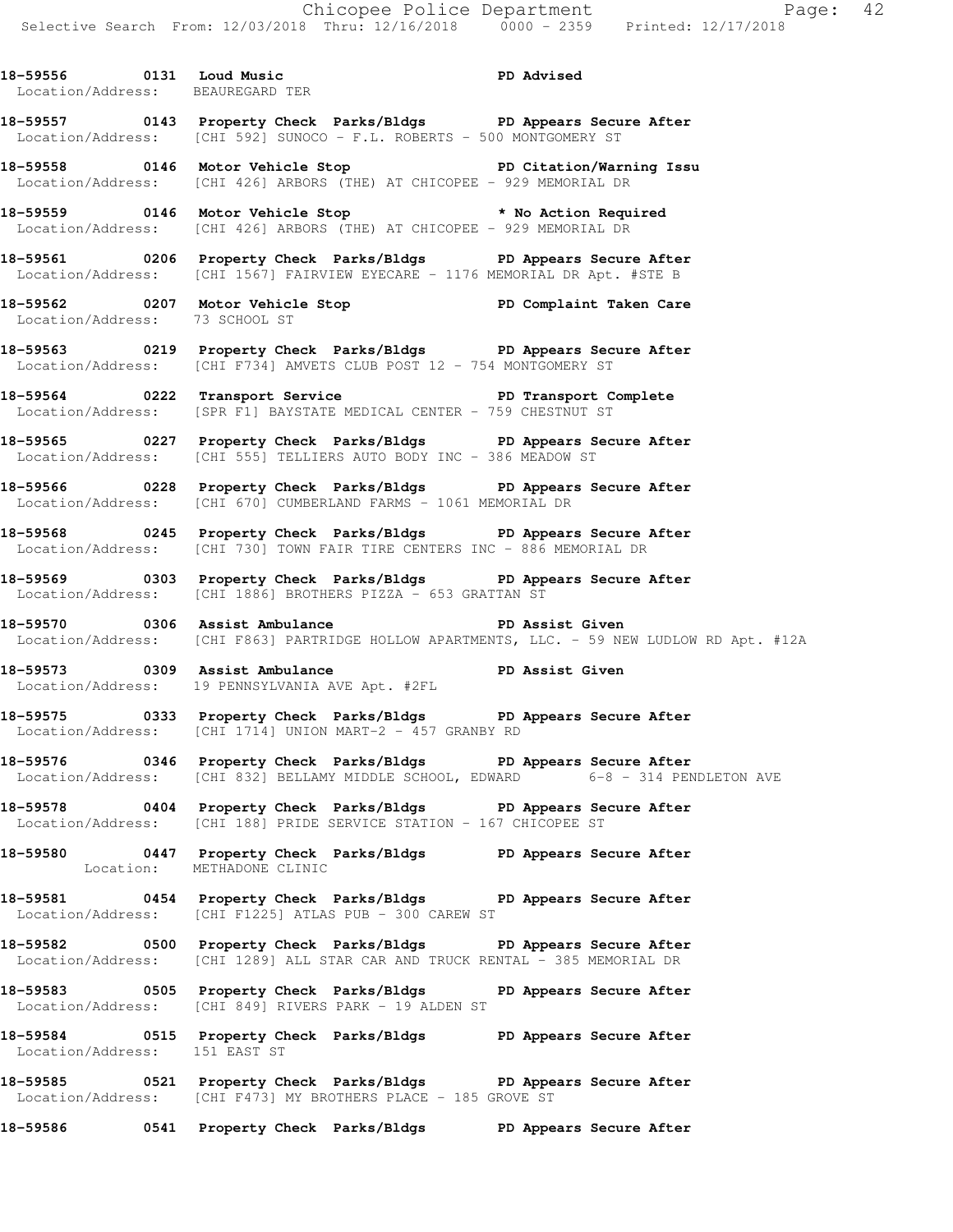**18-59556 0131 Loud Music PD Advised**
Location/Address: BEAUREGARD TER

**18-59557 0143 Property Check Parks/Bldgs PD Appears Secure After**
Location/Address: [CHI 592] SUNOCO - F.L. ROBERTS - 500 MONTGOMERY ST

**18-59558 0146 Motor Vehicle Stop PD Citation/Warning Issu**
Location/Address: [CHI 426] ARBORS (THE) AT CHICOPEE - 929 MEMORIAL DR

**18-59559 0146 Motor Vehicle Stop * No Action Required**
Location/Address: [CHI 426] ARBORS (THE) AT CHICOPEE - 929 MEMORIAL DR

**18-59561 0206 Property Check Parks/Bldgs PD Appears Secure After**
Location/Address: [CHI 1567] FAIRVIEW EYECARE - 1176 MEMORIAL DR Apt. #STE B

**18-59562 0207 Motor Vehicle Stop PD Complaint Taken Care**
Location/Address: 73 SCHOOL ST

**18-59563 0219 Property Check Parks/Bldgs PD Appears Secure After**
Location/Address: [CHI F734] AMVETS CLUB POST 12 - 754 MONTGOMERY ST

**18-59564 0222 Transport Service PD Transport Complete**
Location/Address: [SPR F1] BAYSTATE MEDICAL CENTER - 759 CHESTNUT ST

**18-59565 0227 Property Check Parks/Bldgs PD Appears Secure After**
Location/Address: [CHI 555] TELLIERS AUTO BODY INC - 386 MEADOW ST

**18-59566 0228 Property Check Parks/Bldgs PD Appears Secure After**
Location/Address: [CHI 670] CUMBERLAND FARMS - 1061 MEMORIAL DR

**18-59568 0245 Property Check Parks/Bldgs PD Appears Secure After**
Location/Address: [CHI 730] TOWN FAIR TIRE CENTERS INC - 886 MEMORIAL DR

**18-59569 0303 Property Check Parks/Bldgs PD Appears Secure After**
Location/Address: [CHI 1886] BROTHERS PIZZA - 653 GRATTAN ST

**18-59570 0306 Assist Ambulance PD Assist Given**
Location/Address: [CHI F863] PARTRIDGE HOLLOW APARTMENTS, LLC. - 59 NEW LUDLOW RD Apt. #12A

**18-59573 0309 Assist Ambulance PD Assist Given**
Location/Address: 19 PENNSYLVANIA AVE Apt. #2FL

**18-59575 0333 Property Check Parks/Bldgs PD Appears Secure After**
Location/Address: [CHI 1714] UNION MART-2 - 457 GRANBY RD

**18-59576 0346 Property Check Parks/Bldgs PD Appears Secure After**
Location/Address: [CHI 832] BELLAMY MIDDLE SCHOOL, EDWARD 6-8 - 314 PENDLETON AVE

**18-59578 0404 Property Check Parks/Bldgs PD Appears Secure After**
Location/Address: [CHI 188] PRIDE SERVICE STATION - 167 CHICOPEE ST

**18-59580 0447 Property Check Parks/Bldgs PD Appears Secure After**
Location: METHADONE CLINIC

**18-59581 0454 Property Check Parks/Bldgs PD Appears Secure After**
Location/Address: [CHI F1225] ATLAS PUB - 300 CAREW ST

**18-59582 0500 Property Check Parks/Bldgs PD Appears Secure After**
Location/Address: [CHI 1289] ALL STAR CAR AND TRUCK RENTAL - 385 MEMORIAL DR

**18-59583 0505 Property Check Parks/Bldgs PD Appears Secure After**
Location/Address: [CHI 849] RIVERS PARK - 19 ALDEN ST

**18-59584 0515 Property Check Parks/Bldgs PD Appears Secure After**
Location/Address: 151 EAST ST

**18-59585 0521 Property Check Parks/Bldgs PD Appears Secure After**
Location/Address: [CHI F473] MY BROTHERS PLACE - 185 GROVE ST

**18-59586 0541 Property Check Parks/Bldgs PD Appears Secure After**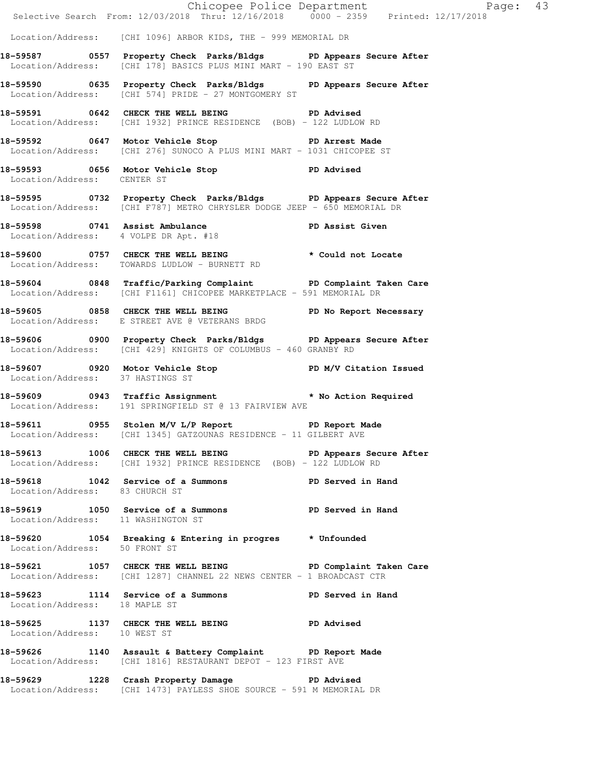Location/Address: [CHI 1096] ARBOR KIDS, THE - 999 MEMORIAL DR

**18-59587 0557 Property Check Parks/Bldgs PD Appears Secure After**
Location/Address: [CHI 178] BASICS PLUS MINI MART - 190 EAST ST

**18-59590 0635 Property Check Parks/Bldgs PD Appears Secure After**
Location/Address: [CHI 574] PRIDE - 27 MONTGOMERY ST

**18-59591 0642 CHECK THE WELL BEING PD Advised**
Location/Address: [CHI 1932] PRINCE RESIDENCE (BOB) - 122 LUDLOW RD

**18-59592 0647 Motor Vehicle Stop PD Arrest Made**
Location/Address: [CHI 276] SUNOCO A PLUS MINI MART - 1031 CHICOPEE ST

**18-59593 0656 Motor Vehicle Stop PD Advised**
Location/Address: CENTER ST

**18-59595 0732 Property Check Parks/Bldgs PD Appears Secure After**
Location/Address: [CHI F787] METRO CHRYSLER DODGE JEEP - 650 MEMORIAL DR

**18-59598 0741 Assist Ambulance PD Assist Given**
Location/Address: 4 VOLPE DR Apt. #18

**18-59600 0757 CHECK THE WELL BEING * Could not Locate**
Location/Address: TOWARDS LUDLOW - BURNETT RD

**18-59604 0848 Traffic/Parking Complaint PD Complaint Taken Care**
Location/Address: [CHI F1161] CHICOPEE MARKETPLACE - 591 MEMORIAL DR

**18-59605 0858 CHECK THE WELL BEING PD No Report Necessary**
Location/Address: E STREET AVE @ VETERANS BRDG

**18-59606 0900 Property Check Parks/Bldgs PD Appears Secure After**
Location/Address: [CHI 429] KNIGHTS OF COLUMBUS - 460 GRANBY RD

**18-59607 0920 Motor Vehicle Stop PD M/V Citation Issued**
Location/Address: 37 HASTINGS ST

**18-59609 0943 Traffic Assignment * No Action Required**
Location/Address: 191 SPRINGFIELD ST @ 13 FAIRVIEW AVE

**18-59611 0955 Stolen M/V L/P Report PD Report Made**
Location/Address: [CHI 1345] GATZOUNAS RESIDENCE - 11 GILBERT AVE

**18-59613 1006 CHECK THE WELL BEING PD Appears Secure After**
Location/Address: [CHI 1932] PRINCE RESIDENCE (BOB) - 122 LUDLOW RD

**18-59618 1042 Service of a Summons PD Served in Hand**
Location/Address: 83 CHURCH ST

**18-59619 1050 Service of a Summons PD Served in Hand**
Location/Address: 11 WASHINGTON ST

**18-59620 1054 Breaking & Entering in progres * Unfounded**
Location/Address: 50 FRONT ST

**18-59621 1057 CHECK THE WELL BEING PD Complaint Taken Care**
Location/Address: [CHI 1287] CHANNEL 22 NEWS CENTER - 1 BROADCAST CTR

**18-59623 1114 Service of a Summons PD Served in Hand**
Location/Address: 18 MAPLE ST

**18-59625 1137 CHECK THE WELL BEING PD Advised**
Location/Address: 10 WEST ST

**18-59626 1140 Assault & Battery Complaint PD Report Made**
Location/Address: [CHI 1816] RESTAURANT DEPOT - 123 FIRST AVE

**18-59629 1228 Crash Property Damage PD Advised**
Location/Address: [CHI 1473] PAYLESS SHOE SOURCE - 591 M MEMORIAL DR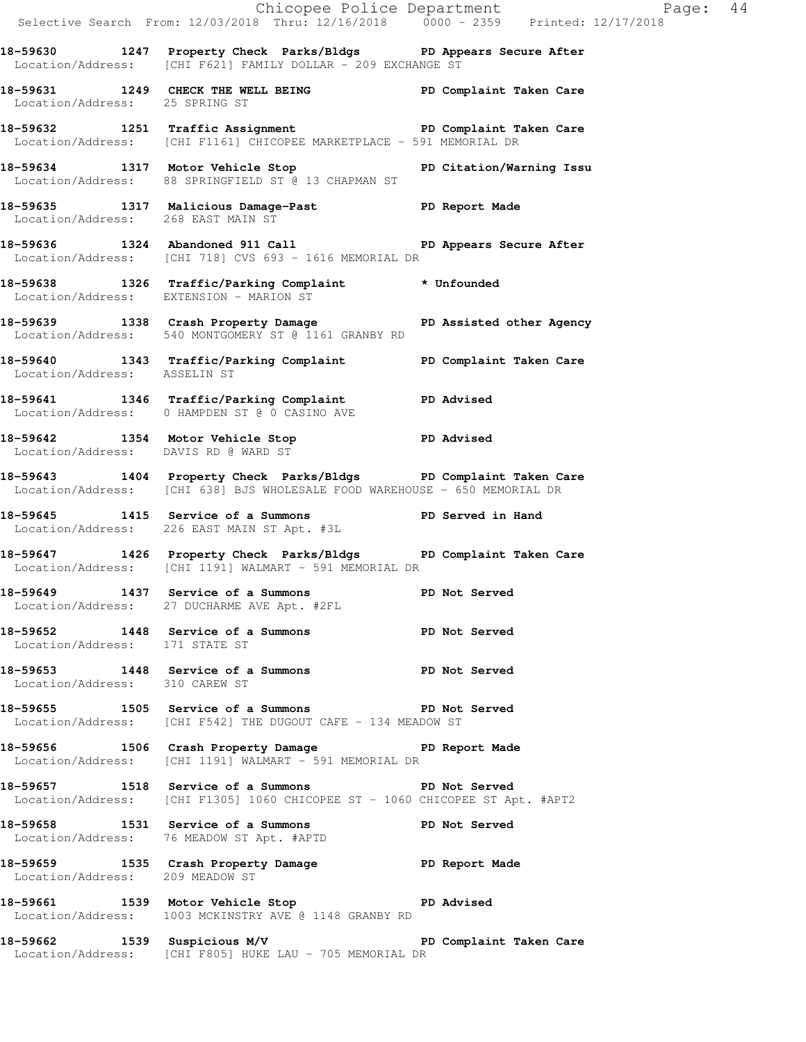18-59630 1247 Property Check Parks/Bldgs PD Appears Secure After
Location/Address: [CHI F621] FAMILY DOLLAR - 209 EXCHANGE ST

18-59631 1249 CHECK THE WELL BEING PD Complaint Taken Care
Location/Address: 25 SPRING ST

18-59632 1251 Traffic Assignment PD Complaint Taken Care
Location/Address: [CHI F1161] CHICOPEE MARKETPLACE - 591 MEMORIAL DR

18-59634 1317 Motor Vehicle Stop PD Citation/Warning Issu
Location/Address: 88 SPRINGFIELD ST @ 13 CHAPMAN ST

18-59635 1317 Malicious Damage-Past PD Report Made
Location/Address: 268 EAST MAIN ST

18-59636 1324 Abandoned 911 Call PD Appears Secure After
Location/Address: [CHI 718] CVS 693 - 1616 MEMORIAL DR

18-59638 1326 Traffic/Parking Complaint * Unfounded
Location/Address: EXTENSION - MARION ST

18-59639 1338 Crash Property Damage PD Assisted other Agency
Location/Address: 540 MONTGOMERY ST @ 1161 GRANBY RD

18-59640 1343 Traffic/Parking Complaint PD Complaint Taken Care
Location/Address: ASSELIN ST

18-59641 1346 Traffic/Parking Complaint PD Advised
Location/Address: 0 HAMPDEN ST @ 0 CASINO AVE

18-59642 1354 Motor Vehicle Stop PD Advised
Location/Address: DAVIS RD @ WARD ST

18-59643 1404 Property Check Parks/Bldgs PD Complaint Taken Care
Location/Address: [CHI 638] BJS WHOLESALE FOOD WAREHOUSE - 650 MEMORIAL DR

18-59645 1415 Service of a Summons PD Served in Hand
Location/Address: 226 EAST MAIN ST Apt. #3L

18-59647 1426 Property Check Parks/Bldgs PD Complaint Taken Care
Location/Address: [CHI 1191] WALMART - 591 MEMORIAL DR

18-59649 1437 Service of a Summons PD Not Served
Location/Address: 27 DUCHARME AVE Apt. #2FL

18-59652 1448 Service of a Summons PD Not Served
Location/Address: 171 STATE ST

18-59653 1448 Service of a Summons PD Not Served
Location/Address: 310 CAREW ST

18-59655 1505 Service of a Summons PD Not Served
Location/Address: [CHI F542] THE DUGOUT CAFE - 134 MEADOW ST

18-59656 1506 Crash Property Damage PD Report Made
Location/Address: [CHI 1191] WALMART - 591 MEMORIAL DR

18-59657 1518 Service of a Summons PD Not Served
Location/Address: [CHI F1305] 1060 CHICOPEE ST - 1060 CHICOPEE ST Apt. #APT2

18-59658 1531 Service of a Summons PD Not Served
Location/Address: 76 MEADOW ST Apt. #APTD

18-59659 1535 Crash Property Damage PD Report Made
Location/Address: 209 MEADOW ST

18-59661 1539 Motor Vehicle Stop PD Advised
Location/Address: 1003 MCKINSTRY AVE @ 1148 GRANBY RD

18-59662 1539 Suspicious M/V PD Complaint Taken Care
Location/Address: [CHI F805] HUKE LAU - 705 MEMORIAL DR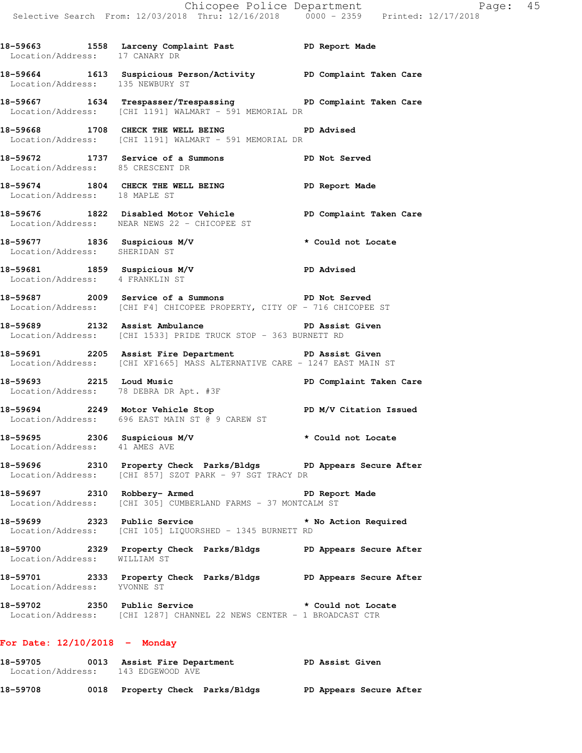18-59663 1558 Larceny Complaint Past PD Report Made
Location/Address: 17 CANARY DR

18-59664 1613 Suspicious Person/Activity PD Complaint Taken Care
Location/Address: 135 NEWBURY ST

18-59667 1634 Trespasser/Trespassing PD Complaint Taken Care
Location/Address: [CHI 1191] WALMART - 591 MEMORIAL DR

18-59668 1708 CHECK THE WELL BEING PD Advised
Location/Address: [CHI 1191] WALMART - 591 MEMORIAL DR

18-59672 1737 Service of a Summons PD Not Served
Location/Address: 85 CRESCENT DR

18-59674 1804 CHECK THE WELL BEING PD Report Made
Location/Address: 18 MAPLE ST

18-59676 1822 Disabled Motor Vehicle PD Complaint Taken Care
Location/Address: NEAR NEWS 22 - CHICOPEE ST

18-59677 1836 Suspicious M/V * Could not Locate
Location/Address: SHERIDAN ST

18-59681 1859 Suspicious M/V PD Advised
Location/Address: 4 FRANKLIN ST

18-59687 2009 Service of a Summons PD Not Served
Location/Address: [CHI F4] CHICOPEE PROPERTY, CITY OF - 716 CHICOPEE ST

18-59689 2132 Assist Ambulance PD Assist Given
Location/Address: [CHI 1533] PRIDE TRUCK STOP - 363 BURNETT RD

18-59691 2205 Assist Fire Department PD Assist Given
Location/Address: [CHI XF1665] MASS ALTERNATIVE CARE - 1247 EAST MAIN ST

18-59693 2215 Loud Music PD Complaint Taken Care
Location/Address: 78 DEBRA DR Apt. #3F

18-59694 2249 Motor Vehicle Stop PD M/V Citation Issued
Location/Address: 696 EAST MAIN ST @ 9 CAREW ST

18-59695 2306 Suspicious M/V * Could not Locate
Location/Address: 41 AMES AVE

18-59696 2310 Property Check Parks/Bldgs PD Appears Secure After
Location/Address: [CHI 857] SZOT PARK - 97 SGT TRACY DR

18-59697 2310 Robbery- Armed PD Report Made
Location/Address: [CHI 305] CUMBERLAND FARMS - 37 MONTCALM ST

18-59699 2323 Public Service * No Action Required
Location/Address: [CHI 105] LIQUORSHED - 1345 BURNETT RD

18-59700 2329 Property Check Parks/Bldgs PD Appears Secure After
Location/Address: WILLIAM ST

18-59701 2333 Property Check Parks/Bldgs PD Appears Secure After
Location/Address: YVONNE ST

18-59702 2350 Public Service * Could not Locate
Location/Address: [CHI 1287] CHANNEL 22 NEWS CENTER - 1 BROADCAST CTR

**For Date: 12/10/2018 - Monday**

18-59705 0013 Assist Fire Department PD Assist Given
Location/Address: 143 EDGEWOOD AVE

18-59708 0018 Property Check Parks/Bldgs PD Appears Secure After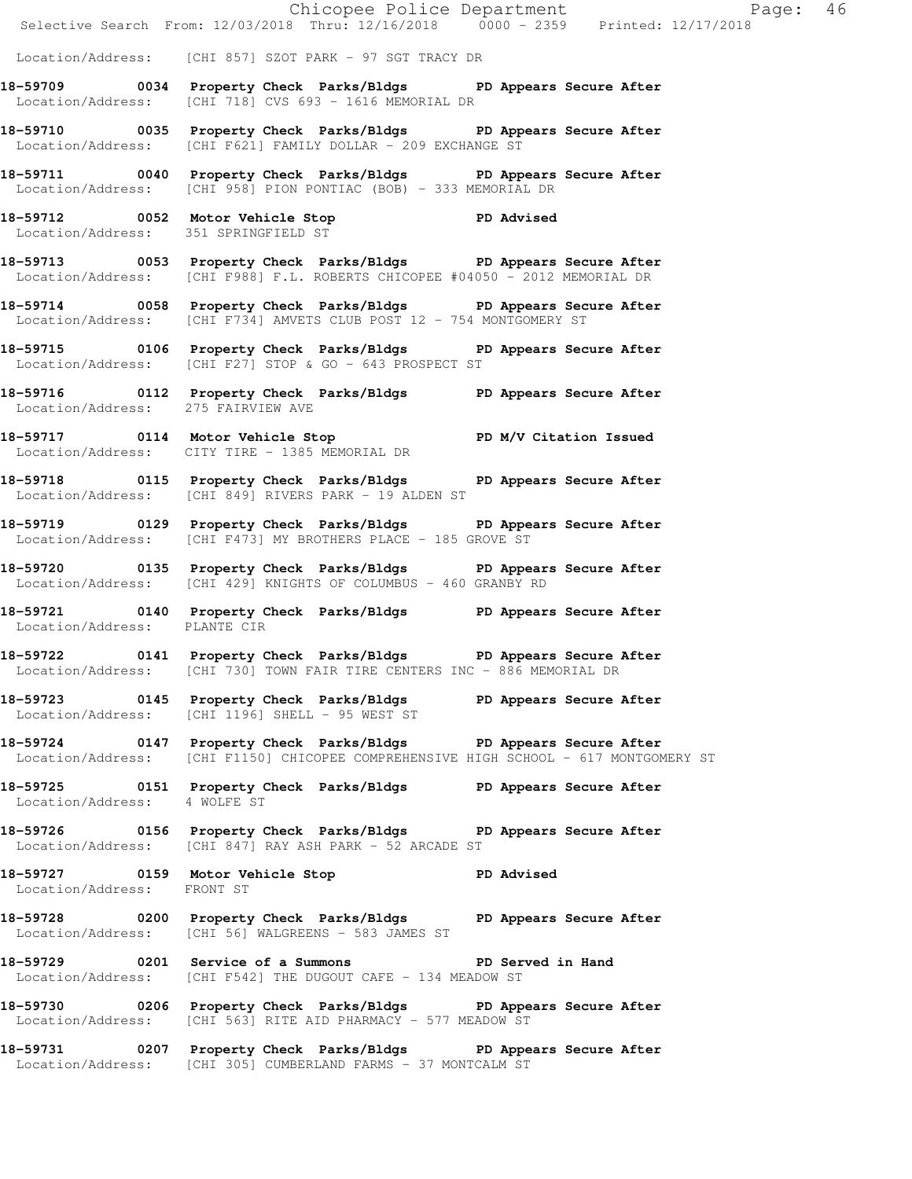Location/Address: [CHI 857] SZOT PARK - 97 SGT TRACY DR

**18-59709 0034 Property Check Parks/Bldgs PD Appears Secure After**
Location/Address: [CHI 718] CVS 693 - 1616 MEMORIAL DR

**18-59710 0035 Property Check Parks/Bldgs PD Appears Secure After**
Location/Address: [CHI F621] FAMILY DOLLAR - 209 EXCHANGE ST

**18-59711 0040 Property Check Parks/Bldgs PD Appears Secure After**
Location/Address: [CHI 958] PION PONTIAC (BOB) - 333 MEMORIAL DR

**18-59712 0052 Motor Vehicle Stop PD Advised**
Location/Address: 351 SPRINGFIELD ST

**18-59713 0053 Property Check Parks/Bldgs PD Appears Secure After**
Location/Address: [CHI F988] F.L. ROBERTS CHICOPEE #04050 - 2012 MEMORIAL DR

**18-59714 0058 Property Check Parks/Bldgs PD Appears Secure After**
Location/Address: [CHI F734] AMVETS CLUB POST 12 - 754 MONTGOMERY ST

**18-59715 0106 Property Check Parks/Bldgs PD Appears Secure After**
Location/Address: [CHI F27] STOP & GO - 643 PROSPECT ST

**18-59716 0112 Property Check Parks/Bldgs PD Appears Secure After**
Location/Address: 275 FAIRVIEW AVE

**18-59717 0114 Motor Vehicle Stop PD M/V Citation Issued**
Location/Address: CITY TIRE - 1385 MEMORIAL DR

**18-59718 0115 Property Check Parks/Bldgs PD Appears Secure After**
Location/Address: [CHI 849] RIVERS PARK - 19 ALDEN ST

**18-59719 0129 Property Check Parks/Bldgs PD Appears Secure After**
Location/Address: [CHI F473] MY BROTHERS PLACE - 185 GROVE ST

**18-59720 0135 Property Check Parks/Bldgs PD Appears Secure After**
Location/Address: [CHI 429] KNIGHTS OF COLUMBUS - 460 GRANBY RD

**18-59721 0140 Property Check Parks/Bldgs PD Appears Secure After**
Location/Address: PLANTE CIR

**18-59722 0141 Property Check Parks/Bldgs PD Appears Secure After**
Location/Address: [CHI 730] TOWN FAIR TIRE CENTERS INC - 886 MEMORIAL DR

**18-59723 0145 Property Check Parks/Bldgs PD Appears Secure After**
Location/Address: [CHI 1196] SHELL - 95 WEST ST

**18-59724 0147 Property Check Parks/Bldgs PD Appears Secure After**
Location/Address: [CHI F1150] CHICOPEE COMPREHENSIVE HIGH SCHOOL - 617 MONTGOMERY ST

**18-59725 0151 Property Check Parks/Bldgs PD Appears Secure After**
Location/Address: 4 WOLFE ST

**18-59726 0156 Property Check Parks/Bldgs PD Appears Secure After**
Location/Address: [CHI 847] RAY ASH PARK - 52 ARCADE ST

**18-59727 0159 Motor Vehicle Stop PD Advised**
Location/Address: FRONT ST

**18-59728 0200 Property Check Parks/Bldgs PD Appears Secure After**
Location/Address: [CHI 56] WALGREENS - 583 JAMES ST

**18-59729 0201 Service of a Summons PD Served in Hand**
Location/Address: [CHI F542] THE DUGOUT CAFE - 134 MEADOW ST

**18-59730 0206 Property Check Parks/Bldgs PD Appears Secure After**
Location/Address: [CHI 563] RITE AID PHARMACY - 577 MEADOW ST

**18-59731 0207 Property Check Parks/Bldgs PD Appears Secure After**
Location/Address: [CHI 305] CUMBERLAND FARMS - 37 MONTCALM ST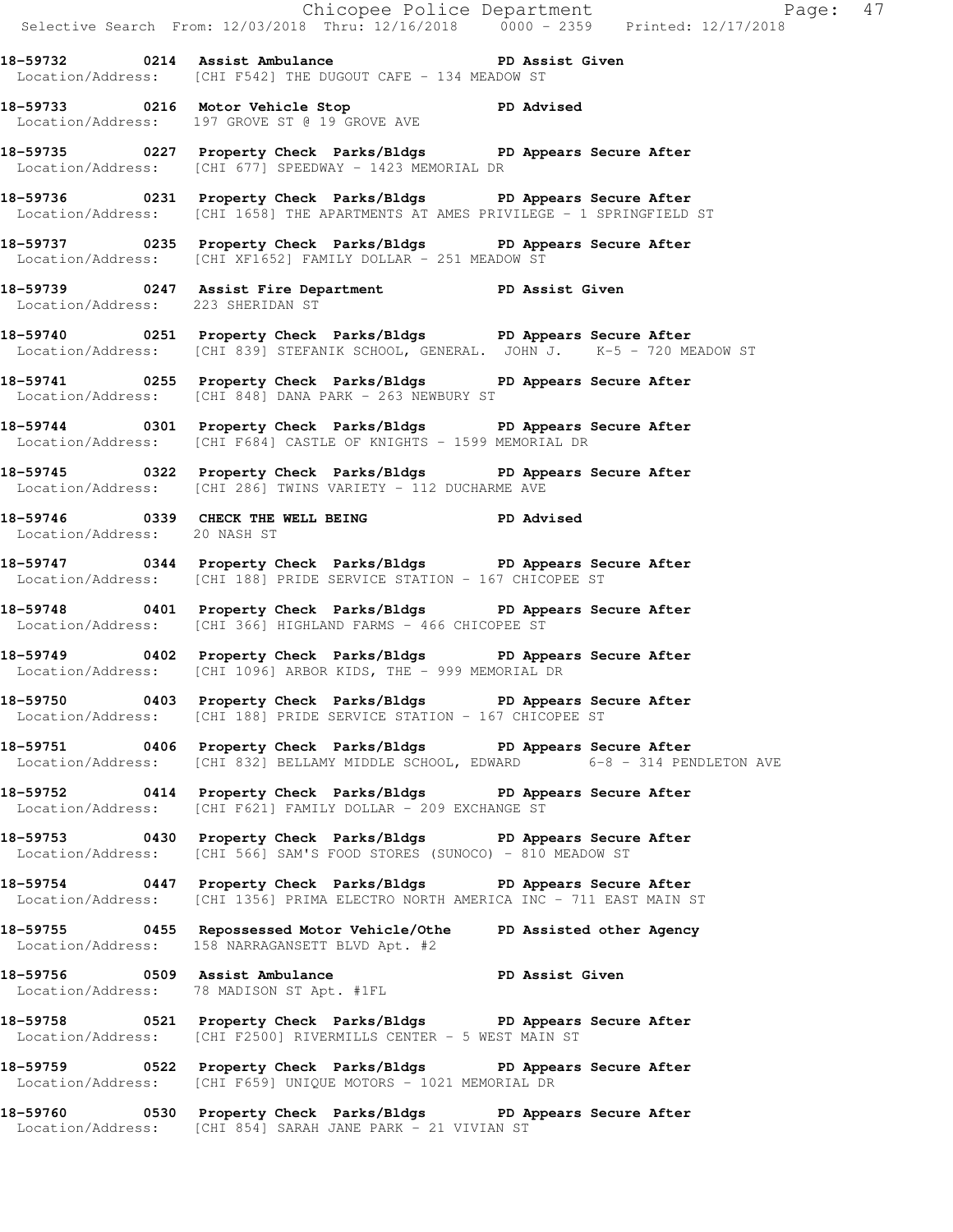**18-59732 0214 Assist Ambulance PD Assist Given**
Location/Address: [CHI F542] THE DUGOUT CAFE - 134 MEADOW ST

**18-59733 0216 Motor Vehicle Stop PD Advised**
Location/Address: 197 GROVE ST @ 19 GROVE AVE

**18-59735 0227 Property Check Parks/Bldgs PD Appears Secure After**
Location/Address: [CHI 677] SPEEDWAY - 1423 MEMORIAL DR

**18-59736 0231 Property Check Parks/Bldgs PD Appears Secure After**
Location/Address: [CHI 1658] THE APARTMENTS AT AMES PRIVILEGE - 1 SPRINGFIELD ST

**18-59737 0235 Property Check Parks/Bldgs PD Appears Secure After**
Location/Address: [CHI XF1652] FAMILY DOLLAR - 251 MEADOW ST

**18-59739 0247 Assist Fire Department PD Assist Given**
Location/Address: 223 SHERIDAN ST

**18-59740 0251 Property Check Parks/Bldgs PD Appears Secure After**
Location/Address: [CHI 839] STEFANIK SCHOOL, GENERAL. JOHN J. K-5 - 720 MEADOW ST

**18-59741 0255 Property Check Parks/Bldgs PD Appears Secure After**
Location/Address: [CHI 848] DANA PARK - 263 NEWBURY ST

**18-59744 0301 Property Check Parks/Bldgs PD Appears Secure After**
Location/Address: [CHI F684] CASTLE OF KNIGHTS - 1599 MEMORIAL DR

**18-59745 0322 Property Check Parks/Bldgs PD Appears Secure After**
Location/Address: [CHI 286] TWINS VARIETY - 112 DUCHARME AVE

**18-59746 0339 CHECK THE WELL BEING PD Advised**
Location/Address: 20 NASH ST

**18-59747 0344 Property Check Parks/Bldgs PD Appears Secure After**
Location/Address: [CHI 188] PRIDE SERVICE STATION - 167 CHICOPEE ST

**18-59748 0401 Property Check Parks/Bldgs PD Appears Secure After**
Location/Address: [CHI 366] HIGHLAND FARMS - 466 CHICOPEE ST

**18-59749 0402 Property Check Parks/Bldgs PD Appears Secure After**
Location/Address: [CHI 1096] ARBOR KIDS, THE - 999 MEMORIAL DR

**18-59750 0403 Property Check Parks/Bldgs PD Appears Secure After**
Location/Address: [CHI 188] PRIDE SERVICE STATION - 167 CHICOPEE ST

**18-59751 0406 Property Check Parks/Bldgs PD Appears Secure After**
Location/Address: [CHI 832] BELLAMY MIDDLE SCHOOL, EDWARD 6-8 - 314 PENDLETON AVE

**18-59752 0414 Property Check Parks/Bldgs PD Appears Secure After**
Location/Address: [CHI F621] FAMILY DOLLAR - 209 EXCHANGE ST

**18-59753 0430 Property Check Parks/Bldgs PD Appears Secure After**
Location/Address: [CHI 566] SAM'S FOOD STORES (SUNOCO) - 810 MEADOW ST

**18-59754 0447 Property Check Parks/Bldgs PD Appears Secure After**
Location/Address: [CHI 1356] PRIMA ELECTRO NORTH AMERICA INC - 711 EAST MAIN ST

**18-59755 0455 Repossessed Motor Vehicle/Othe PD Assisted other Agency**
Location/Address: 158 NARRAGANSETT BLVD Apt. #2

**18-59756 0509 Assist Ambulance PD Assist Given**
Location/Address: 78 MADISON ST Apt. #1FL

**18-59758 0521 Property Check Parks/Bldgs PD Appears Secure After**
Location/Address: [CHI F2500] RIVERMILLS CENTER - 5 WEST MAIN ST

**18-59759 0522 Property Check Parks/Bldgs PD Appears Secure After**
Location/Address: [CHI F659] UNIQUE MOTORS - 1021 MEMORIAL DR

**18-59760 0530 Property Check Parks/Bldgs PD Appears Secure After**
Location/Address: [CHI 854] SARAH JANE PARK - 21 VIVIAN ST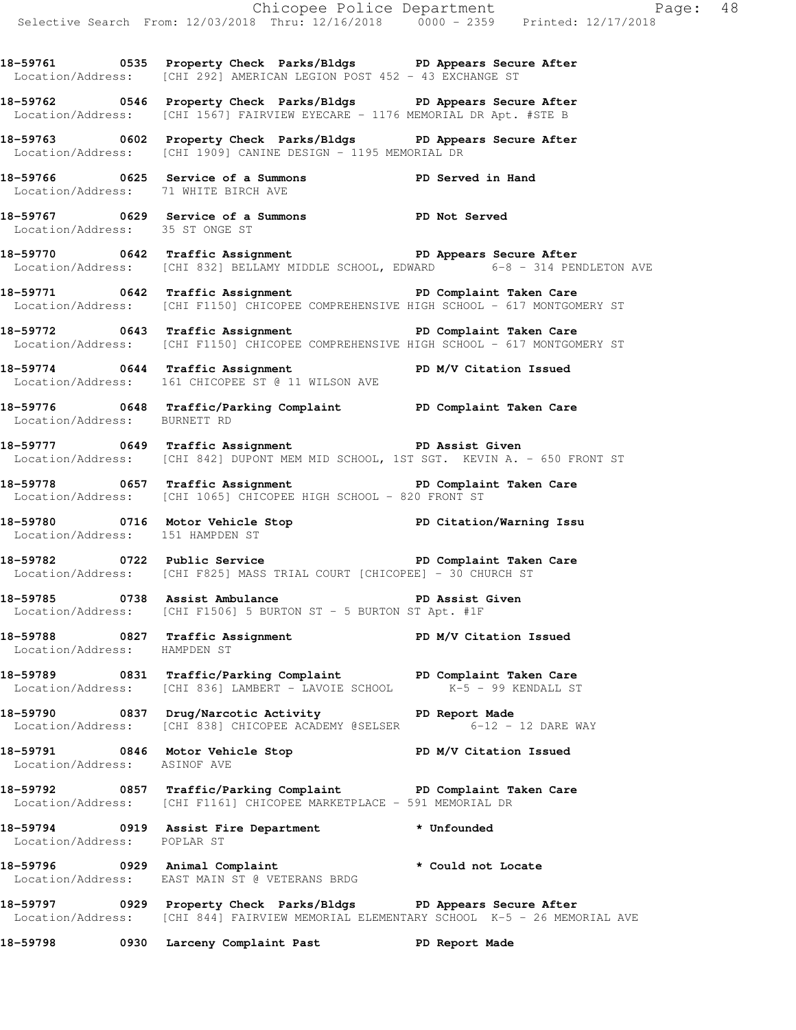**18-59761 0535 Property Check Parks/Bldgs PD Appears Secure After**
Location/Address: [CHI 292] AMERICAN LEGION POST 452 - 43 EXCHANGE ST

**18-59762 0546 Property Check Parks/Bldgs PD Appears Secure After**
Location/Address: [CHI 1567] FAIRVIEW EYECARE - 1176 MEMORIAL DR Apt. #STE B

**18-59763 0602 Property Check Parks/Bldgs PD Appears Secure After**
Location/Address: [CHI 1909] CANINE DESIGN - 1195 MEMORIAL DR

**18-59766 0625 Service of a Summons PD Served in Hand**
Location/Address: 71 WHITE BIRCH AVE

**18-59767 0629 Service of a Summons PD Not Served**
Location/Address: 35 ST ONGE ST

**18-59770 0642 Traffic Assignment PD Appears Secure After**
Location/Address: [CHI 832] BELLAMY MIDDLE SCHOOL, EDWARD 6-8 - 314 PENDLETON AVE

**18-59771 0642 Traffic Assignment PD Complaint Taken Care**
Location/Address: [CHI F1150] CHICOPEE COMPREHENSIVE HIGH SCHOOL - 617 MONTGOMERY ST

**18-59772 0643 Traffic Assignment PD Complaint Taken Care**
Location/Address: [CHI F1150] CHICOPEE COMPREHENSIVE HIGH SCHOOL - 617 MONTGOMERY ST

**18-59774 0644 Traffic Assignment PD M/V Citation Issued**
Location/Address: 161 CHICOPEE ST @ 11 WILSON AVE

**18-59776 0648 Traffic/Parking Complaint PD Complaint Taken Care**
Location/Address: BURNETT RD

**18-59777 0649 Traffic Assignment PD Assist Given**
Location/Address: [CHI 842] DUPONT MEM MID SCHOOL, 1ST SGT. KEVIN A. - 650 FRONT ST

**18-59778 0657 Traffic Assignment PD Complaint Taken Care**
Location/Address: [CHI 1065] CHICOPEE HIGH SCHOOL - 820 FRONT ST

**18-59780 0716 Motor Vehicle Stop PD Citation/Warning Issu**
Location/Address: 151 HAMPDEN ST

**18-59782 0722 Public Service PD Complaint Taken Care**
Location/Address: [CHI F825] MASS TRIAL COURT [CHICOPEE] - 30 CHURCH ST

**18-59785 0738 Assist Ambulance PD Assist Given**
Location/Address: [CHI F1506] 5 BURTON ST - 5 BURTON ST Apt. #1F

**18-59788 0827 Traffic Assignment PD M/V Citation Issued**
Location/Address: HAMPDEN ST

**18-59789 0831 Traffic/Parking Complaint PD Complaint Taken Care**
Location/Address: [CHI 836] LAMBERT - LAVOIE SCHOOL K-5 - 99 KENDALL ST

**18-59790 0837 Drug/Narcotic Activity PD Report Made**
Location/Address: [CHI 838] CHICOPEE ACADEMY @SELSER 6-12 - 12 DARE WAY

**18-59791 0846 Motor Vehicle Stop PD M/V Citation Issued**
Location/Address: ASINOF AVE

**18-59792 0857 Traffic/Parking Complaint PD Complaint Taken Care**
Location/Address: [CHI F1161] CHICOPEE MARKETPLACE - 591 MEMORIAL DR

**18-59794 0919 Assist Fire Department * Unfounded**
Location/Address: POPLAR ST

**18-59796 0929 Animal Complaint * Could not Locate**
Location/Address: EAST MAIN ST @ VETERANS BRDG

**18-59797 0929 Property Check Parks/Bldgs PD Appears Secure After**
Location/Address: [CHI 844] FAIRVIEW MEMORIAL ELEMENTARY SCHOOL K-5 - 26 MEMORIAL AVE

**18-59798 0930 Larceny Complaint Past PD Report Made**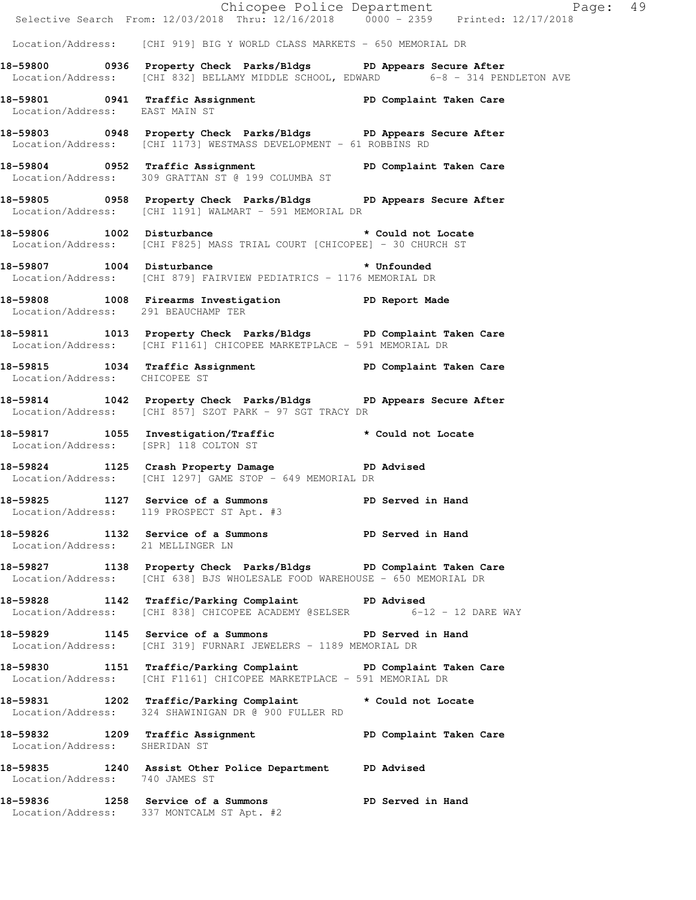Location/Address: [CHI 919] BIG Y WORLD CLASS MARKETS - 650 MEMORIAL DR

**18-59800 0936 Property Check Parks/Bldgs PD Appears Secure After**
Location/Address: [CHI 832] BELLAMY MIDDLE SCHOOL, EDWARD 6-8 - 314 PENDLETON AVE

**18-59801 0941 Traffic Assignment PD Complaint Taken Care**
Location/Address: EAST MAIN ST

**18-59803 0948 Property Check Parks/Bldgs PD Appears Secure After**
Location/Address: [CHI 1173] WESTMASS DEVELOPMENT - 61 ROBBINS RD

**18-59804 0952 Traffic Assignment PD Complaint Taken Care**
Location/Address: 309 GRATTAN ST @ 199 COLUMBA ST

**18-59805 0958 Property Check Parks/Bldgs PD Appears Secure After**
Location/Address: [CHI 1191] WALMART - 591 MEMORIAL DR

**18-59806 1002 Disturbance * Could not Locate**
Location/Address: [CHI F825] MASS TRIAL COURT [CHICOPEE] - 30 CHURCH ST

**18-59807 1004 Disturbance * Unfounded**
Location/Address: [CHI 879] FAIRVIEW PEDIATRICS - 1176 MEMORIAL DR

**18-59808 1008 Firearms Investigation PD Report Made**
Location/Address: 291 BEAUCHAMP TER

**18-59811 1013 Property Check Parks/Bldgs PD Complaint Taken Care**
Location/Address: [CHI F1161] CHICOPEE MARKETPLACE - 591 MEMORIAL DR

**18-59815 1034 Traffic Assignment PD Complaint Taken Care**
Location/Address: CHICOPEE ST

**18-59814 1042 Property Check Parks/Bldgs PD Appears Secure After**
Location/Address: [CHI 857] SZOT PARK - 97 SGT TRACY DR

**18-59817 1055 Investigation/Traffic * Could not Locate**
Location/Address: [SPR] 118 COLTON ST

**18-59824 1125 Crash Property Damage PD Advised**
Location/Address: [CHI 1297] GAME STOP - 649 MEMORIAL DR

**18-59825 1127 Service of a Summons PD Served in Hand**
Location/Address: 119 PROSPECT ST Apt. #3

**18-59826 1132 Service of a Summons PD Served in Hand**
Location/Address: 21 MELLINGER LN

**18-59827 1138 Property Check Parks/Bldgs PD Complaint Taken Care**
Location/Address: [CHI 638] BJS WHOLESALE FOOD WAREHOUSE - 650 MEMORIAL DR

**18-59828 1142 Traffic/Parking Complaint PD Advised**
Location/Address: [CHI 838] CHICOPEE ACADEMY @SELSER 6-12 - 12 DARE WAY

**18-59829 1145 Service of a Summons PD Served in Hand**
Location/Address: [CHI 319] FURNARI JEWELERS - 1189 MEMORIAL DR

**18-59830 1151 Traffic/Parking Complaint PD Complaint Taken Care**
Location/Address: [CHI F1161] CHICOPEE MARKETPLACE - 591 MEMORIAL DR

**18-59831 1202 Traffic/Parking Complaint * Could not Locate**
Location/Address: 324 SHAWINIGAN DR @ 900 FULLER RD

**18-59832 1209 Traffic Assignment PD Complaint Taken Care**
Location/Address: SHERIDAN ST

**18-59835 1240 Assist Other Police Department PD Advised**
Location/Address: 740 JAMES ST

**18-59836 1258 Service of a Summons PD Served in Hand**
Location/Address: 337 MONTCALM ST Apt. #2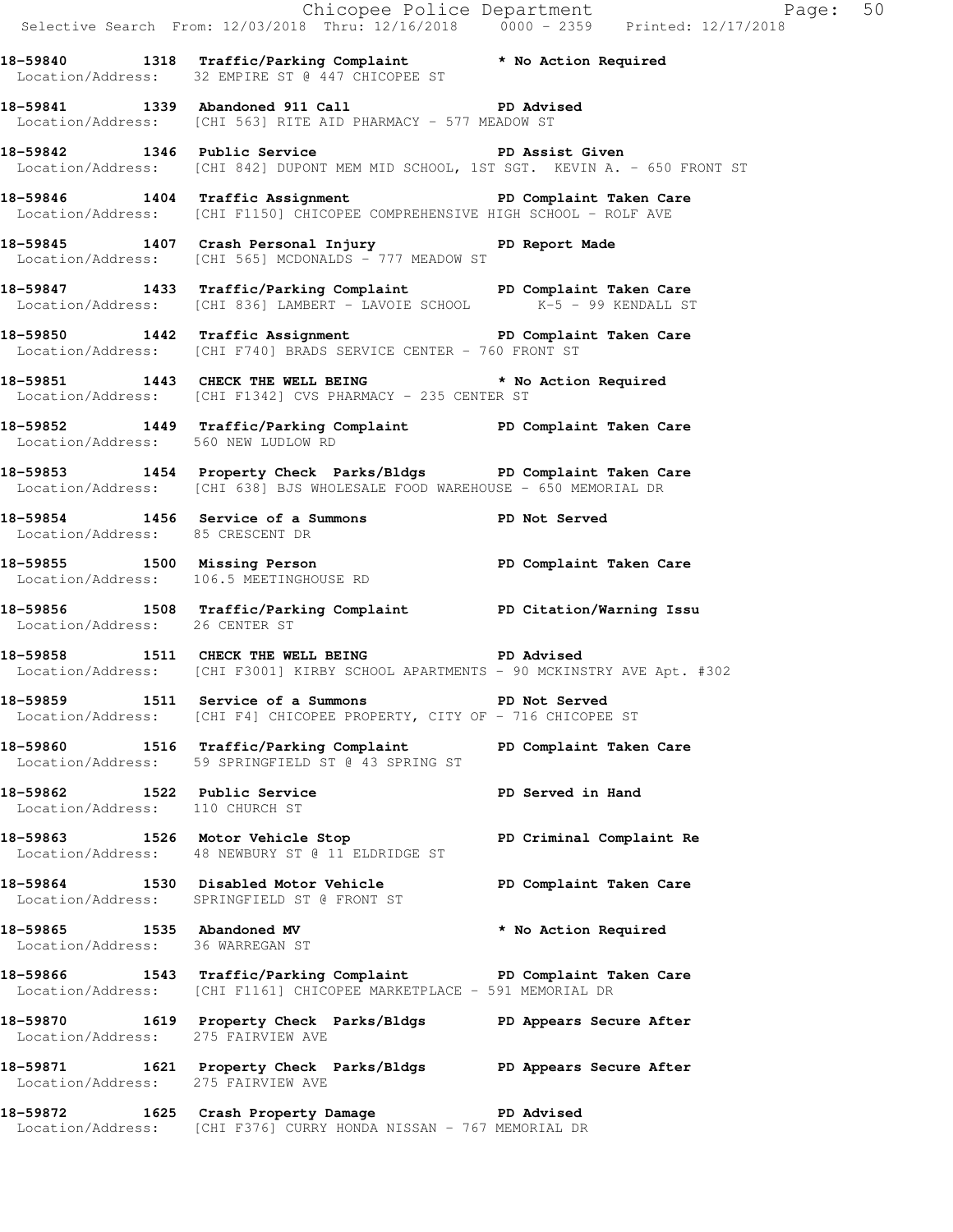**18-59840 1318 Traffic/Parking Complaint * No Action Required**
Location/Address: 32 EMPIRE ST @ 447 CHICOPEE ST

**18-59841 1339 Abandoned 911 Call PD Advised**
Location/Address: [CHI 563] RITE AID PHARMACY - 577 MEADOW ST

**18-59842 1346 Public Service PD Assist Given**
Location/Address: [CHI 842] DUPONT MEM MID SCHOOL, 1ST SGT. KEVIN A. - 650 FRONT ST

**18-59846 1404 Traffic Assignment PD Complaint Taken Care**
Location/Address: [CHI F1150] CHICOPEE COMPREHENSIVE HIGH SCHOOL - ROLF AVE

**18-59845 1407 Crash Personal Injury PD Report Made**
Location/Address: [CHI 565] MCDONALDS - 777 MEADOW ST

**18-59847 1433 Traffic/Parking Complaint PD Complaint Taken Care**
Location/Address: [CHI 836] LAMBERT - LAVOIE SCHOOL K-5 - 99 KENDALL ST

**18-59850 1442 Traffic Assignment PD Complaint Taken Care**
Location/Address: [CHI F740] BRADS SERVICE CENTER - 760 FRONT ST

**18-59851 1443 CHECK THE WELL BEING * No Action Required**
Location/Address: [CHI F1342] CVS PHARMACY - 235 CENTER ST

**18-59852 1449 Traffic/Parking Complaint PD Complaint Taken Care**
Location/Address: 560 NEW LUDLOW RD

**18-59853 1454 Property Check Parks/Bldgs PD Complaint Taken Care**
Location/Address: [CHI 638] BJS WHOLESALE FOOD WAREHOUSE - 650 MEMORIAL DR

**18-59854 1456 Service of a Summons PD Not Served**
Location/Address: 85 CRESCENT DR

**18-59855 1500 Missing Person PD Complaint Taken Care**
Location/Address: 106.5 MEETINGHOUSE RD

**18-59856 1508 Traffic/Parking Complaint PD Citation/Warning Issu**
Location/Address: 26 CENTER ST

**18-59858 1511 CHECK THE WELL BEING PD Advised**
Location/Address: [CHI F3001] KIRBY SCHOOL APARTMENTS - 90 MCKINSTRY AVE Apt. #302

**18-59859 1511 Service of a Summons PD Not Served**
Location/Address: [CHI F4] CHICOPEE PROPERTY, CITY OF - 716 CHICOPEE ST

**18-59860 1516 Traffic/Parking Complaint PD Complaint Taken Care**
Location/Address: 59 SPRINGFIELD ST @ 43 SPRING ST

**18-59862 1522 Public Service PD Served in Hand**
Location/Address: 110 CHURCH ST

**18-59863 1526 Motor Vehicle Stop PD Criminal Complaint Re**
Location/Address: 48 NEWBURY ST @ 11 ELDRIDGE ST

**18-59864 1530 Disabled Motor Vehicle PD Complaint Taken Care**
Location/Address: SPRINGFIELD ST @ FRONT ST

**18-59865 1535 Abandoned MV * No Action Required**
Location/Address: 36 WARREGAN ST

**18-59866 1543 Traffic/Parking Complaint PD Complaint Taken Care**
Location/Address: [CHI F1161] CHICOPEE MARKETPLACE - 591 MEMORIAL DR

**18-59870 1619 Property Check Parks/Bldgs PD Appears Secure After**
Location/Address: 275 FAIRVIEW AVE

**18-59871 1621 Property Check Parks/Bldgs PD Appears Secure After**
Location/Address: 275 FAIRVIEW AVE

**18-59872 1625 Crash Property Damage PD Advised**
Location/Address: [CHI F376] CURRY HONDA NISSAN - 767 MEMORIAL DR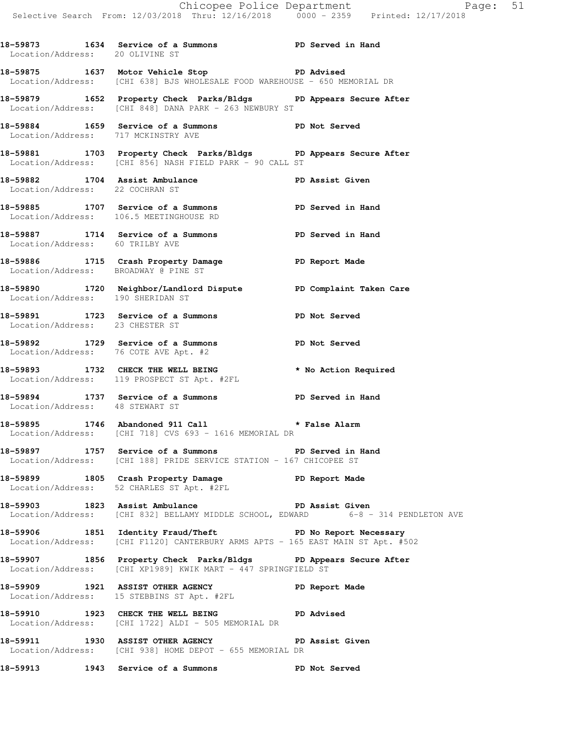18-59873 1634 Service of a Summons PD Served in Hand
Location/Address: 20 OLIVINE ST

18-59875 1637 Motor Vehicle Stop PD Advised
Location/Address: [CHI 638] BJS WHOLESALE FOOD WAREHOUSE - 650 MEMORIAL DR

18-59879 1652 Property Check Parks/Bldgs PD Appears Secure After
Location/Address: [CHI 848] DANA PARK - 263 NEWBURY ST

18-59884 1659 Service of a Summons PD Not Served
Location/Address: 717 MCKINSTRY AVE

18-59881 1703 Property Check Parks/Bldgs PD Appears Secure After
Location/Address: [CHI 856] NASH FIELD PARK - 90 CALL ST

18-59882 1704 Assist Ambulance PD Assist Given
Location/Address: 22 COCHRAN ST

18-59885 1707 Service of a Summons PD Served in Hand
Location/Address: 106.5 MEETINGHOUSE RD

18-59887 1714 Service of a Summons PD Served in Hand
Location/Address: 60 TRILBY AVE

18-59886 1715 Crash Property Damage PD Report Made
Location/Address: BROADWAY @ PINE ST

18-59890 1720 Neighbor/Landlord Dispute PD Complaint Taken Care
Location/Address: 190 SHERIDAN ST

18-59891 1723 Service of a Summons PD Not Served
Location/Address: 23 CHESTER ST

18-59892 1729 Service of a Summons PD Not Served
Location/Address: 76 COTE AVE Apt. #2

18-59893 1732 CHECK THE WELL BEING * No Action Required
Location/Address: 119 PROSPECT ST Apt. #2FL

18-59894 1737 Service of a Summons PD Served in Hand
Location/Address: 48 STEWART ST

18-59895 1746 Abandoned 911 Call * False Alarm
Location/Address: [CHI 718] CVS 693 - 1616 MEMORIAL DR

18-59897 1757 Service of a Summons PD Served in Hand
Location/Address: [CHI 188] PRIDE SERVICE STATION - 167 CHICOPEE ST

18-59899 1805 Crash Property Damage PD Report Made
Location/Address: 52 CHARLES ST Apt. #2FL

18-59903 1823 Assist Ambulance PD Assist Given
Location/Address: [CHI 832] BELLAMY MIDDLE SCHOOL, EDWARD 6-8 - 314 PENDLETON AVE

18-59906 1851 Identity Fraud/Theft PD No Report Necessary
Location/Address: [CHI F1120] CANTERBURY ARMS APTS - 165 EAST MAIN ST Apt. #502

18-59907 1856 Property Check Parks/Bldgs PD Appears Secure After
Location/Address: [CHI XP1989] KWIK MART - 447 SPRINGFIELD ST

18-59909 1921 ASSIST OTHER AGENCY PD Report Made
Location/Address: 15 STEBBINS ST Apt. #2FL

18-59910 1923 CHECK THE WELL BEING PD Advised
Location/Address: [CHI 1722] ALDI - 505 MEMORIAL DR

18-59911 1930 ASSIST OTHER AGENCY PD Assist Given
Location/Address: [CHI 938] HOME DEPOT - 655 MEMORIAL DR

18-59913 1943 Service of a Summons PD Not Served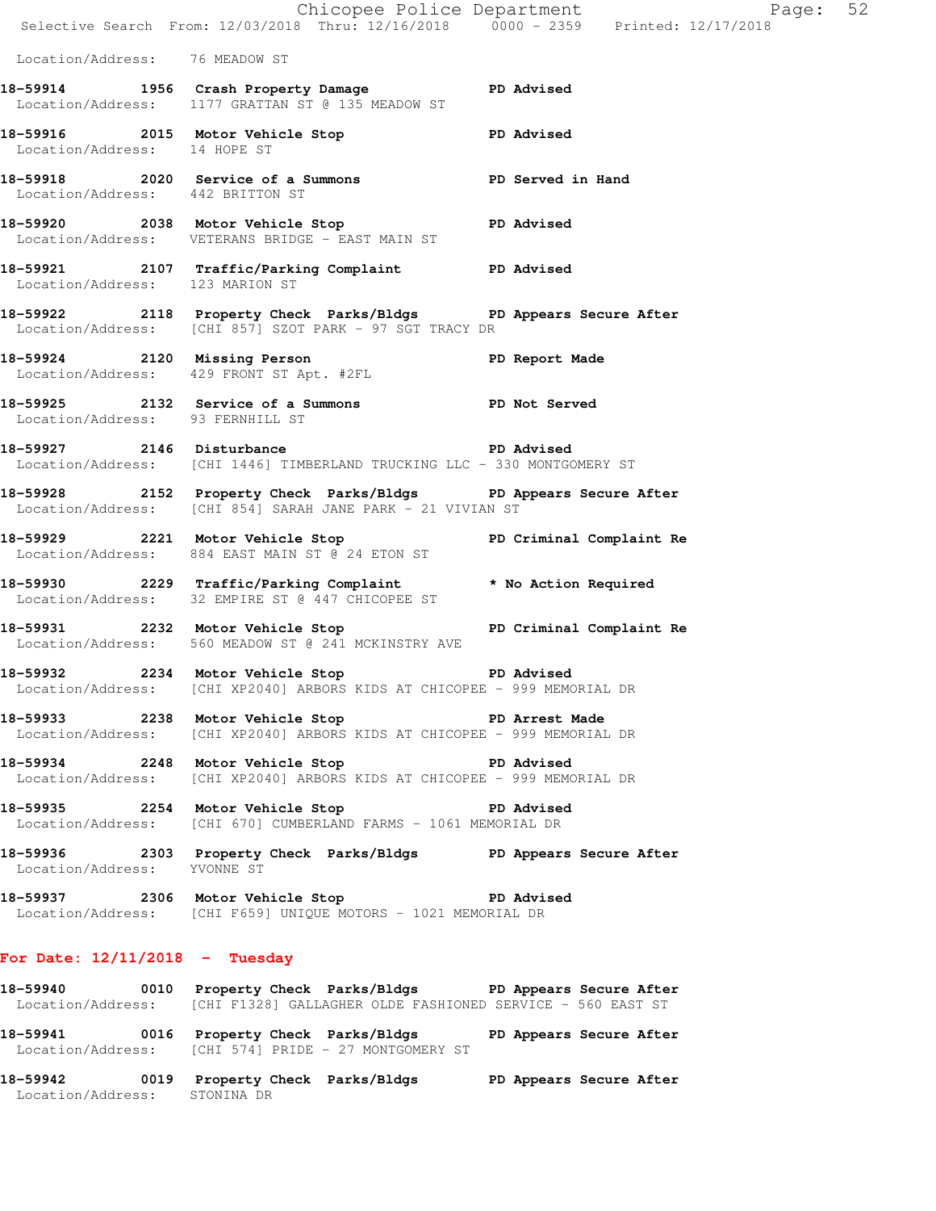Location/Address: 76 MEADOW ST

**18-59914 1956 Crash Property Damage PD Advised**
Location/Address: 1177 GRATTAN ST @ 135 MEADOW ST

**18-59916 2015 Motor Vehicle Stop PD Advised**
Location/Address: 14 HOPE ST

**18-59918 2020 Service of a Summons PD Served in Hand**
Location/Address: 442 BRITTON ST

**18-59920 2038 Motor Vehicle Stop PD Advised**
Location/Address: VETERANS BRIDGE - EAST MAIN ST

**18-59921 2107 Traffic/Parking Complaint PD Advised**
Location/Address: 123 MARION ST

**18-59922 2118 Property Check Parks/Bldgs PD Appears Secure After**
Location/Address: [CHI 857] SZOT PARK - 97 SGT TRACY DR

**18-59924 2120 Missing Person PD Report Made**
Location/Address: 429 FRONT ST Apt. #2FL

**18-59925 2132 Service of a Summons PD Not Served**
Location/Address: 93 FERNHILL ST

**18-59927 2146 Disturbance PD Advised**
Location/Address: [CHI 1446] TIMBERLAND TRUCKING LLC - 330 MONTGOMERY ST

**18-59928 2152 Property Check Parks/Bldgs PD Appears Secure After**
Location/Address: [CHI 854] SARAH JANE PARK - 21 VIVIAN ST

**18-59929 2221 Motor Vehicle Stop PD Criminal Complaint Re**
Location/Address: 884 EAST MAIN ST @ 24 ETON ST

**18-59930 2229 Traffic/Parking Complaint * No Action Required**
Location/Address: 32 EMPIRE ST @ 447 CHICOPEE ST

**18-59931 2232 Motor Vehicle Stop PD Criminal Complaint Re**
Location/Address: 560 MEADOW ST @ 241 MCKINSTRY AVE

**18-59932 2234 Motor Vehicle Stop PD Advised**
Location/Address: [CHI XP2040] ARBORS KIDS AT CHICOPEE - 999 MEMORIAL DR

**18-59933 2238 Motor Vehicle Stop PD Arrest Made**
Location/Address: [CHI XP2040] ARBORS KIDS AT CHICOPEE - 999 MEMORIAL DR

**18-59934 2248 Motor Vehicle Stop PD Advised**
Location/Address: [CHI XP2040] ARBORS KIDS AT CHICOPEE - 999 MEMORIAL DR

**18-59935 2254 Motor Vehicle Stop PD Advised**
Location/Address: [CHI 670] CUMBERLAND FARMS - 1061 MEMORIAL DR

**18-59936 2303 Property Check Parks/Bldgs PD Appears Secure After**
Location/Address: YVONNE ST

**18-59937 2306 Motor Vehicle Stop PD Advised**
Location/Address: [CHI F659] UNIQUE MOTORS - 1021 MEMORIAL DR

## For Date: 12/11/2018 - Tuesday

**18-59940 0010 Property Check Parks/Bldgs PD Appears Secure After**
Location/Address: [CHI F1328] GALLAGHER OLDE FASHIONED SERVICE - 560 EAST ST

**18-59941 0016 Property Check Parks/Bldgs PD Appears Secure After**
Location/Address: [CHI 574] PRIDE - 27 MONTGOMERY ST

**18-59942 0019 Property Check Parks/Bldgs PD Appears Secure After**
Location/Address: STONINA DR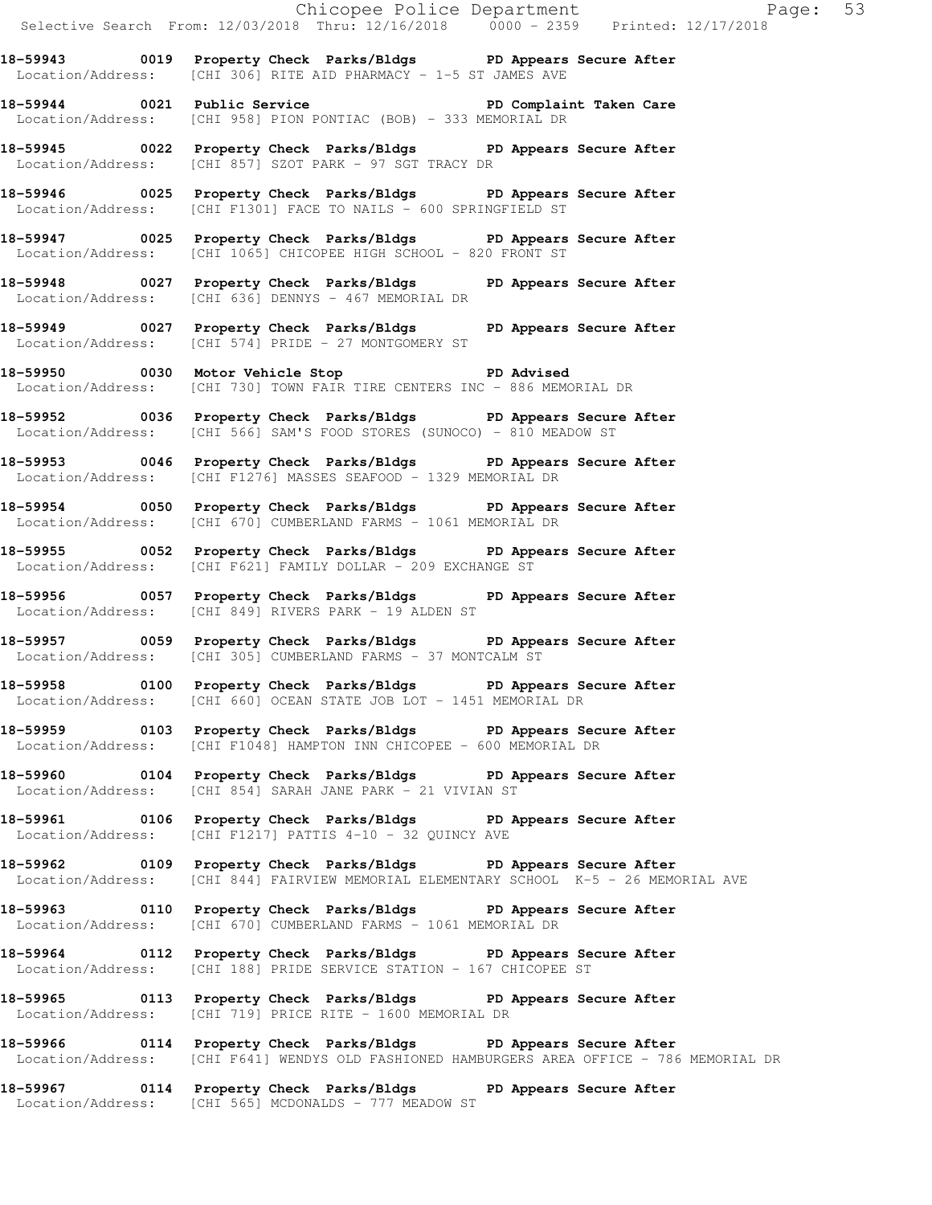**18-59943 0019 Property Check Parks/Bldgs PD Appears Secure After**
Location/Address: [CHI 306] RITE AID PHARMACY - 1-5 ST JAMES AVE

**18-59944 0021 Public Service PD Complaint Taken Care**
Location/Address: [CHI 958] PION PONTIAC (BOB) - 333 MEMORIAL DR

**18-59945 0022 Property Check Parks/Bldgs PD Appears Secure After**
Location/Address: [CHI 857] SZOT PARK - 97 SGT TRACY DR

**18-59946 0025 Property Check Parks/Bldgs PD Appears Secure After**
Location/Address: [CHI F1301] FACE TO NAILS - 600 SPRINGFIELD ST

**18-59947 0025 Property Check Parks/Bldgs PD Appears Secure After**
Location/Address: [CHI 1065] CHICOPEE HIGH SCHOOL - 820 FRONT ST

**18-59948 0027 Property Check Parks/Bldgs PD Appears Secure After**
Location/Address: [CHI 636] DENNYS - 467 MEMORIAL DR

**18-59949 0027 Property Check Parks/Bldgs PD Appears Secure After**
Location/Address: [CHI 574] PRIDE - 27 MONTGOMERY ST

**18-59950 0030 Motor Vehicle Stop PD Advised**
Location/Address: [CHI 730] TOWN FAIR TIRE CENTERS INC - 886 MEMORIAL DR

**18-59952 0036 Property Check Parks/Bldgs PD Appears Secure After**
Location/Address: [CHI 566] SAM'S FOOD STORES (SUNOCO) - 810 MEADOW ST

**18-59953 0046 Property Check Parks/Bldgs PD Appears Secure After**
Location/Address: [CHI F1276] MASSES SEAFOOD - 1329 MEMORIAL DR

**18-59954 0050 Property Check Parks/Bldgs PD Appears Secure After**
Location/Address: [CHI 670] CUMBERLAND FARMS - 1061 MEMORIAL DR

**18-59955 0052 Property Check Parks/Bldgs PD Appears Secure After**
Location/Address: [CHI F621] FAMILY DOLLAR - 209 EXCHANGE ST

**18-59956 0057 Property Check Parks/Bldgs PD Appears Secure After**
Location/Address: [CHI 849] RIVERS PARK - 19 ALDEN ST

**18-59957 0059 Property Check Parks/Bldgs PD Appears Secure After**
Location/Address: [CHI 305] CUMBERLAND FARMS - 37 MONTCALM ST

**18-59958 0100 Property Check Parks/Bldgs PD Appears Secure After**
Location/Address: [CHI 660] OCEAN STATE JOB LOT - 1451 MEMORIAL DR

**18-59959 0103 Property Check Parks/Bldgs PD Appears Secure After**
Location/Address: [CHI F1048] HAMPTON INN CHICOPEE - 600 MEMORIAL DR

**18-59960 0104 Property Check Parks/Bldgs PD Appears Secure After**
Location/Address: [CHI 854] SARAH JANE PARK - 21 VIVIAN ST

**18-59961 0106 Property Check Parks/Bldgs PD Appears Secure After**
Location/Address: [CHI F1217] PATTIS 4-10 - 32 QUINCY AVE

**18-59962 0109 Property Check Parks/Bldgs PD Appears Secure After**
Location/Address: [CHI 844] FAIRVIEW MEMORIAL ELEMENTARY SCHOOL K-5 - 26 MEMORIAL AVE

**18-59963 0110 Property Check Parks/Bldgs PD Appears Secure After**
Location/Address: [CHI 670] CUMBERLAND FARMS - 1061 MEMORIAL DR

**18-59964 0112 Property Check Parks/Bldgs PD Appears Secure After**
Location/Address: [CHI 188] PRIDE SERVICE STATION - 167 CHICOPEE ST

**18-59965 0113 Property Check Parks/Bldgs PD Appears Secure After**
Location/Address: [CHI 719] PRICE RITE - 1600 MEMORIAL DR

**18-59966 0114 Property Check Parks/Bldgs PD Appears Secure After**
Location/Address: [CHI F641] WENDYS OLD FASHIONED HAMBURGERS AREA OFFICE - 786 MEMORIAL DR

**18-59967 0114 Property Check Parks/Bldgs PD Appears Secure After**
Location/Address: [CHI 565] MCDONALDS - 777 MEADOW ST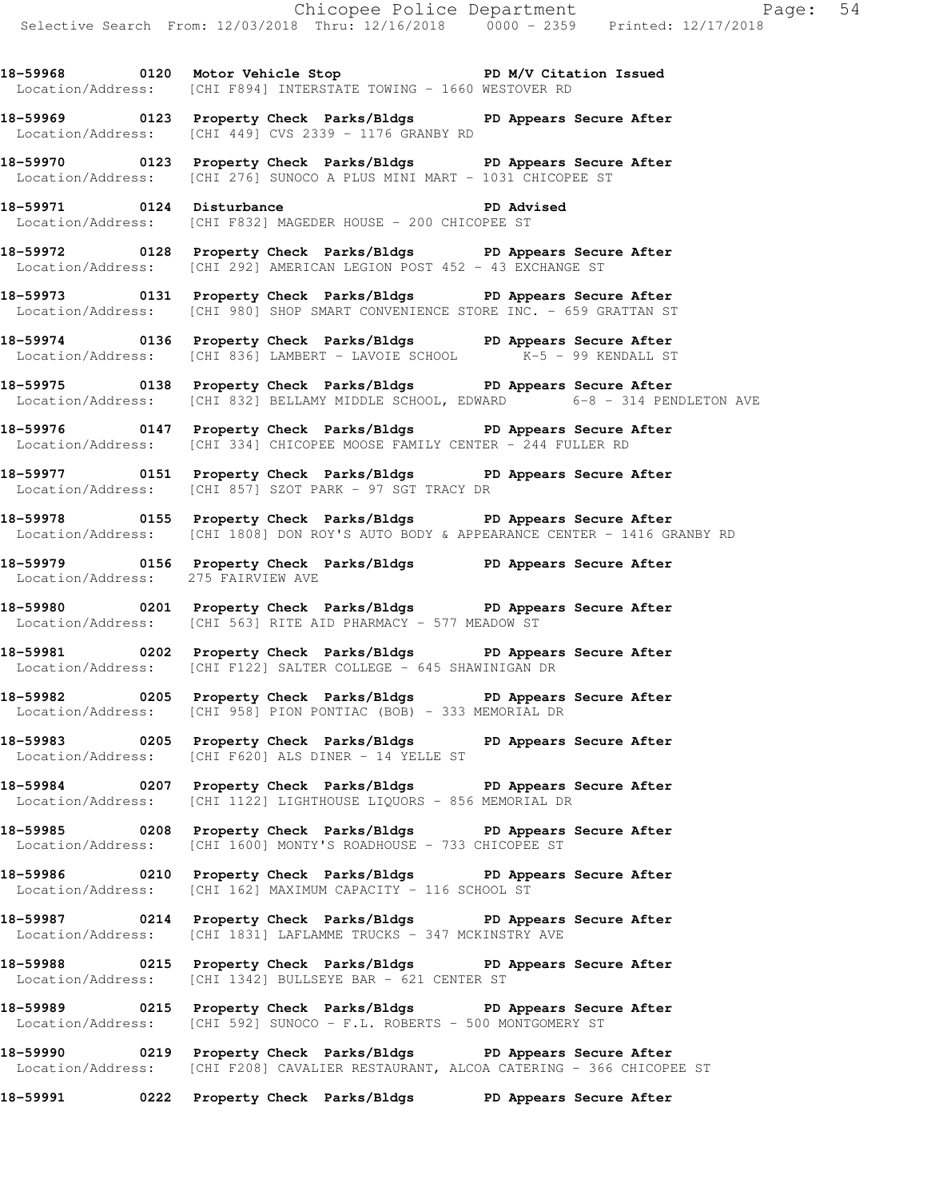18-59968 0120 Motor Vehicle Stop PD M/V Citation Issued
Location/Address: [CHI F894] INTERSTATE TOWING - 1660 WESTOVER RD

18-59969 0123 Property Check Parks/Bldgs PD Appears Secure After
Location/Address: [CHI 449] CVS 2339 - 1176 GRANBY RD

18-59970 0123 Property Check Parks/Bldgs PD Appears Secure After
Location/Address: [CHI 276] SUNOCO A PLUS MINI MART - 1031 CHICOPEE ST

18-59971 0124 Disturbance PD Advised
Location/Address: [CHI F832] MAGEDER HOUSE - 200 CHICOPEE ST

18-59972 0128 Property Check Parks/Bldgs PD Appears Secure After
Location/Address: [CHI 292] AMERICAN LEGION POST 452 - 43 EXCHANGE ST

18-59973 0131 Property Check Parks/Bldgs PD Appears Secure After
Location/Address: [CHI 980] SHOP SMART CONVENIENCE STORE INC. - 659 GRATTAN ST

18-59974 0136 Property Check Parks/Bldgs PD Appears Secure After
Location/Address: [CHI 836] LAMBERT - LAVOIE SCHOOL K-5 - 99 KENDALL ST

18-59975 0138 Property Check Parks/Bldgs PD Appears Secure After
Location/Address: [CHI 832] BELLAMY MIDDLE SCHOOL, EDWARD 6-8 - 314 PENDLETON AVE

18-59976 0147 Property Check Parks/Bldgs PD Appears Secure After
Location/Address: [CHI 334] CHICOPEE MOOSE FAMILY CENTER - 244 FULLER RD

18-59977 0151 Property Check Parks/Bldgs PD Appears Secure After
Location/Address: [CHI 857] SZOT PARK - 97 SGT TRACY DR

18-59978 0155 Property Check Parks/Bldgs PD Appears Secure After
Location/Address: [CHI 1808] DON ROY'S AUTO BODY & APPEARANCE CENTER - 1416 GRANBY RD

18-59979 0156 Property Check Parks/Bldgs PD Appears Secure After
Location/Address: 275 FAIRVIEW AVE

18-59980 0201 Property Check Parks/Bldgs PD Appears Secure After
Location/Address: [CHI 563] RITE AID PHARMACY - 577 MEADOW ST

18-59981 0202 Property Check Parks/Bldgs PD Appears Secure After
Location/Address: [CHI F122] SALTER COLLEGE - 645 SHAWINIGAN DR

18-59982 0205 Property Check Parks/Bldgs PD Appears Secure After
Location/Address: [CHI 958] PION PONTIAC (BOB) - 333 MEMORIAL DR

18-59983 0205 Property Check Parks/Bldgs PD Appears Secure After
Location/Address: [CHI F620] ALS DINER - 14 YELLE ST

18-59984 0207 Property Check Parks/Bldgs PD Appears Secure After
Location/Address: [CHI 1122] LIGHTHOUSE LIQUORS - 856 MEMORIAL DR

18-59985 0208 Property Check Parks/Bldgs PD Appears Secure After
Location/Address: [CHI 1600] MONTY'S ROADHOUSE - 733 CHICOPEE ST

18-59986 0210 Property Check Parks/Bldgs PD Appears Secure After
Location/Address: [CHI 162] MAXIMUM CAPACITY - 116 SCHOOL ST

18-59987 0214 Property Check Parks/Bldgs PD Appears Secure After
Location/Address: [CHI 1831] LAFLAMME TRUCKS - 347 MCKINSTRY AVE

18-59988 0215 Property Check Parks/Bldgs PD Appears Secure After
Location/Address: [CHI 1342] BULLSEYE BAR - 621 CENTER ST

18-59989 0215 Property Check Parks/Bldgs PD Appears Secure After
Location/Address: [CHI 592] SUNOCO - F.L. ROBERTS - 500 MONTGOMERY ST

18-59990 0219 Property Check Parks/Bldgs PD Appears Secure After
Location/Address: [CHI F208] CAVALIER RESTAURANT, ALCOA CATERING - 366 CHICOPEE ST

18-59991 0222 Property Check Parks/Bldgs PD Appears Secure After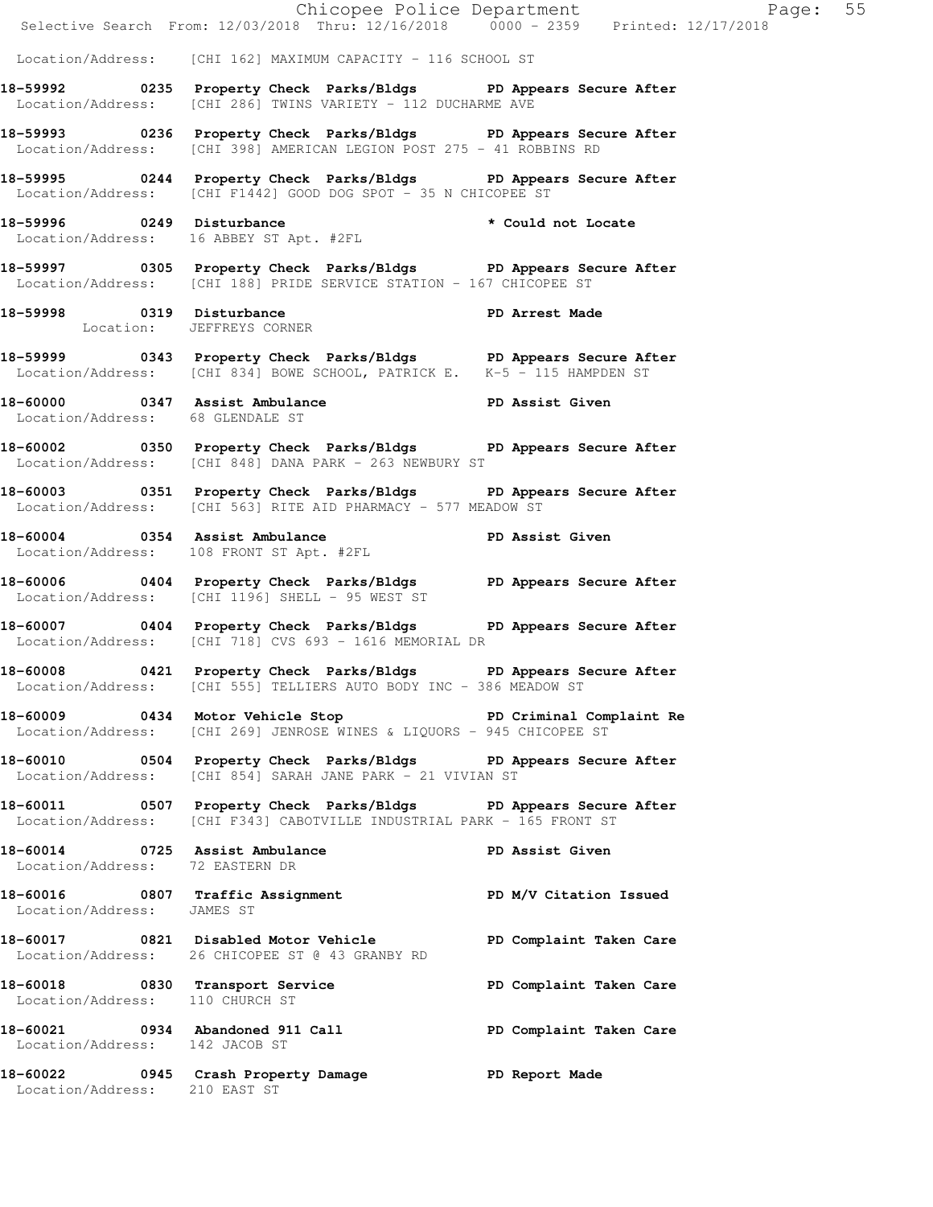Location/Address: [CHI 162] MAXIMUM CAPACITY - 116 SCHOOL ST

**18-59992 0235 Property Check Parks/Bldgs PD Appears Secure After**
Location/Address: [CHI 286] TWINS VARIETY - 112 DUCHARME AVE

**18-59993 0236 Property Check Parks/Bldgs PD Appears Secure After**
Location/Address: [CHI 398] AMERICAN LEGION POST 275 - 41 ROBBINS RD

**18-59995 0244 Property Check Parks/Bldgs PD Appears Secure After**
Location/Address: [CHI F1442] GOOD DOG SPOT - 35 N CHICOPEE ST

**18-59996 0249 Disturbance * Could not Locate**
Location/Address: 16 ABBEY ST Apt. #2FL

**18-59997 0305 Property Check Parks/Bldgs PD Appears Secure After**
Location/Address: [CHI 188] PRIDE SERVICE STATION - 167 CHICOPEE ST

**18-59998 0319 Disturbance PD Arrest Made**
Location: JEFFREYS CORNER

**18-59999 0343 Property Check Parks/Bldgs PD Appears Secure After**
Location/Address: [CHI 834] BOWE SCHOOL, PATRICK E. K-5 - 115 HAMPDEN ST

**18-60000 0347 Assist Ambulance PD Assist Given**
Location/Address: 68 GLENDALE ST

**18-60002 0350 Property Check Parks/Bldgs PD Appears Secure After**
Location/Address: [CHI 848] DANA PARK - 263 NEWBURY ST

**18-60003 0351 Property Check Parks/Bldgs PD Appears Secure After**
Location/Address: [CHI 563] RITE AID PHARMACY - 577 MEADOW ST

**18-60004 0354 Assist Ambulance PD Assist Given**
Location/Address: 108 FRONT ST Apt. #2FL

**18-60006 0404 Property Check Parks/Bldgs PD Appears Secure After**
Location/Address: [CHI 1196] SHELL - 95 WEST ST

**18-60007 0404 Property Check Parks/Bldgs PD Appears Secure After**
Location/Address: [CHI 718] CVS 693 - 1616 MEMORIAL DR

**18-60008 0421 Property Check Parks/Bldgs PD Appears Secure After**
Location/Address: [CHI 555] TELLIERS AUTO BODY INC - 386 MEADOW ST

**18-60009 0434 Motor Vehicle Stop PD Criminal Complaint Re**
Location/Address: [CHI 269] JENROSE WINES & LIQUORS - 945 CHICOPEE ST

**18-60010 0504 Property Check Parks/Bldgs PD Appears Secure After**
Location/Address: [CHI 854] SARAH JANE PARK - 21 VIVIAN ST

**18-60011 0507 Property Check Parks/Bldgs PD Appears Secure After**
Location/Address: [CHI F343] CABOTVILLE INDUSTRIAL PARK - 165 FRONT ST

**18-60014 0725 Assist Ambulance PD Assist Given**
Location/Address: 72 EASTERN DR

**18-60016 0807 Traffic Assignment PD M/V Citation Issued**
Location/Address: JAMES ST

**18-60017 0821 Disabled Motor Vehicle PD Complaint Taken Care**
Location/Address: 26 CHICOPEE ST @ 43 GRANBY RD

**18-60018 0830 Transport Service PD Complaint Taken Care**
Location/Address: 110 CHURCH ST

**18-60021 0934 Abandoned 911 Call PD Complaint Taken Care**
Location/Address: 142 JACOB ST

**18-60022 0945 Crash Property Damage PD Report Made**
Location/Address: 210 EAST ST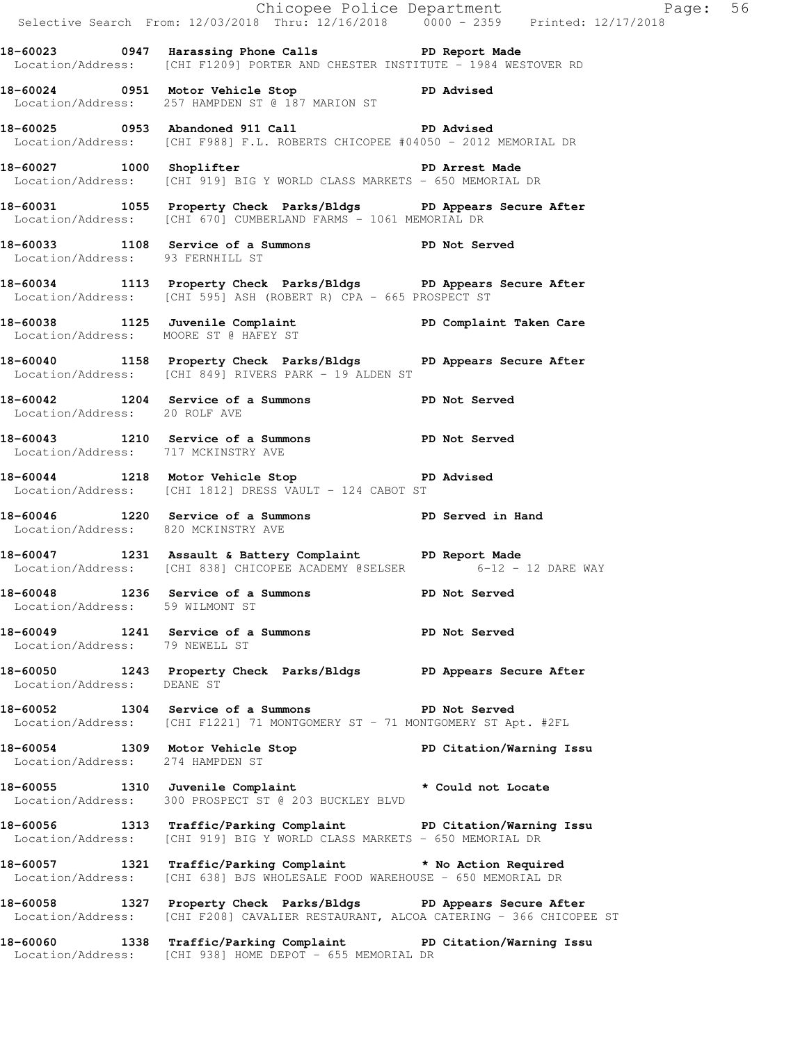18-60023 0947 Harassing Phone Calls PD Report Made
Location/Address: [CHI F1209] PORTER AND CHESTER INSTITUTE - 1984 WESTOVER RD

18-60024 0951 Motor Vehicle Stop PD Advised
Location/Address: 257 HAMPDEN ST @ 187 MARION ST

18-60025 0953 Abandoned 911 Call PD Advised
Location/Address: [CHI F988] F.L. ROBERTS CHICOPEE #04050 - 2012 MEMORIAL DR

18-60027 1000 Shoplifter PD Arrest Made
Location/Address: [CHI 919] BIG Y WORLD CLASS MARKETS - 650 MEMORIAL DR

18-60031 1055 Property Check Parks/Bldgs PD Appears Secure After
Location/Address: [CHI 670] CUMBERLAND FARMS - 1061 MEMORIAL DR

18-60033 1108 Service of a Summons PD Not Served
Location/Address: 93 FERNHILL ST

18-60034 1113 Property Check Parks/Bldgs PD Appears Secure After
Location/Address: [CHI 595] ASH (ROBERT R) CPA - 665 PROSPECT ST

18-60038 1125 Juvenile Complaint PD Complaint Taken Care
Location/Address: MOORE ST @ HAFEY ST

18-60040 1158 Property Check Parks/Bldgs PD Appears Secure After
Location/Address: [CHI 849] RIVERS PARK - 19 ALDEN ST

18-60042 1204 Service of a Summons PD Not Served
Location/Address: 20 ROLF AVE

18-60043 1210 Service of a Summons PD Not Served
Location/Address: 717 MCKINSTRY AVE

18-60044 1218 Motor Vehicle Stop PD Advised
Location/Address: [CHI 1812] DRESS VAULT - 124 CABOT ST

18-60046 1220 Service of a Summons PD Served in Hand
Location/Address: 820 MCKINSTRY AVE

18-60047 1231 Assault & Battery Complaint PD Report Made
Location/Address: [CHI 838] CHICOPEE ACADEMY @SELSER 6-12 - 12 DARE WAY

18-60048 1236 Service of a Summons PD Not Served
Location/Address: 59 WILMONT ST

18-60049 1241 Service of a Summons PD Not Served
Location/Address: 79 NEWELL ST

18-60050 1243 Property Check Parks/Bldgs PD Appears Secure After
Location/Address: DEANE ST

18-60052 1304 Service of a Summons PD Not Served
Location/Address: [CHI F1221] 71 MONTGOMERY ST - 71 MONTGOMERY ST Apt. #2FL

18-60054 1309 Motor Vehicle Stop PD Citation/Warning Issu
Location/Address: 274 HAMPDEN ST

18-60055 1310 Juvenile Complaint * Could not Locate
Location/Address: 300 PROSPECT ST @ 203 BUCKLEY BLVD

18-60056 1313 Traffic/Parking Complaint PD Citation/Warning Issu
Location/Address: [CHI 919] BIG Y WORLD CLASS MARKETS - 650 MEMORIAL DR

18-60057 1321 Traffic/Parking Complaint * No Action Required
Location/Address: [CHI 638] BJS WHOLESALE FOOD WAREHOUSE - 650 MEMORIAL DR

18-60058 1327 Property Check Parks/Bldgs PD Appears Secure After
Location/Address: [CHI F208] CAVALIER RESTAURANT, ALCOA CATERING - 366 CHICOPEE ST

18-60060 1338 Traffic/Parking Complaint PD Citation/Warning Issu
Location/Address: [CHI 938] HOME DEPOT - 655 MEMORIAL DR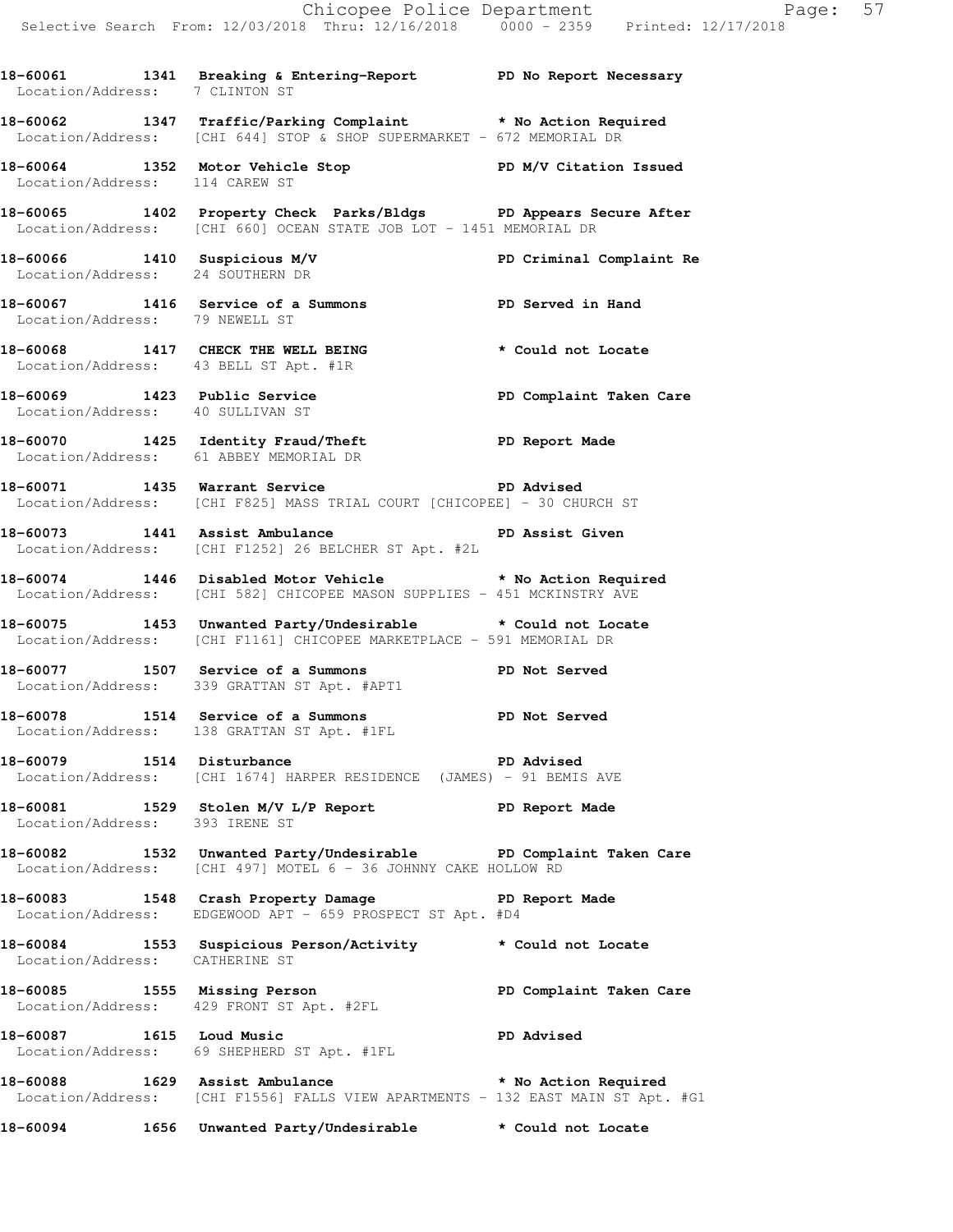**18-60061 1341 Breaking & Entering-Report PD No Report Necessary**
Location/Address: 7 CLINTON ST

**18-60062 1347 Traffic/Parking Complaint * No Action Required**
Location/Address: [CHI 644] STOP & SHOP SUPERMARKET - 672 MEMORIAL DR

**18-60064 1352 Motor Vehicle Stop PD M/V Citation Issued**
Location/Address: 114 CAREW ST

**18-60065 1402 Property Check Parks/Bldgs PD Appears Secure After**
Location/Address: [CHI 660] OCEAN STATE JOB LOT - 1451 MEMORIAL DR

**18-60066 1410 Suspicious M/V PD Criminal Complaint Re**
Location/Address: 24 SOUTHERN DR

**18-60067 1416 Service of a Summons PD Served in Hand**
Location/Address: 79 NEWELL ST

**18-60068 1417 CHECK THE WELL BEING * Could not Locate**
Location/Address: 43 BELL ST Apt. #1R

**18-60069 1423 Public Service PD Complaint Taken Care**
Location/Address: 40 SULLIVAN ST

**18-60070 1425 Identity Fraud/Theft PD Report Made**
Location/Address: 61 ABBEY MEMORIAL DR

**18-60071 1435 Warrant Service PD Advised**
Location/Address: [CHI F825] MASS TRIAL COURT [CHICOPEE] - 30 CHURCH ST

**18-60073 1441 Assist Ambulance PD Assist Given**
Location/Address: [CHI F1252] 26 BELCHER ST Apt. #2L

**18-60074 1446 Disabled Motor Vehicle * No Action Required**
Location/Address: [CHI 582] CHICOPEE MASON SUPPLIES - 451 MCKINSTRY AVE

**18-60075 1453 Unwanted Party/Undesirable * Could not Locate**
Location/Address: [CHI F1161] CHICOPEE MARKETPLACE - 591 MEMORIAL DR

**18-60077 1507 Service of a Summons PD Not Served**
Location/Address: 339 GRATTAN ST Apt. #APT1

**18-60078 1514 Service of a Summons PD Not Served**
Location/Address: 138 GRATTAN ST Apt. #1FL

**18-60079 1514 Disturbance PD Advised**
Location/Address: [CHI 1674] HARPER RESIDENCE (JAMES) - 91 BEMIS AVE

**18-60081 1529 Stolen M/V L/P Report PD Report Made**
Location/Address: 393 IRENE ST

**18-60082 1532 Unwanted Party/Undesirable PD Complaint Taken Care**
Location/Address: [CHI 497] MOTEL 6 - 36 JOHNNY CAKE HOLLOW RD

**18-60083 1548 Crash Property Damage PD Report Made**
Location/Address: EDGEWOOD APT - 659 PROSPECT ST Apt. #D4

**18-60084 1553 Suspicious Person/Activity * Could not Locate**
Location/Address: CATHERINE ST

**18-60085 1555 Missing Person PD Complaint Taken Care**
Location/Address: 429 FRONT ST Apt. #2FL

**18-60087 1615 Loud Music PD Advised**
Location/Address: 69 SHEPHERD ST Apt. #1FL

**18-60088 1629 Assist Ambulance * No Action Required**
Location/Address: [CHI F1556] FALLS VIEW APARTMENTS - 132 EAST MAIN ST Apt. #G1

**18-60094 1656 Unwanted Party/Undesirable * Could not Locate**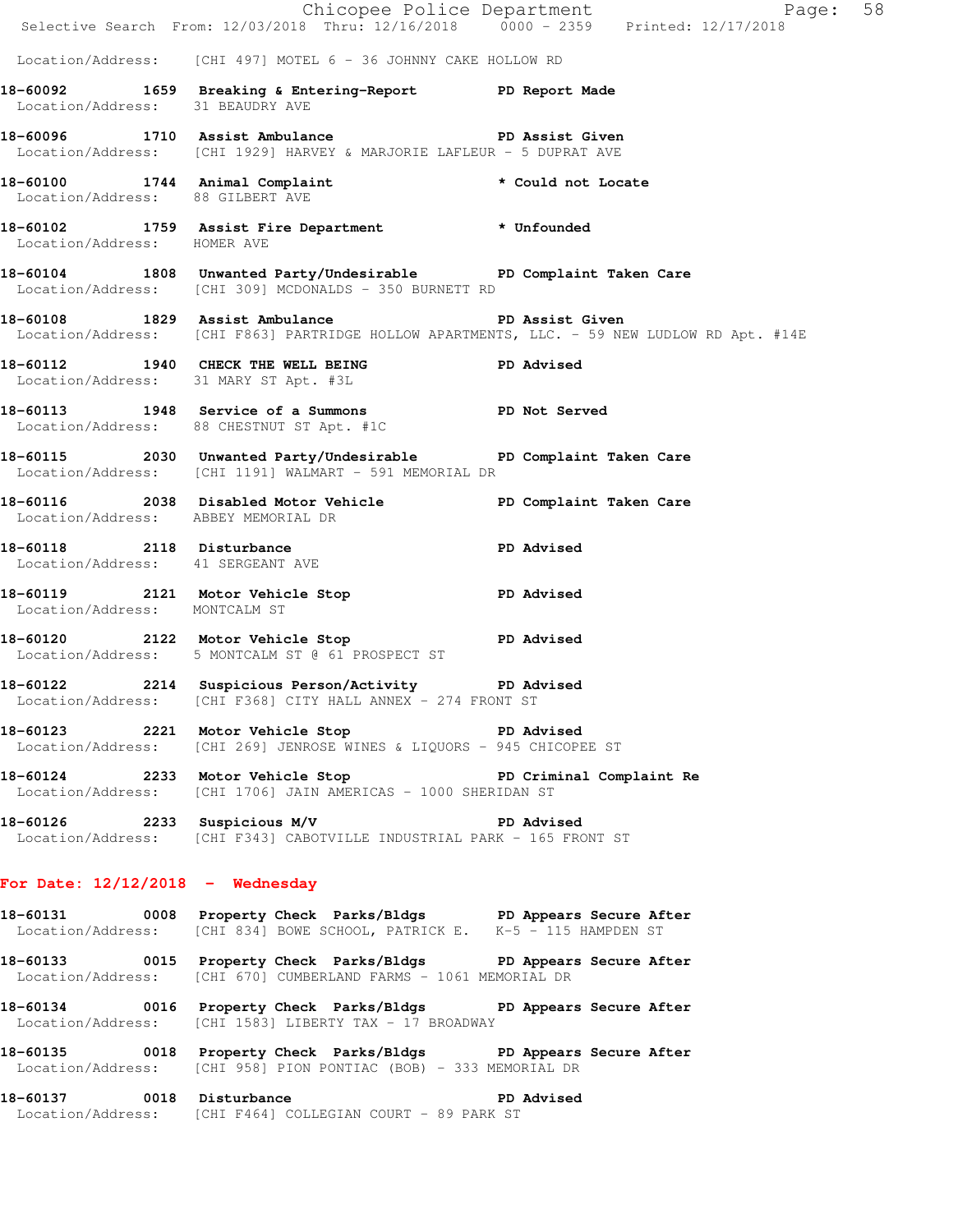Location/Address: [CHI 497] MOTEL 6 - 36 JOHNNY CAKE HOLLOW RD

**18-60092 1659 Breaking & Entering-Report PD Report Made**
Location/Address: 31 BEAUDRY AVE

**18-60096 1710 Assist Ambulance PD Assist Given**
Location/Address: [CHI 1929] HARVEY & MARJORIE LAFLEUR - 5 DUPRAT AVE

**18-60100 1744 Animal Complaint * Could not Locate**
Location/Address: 88 GILBERT AVE

**18-60102 1759 Assist Fire Department * Unfounded**
Location/Address: HOMER AVE

**18-60104 1808 Unwanted Party/Undesirable PD Complaint Taken Care**
Location/Address: [CHI 309] MCDONALDS - 350 BURNETT RD

**18-60108 1829 Assist Ambulance PD Assist Given**
Location/Address: [CHI F863] PARTRIDGE HOLLOW APARTMENTS, LLC. - 59 NEW LUDLOW RD Apt. #14E

**18-60112 1940 CHECK THE WELL BEING PD Advised**
Location/Address: 31 MARY ST Apt. #3L

**18-60113 1948 Service of a Summons PD Not Served**
Location/Address: 88 CHESTNUT ST Apt. #1C

**18-60115 2030 Unwanted Party/Undesirable PD Complaint Taken Care**
Location/Address: [CHI 1191] WALMART - 591 MEMORIAL DR

**18-60116 2038 Disabled Motor Vehicle PD Complaint Taken Care**
Location/Address: ABBEY MEMORIAL DR

**18-60118 2118 Disturbance PD Advised**
Location/Address: 41 SERGEANT AVE

**18-60119 2121 Motor Vehicle Stop PD Advised**
Location/Address: MONTCALM ST

**18-60120 2122 Motor Vehicle Stop PD Advised**
Location/Address: 5 MONTCALM ST @ 61 PROSPECT ST

**18-60122 2214 Suspicious Person/Activity PD Advised**
Location/Address: [CHI F368] CITY HALL ANNEX - 274 FRONT ST

**18-60123 2221 Motor Vehicle Stop PD Advised**
Location/Address: [CHI 269] JENROSE WINES & LIQUORS - 945 CHICOPEE ST

**18-60124 2233 Motor Vehicle Stop PD Criminal Complaint Re**
Location/Address: [CHI 1706] JAIN AMERICAS - 1000 SHERIDAN ST

**18-60126 2233 Suspicious M/V PD Advised**
Location/Address: [CHI F343] CABOTVILLE INDUSTRIAL PARK - 165 FRONT ST

## For Date: 12/12/2018 - Wednesday

**18-60131 0008 Property Check Parks/Bldgs PD Appears Secure After**
Location/Address: [CHI 834] BOWE SCHOOL, PATRICK E. K-5 - 115 HAMPDEN ST

**18-60133 0015 Property Check Parks/Bldgs PD Appears Secure After**
Location/Address: [CHI 670] CUMBERLAND FARMS - 1061 MEMORIAL DR

**18-60134 0016 Property Check Parks/Bldgs PD Appears Secure After**
Location/Address: [CHI 1583] LIBERTY TAX - 17 BROADWAY

**18-60135 0018 Property Check Parks/Bldgs PD Appears Secure After**
Location/Address: [CHI 958] PION PONTIAC (BOB) - 333 MEMORIAL DR

**18-60137 0018 Disturbance PD Advised**
Location/Address: [CHI F464] COLLEGIAN COURT - 89 PARK ST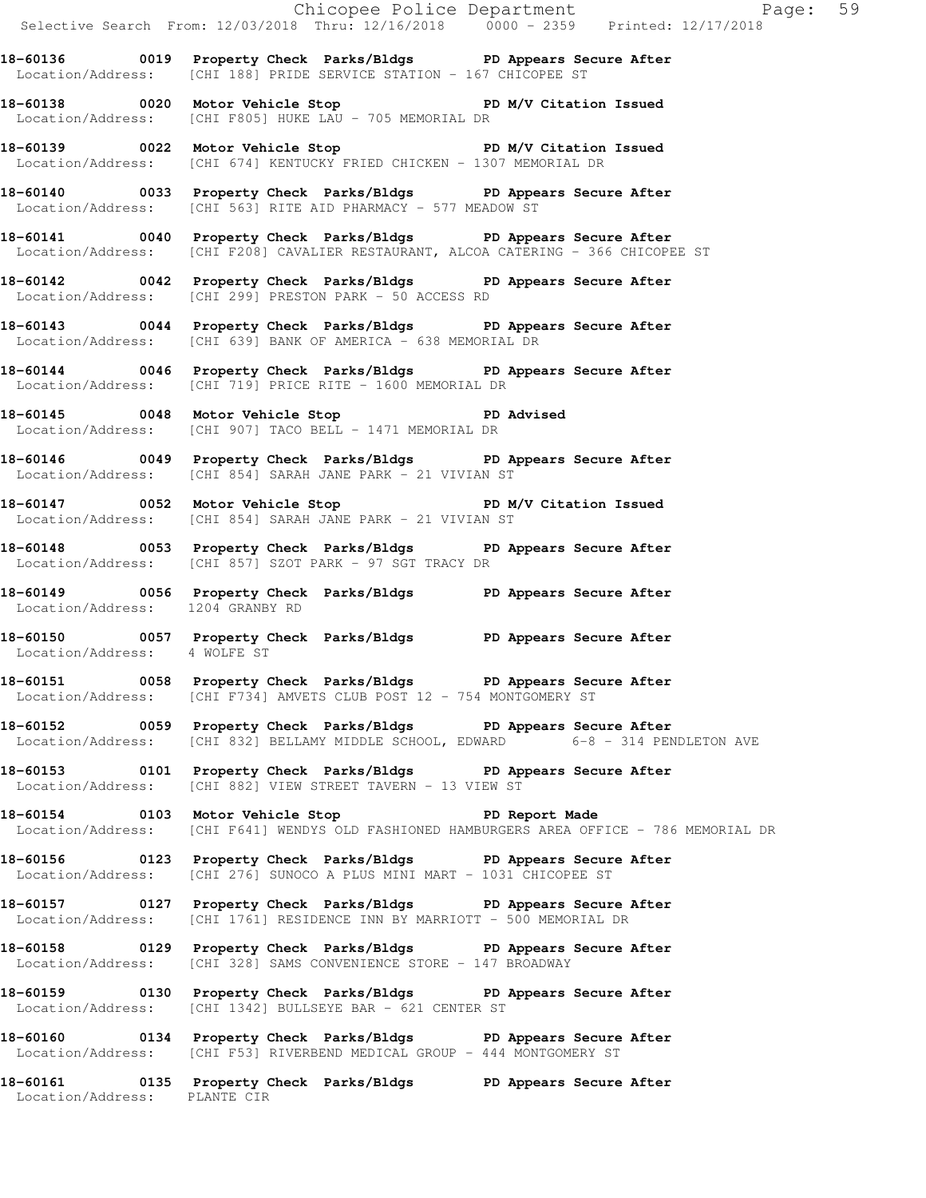**18-60136 0019 Property Check Parks/Bldgs PD Appears Secure After**
Location/Address: [CHI 188] PRIDE SERVICE STATION - 167 CHICOPEE ST

**18-60138 0020 Motor Vehicle Stop PD M/V Citation Issued**
Location/Address: [CHI F805] HUKE LAU - 705 MEMORIAL DR

**18-60139 0022 Motor Vehicle Stop PD M/V Citation Issued**
Location/Address: [CHI 674] KENTUCKY FRIED CHICKEN - 1307 MEMORIAL DR

**18-60140 0033 Property Check Parks/Bldgs PD Appears Secure After**
Location/Address: [CHI 563] RITE AID PHARMACY - 577 MEADOW ST

**18-60141 0040 Property Check Parks/Bldgs PD Appears Secure After**
Location/Address: [CHI F208] CAVALIER RESTAURANT, ALCOA CATERING - 366 CHICOPEE ST

**18-60142 0042 Property Check Parks/Bldgs PD Appears Secure After**
Location/Address: [CHI 299] PRESTON PARK - 50 ACCESS RD

**18-60143 0044 Property Check Parks/Bldgs PD Appears Secure After**
Location/Address: [CHI 639] BANK OF AMERICA - 638 MEMORIAL DR

**18-60144 0046 Property Check Parks/Bldgs PD Appears Secure After**
Location/Address: [CHI 719] PRICE RITE - 1600 MEMORIAL DR

**18-60145 0048 Motor Vehicle Stop PD Advised**
Location/Address: [CHI 907] TACO BELL - 1471 MEMORIAL DR

**18-60146 0049 Property Check Parks/Bldgs PD Appears Secure After**
Location/Address: [CHI 854] SARAH JANE PARK - 21 VIVIAN ST

**18-60147 0052 Motor Vehicle Stop PD M/V Citation Issued**
Location/Address: [CHI 854] SARAH JANE PARK - 21 VIVIAN ST

**18-60148 0053 Property Check Parks/Bldgs PD Appears Secure After**
Location/Address: [CHI 857] SZOT PARK - 97 SGT TRACY DR

**18-60149 0056 Property Check Parks/Bldgs PD Appears Secure After**
Location/Address: 1204 GRANBY RD

**18-60150 0057 Property Check Parks/Bldgs PD Appears Secure After**
Location/Address: 4 WOLFE ST

**18-60151 0058 Property Check Parks/Bldgs PD Appears Secure After**
Location/Address: [CHI F734] AMVETS CLUB POST 12 - 754 MONTGOMERY ST

**18-60152 0059 Property Check Parks/Bldgs PD Appears Secure After**
Location/Address: [CHI 832] BELLAMY MIDDLE SCHOOL, EDWARD 6-8 - 314 PENDLETON AVE

**18-60153 0101 Property Check Parks/Bldgs PD Appears Secure After**
Location/Address: [CHI 882] VIEW STREET TAVERN - 13 VIEW ST

**18-60154 0103 Motor Vehicle Stop PD Report Made**
Location/Address: [CHI F641] WENDYS OLD FASHIONED HAMBURGERS AREA OFFICE - 786 MEMORIAL DR

**18-60156 0123 Property Check Parks/Bldgs PD Appears Secure After**
Location/Address: [CHI 276] SUNOCO A PLUS MINI MART - 1031 CHICOPEE ST

**18-60157 0127 Property Check Parks/Bldgs PD Appears Secure After**
Location/Address: [CHI 1761] RESIDENCE INN BY MARRIOTT - 500 MEMORIAL DR

**18-60158 0129 Property Check Parks/Bldgs PD Appears Secure After**
Location/Address: [CHI 328] SAMS CONVENIENCE STORE - 147 BROADWAY

**18-60159 0130 Property Check Parks/Bldgs PD Appears Secure After**
Location/Address: [CHI 1342] BULLSEYE BAR - 621 CENTER ST

**18-60160 0134 Property Check Parks/Bldgs PD Appears Secure After**
Location/Address: [CHI F53] RIVERBEND MEDICAL GROUP - 444 MONTGOMERY ST

**18-60161 0135 Property Check Parks/Bldgs PD Appears Secure After**
Location/Address: PLANTE CIR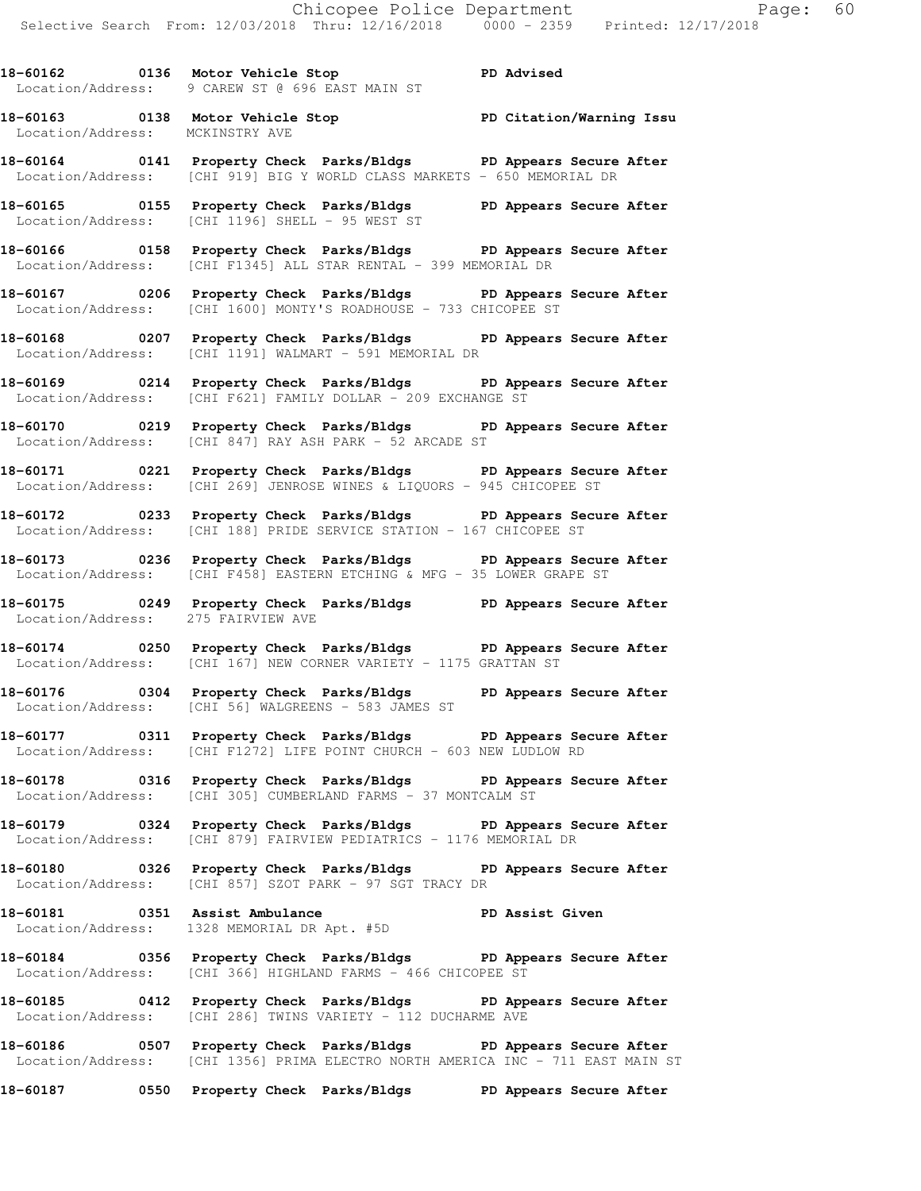**18-60162 0136 Motor Vehicle Stop PD Advised**
Location/Address: 9 CAREW ST @ 696 EAST MAIN ST

**18-60163 0138 Motor Vehicle Stop PD Citation/Warning Issu**
Location/Address: MCKINSTRY AVE

**18-60164 0141 Property Check Parks/Bldgs PD Appears Secure After**
Location/Address: [CHI 919] BIG Y WORLD CLASS MARKETS - 650 MEMORIAL DR

**18-60165 0155 Property Check Parks/Bldgs PD Appears Secure After**
Location/Address: [CHI 1196] SHELL - 95 WEST ST

**18-60166 0158 Property Check Parks/Bldgs PD Appears Secure After**
Location/Address: [CHI F1345] ALL STAR RENTAL - 399 MEMORIAL DR

**18-60167 0206 Property Check Parks/Bldgs PD Appears Secure After**
Location/Address: [CHI 1600] MONTY'S ROADHOUSE - 733 CHICOPEE ST

**18-60168 0207 Property Check Parks/Bldgs PD Appears Secure After**
Location/Address: [CHI 1191] WALMART - 591 MEMORIAL DR

**18-60169 0214 Property Check Parks/Bldgs PD Appears Secure After**
Location/Address: [CHI F621] FAMILY DOLLAR - 209 EXCHANGE ST

**18-60170 0219 Property Check Parks/Bldgs PD Appears Secure After**
Location/Address: [CHI 847] RAY ASH PARK - 52 ARCADE ST

**18-60171 0221 Property Check Parks/Bldgs PD Appears Secure After**
Location/Address: [CHI 269] JENROSE WINES & LIQUORS - 945 CHICOPEE ST

**18-60172 0233 Property Check Parks/Bldgs PD Appears Secure After**
Location/Address: [CHI 188] PRIDE SERVICE STATION - 167 CHICOPEE ST

**18-60173 0236 Property Check Parks/Bldgs PD Appears Secure After**
Location/Address: [CHI F458] EASTERN ETCHING & MFG - 35 LOWER GRAPE ST

**18-60175 0249 Property Check Parks/Bldgs PD Appears Secure After**
Location/Address: 275 FAIRVIEW AVE

**18-60174 0250 Property Check Parks/Bldgs PD Appears Secure After**
Location/Address: [CHI 167] NEW CORNER VARIETY - 1175 GRATTAN ST

**18-60176 0304 Property Check Parks/Bldgs PD Appears Secure After**
Location/Address: [CHI 56] WALGREENS - 583 JAMES ST

**18-60177 0311 Property Check Parks/Bldgs PD Appears Secure After**
Location/Address: [CHI F1272] LIFE POINT CHURCH - 603 NEW LUDLOW RD

**18-60178 0316 Property Check Parks/Bldgs PD Appears Secure After**
Location/Address: [CHI 305] CUMBERLAND FARMS - 37 MONTCALM ST

**18-60179 0324 Property Check Parks/Bldgs PD Appears Secure After**
Location/Address: [CHI 879] FAIRVIEW PEDIATRICS - 1176 MEMORIAL DR

**18-60180 0326 Property Check Parks/Bldgs PD Appears Secure After**
Location/Address: [CHI 857] SZOT PARK - 97 SGT TRACY DR

**18-60181 0351 Assist Ambulance PD Assist Given**
Location/Address: 1328 MEMORIAL DR Apt. #5D

**18-60184 0356 Property Check Parks/Bldgs PD Appears Secure After**
Location/Address: [CHI 366] HIGHLAND FARMS - 466 CHICOPEE ST

**18-60185 0412 Property Check Parks/Bldgs PD Appears Secure After**
Location/Address: [CHI 286] TWINS VARIETY - 112 DUCHARME AVE

**18-60186 0507 Property Check Parks/Bldgs PD Appears Secure After**
Location/Address: [CHI 1356] PRIMA ELECTRO NORTH AMERICA INC - 711 EAST MAIN ST

**18-60187 0550 Property Check Parks/Bldgs PD Appears Secure After**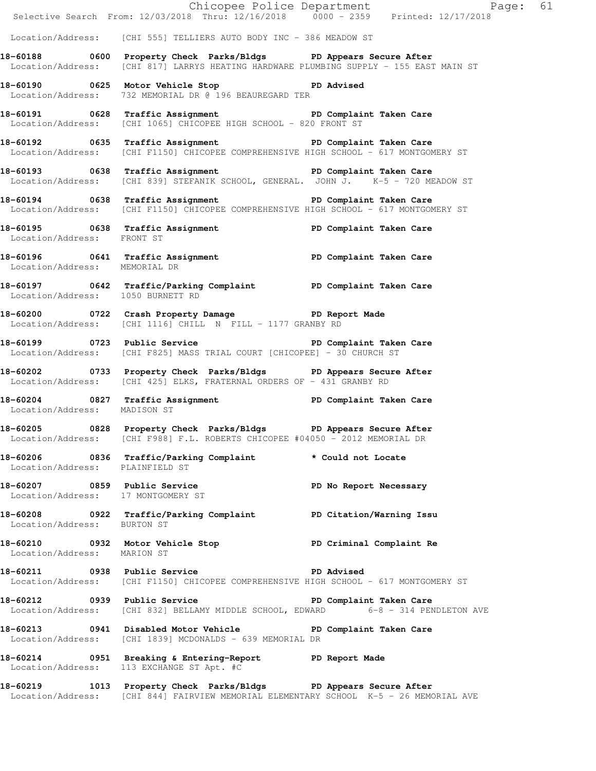Location/Address: [CHI 555] TELLIERS AUTO BODY INC - 386 MEADOW ST

**18-60188 0600 Property Check Parks/Bldgs PD Appears Secure After**
Location/Address: [CHI 817] LARRYS HEATING HARDWARE PLUMBING SUPPLY - 155 EAST MAIN ST

**18-60190 0625 Motor Vehicle Stop PD Advised**
Location/Address: 732 MEMORIAL DR @ 196 BEAUREGARD TER

**18-60191 0628 Traffic Assignment PD Complaint Taken Care**
Location/Address: [CHI 1065] CHICOPEE HIGH SCHOOL - 820 FRONT ST

**18-60192 0635 Traffic Assignment PD Complaint Taken Care**
Location/Address: [CHI F1150] CHICOPEE COMPREHENSIVE HIGH SCHOOL - 617 MONTGOMERY ST

**18-60193 0638 Traffic Assignment PD Complaint Taken Care**
Location/Address: [CHI 839] STEFANIK SCHOOL, GENERAL. JOHN J. K-5 - 720 MEADOW ST

**18-60194 0638 Traffic Assignment PD Complaint Taken Care**
Location/Address: [CHI F1150] CHICOPEE COMPREHENSIVE HIGH SCHOOL - 617 MONTGOMERY ST

**18-60195 0638 Traffic Assignment PD Complaint Taken Care**
Location/Address: FRONT ST

**18-60196 0641 Traffic Assignment PD Complaint Taken Care**
Location/Address: MEMORIAL DR

**18-60197 0642 Traffic/Parking Complaint PD Complaint Taken Care**
Location/Address: 1050 BURNETT RD

**18-60200 0722 Crash Property Damage PD Report Made**
Location/Address: [CHI 1116] CHILL N FILL - 1177 GRANBY RD

**18-60199 0723 Public Service PD Complaint Taken Care**
Location/Address: [CHI F825] MASS TRIAL COURT [CHICOPEE] - 30 CHURCH ST

**18-60202 0733 Property Check Parks/Bldgs PD Appears Secure After**
Location/Address: [CHI 425] ELKS, FRATERNAL ORDERS OF - 431 GRANBY RD

**18-60204 0827 Traffic Assignment PD Complaint Taken Care**
Location/Address: MADISON ST

**18-60205 0828 Property Check Parks/Bldgs PD Appears Secure After**
Location/Address: [CHI F988] F.L. ROBERTS CHICOPEE #04050 - 2012 MEMORIAL DR

**18-60206 0836 Traffic/Parking Complaint * Could not Locate**
Location/Address: PLAINFIELD ST

**18-60207 0859 Public Service PD No Report Necessary**
Location/Address: 17 MONTGOMERY ST

**18-60208 0922 Traffic/Parking Complaint PD Citation/Warning Issu**
Location/Address: BURTON ST

**18-60210 0932 Motor Vehicle Stop PD Criminal Complaint Re**
Location/Address: MARION ST

**18-60211 0938 Public Service PD Advised**
Location/Address: [CHI F1150] CHICOPEE COMPREHENSIVE HIGH SCHOOL - 617 MONTGOMERY ST

**18-60212 0939 Public Service PD Complaint Taken Care**
Location/Address: [CHI 832] BELLAMY MIDDLE SCHOOL, EDWARD 6-8 - 314 PENDLETON AVE

**18-60213 0941 Disabled Motor Vehicle PD Complaint Taken Care**
Location/Address: [CHI 1839] MCDONALDS - 639 MEMORIAL DR

**18-60214 0951 Breaking & Entering-Report PD Report Made**
Location/Address: 113 EXCHANGE ST Apt. #C

**18-60219 1013 Property Check Parks/Bldgs PD Appears Secure After**
Location/Address: [CHI 844] FAIRVIEW MEMORIAL ELEMENTARY SCHOOL K-5 - 26 MEMORIAL AVE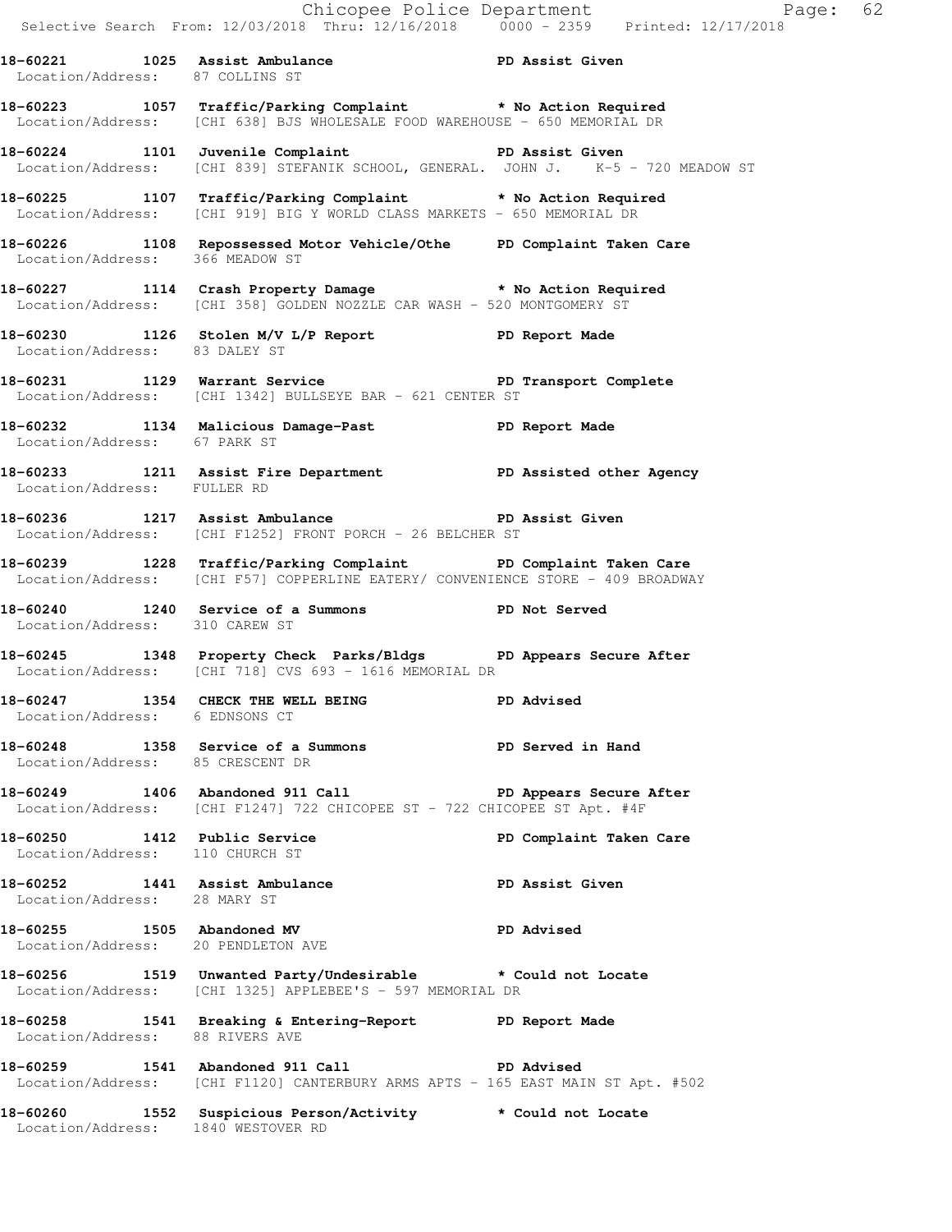**18-60221 1025 Assist Ambulance PD Assist Given**
Location/Address: 87 COLLINS ST

**18-60223 1057 Traffic/Parking Complaint * No Action Required**
Location/Address: [CHI 638] BJS WHOLESALE FOOD WAREHOUSE - 650 MEMORIAL DR

**18-60224 1101 Juvenile Complaint PD Assist Given**
Location/Address: [CHI 839] STEFANIK SCHOOL, GENERAL. JOHN J. K-5 - 720 MEADOW ST

**18-60225 1107 Traffic/Parking Complaint * No Action Required**
Location/Address: [CHI 919] BIG Y WORLD CLASS MARKETS - 650 MEMORIAL DR

**18-60226 1108 Repossessed Motor Vehicle/Othe PD Complaint Taken Care**
Location/Address: 366 MEADOW ST

**18-60227 1114 Crash Property Damage * No Action Required**
Location/Address: [CHI 358] GOLDEN NOZZLE CAR WASH - 520 MONTGOMERY ST

**18-60230 1126 Stolen M/V L/P Report PD Report Made**
Location/Address: 83 DALEY ST

**18-60231 1129 Warrant Service PD Transport Complete**
Location/Address: [CHI 1342] BULLSEYE BAR - 621 CENTER ST

**18-60232 1134 Malicious Damage-Past PD Report Made**
Location/Address: 67 PARK ST

**18-60233 1211 Assist Fire Department PD Assisted other Agency**
Location/Address: FULLER RD

**18-60236 1217 Assist Ambulance PD Assist Given**
Location/Address: [CHI F1252] FRONT PORCH - 26 BELCHER ST

**18-60239 1228 Traffic/Parking Complaint PD Complaint Taken Care**
Location/Address: [CHI F57] COPPERLINE EATERY/ CONVENIENCE STORE - 409 BROADWAY

**18-60240 1240 Service of a Summons PD Not Served**
Location/Address: 310 CAREW ST

**18-60245 1348 Property Check Parks/Bldgs PD Appears Secure After**
Location/Address: [CHI 718] CVS 693 - 1616 MEMORIAL DR

**18-60247 1354 CHECK THE WELL BEING PD Advised**
Location/Address: 6 EDNSONS CT

**18-60248 1358 Service of a Summons PD Served in Hand**
Location/Address: 85 CRESCENT DR

**18-60249 1406 Abandoned 911 Call PD Appears Secure After**
Location/Address: [CHI F1247] 722 CHICOPEE ST - 722 CHICOPEE ST Apt. #4F

**18-60250 1412 Public Service PD Complaint Taken Care**
Location/Address: 110 CHURCH ST

**18-60252 1441 Assist Ambulance PD Assist Given**
Location/Address: 28 MARY ST

**18-60255 1505 Abandoned MV PD Advised**
Location/Address: 20 PENDLETON AVE

**18-60256 1519 Unwanted Party/Undesirable * Could not Locate**
Location/Address: [CHI 1325] APPLEBEE'S - 597 MEMORIAL DR

**18-60258 1541 Breaking & Entering-Report PD Report Made**
Location/Address: 88 RIVERS AVE

**18-60259 1541 Abandoned 911 Call PD Advised**
Location/Address: [CHI F1120] CANTERBURY ARMS APTS - 165 EAST MAIN ST Apt. #502

**18-60260 1552 Suspicious Person/Activity * Could not Locate**
Location/Address: 1840 WESTOVER RD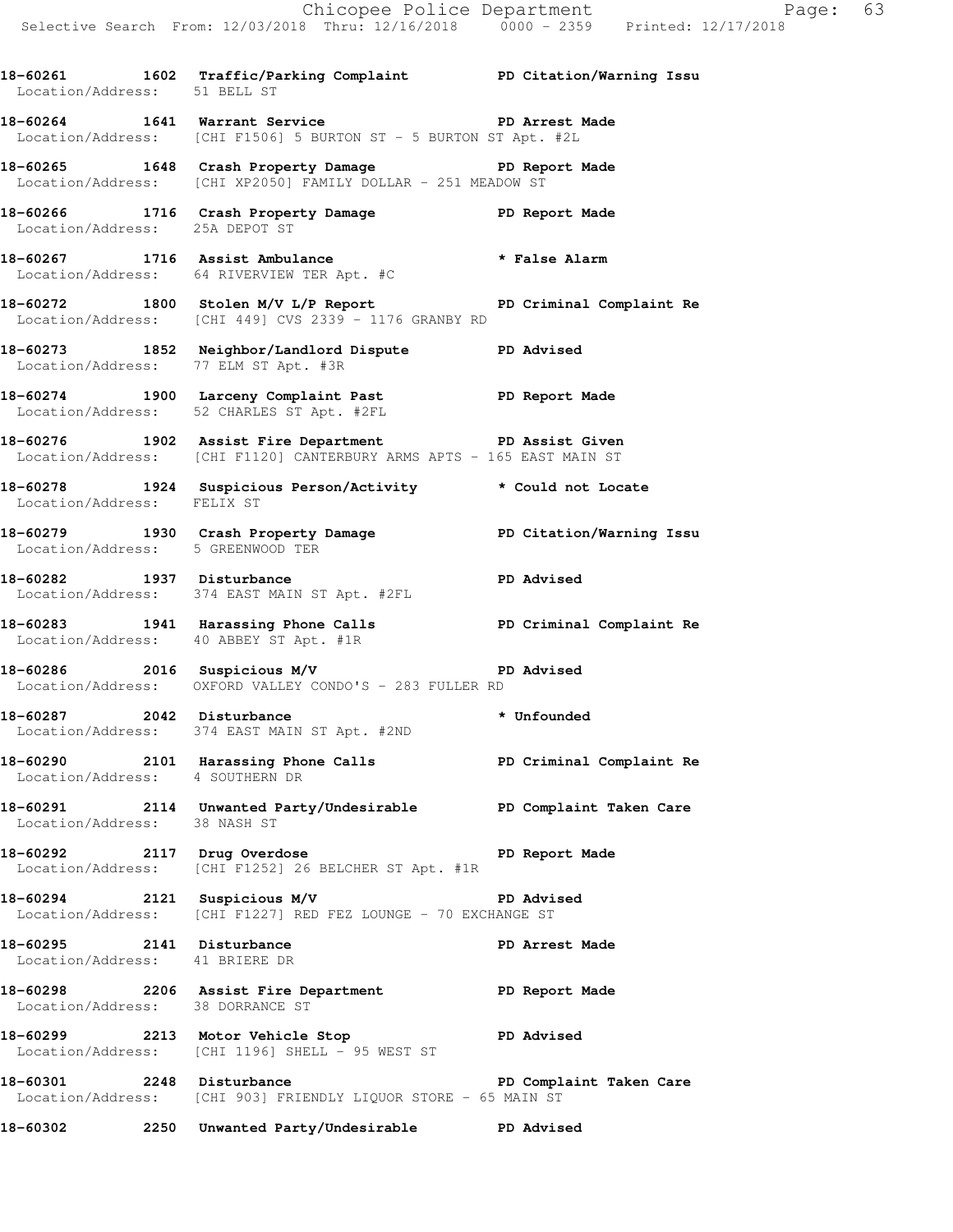**18-60261 1602 Traffic/Parking Complaint PD Citation/Warning Issu**
Location/Address: 51 BELL ST

**18-60264 1641 Warrant Service PD Arrest Made**
Location/Address: [CHI F1506] 5 BURTON ST - 5 BURTON ST Apt. #2L

**18-60265 1648 Crash Property Damage PD Report Made**
Location/Address: [CHI XP2050] FAMILY DOLLAR - 251 MEADOW ST

**18-60266 1716 Crash Property Damage PD Report Made**
Location/Address: 25A DEPOT ST

**18-60267 1716 Assist Ambulance * False Alarm**
Location/Address: 64 RIVERVIEW TER Apt. #C

**18-60272 1800 Stolen M/V L/P Report PD Criminal Complaint Re**
Location/Address: [CHI 449] CVS 2339 - 1176 GRANBY RD

**18-60273 1852 Neighbor/Landlord Dispute PD Advised**
Location/Address: 77 ELM ST Apt. #3R

**18-60274 1900 Larceny Complaint Past PD Report Made**
Location/Address: 52 CHARLES ST Apt. #2FL

**18-60276 1902 Assist Fire Department PD Assist Given**
Location/Address: [CHI F1120] CANTERBURY ARMS APTS - 165 EAST MAIN ST

**18-60278 1924 Suspicious Person/Activity * Could not Locate**
Location/Address: FELIX ST

**18-60279 1930 Crash Property Damage PD Citation/Warning Issu**
Location/Address: 5 GREENWOOD TER

**18-60282 1937 Disturbance PD Advised**
Location/Address: 374 EAST MAIN ST Apt. #2FL

**18-60283 1941 Harassing Phone Calls PD Criminal Complaint Re**
Location/Address: 40 ABBEY ST Apt. #1R

**18-60286 2016 Suspicious M/V PD Advised**
Location/Address: OXFORD VALLEY CONDO'S - 283 FULLER RD

**18-60287 2042 Disturbance * Unfounded**
Location/Address: 374 EAST MAIN ST Apt. #2ND

**18-60290 2101 Harassing Phone Calls PD Criminal Complaint Re**
Location/Address: 4 SOUTHERN DR

**18-60291 2114 Unwanted Party/Undesirable PD Complaint Taken Care**
Location/Address: 38 NASH ST

**18-60292 2117 Drug Overdose PD Report Made**
Location/Address: [CHI F1252] 26 BELCHER ST Apt. #1R

**18-60294 2121 Suspicious M/V PD Advised**
Location/Address: [CHI F1227] RED FEZ LOUNGE - 70 EXCHANGE ST

**18-60295 2141 Disturbance PD Arrest Made**
Location/Address: 41 BRIERE DR

**18-60298 2206 Assist Fire Department PD Report Made**
Location/Address: 38 DORRANCE ST

**18-60299 2213 Motor Vehicle Stop PD Advised**
Location/Address: [CHI 1196] SHELL - 95 WEST ST

**18-60301 2248 Disturbance PD Complaint Taken Care**
Location/Address: [CHI 903] FRIENDLY LIQUOR STORE - 65 MAIN ST

**18-60302 2250 Unwanted Party/Undesirable PD Advised**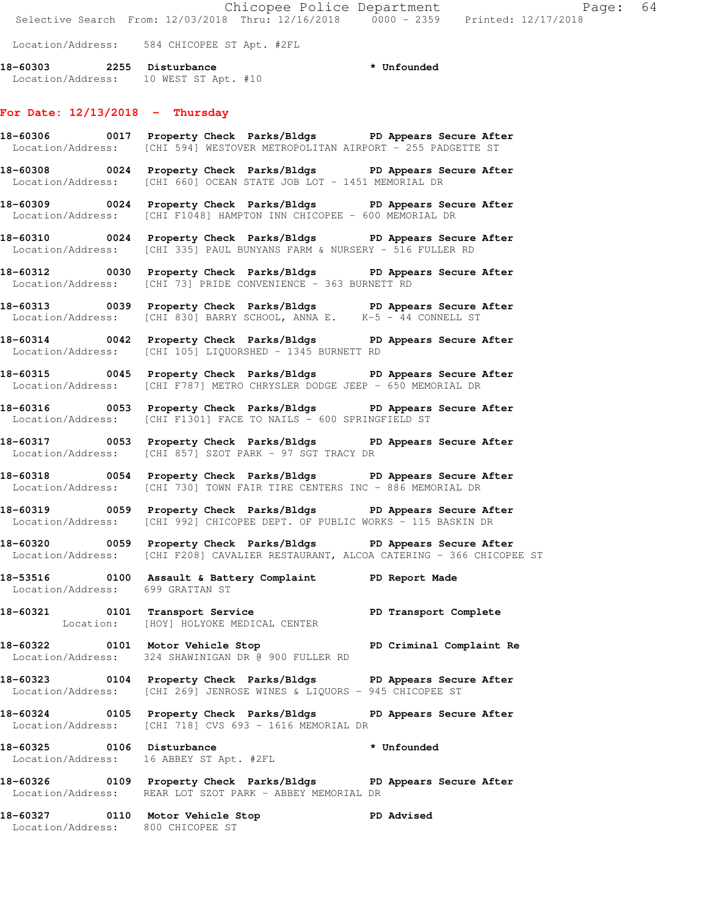Location/Address: 584 CHICOPEE ST Apt. #2FL

**18-60303 2255 Disturbance** * Unfounded
Location/Address: 10 WEST ST Apt. #10

## For Date: 12/13/2018 - Thursday

**18-60306 0017 Property Check Parks/Bldgs** PD Appears Secure After
Location/Address: [CHI 594] WESTOVER METROPOLITAN AIRPORT - 255 PADGETTE ST

**18-60308 0024 Property Check Parks/Bldgs** PD Appears Secure After
Location/Address: [CHI 660] OCEAN STATE JOB LOT - 1451 MEMORIAL DR

**18-60309 0024 Property Check Parks/Bldgs** PD Appears Secure After
Location/Address: [CHI F1048] HAMPTON INN CHICOPEE - 600 MEMORIAL DR

**18-60310 0024 Property Check Parks/Bldgs** PD Appears Secure After
Location/Address: [CHI 335] PAUL BUNYANS FARM & NURSERY - 516 FULLER RD

**18-60312 0030 Property Check Parks/Bldgs** PD Appears Secure After
Location/Address: [CHI 73] PRIDE CONVENIENCE - 363 BURNETT RD

**18-60313 0039 Property Check Parks/Bldgs** PD Appears Secure After
Location/Address: [CHI 830] BARRY SCHOOL, ANNA E. K-5 - 44 CONNELL ST

**18-60314 0042 Property Check Parks/Bldgs** PD Appears Secure After
Location/Address: [CHI 105] LIQUORSHED - 1345 BURNETT RD

**18-60315 0045 Property Check Parks/Bldgs** PD Appears Secure After
Location/Address: [CHI F787] METRO CHRYSLER DODGE JEEP - 650 MEMORIAL DR

**18-60316 0053 Property Check Parks/Bldgs** PD Appears Secure After
Location/Address: [CHI F1301] FACE TO NAILS - 600 SPRINGFIELD ST

**18-60317 0053 Property Check Parks/Bldgs** PD Appears Secure After
Location/Address: [CHI 857] SZOT PARK - 97 SGT TRACY DR

**18-60318 0054 Property Check Parks/Bldgs** PD Appears Secure After
Location/Address: [CHI 730] TOWN FAIR TIRE CENTERS INC - 886 MEMORIAL DR

**18-60319 0059 Property Check Parks/Bldgs** PD Appears Secure After
Location/Address: [CHI 992] CHICOPEE DEPT. OF PUBLIC WORKS - 115 BASKIN DR

**18-60320 0059 Property Check Parks/Bldgs** PD Appears Secure After
Location/Address: [CHI F208] CAVALIER RESTAURANT, ALCOA CATERING - 366 CHICOPEE ST

**18-53516 0100 Assault & Battery Complaint** PD Report Made
Location/Address: 699 GRATTAN ST

**18-60321 0101 Transport Service** PD Transport Complete
Location: [HOY] HOLYOKE MEDICAL CENTER

**18-60322 0101 Motor Vehicle Stop** PD Criminal Complaint Re
Location/Address: 324 SHAWINIGAN DR @ 900 FULLER RD

**18-60323 0104 Property Check Parks/Bldgs** PD Appears Secure After
Location/Address: [CHI 269] JENROSE WINES & LIQUORS - 945 CHICOPEE ST

**18-60324 0105 Property Check Parks/Bldgs** PD Appears Secure After
Location/Address: [CHI 718] CVS 693 - 1616 MEMORIAL DR

**18-60325 0106 Disturbance** * Unfounded
Location/Address: 16 ABBEY ST Apt. #2FL

**18-60326 0109 Property Check Parks/Bldgs** PD Appears Secure After
Location/Address: REAR LOT SZOT PARK - ABBEY MEMORIAL DR

**18-60327 0110 Motor Vehicle Stop** PD Advised
Location/Address: 800 CHICOPEE ST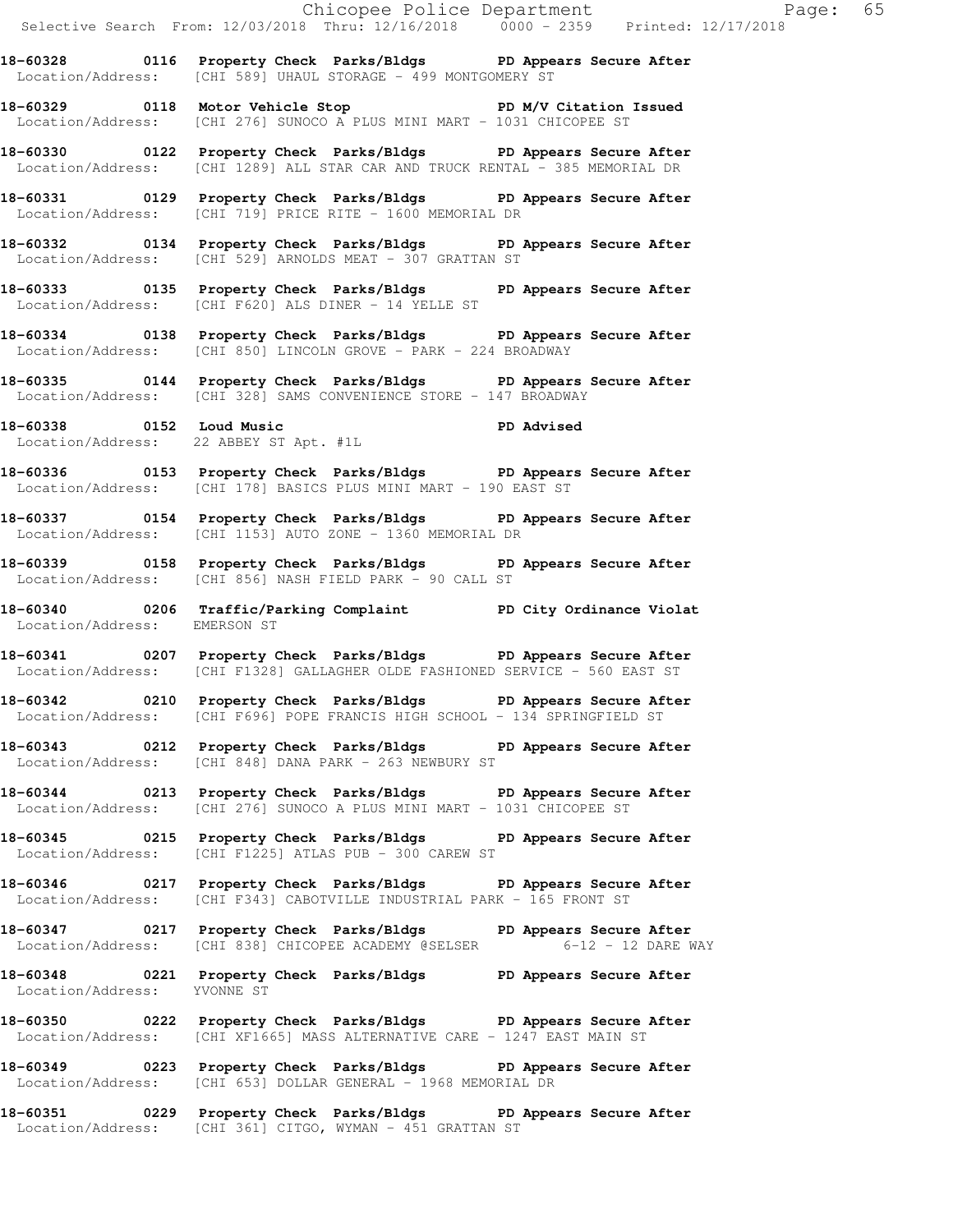**18-60328 0116 Property Check Parks/Bldgs PD Appears Secure After**
Location/Address: [CHI 589] UHAUL STORAGE - 499 MONTGOMERY ST

**18-60329 0118 Motor Vehicle Stop PD M/V Citation Issued**
Location/Address: [CHI 276] SUNOCO A PLUS MINI MART - 1031 CHICOPEE ST

**18-60330 0122 Property Check Parks/Bldgs PD Appears Secure After**
Location/Address: [CHI 1289] ALL STAR CAR AND TRUCK RENTAL - 385 MEMORIAL DR

**18-60331 0129 Property Check Parks/Bldgs PD Appears Secure After**
Location/Address: [CHI 719] PRICE RITE - 1600 MEMORIAL DR

**18-60332 0134 Property Check Parks/Bldgs PD Appears Secure After**
Location/Address: [CHI 529] ARNOLDS MEAT - 307 GRATTAN ST

**18-60333 0135 Property Check Parks/Bldgs PD Appears Secure After**
Location/Address: [CHI F620] ALS DINER - 14 YELLE ST

**18-60334 0138 Property Check Parks/Bldgs PD Appears Secure After**
Location/Address: [CHI 850] LINCOLN GROVE - PARK - 224 BROADWAY

**18-60335 0144 Property Check Parks/Bldgs PD Appears Secure After**
Location/Address: [CHI 328] SAMS CONVENIENCE STORE - 147 BROADWAY

**18-60338 0152 Loud Music PD Advised**
Location/Address: 22 ABBEY ST Apt. #1L

**18-60336 0153 Property Check Parks/Bldgs PD Appears Secure After**
Location/Address: [CHI 178] BASICS PLUS MINI MART - 190 EAST ST

**18-60337 0154 Property Check Parks/Bldgs PD Appears Secure After**
Location/Address: [CHI 1153] AUTO ZONE - 1360 MEMORIAL DR

**18-60339 0158 Property Check Parks/Bldgs PD Appears Secure After**
Location/Address: [CHI 856] NASH FIELD PARK - 90 CALL ST

**18-60340 0206 Traffic/Parking Complaint PD City Ordinance Violat**
Location/Address: EMERSON ST

**18-60341 0207 Property Check Parks/Bldgs PD Appears Secure After**
Location/Address: [CHI F1328] GALLAGHER OLDE FASHIONED SERVICE - 560 EAST ST

**18-60342 0210 Property Check Parks/Bldgs PD Appears Secure After**
Location/Address: [CHI F696] POPE FRANCIS HIGH SCHOOL - 134 SPRINGFIELD ST

**18-60343 0212 Property Check Parks/Bldgs PD Appears Secure After**
Location/Address: [CHI 848] DANA PARK - 263 NEWBURY ST

**18-60344 0213 Property Check Parks/Bldgs PD Appears Secure After**
Location/Address: [CHI 276] SUNOCO A PLUS MINI MART - 1031 CHICOPEE ST

**18-60345 0215 Property Check Parks/Bldgs PD Appears Secure After**
Location/Address: [CHI F1225] ATLAS PUB - 300 CAREW ST

**18-60346 0217 Property Check Parks/Bldgs PD Appears Secure After**
Location/Address: [CHI F343] CABOTVILLE INDUSTRIAL PARK - 165 FRONT ST

**18-60347 0217 Property Check Parks/Bldgs PD Appears Secure After**
Location/Address: [CHI 838] CHICOPEE ACADEMY @SELSER 6-12 - 12 DARE WAY

**18-60348 0221 Property Check Parks/Bldgs PD Appears Secure After**
Location/Address: YVONNE ST

**18-60350 0222 Property Check Parks/Bldgs PD Appears Secure After**
Location/Address: [CHI XF1665] MASS ALTERNATIVE CARE - 1247 EAST MAIN ST

**18-60349 0223 Property Check Parks/Bldgs PD Appears Secure After**
Location/Address: [CHI 653] DOLLAR GENERAL - 1968 MEMORIAL DR

**18-60351 0229 Property Check Parks/Bldgs PD Appears Secure After**
Location/Address: [CHI 361] CITGO, WYMAN - 451 GRATTAN ST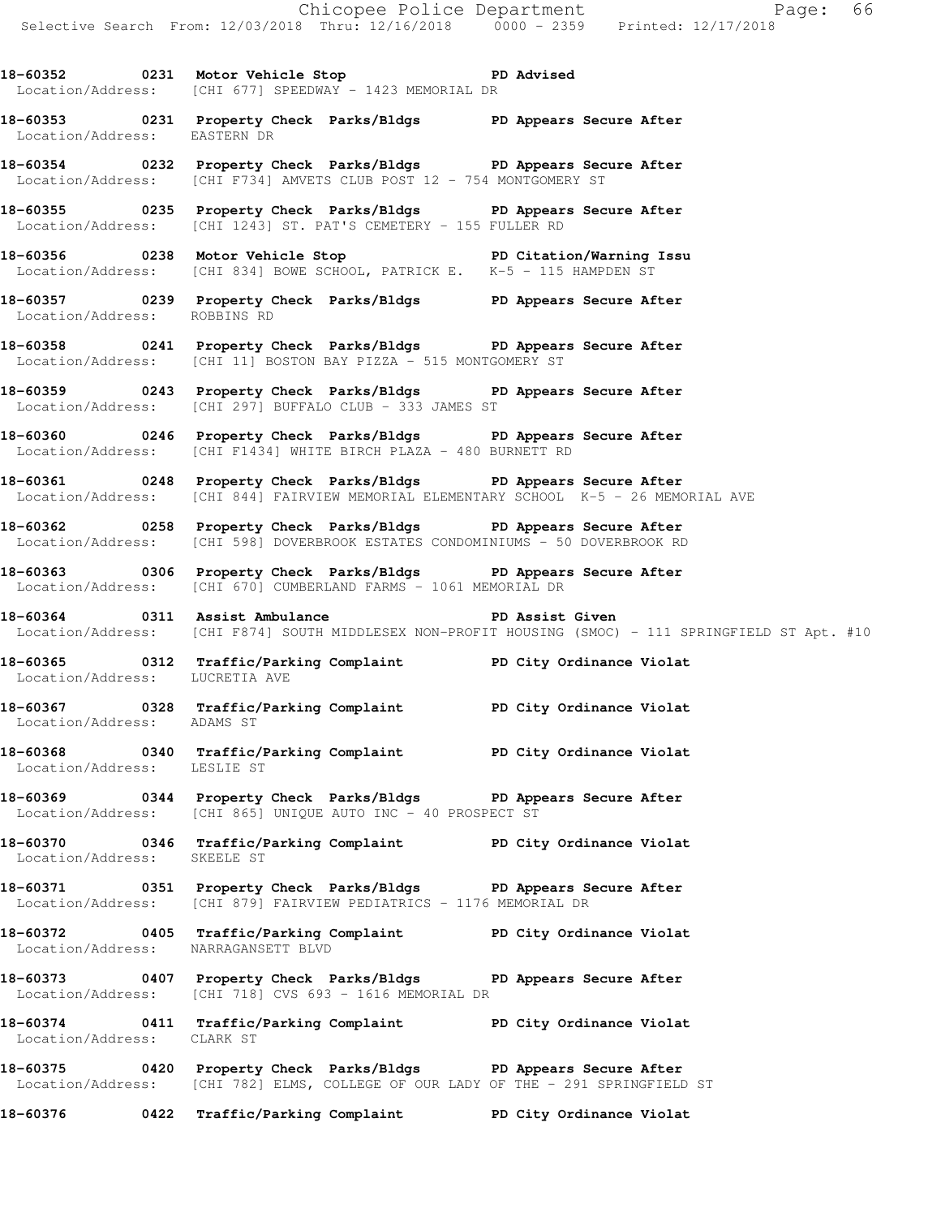**18-60352 0231 Motor Vehicle Stop PD Advised**
Location/Address: [CHI 677] SPEEDWAY - 1423 MEMORIAL DR

**18-60353 0231 Property Check Parks/Bldgs PD Appears Secure After**
Location/Address: EASTERN DR

**18-60354 0232 Property Check Parks/Bldgs PD Appears Secure After**
Location/Address: [CHI F734] AMVETS CLUB POST 12 - 754 MONTGOMERY ST

**18-60355 0235 Property Check Parks/Bldgs PD Appears Secure After**
Location/Address: [CHI 1243] ST. PAT'S CEMETERY - 155 FULLER RD

**18-60356 0238 Motor Vehicle Stop PD Citation/Warning Issu**
Location/Address: [CHI 834] BOWE SCHOOL, PATRICK E. K-5 - 115 HAMPDEN ST

**18-60357 0239 Property Check Parks/Bldgs PD Appears Secure After**
Location/Address: ROBBINS RD

**18-60358 0241 Property Check Parks/Bldgs PD Appears Secure After**
Location/Address: [CHI 11] BOSTON BAY PIZZA - 515 MONTGOMERY ST

**18-60359 0243 Property Check Parks/Bldgs PD Appears Secure After**
Location/Address: [CHI 297] BUFFALO CLUB - 333 JAMES ST

**18-60360 0246 Property Check Parks/Bldgs PD Appears Secure After**
Location/Address: [CHI F1434] WHITE BIRCH PLAZA - 480 BURNETT RD

**18-60361 0248 Property Check Parks/Bldgs PD Appears Secure After**
Location/Address: [CHI 844] FAIRVIEW MEMORIAL ELEMENTARY SCHOOL K-5 - 26 MEMORIAL AVE

**18-60362 0258 Property Check Parks/Bldgs PD Appears Secure After**
Location/Address: [CHI 598] DOVERBROOK ESTATES CONDOMINIUMS - 50 DOVERBROOK RD

**18-60363 0306 Property Check Parks/Bldgs PD Appears Secure After**
Location/Address: [CHI 670] CUMBERLAND FARMS - 1061 MEMORIAL DR

**18-60364 0311 Assist Ambulance PD Assist Given**
Location/Address: [CHI F874] SOUTH MIDDLESEX NON-PROFIT HOUSING (SMOC) - 111 SPRINGFIELD ST Apt. #10

**18-60365 0312 Traffic/Parking Complaint PD City Ordinance Violat**
Location/Address: LUCRETIA AVE

**18-60367 0328 Traffic/Parking Complaint PD City Ordinance Violat**
Location/Address: ADAMS ST

**18-60368 0340 Traffic/Parking Complaint PD City Ordinance Violat**
Location/Address: LESLIE ST

**18-60369 0344 Property Check Parks/Bldgs PD Appears Secure After**
Location/Address: [CHI 865] UNIQUE AUTO INC - 40 PROSPECT ST

**18-60370 0346 Traffic/Parking Complaint PD City Ordinance Violat**
Location/Address: SKEELE ST

**18-60371 0351 Property Check Parks/Bldgs PD Appears Secure After**
Location/Address: [CHI 879] FAIRVIEW PEDIATRICS - 1176 MEMORIAL DR

**18-60372 0405 Traffic/Parking Complaint PD City Ordinance Violat**
Location/Address: NARRAGANSETT BLVD

**18-60373 0407 Property Check Parks/Bldgs PD Appears Secure After**
Location/Address: [CHI 718] CVS 693 - 1616 MEMORIAL DR

**18-60374 0411 Traffic/Parking Complaint PD City Ordinance Violat**
Location/Address: CLARK ST

**18-60375 0420 Property Check Parks/Bldgs PD Appears Secure After**
Location/Address: [CHI 782] ELMS, COLLEGE OF OUR LADY OF THE - 291 SPRINGFIELD ST

**18-60376 0422 Traffic/Parking Complaint PD City Ordinance Violat**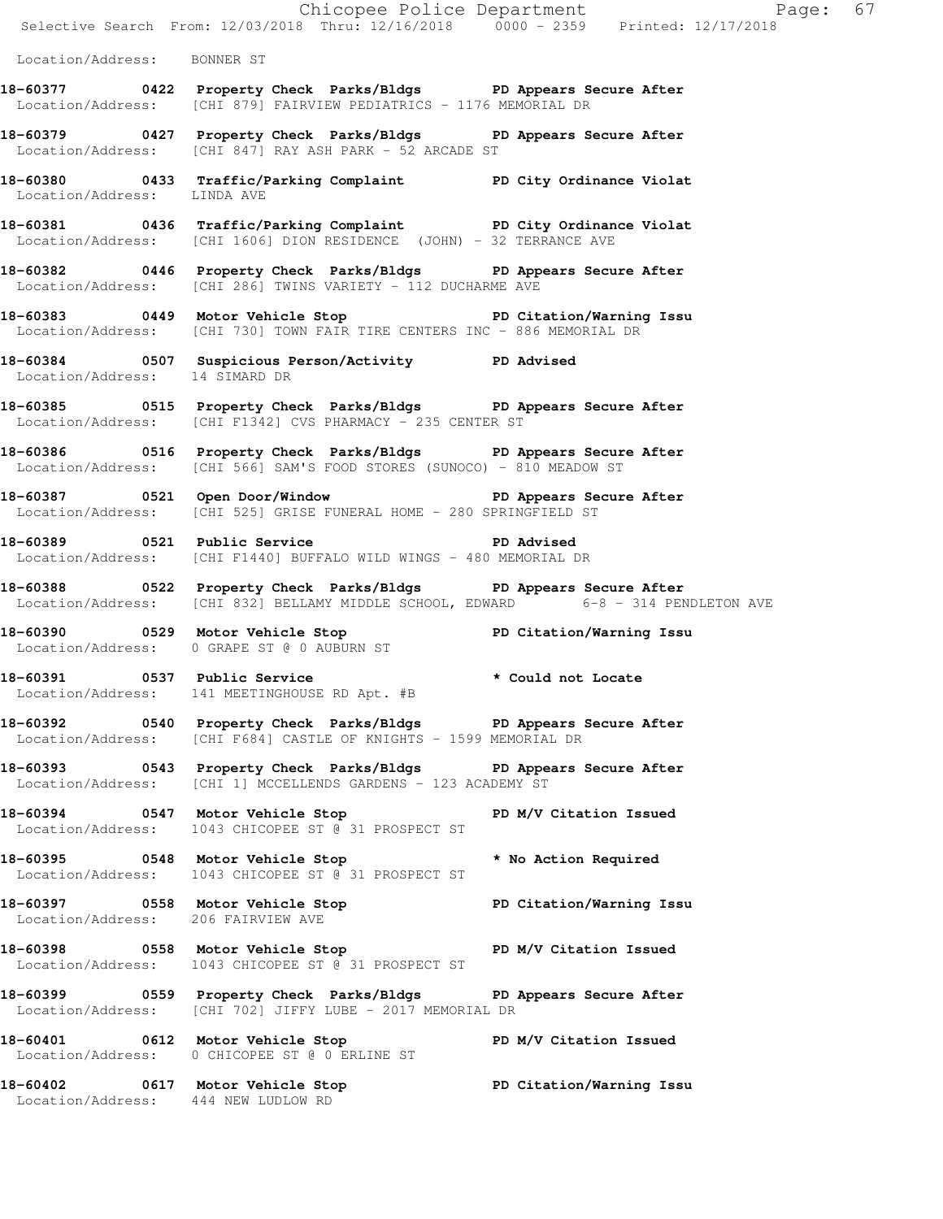Location/Address: BONNER ST

**18-60377** 0422 Property Check Parks/Bldgs PD Appears Secure After
Location/Address: [CHI 879] FAIRVIEW PEDIATRICS - 1176 MEMORIAL DR

**18-60379** 0427 Property Check Parks/Bldgs PD Appears Secure After
Location/Address: [CHI 847] RAY ASH PARK - 52 ARCADE ST

**18-60380** 0433 Traffic/Parking Complaint PD City Ordinance Violat
Location/Address: LINDA AVE

**18-60381** 0436 Traffic/Parking Complaint PD City Ordinance Violat
Location/Address: [CHI 1606] DION RESIDENCE (JOHN) - 32 TERRANCE AVE

**18-60382** 0446 Property Check Parks/Bldgs PD Appears Secure After
Location/Address: [CHI 286] TWINS VARIETY - 112 DUCHARME AVE

**18-60383** 0449 Motor Vehicle Stop PD Citation/Warning Issu
Location/Address: [CHI 730] TOWN FAIR TIRE CENTERS INC - 886 MEMORIAL DR

**18-60384** 0507 Suspicious Person/Activity PD Advised
Location/Address: 14 SIMARD DR

**18-60385** 0515 Property Check Parks/Bldgs PD Appears Secure After
Location/Address: [CHI F1342] CVS PHARMACY - 235 CENTER ST

**18-60386** 0516 Property Check Parks/Bldgs PD Appears Secure After
Location/Address: [CHI 566] SAM'S FOOD STORES (SUNOCO) - 810 MEADOW ST

**18-60387** 0521 Open Door/Window PD Appears Secure After
Location/Address: [CHI 525] GRISE FUNERAL HOME - 280 SPRINGFIELD ST

**18-60389** 0521 Public Service PD Advised
Location/Address: [CHI F1440] BUFFALO WILD WINGS - 480 MEMORIAL DR

**18-60388** 0522 Property Check Parks/Bldgs PD Appears Secure After
Location/Address: [CHI 832] BELLAMY MIDDLE SCHOOL, EDWARD 6-8 - 314 PENDLETON AVE

**18-60390** 0529 Motor Vehicle Stop PD Citation/Warning Issu
Location/Address: 0 GRAPE ST @ 0 AUBURN ST

**18-60391** 0537 Public Service * Could not Locate
Location/Address: 141 MEETINGHOUSE RD Apt. #B

**18-60392** 0540 Property Check Parks/Bldgs PD Appears Secure After
Location/Address: [CHI F684] CASTLE OF KNIGHTS - 1599 MEMORIAL DR

**18-60393** 0543 Property Check Parks/Bldgs PD Appears Secure After
Location/Address: [CHI 1] MCCELLENDS GARDENS - 123 ACADEMY ST

**18-60394** 0547 Motor Vehicle Stop PD M/V Citation Issued
Location/Address: 1043 CHICOPEE ST @ 31 PROSPECT ST

**18-60395** 0548 Motor Vehicle Stop * No Action Required
Location/Address: 1043 CHICOPEE ST @ 31 PROSPECT ST

**18-60397** 0558 Motor Vehicle Stop PD Citation/Warning Issu
Location/Address: 206 FAIRVIEW AVE

**18-60398** 0558 Motor Vehicle Stop PD M/V Citation Issued
Location/Address: 1043 CHICOPEE ST @ 31 PROSPECT ST

**18-60399** 0559 Property Check Parks/Bldgs PD Appears Secure After
Location/Address: [CHI 702] JIFFY LUBE - 2017 MEMORIAL DR

**18-60401** 0612 Motor Vehicle Stop PD M/V Citation Issued
Location/Address: 0 CHICOPEE ST @ 0 ERLINE ST

**18-60402** 0617 Motor Vehicle Stop PD Citation/Warning Issu
Location/Address: 444 NEW LUDLOW RD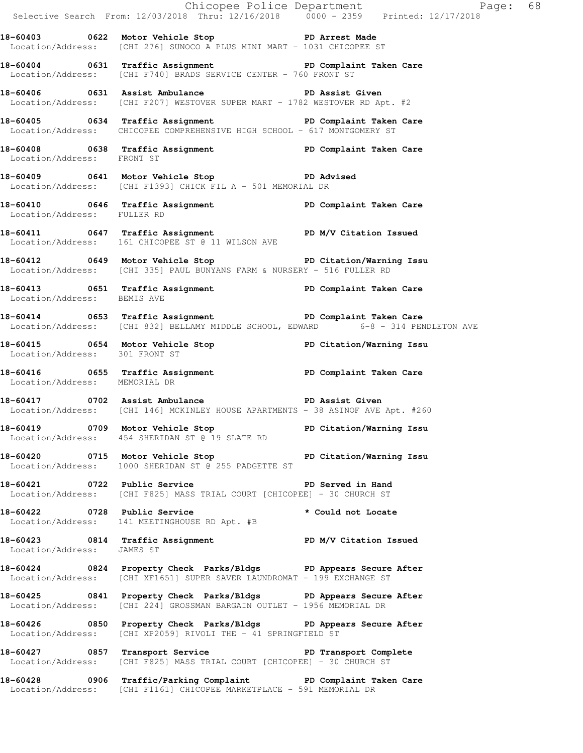18-60403 0622 Motor Vehicle Stop PD Arrest Made
Location/Address: [CHI 276] SUNOCO A PLUS MINI MART - 1031 CHICOPEE ST

18-60404 0631 Traffic Assignment PD Complaint Taken Care
Location/Address: [CHI F740] BRADS SERVICE CENTER - 760 FRONT ST

18-60406 0631 Assist Ambulance PD Assist Given
Location/Address: [CHI F207] WESTOVER SUPER MART - 1782 WESTOVER RD Apt. #2

18-60405 0634 Traffic Assignment PD Complaint Taken Care
Location/Address: CHICOPEE COMPREHENSIVE HIGH SCHOOL - 617 MONTGOMERY ST

18-60408 0638 Traffic Assignment PD Complaint Taken Care
Location/Address: FRONT ST

18-60409 0641 Motor Vehicle Stop PD Advised
Location/Address: [CHI F1393] CHICK FIL A - 501 MEMORIAL DR

18-60410 0646 Traffic Assignment PD Complaint Taken Care
Location/Address: FULLER RD

18-60411 0647 Traffic Assignment PD M/V Citation Issued
Location/Address: 161 CHICOPEE ST @ 11 WILSON AVE

18-60412 0649 Motor Vehicle Stop PD Citation/Warning Issu
Location/Address: [CHI 335] PAUL BUNYANS FARM & NURSERY - 516 FULLER RD

18-60413 0651 Traffic Assignment PD Complaint Taken Care
Location/Address: BEMIS AVE

18-60414 0653 Traffic Assignment PD Complaint Taken Care
Location/Address: [CHI 832] BELLAMY MIDDLE SCHOOL, EDWARD 6-8 - 314 PENDLETON AVE

18-60415 0654 Motor Vehicle Stop PD Citation/Warning Issu
Location/Address: 301 FRONT ST

18-60416 0655 Traffic Assignment PD Complaint Taken Care
Location/Address: MEMORIAL DR

18-60417 0702 Assist Ambulance PD Assist Given
Location/Address: [CHI 146] MCKINLEY HOUSE APARTMENTS - 38 ASINOF AVE Apt. #260

18-60419 0709 Motor Vehicle Stop PD Citation/Warning Issu
Location/Address: 454 SHERIDAN ST @ 19 SLATE RD

18-60420 0715 Motor Vehicle Stop PD Citation/Warning Issu
Location/Address: 1000 SHERIDAN ST @ 255 PADGETTE ST

18-60421 0722 Public Service PD Served in Hand
Location/Address: [CHI F825] MASS TRIAL COURT [CHICOPEE] - 30 CHURCH ST

18-60422 0728 Public Service * Could not Locate
Location/Address: 141 MEETINGHOUSE RD Apt. #B

18-60423 0814 Traffic Assignment PD M/V Citation Issued
Location/Address: JAMES ST

18-60424 0824 Property Check Parks/Bldgs PD Appears Secure After
Location/Address: [CHI XF1651] SUPER SAVER LAUNDROMAT - 199 EXCHANGE ST

18-60425 0841 Property Check Parks/Bldgs PD Appears Secure After
Location/Address: [CHI 224] GROSSMAN BARGAIN OUTLET - 1956 MEMORIAL DR

18-60426 0850 Property Check Parks/Bldgs PD Appears Secure After
Location/Address: [CHI XP2059] RIVOLI THE - 41 SPRINGFIELD ST

18-60427 0857 Transport Service PD Transport Complete
Location/Address: [CHI F825] MASS TRIAL COURT [CHICOPEE] - 30 CHURCH ST

18-60428 0906 Traffic/Parking Complaint PD Complaint Taken Care
Location/Address: [CHI F1161] CHICOPEE MARKETPLACE - 591 MEMORIAL DR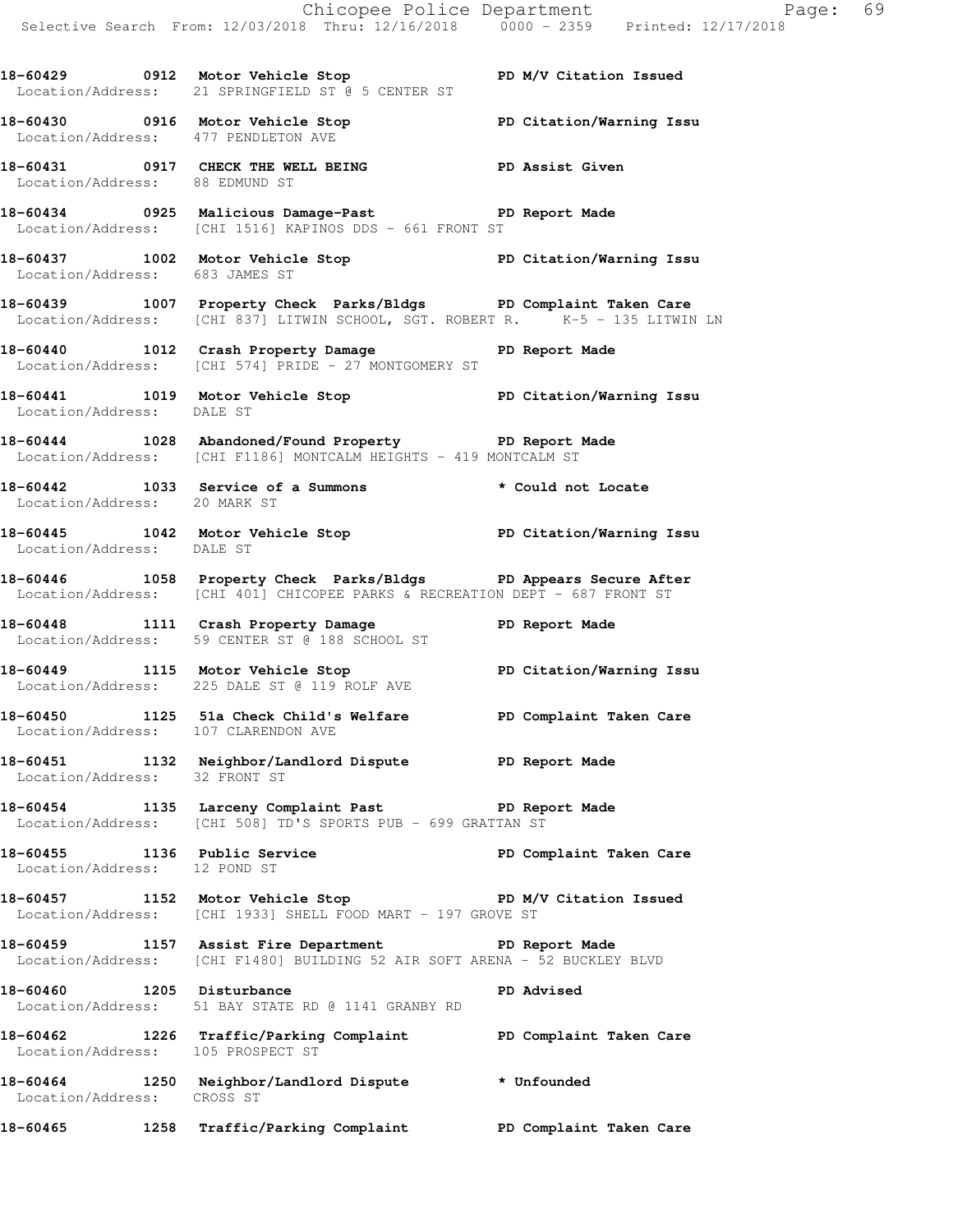18-60429 0912 Motor Vehicle Stop PD M/V Citation Issued
Location/Address: 21 SPRINGFIELD ST @ 5 CENTER ST

18-60430 0916 Motor Vehicle Stop PD Citation/Warning Issu
Location/Address: 477 PENDLETON AVE

18-60431 0917 CHECK THE WELL BEING PD Assist Given
Location/Address: 88 EDMUND ST

18-60434 0925 Malicious Damage-Past PD Report Made
Location/Address: [CHI 1516] KAPINOS DDS - 661 FRONT ST

18-60437 1002 Motor Vehicle Stop PD Citation/Warning Issu
Location/Address: 683 JAMES ST

18-60439 1007 Property Check Parks/Bldgs PD Complaint Taken Care
Location/Address: [CHI 837] LITWIN SCHOOL, SGT. ROBERT R. K-5 - 135 LITWIN LN

18-60440 1012 Crash Property Damage PD Report Made
Location/Address: [CHI 574] PRIDE - 27 MONTGOMERY ST

18-60441 1019 Motor Vehicle Stop PD Citation/Warning Issu
Location/Address: DALE ST

18-60444 1028 Abandoned/Found Property PD Report Made
Location/Address: [CHI F1186] MONTCALM HEIGHTS - 419 MONTCALM ST

18-60442 1033 Service of a Summons * Could not Locate
Location/Address: 20 MARK ST

18-60445 1042 Motor Vehicle Stop PD Citation/Warning Issu
Location/Address: DALE ST

18-60446 1058 Property Check Parks/Bldgs PD Appears Secure After
Location/Address: [CHI 401] CHICOPEE PARKS & RECREATION DEPT - 687 FRONT ST

18-60448 1111 Crash Property Damage PD Report Made
Location/Address: 59 CENTER ST @ 188 SCHOOL ST

18-60449 1115 Motor Vehicle Stop PD Citation/Warning Issu
Location/Address: 225 DALE ST @ 119 ROLF AVE

18-60450 1125 51a Check Child's Welfare PD Complaint Taken Care
Location/Address: 107 CLARENDON AVE

18-60451 1132 Neighbor/Landlord Dispute PD Report Made
Location/Address: 32 FRONT ST

18-60454 1135 Larceny Complaint Past PD Report Made
Location/Address: [CHI 508] TD'S SPORTS PUB - 699 GRATTAN ST

18-60455 1136 Public Service PD Complaint Taken Care
Location/Address: 12 POND ST

18-60457 1152 Motor Vehicle Stop PD M/V Citation Issued
Location/Address: [CHI 1933] SHELL FOOD MART - 197 GROVE ST

18-60459 1157 Assist Fire Department PD Report Made
Location/Address: [CHI F1480] BUILDING 52 AIR SOFT ARENA - 52 BUCKLEY BLVD

18-60460 1205 Disturbance PD Advised
Location/Address: 51 BAY STATE RD @ 1141 GRANBY RD

18-60462 1226 Traffic/Parking Complaint PD Complaint Taken Care
Location/Address: 105 PROSPECT ST

18-60464 1250 Neighbor/Landlord Dispute * Unfounded
Location/Address: CROSS ST

18-60465 1258 Traffic/Parking Complaint PD Complaint Taken Care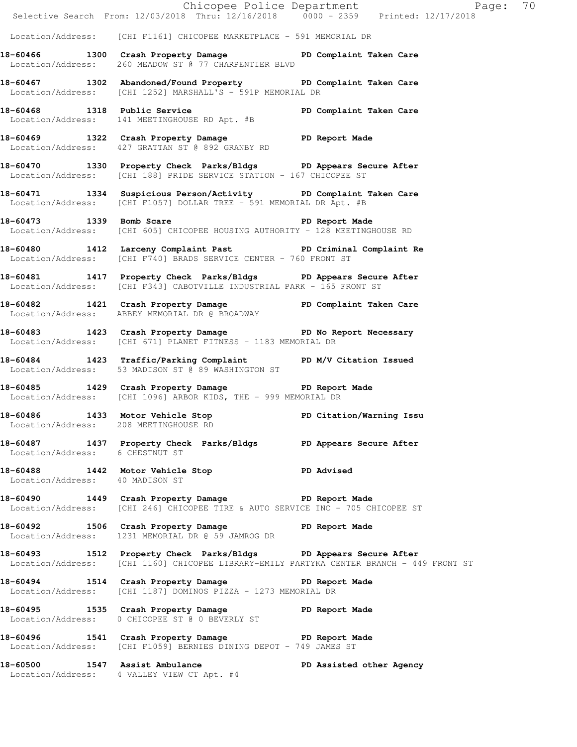Location/Address: [CHI F1161] CHICOPEE MARKETPLACE - 591 MEMORIAL DR

**18-60466 1300 Crash Property Damage PD Complaint Taken Care**
Location/Address: 260 MEADOW ST @ 77 CHARPENTIER BLVD

**18-60467 1302 Abandoned/Found Property PD Complaint Taken Care**
Location/Address: [CHI 1252] MARSHALL'S - 591P MEMORIAL DR

**18-60468 1318 Public Service PD Complaint Taken Care**
Location/Address: 141 MEETINGHOUSE RD Apt. #B

**18-60469 1322 Crash Property Damage PD Report Made**
Location/Address: 427 GRATTAN ST @ 892 GRANBY RD

**18-60470 1330 Property Check Parks/Bldgs PD Appears Secure After**
Location/Address: [CHI 188] PRIDE SERVICE STATION - 167 CHICOPEE ST

**18-60471 1334 Suspicious Person/Activity PD Complaint Taken Care**
Location/Address: [CHI F1057] DOLLAR TREE - 591 MEMORIAL DR Apt. #B

**18-60473 1339 Bomb Scare PD Report Made**
Location/Address: [CHI 605] CHICOPEE HOUSING AUTHORITY - 128 MEETINGHOUSE RD

**18-60480 1412 Larceny Complaint Past PD Criminal Complaint Re**
Location/Address: [CHI F740] BRADS SERVICE CENTER - 760 FRONT ST

**18-60481 1417 Property Check Parks/Bldgs PD Appears Secure After**
Location/Address: [CHI F343] CABOTVILLE INDUSTRIAL PARK - 165 FRONT ST

**18-60482 1421 Crash Property Damage PD Complaint Taken Care**
Location/Address: ABBEY MEMORIAL DR @ BROADWAY

**18-60483 1423 Crash Property Damage PD No Report Necessary**
Location/Address: [CHI 671] PLANET FITNESS - 1183 MEMORIAL DR

**18-60484 1423 Traffic/Parking Complaint PD M/V Citation Issued**
Location/Address: 53 MADISON ST @ 89 WASHINGTON ST

**18-60485 1429 Crash Property Damage PD Report Made**
Location/Address: [CHI 1096] ARBOR KIDS, THE - 999 MEMORIAL DR

**18-60486 1433 Motor Vehicle Stop PD Citation/Warning Issu**
Location/Address: 208 MEETINGHOUSE RD

**18-60487 1437 Property Check Parks/Bldgs PD Appears Secure After**
Location/Address: 6 CHESTNUT ST

**18-60488 1442 Motor Vehicle Stop PD Advised**
Location/Address: 40 MADISON ST

**18-60490 1449 Crash Property Damage PD Report Made**
Location/Address: [CHI 246] CHICOPEE TIRE & AUTO SERVICE INC - 705 CHICOPEE ST

**18-60492 1506 Crash Property Damage PD Report Made**
Location/Address: 1231 MEMORIAL DR @ 59 JAMROG DR

**18-60493 1512 Property Check Parks/Bldgs PD Appears Secure After**
Location/Address: [CHI 1160] CHICOPEE LIBRARY-EMILY PARTYKA CENTER BRANCH - 449 FRONT ST

**18-60494 1514 Crash Property Damage PD Report Made**
Location/Address: [CHI 1187] DOMINOS PIZZA - 1273 MEMORIAL DR

**18-60495 1535 Crash Property Damage PD Report Made**
Location/Address: 0 CHICOPEE ST @ 0 BEVERLY ST

**18-60496 1541 Crash Property Damage PD Report Made**
Location/Address: [CHI F1059] BERNIES DINING DEPOT - 749 JAMES ST

**18-60500 1547 Assist Ambulance PD Assisted other Agency**
Location/Address: 4 VALLEY VIEW CT Apt. #4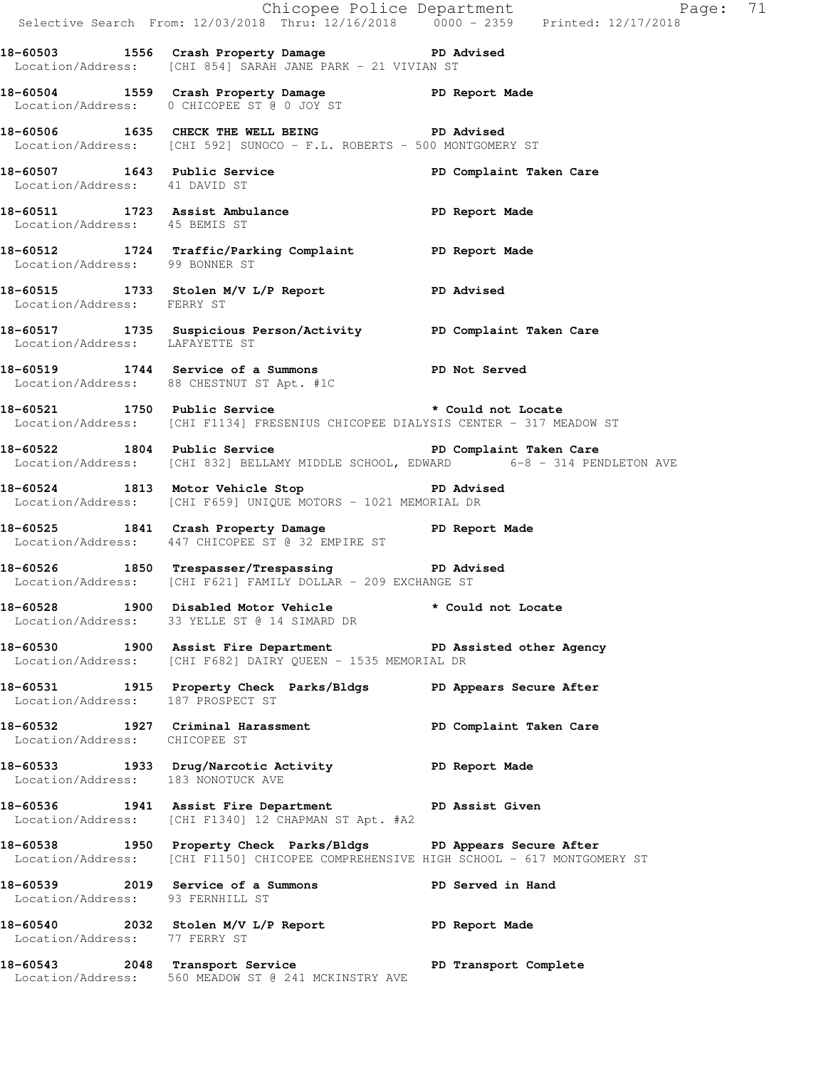18-60503 1556 Crash Property Damage PD Advised
Location/Address: [CHI 854] SARAH JANE PARK - 21 VIVIAN ST

18-60504 1559 Crash Property Damage PD Report Made
Location/Address: 0 CHICOPEE ST @ 0 JOY ST

18-60506 1635 CHECK THE WELL BEING PD Advised
Location/Address: [CHI 592] SUNOCO - F.L. ROBERTS - 500 MONTGOMERY ST

18-60507 1643 Public Service PD Complaint Taken Care
Location/Address: 41 DAVID ST

18-60511 1723 Assist Ambulance PD Report Made
Location/Address: 45 BEMIS ST

18-60512 1724 Traffic/Parking Complaint PD Report Made
Location/Address: 99 BONNER ST

18-60515 1733 Stolen M/V L/P Report PD Advised
Location/Address: FERRY ST

18-60517 1735 Suspicious Person/Activity PD Complaint Taken Care
Location/Address: LAFAYETTE ST

18-60519 1744 Service of a Summons PD Not Served
Location/Address: 88 CHESTNUT ST Apt. #1C

18-60521 1750 Public Service * Could not Locate
Location/Address: [CHI F1134] FRESENIUS CHICOPEE DIALYSIS CENTER - 317 MEADOW ST

18-60522 1804 Public Service PD Complaint Taken Care
Location/Address: [CHI 832] BELLAMY MIDDLE SCHOOL, EDWARD 6-8 - 314 PENDLETON AVE

18-60524 1813 Motor Vehicle Stop PD Advised
Location/Address: [CHI F659] UNIQUE MOTORS - 1021 MEMORIAL DR

18-60525 1841 Crash Property Damage PD Report Made
Location/Address: 447 CHICOPEE ST @ 32 EMPIRE ST

18-60526 1850 Trespasser/Trespassing PD Advised
Location/Address: [CHI F621] FAMILY DOLLAR - 209 EXCHANGE ST

18-60528 1900 Disabled Motor Vehicle * Could not Locate
Location/Address: 33 YELLE ST @ 14 SIMARD DR

18-60530 1900 Assist Fire Department PD Assisted other Agency
Location/Address: [CHI F682] DAIRY QUEEN - 1535 MEMORIAL DR

18-60531 1915 Property Check Parks/Bldgs PD Appears Secure After
Location/Address: 187 PROSPECT ST

18-60532 1927 Criminal Harassment PD Complaint Taken Care
Location/Address: CHICOPEE ST

18-60533 1933 Drug/Narcotic Activity PD Report Made
Location/Address: 183 NONOTUCK AVE

18-60536 1941 Assist Fire Department PD Assist Given
Location/Address: [CHI F1340] 12 CHAPMAN ST Apt. #A2

18-60538 1950 Property Check Parks/Bldgs PD Appears Secure After
Location/Address: [CHI F1150] CHICOPEE COMPREHENSIVE HIGH SCHOOL - 617 MONTGOMERY ST

18-60539 2019 Service of a Summons PD Served in Hand
Location/Address: 93 FERNHILL ST

18-60540 2032 Stolen M/V L/P Report PD Report Made
Location/Address: 77 FERRY ST

18-60543 2048 Transport Service PD Transport Complete
Location/Address: 560 MEADOW ST @ 241 MCKINSTRY AVE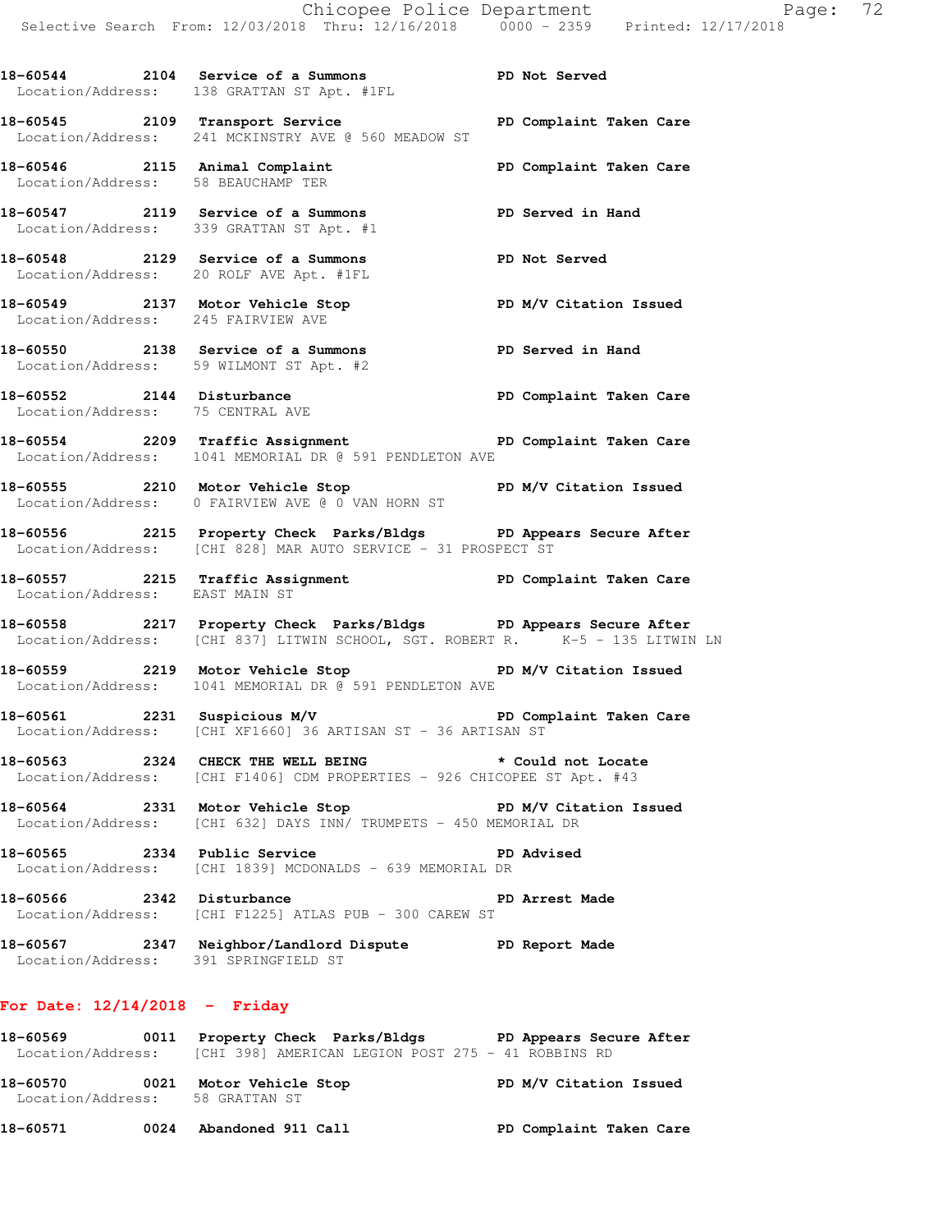18-60544 2104 Service of a Summons PD Not Served
Location/Address: 138 GRATTAN ST Apt. #1FL

18-60545 2109 Transport Service PD Complaint Taken Care
Location/Address: 241 MCKINSTRY AVE @ 560 MEADOW ST

18-60546 2115 Animal Complaint PD Complaint Taken Care
Location/Address: 58 BEAUCHAMP TER

18-60547 2119 Service of a Summons PD Served in Hand
Location/Address: 339 GRATTAN ST Apt. #1

18-60548 2129 Service of a Summons PD Not Served
Location/Address: 20 ROLF AVE Apt. #1FL

18-60549 2137 Motor Vehicle Stop PD M/V Citation Issued
Location/Address: 245 FAIRVIEW AVE

18-60550 2138 Service of a Summons PD Served in Hand
Location/Address: 59 WILMONT ST Apt. #2

18-60552 2144 Disturbance PD Complaint Taken Care
Location/Address: 75 CENTRAL AVE

18-60554 2209 Traffic Assignment PD Complaint Taken Care
Location/Address: 1041 MEMORIAL DR @ 591 PENDLETON AVE

18-60555 2210 Motor Vehicle Stop PD M/V Citation Issued
Location/Address: 0 FAIRVIEW AVE @ 0 VAN HORN ST

18-60556 2215 Property Check Parks/Bldgs PD Appears Secure After
Location/Address: [CHI 828] MAR AUTO SERVICE - 31 PROSPECT ST

18-60557 2215 Traffic Assignment PD Complaint Taken Care
Location/Address: EAST MAIN ST

18-60558 2217 Property Check Parks/Bldgs PD Appears Secure After
Location/Address: [CHI 837] LITWIN SCHOOL, SGT. ROBERT R. K-5 - 135 LITWIN LN

18-60559 2219 Motor Vehicle Stop PD M/V Citation Issued
Location/Address: 1041 MEMORIAL DR @ 591 PENDLETON AVE

18-60561 2231 Suspicious M/V PD Complaint Taken Care
Location/Address: [CHI XF1660] 36 ARTISAN ST - 36 ARTISAN ST

18-60563 2324 CHECK THE WELL BEING * Could not Locate
Location/Address: [CHI F1406] CDM PROPERTIES - 926 CHICOPEE ST Apt. #43

18-60564 2331 Motor Vehicle Stop PD M/V Citation Issued
Location/Address: [CHI 632] DAYS INN/ TRUMPETS - 450 MEMORIAL DR

18-60565 2334 Public Service PD Advised
Location/Address: [CHI 1839] MCDONALDS - 639 MEMORIAL DR

18-60566 2342 Disturbance PD Arrest Made
Location/Address: [CHI F1225] ATLAS PUB - 300 CAREW ST

18-60567 2347 Neighbor/Landlord Dispute PD Report Made
Location/Address: 391 SPRINGFIELD ST

**For Date: 12/14/2018 - Friday**

18-60569 0011 Property Check Parks/Bldgs PD Appears Secure After
Location/Address: [CHI 398] AMERICAN LEGION POST 275 - 41 ROBBINS RD

18-60570 0021 Motor Vehicle Stop PD M/V Citation Issued
Location/Address: 58 GRATTAN ST

18-60571 0024 Abandoned 911 Call PD Complaint Taken Care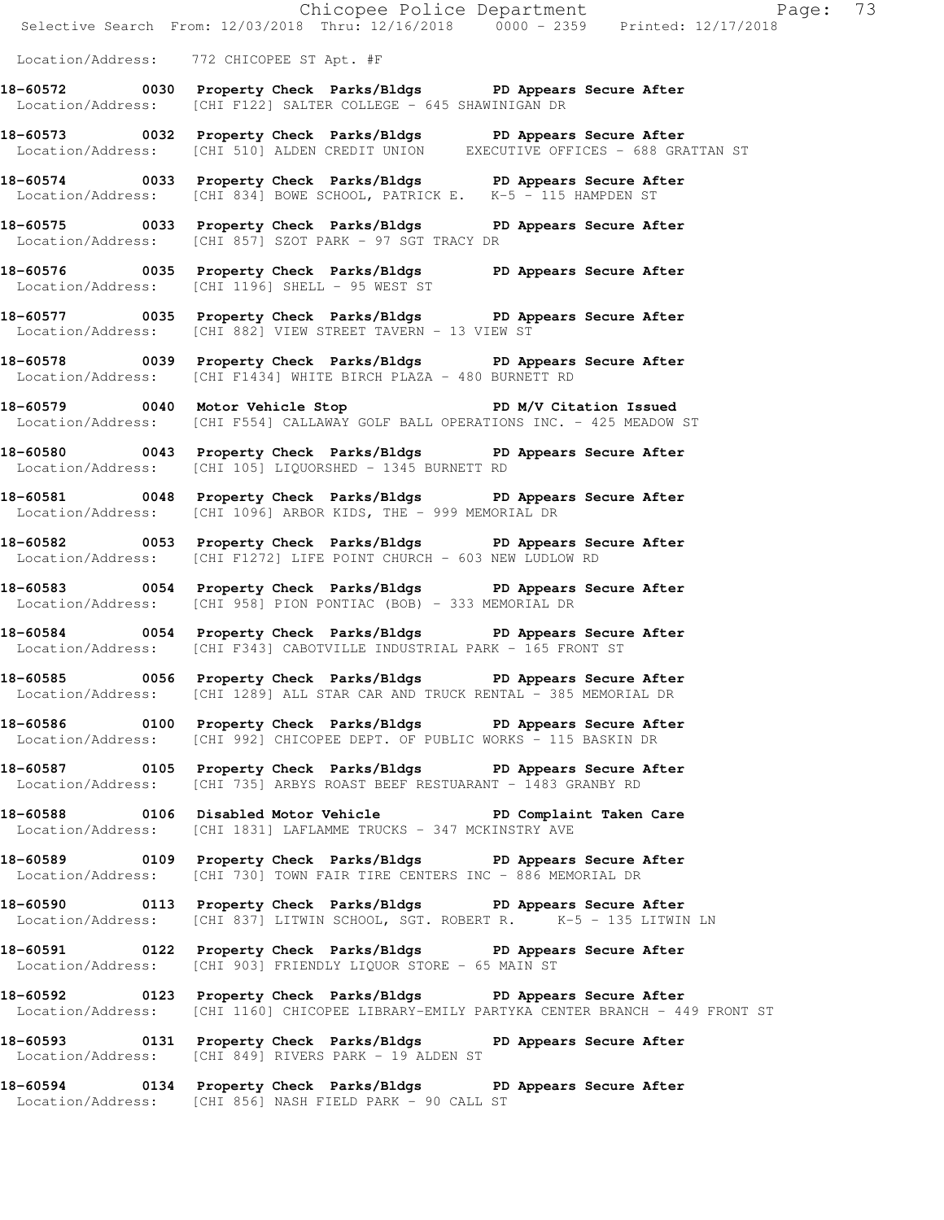Location/Address: 772 CHICOPEE ST Apt. #F

**18-60572 0030 Property Check Parks/Bldgs PD Appears Secure After**
Location/Address: [CHI F122] SALTER COLLEGE - 645 SHAWINIGAN DR

**18-60573 0032 Property Check Parks/Bldgs PD Appears Secure After**
Location/Address: [CHI 510] ALDEN CREDIT UNION EXECUTIVE OFFICES - 688 GRATTAN ST

**18-60574 0033 Property Check Parks/Bldgs PD Appears Secure After**
Location/Address: [CHI 834] BOWE SCHOOL, PATRICK E. K-5 - 115 HAMPDEN ST

**18-60575 0033 Property Check Parks/Bldgs PD Appears Secure After**
Location/Address: [CHI 857] SZOT PARK - 97 SGT TRACY DR

**18-60576 0035 Property Check Parks/Bldgs PD Appears Secure After**
Location/Address: [CHI 1196] SHELL - 95 WEST ST

**18-60577 0035 Property Check Parks/Bldgs PD Appears Secure After**
Location/Address: [CHI 882] VIEW STREET TAVERN - 13 VIEW ST

**18-60578 0039 Property Check Parks/Bldgs PD Appears Secure After**
Location/Address: [CHI F1434] WHITE BIRCH PLAZA - 480 BURNETT RD

**18-60579 0040 Motor Vehicle Stop PD M/V Citation Issued**
Location/Address: [CHI F554] CALLAWAY GOLF BALL OPERATIONS INC. - 425 MEADOW ST

**18-60580 0043 Property Check Parks/Bldgs PD Appears Secure After**
Location/Address: [CHI 105] LIQUORSHED - 1345 BURNETT RD

**18-60581 0048 Property Check Parks/Bldgs PD Appears Secure After**
Location/Address: [CHI 1096] ARBOR KIDS, THE - 999 MEMORIAL DR

**18-60582 0053 Property Check Parks/Bldgs PD Appears Secure After**
Location/Address: [CHI F1272] LIFE POINT CHURCH - 603 NEW LUDLOW RD

**18-60583 0054 Property Check Parks/Bldgs PD Appears Secure After**
Location/Address: [CHI 958] PION PONTIAC (BOB) - 333 MEMORIAL DR

**18-60584 0054 Property Check Parks/Bldgs PD Appears Secure After**
Location/Address: [CHI F343] CABOTVILLE INDUSTRIAL PARK - 165 FRONT ST

**18-60585 0056 Property Check Parks/Bldgs PD Appears Secure After**
Location/Address: [CHI 1289] ALL STAR CAR AND TRUCK RENTAL - 385 MEMORIAL DR

**18-60586 0100 Property Check Parks/Bldgs PD Appears Secure After**
Location/Address: [CHI 992] CHICOPEE DEPT. OF PUBLIC WORKS - 115 BASKIN DR

**18-60587 0105 Property Check Parks/Bldgs PD Appears Secure After**
Location/Address: [CHI 735] ARBYS ROAST BEEF RESTUARANT - 1483 GRANBY RD

**18-60588 0106 Disabled Motor Vehicle PD Complaint Taken Care**
Location/Address: [CHI 1831] LAFLAMME TRUCKS - 347 MCKINSTRY AVE

**18-60589 0109 Property Check Parks/Bldgs PD Appears Secure After**
Location/Address: [CHI 730] TOWN FAIR TIRE CENTERS INC - 886 MEMORIAL DR

**18-60590 0113 Property Check Parks/Bldgs PD Appears Secure After**
Location/Address: [CHI 837] LITWIN SCHOOL, SGT. ROBERT R. K-5 - 135 LITWIN LN

**18-60591 0122 Property Check Parks/Bldgs PD Appears Secure After**
Location/Address: [CHI 903] FRIENDLY LIQUOR STORE - 65 MAIN ST

**18-60592 0123 Property Check Parks/Bldgs PD Appears Secure After**
Location/Address: [CHI 1160] CHICOPEE LIBRARY-EMILY PARTYKA CENTER BRANCH - 449 FRONT ST

**18-60593 0131 Property Check Parks/Bldgs PD Appears Secure After**
Location/Address: [CHI 849] RIVERS PARK - 19 ALDEN ST

**18-60594 0134 Property Check Parks/Bldgs PD Appears Secure After**
Location/Address: [CHI 856] NASH FIELD PARK - 90 CALL ST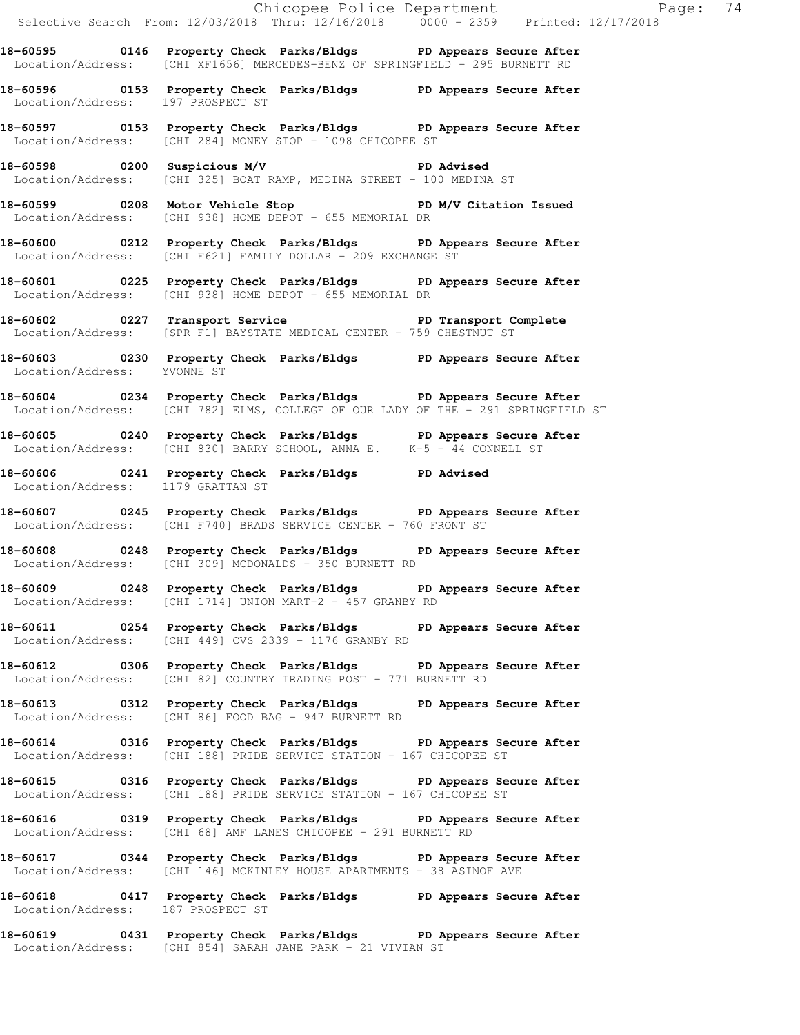18-60595 0146 Property Check Parks/Bldgs PD Appears Secure After
Location/Address: [CHI XF1656] MERCEDES-BENZ OF SPRINGFIELD - 295 BURNETT RD

18-60596 0153 Property Check Parks/Bldgs PD Appears Secure After
Location/Address: 197 PROSPECT ST

18-60597 0153 Property Check Parks/Bldgs PD Appears Secure After
Location/Address: [CHI 284] MONEY STOP - 1098 CHICOPEE ST

18-60598 0200 Suspicious M/V PD Advised
Location/Address: [CHI 325] BOAT RAMP, MEDINA STREET - 100 MEDINA ST

18-60599 0208 Motor Vehicle Stop PD M/V Citation Issued
Location/Address: [CHI 938] HOME DEPOT - 655 MEMORIAL DR

18-60600 0212 Property Check Parks/Bldgs PD Appears Secure After
Location/Address: [CHI F621] FAMILY DOLLAR - 209 EXCHANGE ST

18-60601 0225 Property Check Parks/Bldgs PD Appears Secure After
Location/Address: [CHI 938] HOME DEPOT - 655 MEMORIAL DR

18-60602 0227 Transport Service PD Transport Complete
Location/Address: [SPR F1] BAYSTATE MEDICAL CENTER - 759 CHESTNUT ST

18-60603 0230 Property Check Parks/Bldgs PD Appears Secure After
Location/Address: YVONNE ST

18-60604 0234 Property Check Parks/Bldgs PD Appears Secure After
Location/Address: [CHI 782] ELMS, COLLEGE OF OUR LADY OF THE - 291 SPRINGFIELD ST

18-60605 0240 Property Check Parks/Bldgs PD Appears Secure After
Location/Address: [CHI 830] BARRY SCHOOL, ANNA E. K-5 - 44 CONNELL ST

18-60606 0241 Property Check Parks/Bldgs PD Advised
Location/Address: 1179 GRATTAN ST

18-60607 0245 Property Check Parks/Bldgs PD Appears Secure After
Location/Address: [CHI F740] BRADS SERVICE CENTER - 760 FRONT ST

18-60608 0248 Property Check Parks/Bldgs PD Appears Secure After
Location/Address: [CHI 309] MCDONALDS - 350 BURNETT RD

18-60609 0248 Property Check Parks/Bldgs PD Appears Secure After
Location/Address: [CHI 1714] UNION MART-2 - 457 GRANBY RD

18-60611 0254 Property Check Parks/Bldgs PD Appears Secure After
Location/Address: [CHI 449] CVS 2339 - 1176 GRANBY RD

18-60612 0306 Property Check Parks/Bldgs PD Appears Secure After
Location/Address: [CHI 82] COUNTRY TRADING POST - 771 BURNETT RD

18-60613 0312 Property Check Parks/Bldgs PD Appears Secure After
Location/Address: [CHI 86] FOOD BAG - 947 BURNETT RD

18-60614 0316 Property Check Parks/Bldgs PD Appears Secure After
Location/Address: [CHI 188] PRIDE SERVICE STATION - 167 CHICOPEE ST

18-60615 0316 Property Check Parks/Bldgs PD Appears Secure After
Location/Address: [CHI 188] PRIDE SERVICE STATION - 167 CHICOPEE ST

18-60616 0319 Property Check Parks/Bldgs PD Appears Secure After
Location/Address: [CHI 68] AMF LANES CHICOPEE - 291 BURNETT RD

18-60617 0344 Property Check Parks/Bldgs PD Appears Secure After
Location/Address: [CHI 146] MCKINLEY HOUSE APARTMENTS - 38 ASINOF AVE

18-60618 0417 Property Check Parks/Bldgs PD Appears Secure After
Location/Address: 187 PROSPECT ST

18-60619 0431 Property Check Parks/Bldgs PD Appears Secure After
Location/Address: [CHI 854] SARAH JANE PARK - 21 VIVIAN ST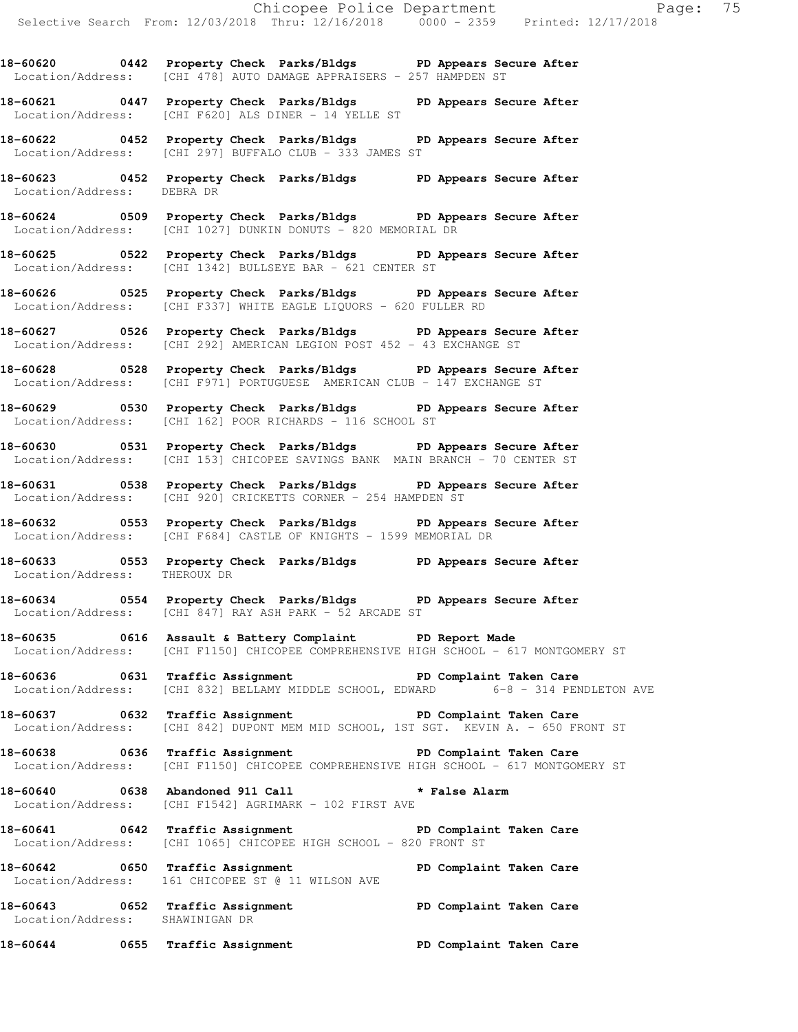18-60620 0442 Property Check Parks/Bldgs PD Appears Secure After
Location/Address: [CHI 478] AUTO DAMAGE APPRAISERS - 257 HAMPDEN ST

18-60621 0447 Property Check Parks/Bldgs PD Appears Secure After
Location/Address: [CHI F620] ALS DINER - 14 YELLE ST

18-60622 0452 Property Check Parks/Bldgs PD Appears Secure After
Location/Address: [CHI 297] BUFFALO CLUB - 333 JAMES ST

18-60623 0452 Property Check Parks/Bldgs PD Appears Secure After
Location/Address: DEBRA DR

18-60624 0509 Property Check Parks/Bldgs PD Appears Secure After
Location/Address: [CHI 1027] DUNKIN DONUTS - 820 MEMORIAL DR

18-60625 0522 Property Check Parks/Bldgs PD Appears Secure After
Location/Address: [CHI 1342] BULLSEYE BAR - 621 CENTER ST

18-60626 0525 Property Check Parks/Bldgs PD Appears Secure After
Location/Address: [CHI F337] WHITE EAGLE LIQUORS - 620 FULLER RD

18-60627 0526 Property Check Parks/Bldgs PD Appears Secure After
Location/Address: [CHI 292] AMERICAN LEGION POST 452 - 43 EXCHANGE ST

18-60628 0528 Property Check Parks/Bldgs PD Appears Secure After
Location/Address: [CHI F971] PORTUGUESE AMERICAN CLUB - 147 EXCHANGE ST

18-60629 0530 Property Check Parks/Bldgs PD Appears Secure After
Location/Address: [CHI 162] POOR RICHARDS - 116 SCHOOL ST

18-60630 0531 Property Check Parks/Bldgs PD Appears Secure After
Location/Address: [CHI 153] CHICOPEE SAVINGS BANK MAIN BRANCH - 70 CENTER ST

18-60631 0538 Property Check Parks/Bldgs PD Appears Secure After
Location/Address: [CHI 920] CRICKETTS CORNER - 254 HAMPDEN ST

18-60632 0553 Property Check Parks/Bldgs PD Appears Secure After
Location/Address: [CHI F684] CASTLE OF KNIGHTS - 1599 MEMORIAL DR

18-60633 0553 Property Check Parks/Bldgs PD Appears Secure After
Location/Address: THEROUX DR

18-60634 0554 Property Check Parks/Bldgs PD Appears Secure After
Location/Address: [CHI 847] RAY ASH PARK - 52 ARCADE ST

18-60635 0616 Assault & Battery Complaint PD Report Made
Location/Address: [CHI F1150] CHICOPEE COMPREHENSIVE HIGH SCHOOL - 617 MONTGOMERY ST

18-60636 0631 Traffic Assignment PD Complaint Taken Care
Location/Address: [CHI 832] BELLAMY MIDDLE SCHOOL, EDWARD 6-8 - 314 PENDLETON AVE

18-60637 0632 Traffic Assignment PD Complaint Taken Care
Location/Address: [CHI 842] DUPONT MEM MID SCHOOL, 1ST SGT. KEVIN A. - 650 FRONT ST

18-60638 0636 Traffic Assignment PD Complaint Taken Care
Location/Address: [CHI F1150] CHICOPEE COMPREHENSIVE HIGH SCHOOL - 617 MONTGOMERY ST

18-60640 0638 Abandoned 911 Call * False Alarm
Location/Address: [CHI F1542] AGRIMARK - 102 FIRST AVE

18-60641 0642 Traffic Assignment PD Complaint Taken Care
Location/Address: [CHI 1065] CHICOPEE HIGH SCHOOL - 820 FRONT ST

18-60642 0650 Traffic Assignment PD Complaint Taken Care
Location/Address: 161 CHICOPEE ST @ 11 WILSON AVE

18-60643 0652 Traffic Assignment PD Complaint Taken Care
Location/Address: SHAWINIGAN DR

18-60644 0655 Traffic Assignment PD Complaint Taken Care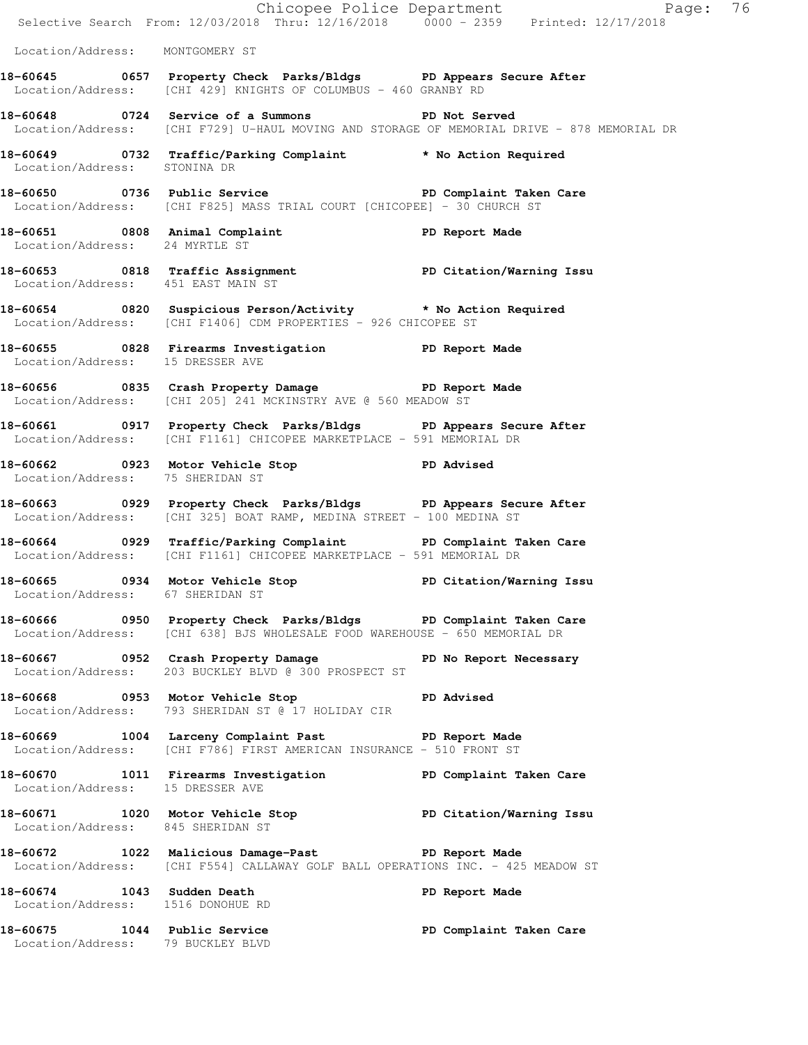Location/Address: MONTGOMERY ST

**18-60645 0657 Property Check Parks/Bldgs PD Appears Secure After**
Location/Address: [CHI 429] KNIGHTS OF COLUMBUS - 460 GRANBY RD

**18-60648 0724 Service of a Summons PD Not Served**
Location/Address: [CHI F729] U-HAUL MOVING AND STORAGE OF MEMORIAL DRIVE - 878 MEMORIAL DR

**18-60649 0732 Traffic/Parking Complaint * No Action Required**
Location/Address: STONINA DR

**18-60650 0736 Public Service PD Complaint Taken Care**
Location/Address: [CHI F825] MASS TRIAL COURT [CHICOPEE] - 30 CHURCH ST

**18-60651 0808 Animal Complaint PD Report Made**
Location/Address: 24 MYRTLE ST

**18-60653 0818 Traffic Assignment PD Citation/Warning Issu**
Location/Address: 451 EAST MAIN ST

**18-60654 0820 Suspicious Person/Activity * No Action Required**
Location/Address: [CHI F1406] CDM PROPERTIES - 926 CHICOPEE ST

**18-60655 0828 Firearms Investigation PD Report Made**
Location/Address: 15 DRESSER AVE

**18-60656 0835 Crash Property Damage PD Report Made**
Location/Address: [CHI 205] 241 MCKINSTRY AVE @ 560 MEADOW ST

**18-60661 0917 Property Check Parks/Bldgs PD Appears Secure After**
Location/Address: [CHI F1161] CHICOPEE MARKETPLACE - 591 MEMORIAL DR

**18-60662 0923 Motor Vehicle Stop PD Advised**
Location/Address: 75 SHERIDAN ST

**18-60663 0929 Property Check Parks/Bldgs PD Appears Secure After**
Location/Address: [CHI 325] BOAT RAMP, MEDINA STREET - 100 MEDINA ST

**18-60664 0929 Traffic/Parking Complaint PD Complaint Taken Care**
Location/Address: [CHI F1161] CHICOPEE MARKETPLACE - 591 MEMORIAL DR

**18-60665 0934 Motor Vehicle Stop PD Citation/Warning Issu**
Location/Address: 67 SHERIDAN ST

**18-60666 0950 Property Check Parks/Bldgs PD Complaint Taken Care**
Location/Address: [CHI 638] BJS WHOLESALE FOOD WAREHOUSE - 650 MEMORIAL DR

**18-60667 0952 Crash Property Damage PD No Report Necessary**
Location/Address: 203 BUCKLEY BLVD @ 300 PROSPECT ST

**18-60668 0953 Motor Vehicle Stop PD Advised**
Location/Address: 793 SHERIDAN ST @ 17 HOLIDAY CIR

**18-60669 1004 Larceny Complaint Past PD Report Made**
Location/Address: [CHI F786] FIRST AMERICAN INSURANCE - 510 FRONT ST

**18-60670 1011 Firearms Investigation PD Complaint Taken Care**
Location/Address: 15 DRESSER AVE

**18-60671 1020 Motor Vehicle Stop PD Citation/Warning Issu**
Location/Address: 845 SHERIDAN ST

**18-60672 1022 Malicious Damage-Past PD Report Made**
Location/Address: [CHI F554] CALLAWAY GOLF BALL OPERATIONS INC. - 425 MEADOW ST

**18-60674 1043 Sudden Death PD Report Made**
Location/Address: 1516 DONOHUE RD

**18-60675 1044 Public Service PD Complaint Taken Care**
Location/Address: 79 BUCKLEY BLVD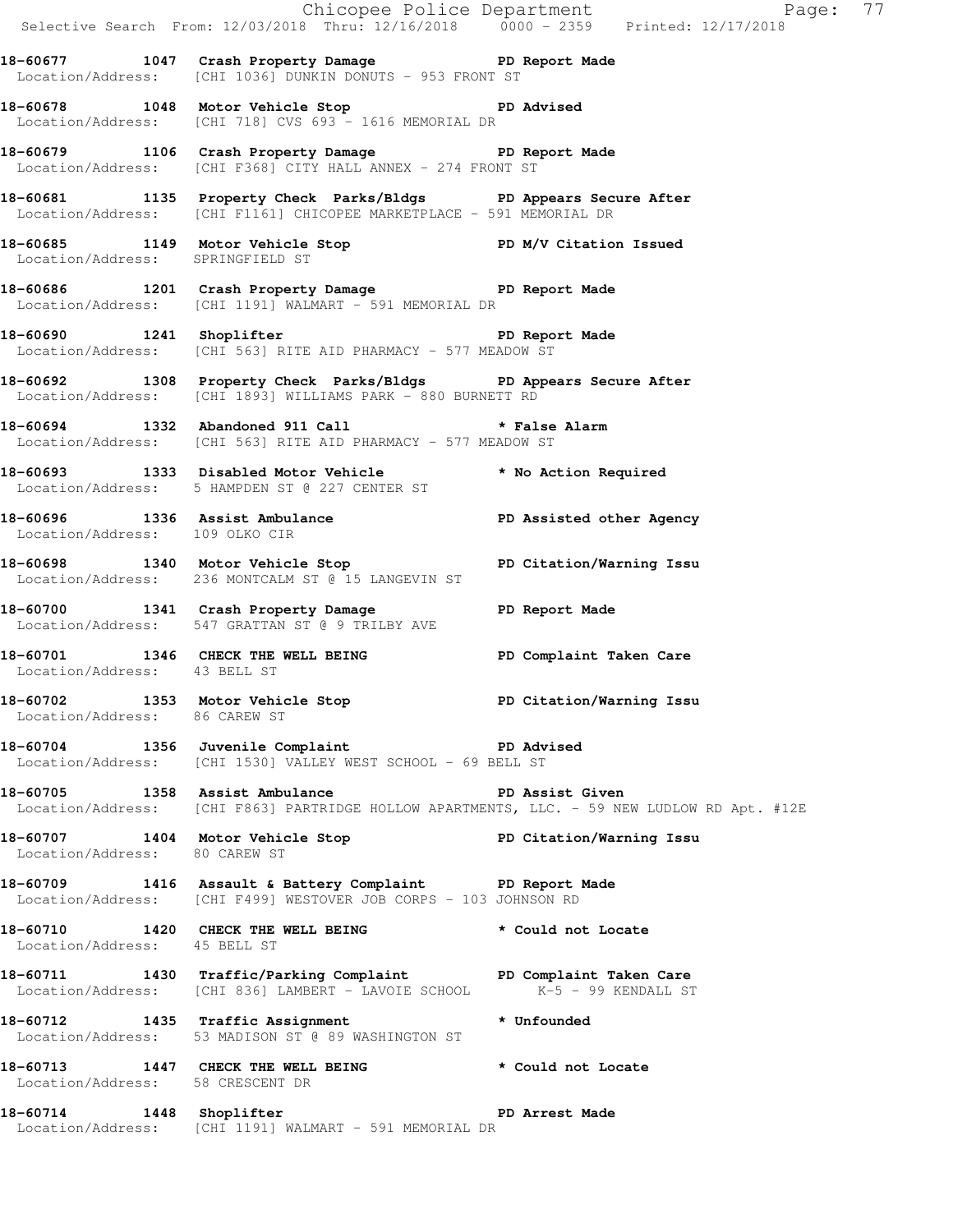18-60677 1047 Crash Property Damage PD Report Made
Location/Address: [CHI 1036] DUNKIN DONUTS - 953 FRONT ST

18-60678 1048 Motor Vehicle Stop PD Advised
Location/Address: [CHI 718] CVS 693 - 1616 MEMORIAL DR

18-60679 1106 Crash Property Damage PD Report Made
Location/Address: [CHI F368] CITY HALL ANNEX - 274 FRONT ST

18-60681 1135 Property Check Parks/Bldgs PD Appears Secure After
Location/Address: [CHI F1161] CHICOPEE MARKETPLACE - 591 MEMORIAL DR

18-60685 1149 Motor Vehicle Stop PD M/V Citation Issued
Location/Address: SPRINGFIELD ST

18-60686 1201 Crash Property Damage PD Report Made
Location/Address: [CHI 1191] WALMART - 591 MEMORIAL DR

18-60690 1241 Shoplifter PD Report Made
Location/Address: [CHI 563] RITE AID PHARMACY - 577 MEADOW ST

18-60692 1308 Property Check Parks/Bldgs PD Appears Secure After
Location/Address: [CHI 1893] WILLIAMS PARK - 880 BURNETT RD

18-60694 1332 Abandoned 911 Call * False Alarm
Location/Address: [CHI 563] RITE AID PHARMACY - 577 MEADOW ST

18-60693 1333 Disabled Motor Vehicle * No Action Required
Location/Address: 5 HAMPDEN ST @ 227 CENTER ST

18-60696 1336 Assist Ambulance PD Assisted other Agency
Location/Address: 109 OLKO CIR

18-60698 1340 Motor Vehicle Stop PD Citation/Warning Issu
Location/Address: 236 MONTCALM ST @ 15 LANGEVIN ST

18-60700 1341 Crash Property Damage PD Report Made
Location/Address: 547 GRATTAN ST @ 9 TRILBY AVE

18-60701 1346 CHECK THE WELL BEING PD Complaint Taken Care
Location/Address: 43 BELL ST

18-60702 1353 Motor Vehicle Stop PD Citation/Warning Issu
Location/Address: 86 CAREW ST

18-60704 1356 Juvenile Complaint PD Advised
Location/Address: [CHI 1530] VALLEY WEST SCHOOL - 69 BELL ST

18-60705 1358 Assist Ambulance PD Assist Given
Location/Address: [CHI F863] PARTRIDGE HOLLOW APARTMENTS, LLC. - 59 NEW LUDLOW RD Apt. #12E

18-60707 1404 Motor Vehicle Stop PD Citation/Warning Issu
Location/Address: 80 CAREW ST

18-60709 1416 Assault & Battery Complaint PD Report Made
Location/Address: [CHI F499] WESTOVER JOB CORPS - 103 JOHNSON RD

18-60710 1420 CHECK THE WELL BEING * Could not Locate
Location/Address: 45 BELL ST

18-60711 1430 Traffic/Parking Complaint PD Complaint Taken Care
Location/Address: [CHI 836] LAMBERT - LAVOIE SCHOOL K-5 - 99 KENDALL ST

18-60712 1435 Traffic Assignment * Unfounded
Location/Address: 53 MADISON ST @ 89 WASHINGTON ST

18-60713 1447 CHECK THE WELL BEING * Could not Locate
Location/Address: 58 CRESCENT DR

18-60714 1448 Shoplifter PD Arrest Made
Location/Address: [CHI 1191] WALMART - 591 MEMORIAL DR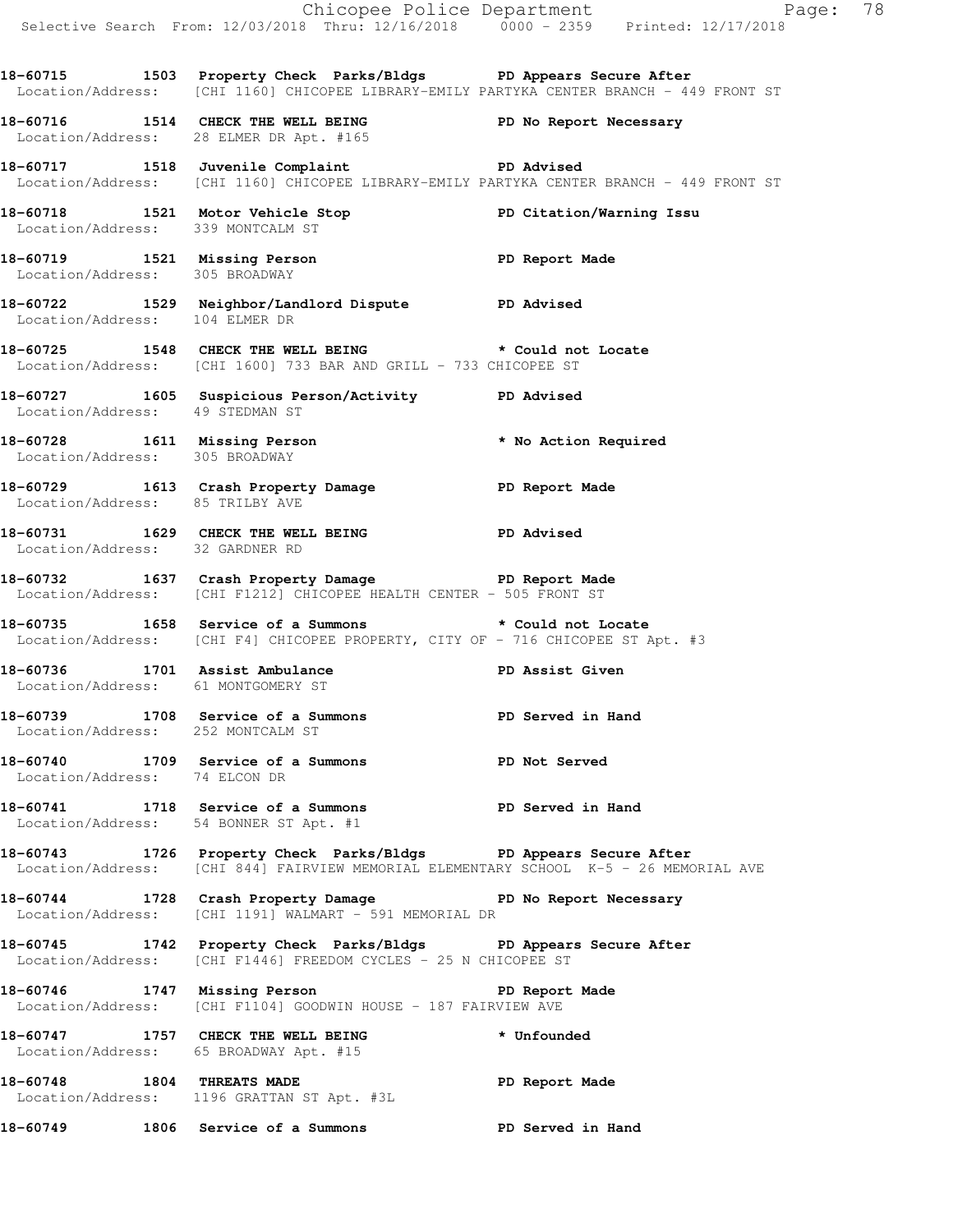**18-60715 1503 Property Check Parks/Bldgs PD Appears Secure After**
Location/Address: [CHI 1160] CHICOPEE LIBRARY-EMILY PARTYKA CENTER BRANCH - 449 FRONT ST

**18-60716 1514 CHECK THE WELL BEING PD No Report Necessary**
Location/Address: 28 ELMER DR Apt. #165

**18-60717 1518 Juvenile Complaint PD Advised**
Location/Address: [CHI 1160] CHICOPEE LIBRARY-EMILY PARTYKA CENTER BRANCH - 449 FRONT ST

**18-60718 1521 Motor Vehicle Stop PD Citation/Warning Issu**
Location/Address: 339 MONTCALM ST

**18-60719 1521 Missing Person PD Report Made**
Location/Address: 305 BROADWAY

**18-60722 1529 Neighbor/Landlord Dispute PD Advised**
Location/Address: 104 ELMER DR

**18-60725 1548 CHECK THE WELL BEING * Could not Locate**
Location/Address: [CHI 1600] 733 BAR AND GRILL - 733 CHICOPEE ST

**18-60727 1605 Suspicious Person/Activity PD Advised**
Location/Address: 49 STEDMAN ST

**18-60728 1611 Missing Person * No Action Required**
Location/Address: 305 BROADWAY

**18-60729 1613 Crash Property Damage PD Report Made**
Location/Address: 85 TRILBY AVE

**18-60731 1629 CHECK THE WELL BEING PD Advised**
Location/Address: 32 GARDNER RD

**18-60732 1637 Crash Property Damage PD Report Made**
Location/Address: [CHI F1212] CHICOPEE HEALTH CENTER - 505 FRONT ST

**18-60735 1658 Service of a Summons * Could not Locate**
Location/Address: [CHI F4] CHICOPEE PROPERTY, CITY OF - 716 CHICOPEE ST Apt. #3

**18-60736 1701 Assist Ambulance PD Assist Given**
Location/Address: 61 MONTGOMERY ST

**18-60739 1708 Service of a Summons PD Served in Hand**
Location/Address: 252 MONTCALM ST

**18-60740 1709 Service of a Summons PD Not Served**
Location/Address: 74 ELCON DR

**18-60741 1718 Service of a Summons PD Served in Hand**
Location/Address: 54 BONNER ST Apt. #1

**18-60743 1726 Property Check Parks/Bldgs PD Appears Secure After**
Location/Address: [CHI 844] FAIRVIEW MEMORIAL ELEMENTARY SCHOOL K-5 - 26 MEMORIAL AVE

**18-60744 1728 Crash Property Damage PD No Report Necessary**
Location/Address: [CHI 1191] WALMART - 591 MEMORIAL DR

**18-60745 1742 Property Check Parks/Bldgs PD Appears Secure After**
Location/Address: [CHI F1446] FREEDOM CYCLES - 25 N CHICOPEE ST

**18-60746 1747 Missing Person PD Report Made**
Location/Address: [CHI F1104] GOODWIN HOUSE - 187 FAIRVIEW AVE

**18-60747 1757 CHECK THE WELL BEING * Unfounded**
Location/Address: 65 BROADWAY Apt. #15

**18-60748 1804 THREATS MADE PD Report Made**
Location/Address: 1196 GRATTAN ST Apt. #3L

**18-60749 1806 Service of a Summons PD Served in Hand**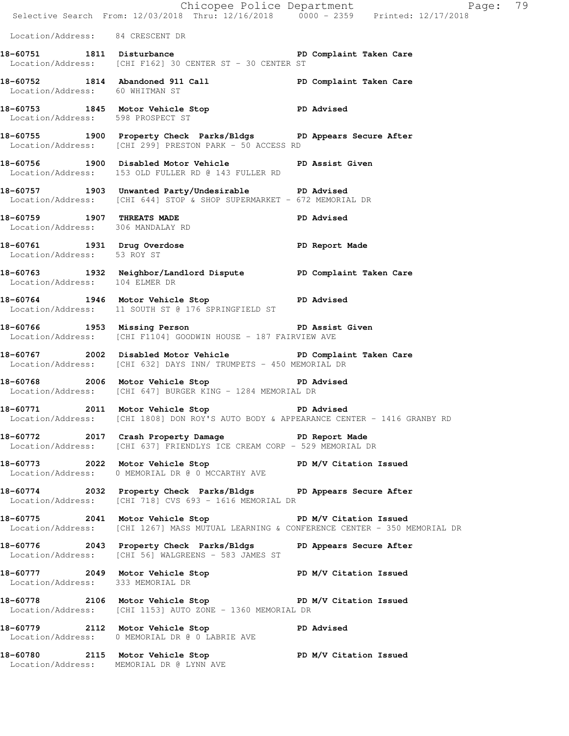Location/Address: 84 CRESCENT DR

**18-60751 1811 Disturbance** **PD Complaint Taken Care**
Location/Address: [CHI F162] 30 CENTER ST - 30 CENTER ST

**18-60752 1814 Abandoned 911 Call** **PD Complaint Taken Care**
Location/Address: 60 WHITMAN ST

**18-60753 1845 Motor Vehicle Stop** **PD Advised**
Location/Address: 598 PROSPECT ST

**18-60755 1900 Property Check Parks/Bldgs** **PD Appears Secure After**
Location/Address: [CHI 299] PRESTON PARK - 50 ACCESS RD

**18-60756 1900 Disabled Motor Vehicle** **PD Assist Given**
Location/Address: 153 OLD FULLER RD @ 143 FULLER RD

**18-60757 1903 Unwanted Party/Undesirable** **PD Advised**
Location/Address: [CHI 644] STOP & SHOP SUPERMARKET - 672 MEMORIAL DR

**18-60759 1907 THREATS MADE** **PD Advised**
Location/Address: 306 MANDALAY RD

**18-60761 1931 Drug Overdose** **PD Report Made**
Location/Address: 53 ROY ST

**18-60763 1932 Neighbor/Landlord Dispute** **PD Complaint Taken Care**
Location/Address: 104 ELMER DR

**18-60764 1946 Motor Vehicle Stop** **PD Advised**
Location/Address: 11 SOUTH ST @ 176 SPRINGFIELD ST

**18-60766 1953 Missing Person** **PD Assist Given**
Location/Address: [CHI F1104] GOODWIN HOUSE - 187 FAIRVIEW AVE

**18-60767 2002 Disabled Motor Vehicle** **PD Complaint Taken Care**
Location/Address: [CHI 632] DAYS INN/ TRUMPETS - 450 MEMORIAL DR

**18-60768 2006 Motor Vehicle Stop** **PD Advised**
Location/Address: [CHI 647] BURGER KING - 1284 MEMORIAL DR

**18-60771 2011 Motor Vehicle Stop** **PD Advised**
Location/Address: [CHI 1808] DON ROY'S AUTO BODY & APPEARANCE CENTER - 1416 GRANBY RD

**18-60772 2017 Crash Property Damage** **PD Report Made**
Location/Address: [CHI 637] FRIENDLYS ICE CREAM CORP - 529 MEMORIAL DR

**18-60773 2022 Motor Vehicle Stop** **PD M/V Citation Issued**
Location/Address: 0 MEMORIAL DR @ 0 MCCARTHY AVE

**18-60774 2032 Property Check Parks/Bldgs** **PD Appears Secure After**
Location/Address: [CHI 718] CVS 693 - 1616 MEMORIAL DR

**18-60775 2041 Motor Vehicle Stop** **PD M/V Citation Issued**
Location/Address: [CHI 1267] MASS MUTUAL LEARNING & CONFERENCE CENTER - 350 MEMORIAL DR

**18-60776 2043 Property Check Parks/Bldgs** **PD Appears Secure After**
Location/Address: [CHI 56] WALGREENS - 583 JAMES ST

**18-60777 2049 Motor Vehicle Stop** **PD M/V Citation Issued**
Location/Address: 333 MEMORIAL DR

**18-60778 2106 Motor Vehicle Stop** **PD M/V Citation Issued**
Location/Address: [CHI 1153] AUTO ZONE - 1360 MEMORIAL DR

**18-60779 2112 Motor Vehicle Stop** **PD Advised**
Location/Address: 0 MEMORIAL DR @ 0 LABRIE AVE

**18-60780 2115 Motor Vehicle Stop** **PD M/V Citation Issued**
Location/Address: MEMORIAL DR @ LYNN AVE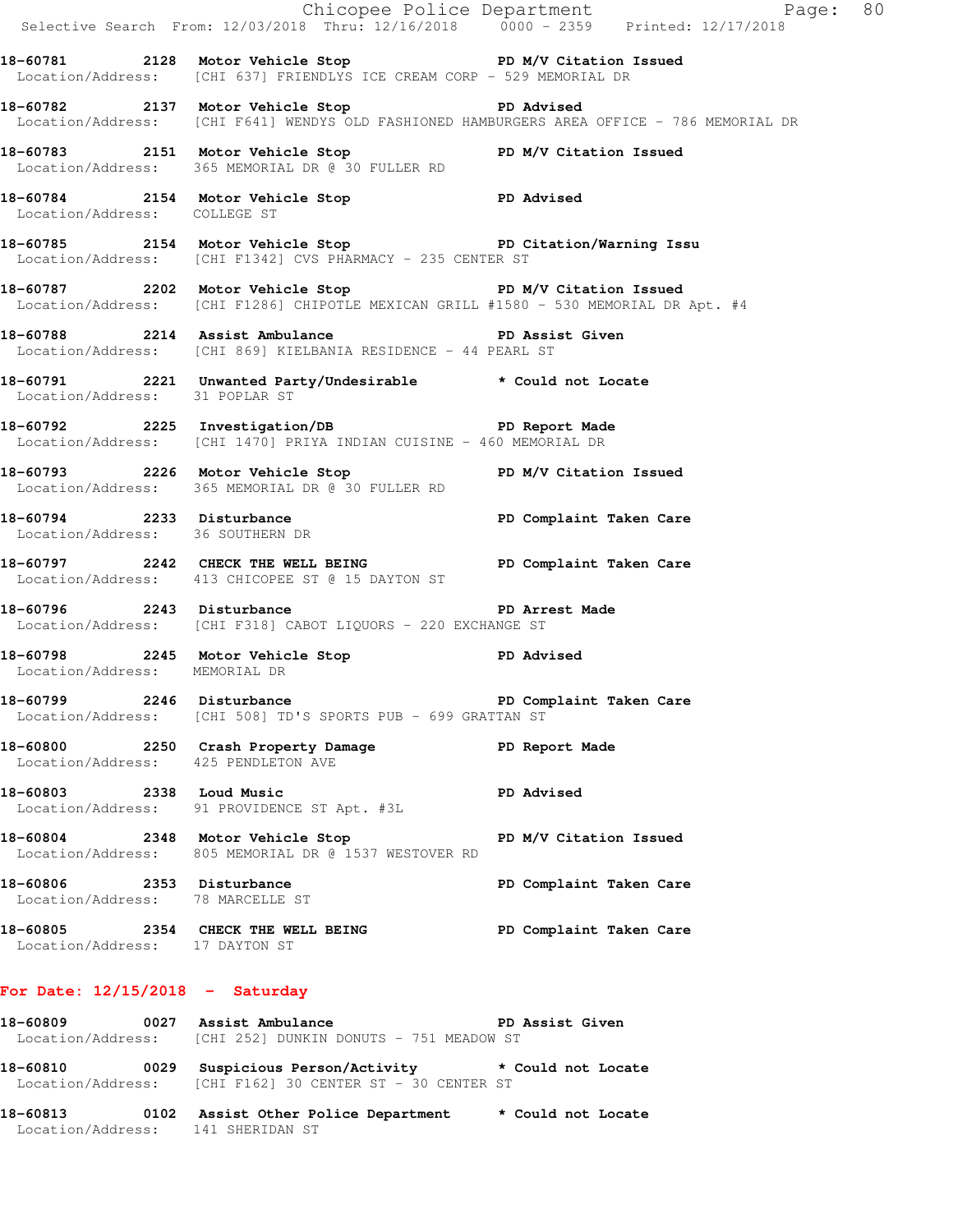**18-60781 2128 Motor Vehicle Stop PD M/V Citation Issued**
Location/Address: [CHI 637] FRIENDLYS ICE CREAM CORP - 529 MEMORIAL DR

**18-60782 2137 Motor Vehicle Stop PD Advised**
Location/Address: [CHI F641] WENDYS OLD FASHIONED HAMBURGERS AREA OFFICE - 786 MEMORIAL DR

**18-60783 2151 Motor Vehicle Stop PD M/V Citation Issued**
Location/Address: 365 MEMORIAL DR @ 30 FULLER RD

**18-60784 2154 Motor Vehicle Stop PD Advised**
Location/Address: COLLEGE ST

**18-60785 2154 Motor Vehicle Stop PD Citation/Warning Issu**
Location/Address: [CHI F1342] CVS PHARMACY - 235 CENTER ST

**18-60787 2202 Motor Vehicle Stop PD M/V Citation Issued**
Location/Address: [CHI F1286] CHIPOTLE MEXICAN GRILL #1580 - 530 MEMORIAL DR Apt. #4

**18-60788 2214 Assist Ambulance PD Assist Given**
Location/Address: [CHI 869] KIELBANIA RESIDENCE - 44 PEARL ST

**18-60791 2221 Unwanted Party/Undesirable * Could not Locate**
Location/Address: 31 POPLAR ST

**18-60792 2225 Investigation/DB PD Report Made**
Location/Address: [CHI 1470] PRIYA INDIAN CUISINE - 460 MEMORIAL DR

**18-60793 2226 Motor Vehicle Stop PD M/V Citation Issued**
Location/Address: 365 MEMORIAL DR @ 30 FULLER RD

**18-60794 2233 Disturbance PD Complaint Taken Care**
Location/Address: 36 SOUTHERN DR

**18-60797 2242 CHECK THE WELL BEING PD Complaint Taken Care**
Location/Address: 413 CHICOPEE ST @ 15 DAYTON ST

**18-60796 2243 Disturbance PD Arrest Made**
Location/Address: [CHI F318] CABOT LIQUORS - 220 EXCHANGE ST

**18-60798 2245 Motor Vehicle Stop PD Advised**
Location/Address: MEMORIAL DR

**18-60799 2246 Disturbance PD Complaint Taken Care**
Location/Address: [CHI 508] TD'S SPORTS PUB - 699 GRATTAN ST

**18-60800 2250 Crash Property Damage PD Report Made**
Location/Address: 425 PENDLETON AVE

**18-60803 2338 Loud Music PD Advised**
Location/Address: 91 PROVIDENCE ST Apt. #3L

**18-60804 2348 Motor Vehicle Stop PD M/V Citation Issued**
Location/Address: 805 MEMORIAL DR @ 1537 WESTOVER RD

**18-60806 2353 Disturbance PD Complaint Taken Care**
Location/Address: 78 MARCELLE ST

**18-60805 2354 CHECK THE WELL BEING PD Complaint Taken Care**
Location/Address: 17 DAYTON ST

## For Date: 12/15/2018 - Saturday

**18-60809 0027 Assist Ambulance PD Assist Given**
Location/Address: [CHI 252] DUNKIN DONUTS - 751 MEADOW ST

**18-60810 0029 Suspicious Person/Activity * Could not Locate**
Location/Address: [CHI F162] 30 CENTER ST - 30 CENTER ST

**18-60813 0102 Assist Other Police Department * Could not Locate**
Location/Address: 141 SHERIDAN ST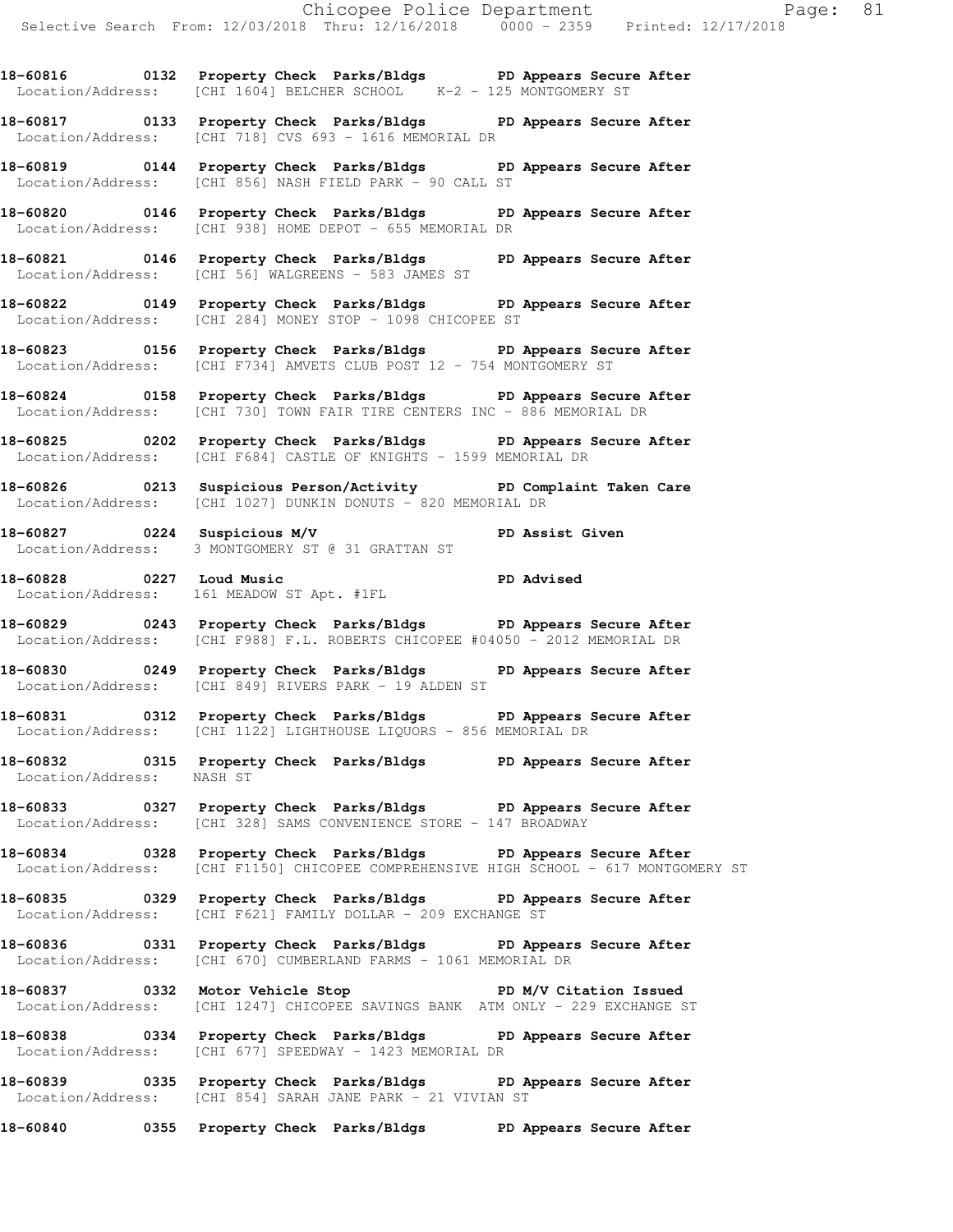**18-60816 0132 Property Check Parks/Bldgs PD Appears Secure After**
Location/Address: [CHI 1604] BELCHER SCHOOL K-2 - 125 MONTGOMERY ST

**18-60817 0133 Property Check Parks/Bldgs PD Appears Secure After**
Location/Address: [CHI 718] CVS 693 - 1616 MEMORIAL DR

**18-60819 0144 Property Check Parks/Bldgs PD Appears Secure After**
Location/Address: [CHI 856] NASH FIELD PARK - 90 CALL ST

**18-60820 0146 Property Check Parks/Bldgs PD Appears Secure After**
Location/Address: [CHI 938] HOME DEPOT - 655 MEMORIAL DR

**18-60821 0146 Property Check Parks/Bldgs PD Appears Secure After**
Location/Address: [CHI 56] WALGREENS - 583 JAMES ST

**18-60822 0149 Property Check Parks/Bldgs PD Appears Secure After**
Location/Address: [CHI 284] MONEY STOP - 1098 CHICOPEE ST

**18-60823 0156 Property Check Parks/Bldgs PD Appears Secure After**
Location/Address: [CHI F734] AMVETS CLUB POST 12 - 754 MONTGOMERY ST

**18-60824 0158 Property Check Parks/Bldgs PD Appears Secure After**
Location/Address: [CHI 730] TOWN FAIR TIRE CENTERS INC - 886 MEMORIAL DR

**18-60825 0202 Property Check Parks/Bldgs PD Appears Secure After**
Location/Address: [CHI F684] CASTLE OF KNIGHTS - 1599 MEMORIAL DR

**18-60826 0213 Suspicious Person/Activity PD Complaint Taken Care**
Location/Address: [CHI 1027] DUNKIN DONUTS - 820 MEMORIAL DR

**18-60827 0224 Suspicious M/V PD Assist Given**
Location/Address: 3 MONTGOMERY ST @ 31 GRATTAN ST

**18-60828 0227 Loud Music PD Advised**
Location/Address: 161 MEADOW ST Apt. #1FL

**18-60829 0243 Property Check Parks/Bldgs PD Appears Secure After**
Location/Address: [CHI F988] F.L. ROBERTS CHICOPEE #04050 - 2012 MEMORIAL DR

**18-60830 0249 Property Check Parks/Bldgs PD Appears Secure After**
Location/Address: [CHI 849] RIVERS PARK - 19 ALDEN ST

**18-60831 0312 Property Check Parks/Bldgs PD Appears Secure After**
Location/Address: [CHI 1122] LIGHTHOUSE LIQUORS - 856 MEMORIAL DR

**18-60832 0315 Property Check Parks/Bldgs PD Appears Secure After**
Location/Address: NASH ST

**18-60833 0327 Property Check Parks/Bldgs PD Appears Secure After**
Location/Address: [CHI 328] SAMS CONVENIENCE STORE - 147 BROADWAY

**18-60834 0328 Property Check Parks/Bldgs PD Appears Secure After**
Location/Address: [CHI F1150] CHICOPEE COMPREHENSIVE HIGH SCHOOL - 617 MONTGOMERY ST

**18-60835 0329 Property Check Parks/Bldgs PD Appears Secure After**
Location/Address: [CHI F621] FAMILY DOLLAR - 209 EXCHANGE ST

**18-60836 0331 Property Check Parks/Bldgs PD Appears Secure After**
Location/Address: [CHI 670] CUMBERLAND FARMS - 1061 MEMORIAL DR

**18-60837 0332 Motor Vehicle Stop PD M/V Citation Issued**
Location/Address: [CHI 1247] CHICOPEE SAVINGS BANK ATM ONLY - 229 EXCHANGE ST

**18-60838 0334 Property Check Parks/Bldgs PD Appears Secure After**
Location/Address: [CHI 677] SPEEDWAY - 1423 MEMORIAL DR

**18-60839 0335 Property Check Parks/Bldgs PD Appears Secure After**
Location/Address: [CHI 854] SARAH JANE PARK - 21 VIVIAN ST

**18-60840 0355 Property Check Parks/Bldgs PD Appears Secure After**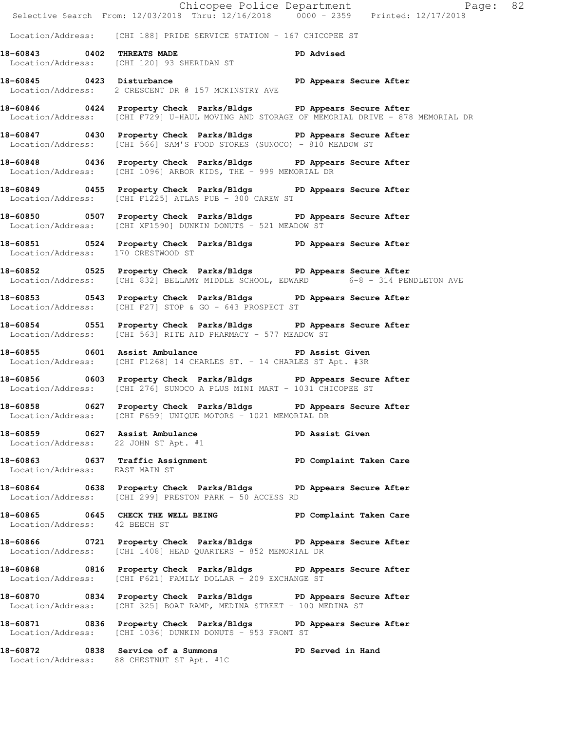Location/Address: [CHI 188] PRIDE SERVICE STATION - 167 CHICOPEE ST

**18-60843 0402 THREATS MADE** PD Advised
Location/Address: [CHI 120] 93 SHERIDAN ST

**18-60845 0423 Disturbance** PD Appears Secure After
Location/Address: 2 CRESCENT DR @ 157 MCKINSTRY AVE

**18-60846 0424 Property Check Parks/Bldgs** PD Appears Secure After
Location/Address: [CHI F729] U-HAUL MOVING AND STORAGE OF MEMORIAL DRIVE - 878 MEMORIAL DR

**18-60847 0430 Property Check Parks/Bldgs** PD Appears Secure After
Location/Address: [CHI 566] SAM'S FOOD STORES (SUNOCO) - 810 MEADOW ST

**18-60848 0436 Property Check Parks/Bldgs** PD Appears Secure After
Location/Address: [CHI 1096] ARBOR KIDS, THE - 999 MEMORIAL DR

**18-60849 0455 Property Check Parks/Bldgs** PD Appears Secure After
Location/Address: [CHI F1225] ATLAS PUB - 300 CAREW ST

**18-60850 0507 Property Check Parks/Bldgs** PD Appears Secure After
Location/Address: [CHI XF1590] DUNKIN DONUTS - 521 MEADOW ST

**18-60851 0524 Property Check Parks/Bldgs** PD Appears Secure After
Location/Address: 170 CRESTWOOD ST

**18-60852 0525 Property Check Parks/Bldgs** PD Appears Secure After
Location/Address: [CHI 832] BELLAMY MIDDLE SCHOOL, EDWARD 6-8 - 314 PENDLETON AVE

**18-60853 0543 Property Check Parks/Bldgs** PD Appears Secure After
Location/Address: [CHI F27] STOP & GO - 643 PROSPECT ST

**18-60854 0551 Property Check Parks/Bldgs** PD Appears Secure After
Location/Address: [CHI 563] RITE AID PHARMACY - 577 MEADOW ST

**18-60855 0601 Assist Ambulance** PD Assist Given
Location/Address: [CHI F1268] 14 CHARLES ST. - 14 CHARLES ST Apt. #3R

**18-60856 0603 Property Check Parks/Bldgs** PD Appears Secure After
Location/Address: [CHI 276] SUNOCO A PLUS MINI MART - 1031 CHICOPEE ST

**18-60858 0627 Property Check Parks/Bldgs** PD Appears Secure After
Location/Address: [CHI F659] UNIQUE MOTORS - 1021 MEMORIAL DR

**18-60859 0627 Assist Ambulance** PD Assist Given
Location/Address: 22 JOHN ST Apt. #1

**18-60863 0637 Traffic Assignment** PD Complaint Taken Care
Location/Address: EAST MAIN ST

**18-60864 0638 Property Check Parks/Bldgs** PD Appears Secure After
Location/Address: [CHI 299] PRESTON PARK - 50 ACCESS RD

**18-60865 0645 CHECK THE WELL BEING** PD Complaint Taken Care
Location/Address: 42 BEECH ST

**18-60866 0721 Property Check Parks/Bldgs** PD Appears Secure After
Location/Address: [CHI 1408] HEAD QUARTERS - 852 MEMORIAL DR

**18-60868 0816 Property Check Parks/Bldgs** PD Appears Secure After
Location/Address: [CHI F621] FAMILY DOLLAR - 209 EXCHANGE ST

**18-60870 0834 Property Check Parks/Bldgs** PD Appears Secure After
Location/Address: [CHI 325] BOAT RAMP, MEDINA STREET - 100 MEDINA ST

**18-60871 0836 Property Check Parks/Bldgs** PD Appears Secure After
Location/Address: [CHI 1036] DUNKIN DONUTS - 953 FRONT ST

**18-60872 0838 Service of a Summons** PD Served in Hand
Location/Address: 88 CHESTNUT ST Apt. #1C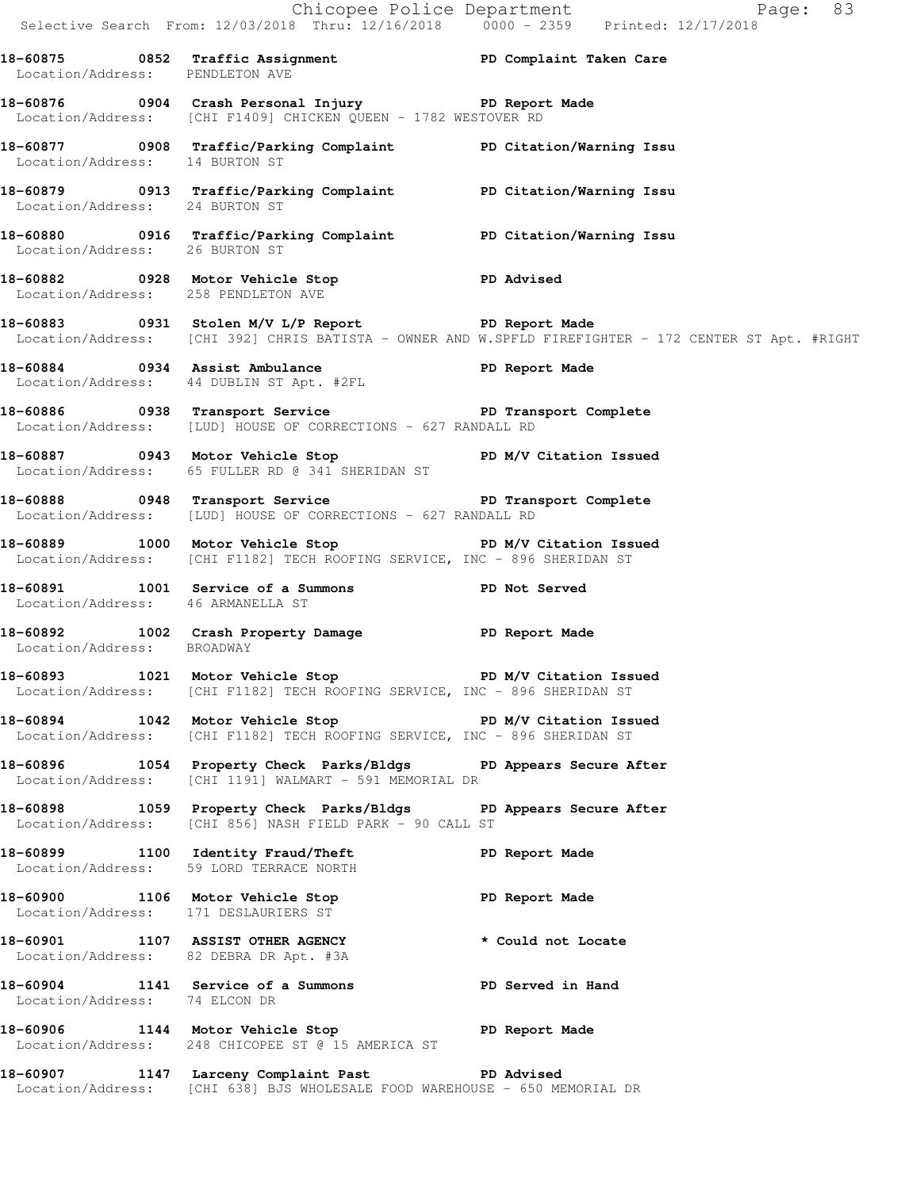**18-60875 0852 Traffic Assignment PD Complaint Taken Care**
Location/Address: PENDLETON AVE

**18-60876 0904 Crash Personal Injury PD Report Made**
Location/Address: [CHI F1409] CHICKEN QUEEN - 1782 WESTOVER RD

**18-60877 0908 Traffic/Parking Complaint PD Citation/Warning Issu**
Location/Address: 14 BURTON ST

**18-60879 0913 Traffic/Parking Complaint PD Citation/Warning Issu**
Location/Address: 24 BURTON ST

**18-60880 0916 Traffic/Parking Complaint PD Citation/Warning Issu**
Location/Address: 26 BURTON ST

**18-60882 0928 Motor Vehicle Stop PD Advised**
Location/Address: 258 PENDLETON AVE

**18-60883 0931 Stolen M/V L/P Report PD Report Made**
Location/Address: [CHI 392] CHRIS BATISTA - OWNER AND W.SPFLD FIREFIGHTER - 172 CENTER ST Apt. #RIGHT

**18-60884 0934 Assist Ambulance PD Report Made**
Location/Address: 44 DUBLIN ST Apt. #2FL

**18-60886 0938 Transport Service PD Transport Complete**
Location/Address: [LUD] HOUSE OF CORRECTIONS - 627 RANDALL RD

**18-60887 0943 Motor Vehicle Stop PD M/V Citation Issued**
Location/Address: 65 FULLER RD @ 341 SHERIDAN ST

**18-60888 0948 Transport Service PD Transport Complete**
Location/Address: [LUD] HOUSE OF CORRECTIONS - 627 RANDALL RD

**18-60889 1000 Motor Vehicle Stop PD M/V Citation Issued**
Location/Address: [CHI F1182] TECH ROOFING SERVICE, INC - 896 SHERIDAN ST

**18-60891 1001 Service of a Summons PD Not Served**
Location/Address: 46 ARMANELLA ST

**18-60892 1002 Crash Property Damage PD Report Made**
Location/Address: BROADWAY

**18-60893 1021 Motor Vehicle Stop PD M/V Citation Issued**
Location/Address: [CHI F1182] TECH ROOFING SERVICE, INC - 896 SHERIDAN ST

**18-60894 1042 Motor Vehicle Stop PD M/V Citation Issued**
Location/Address: [CHI F1182] TECH ROOFING SERVICE, INC - 896 SHERIDAN ST

**18-60896 1054 Property Check Parks/Bldgs PD Appears Secure After**
Location/Address: [CHI 1191] WALMART - 591 MEMORIAL DR

**18-60898 1059 Property Check Parks/Bldgs PD Appears Secure After**
Location/Address: [CHI 856] NASH FIELD PARK - 90 CALL ST

**18-60899 1100 Identity Fraud/Theft PD Report Made**
Location/Address: 59 LORD TERRACE NORTH

**18-60900 1106 Motor Vehicle Stop PD Report Made**
Location/Address: 171 DESLAURIERS ST

**18-60901 1107 ASSIST OTHER AGENCY * Could not Locate**
Location/Address: 82 DEBRA DR Apt. #3A

**18-60904 1141 Service of a Summons PD Served in Hand**
Location/Address: 74 ELCON DR

**18-60906 1144 Motor Vehicle Stop PD Report Made**
Location/Address: 248 CHICOPEE ST @ 15 AMERICA ST

**18-60907 1147 Larceny Complaint Past PD Advised**
Location/Address: [CHI 638] BJS WHOLESALE FOOD WAREHOUSE - 650 MEMORIAL DR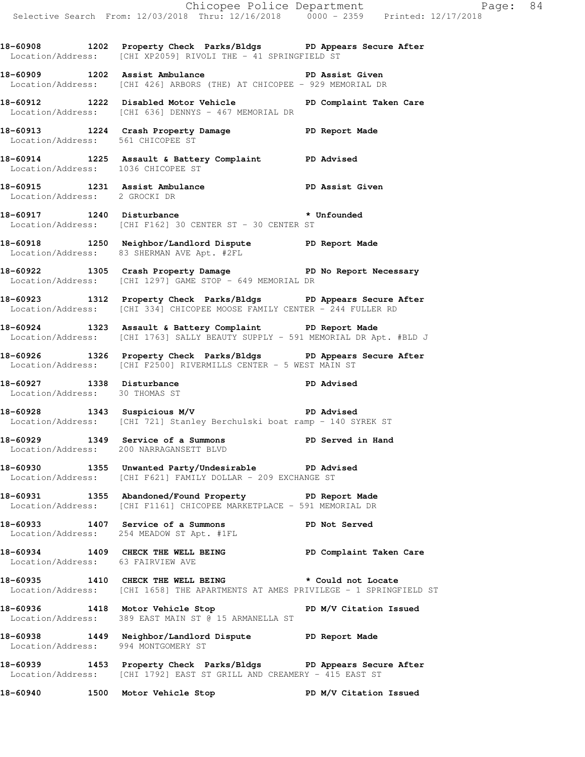18-60908 1202 Property Check Parks/Bldgs PD Appears Secure After
Location/Address: [CHI XP2059] RIVOLI THE - 41 SPRINGFIELD ST

18-60909 1202 Assist Ambulance PD Assist Given
Location/Address: [CHI 426] ARBORS (THE) AT CHICOPEE - 929 MEMORIAL DR

18-60912 1222 Disabled Motor Vehicle PD Complaint Taken Care
Location/Address: [CHI 636] DENNYS - 467 MEMORIAL DR

18-60913 1224 Crash Property Damage PD Report Made
Location/Address: 561 CHICOPEE ST

18-60914 1225 Assault & Battery Complaint PD Advised
Location/Address: 1036 CHICOPEE ST

18-60915 1231 Assist Ambulance PD Assist Given
Location/Address: 2 GROCKI DR

18-60917 1240 Disturbance * Unfounded
Location/Address: [CHI F162] 30 CENTER ST - 30 CENTER ST

18-60918 1250 Neighbor/Landlord Dispute PD Report Made
Location/Address: 83 SHERMAN AVE Apt. #2FL

18-60922 1305 Crash Property Damage PD No Report Necessary
Location/Address: [CHI 1297] GAME STOP - 649 MEMORIAL DR

18-60923 1312 Property Check Parks/Bldgs PD Appears Secure After
Location/Address: [CHI 334] CHICOPEE MOOSE FAMILY CENTER - 244 FULLER RD

18-60924 1323 Assault & Battery Complaint PD Report Made
Location/Address: [CHI 1763] SALLY BEAUTY SUPPLY - 591 MEMORIAL DR Apt. #BLD J

18-60926 1326 Property Check Parks/Bldgs PD Appears Secure After
Location/Address: [CHI F2500] RIVERMILLS CENTER - 5 WEST MAIN ST

18-60927 1338 Disturbance PD Advised
Location/Address: 30 THOMAS ST

18-60928 1343 Suspicious M/V PD Advised
Location/Address: [CHI 721] Stanley Berchulski boat ramp - 140 SYREK ST

18-60929 1349 Service of a Summons PD Served in Hand
Location/Address: 200 NARRAGANSETT BLVD

18-60930 1355 Unwanted Party/Undesirable PD Advised
Location/Address: [CHI F621] FAMILY DOLLAR - 209 EXCHANGE ST

18-60931 1355 Abandoned/Found Property PD Report Made
Location/Address: [CHI F1161] CHICOPEE MARKETPLACE - 591 MEMORIAL DR

18-60933 1407 Service of a Summons PD Not Served
Location/Address: 254 MEADOW ST Apt. #1FL

18-60934 1409 CHECK THE WELL BEING PD Complaint Taken Care
Location/Address: 63 FAIRVIEW AVE

18-60935 1410 CHECK THE WELL BEING * Could not Locate
Location/Address: [CHI 1658] THE APARTMENTS AT AMES PRIVILEGE - 1 SPRINGFIELD ST

18-60936 1418 Motor Vehicle Stop PD M/V Citation Issued
Location/Address: 389 EAST MAIN ST @ 15 ARMANELLA ST

18-60938 1449 Neighbor/Landlord Dispute PD Report Made
Location/Address: 994 MONTGOMERY ST

18-60939 1453 Property Check Parks/Bldgs PD Appears Secure After
Location/Address: [CHI 1792] EAST ST GRILL AND CREAMERY - 415 EAST ST

18-60940 1500 Motor Vehicle Stop PD M/V Citation Issued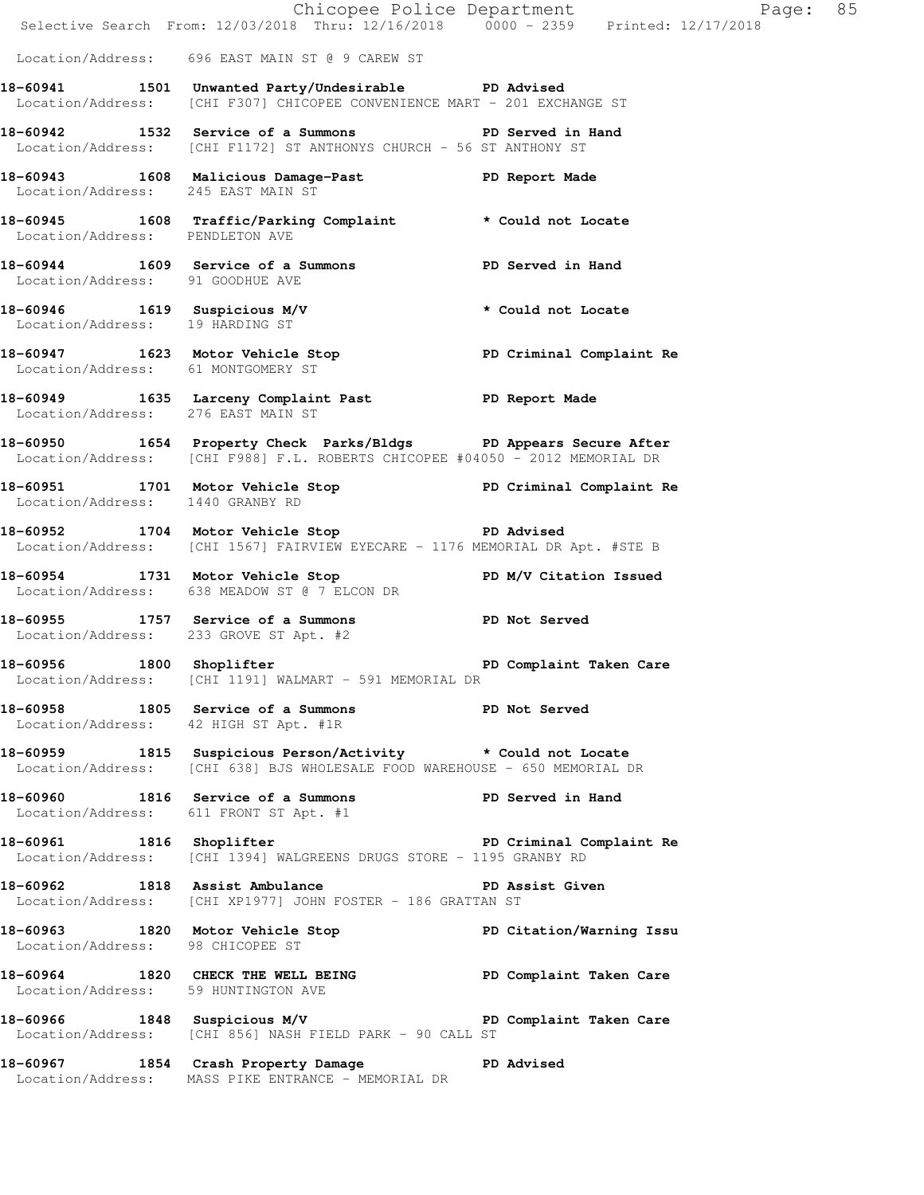Location/Address: 696 EAST MAIN ST @ 9 CAREW ST

**18-60941 1501 Unwanted Party/Undesirable PD Advised**
Location/Address: [CHI F307] CHICOPEE CONVENIENCE MART - 201 EXCHANGE ST

**18-60942 1532 Service of a Summons PD Served in Hand**
Location/Address: [CHI F1172] ST ANTHONYS CHURCH - 56 ST ANTHONY ST

**18-60943 1608 Malicious Damage-Past PD Report Made**
Location/Address: 245 EAST MAIN ST

**18-60945 1608 Traffic/Parking Complaint * Could not Locate**
Location/Address: PENDLETON AVE

**18-60944 1609 Service of a Summons PD Served in Hand**
Location/Address: 91 GOODHUE AVE

**18-60946 1619 Suspicious M/V * Could not Locate**
Location/Address: 19 HARDING ST

**18-60947 1623 Motor Vehicle Stop PD Criminal Complaint Re**
Location/Address: 61 MONTGOMERY ST

**18-60949 1635 Larceny Complaint Past PD Report Made**
Location/Address: 276 EAST MAIN ST

**18-60950 1654 Property Check Parks/Bldgs PD Appears Secure After**
Location/Address: [CHI F988] F.L. ROBERTS CHICOPEE #04050 - 2012 MEMORIAL DR

**18-60951 1701 Motor Vehicle Stop PD Criminal Complaint Re**
Location/Address: 1440 GRANBY RD

**18-60952 1704 Motor Vehicle Stop PD Advised**
Location/Address: [CHI 1567] FAIRVIEW EYECARE - 1176 MEMORIAL DR Apt. #STE B

**18-60954 1731 Motor Vehicle Stop PD M/V Citation Issued**
Location/Address: 638 MEADOW ST @ 7 ELCON DR

**18-60955 1757 Service of a Summons PD Not Served**
Location/Address: 233 GROVE ST Apt. #2

**18-60956 1800 Shoplifter PD Complaint Taken Care**
Location/Address: [CHI 1191] WALMART - 591 MEMORIAL DR

**18-60958 1805 Service of a Summons PD Not Served**
Location/Address: 42 HIGH ST Apt. #1R

**18-60959 1815 Suspicious Person/Activity * Could not Locate**
Location/Address: [CHI 638] BJS WHOLESALE FOOD WAREHOUSE - 650 MEMORIAL DR

**18-60960 1816 Service of a Summons PD Served in Hand**
Location/Address: 611 FRONT ST Apt. #1

**18-60961 1816 Shoplifter PD Criminal Complaint Re**
Location/Address: [CHI 1394] WALGREENS DRUGS STORE - 1195 GRANBY RD

**18-60962 1818 Assist Ambulance PD Assist Given**
Location/Address: [CHI XP1977] JOHN FOSTER - 186 GRATTAN ST

**18-60963 1820 Motor Vehicle Stop PD Citation/Warning Issu**
Location/Address: 98 CHICOPEE ST

**18-60964 1820 CHECK THE WELL BEING PD Complaint Taken Care**
Location/Address: 59 HUNTINGTON AVE

**18-60966 1848 Suspicious M/V PD Complaint Taken Care**
Location/Address: [CHI 856] NASH FIELD PARK - 90 CALL ST

**18-60967 1854 Crash Property Damage PD Advised**
Location/Address: MASS PIKE ENTRANCE - MEMORIAL DR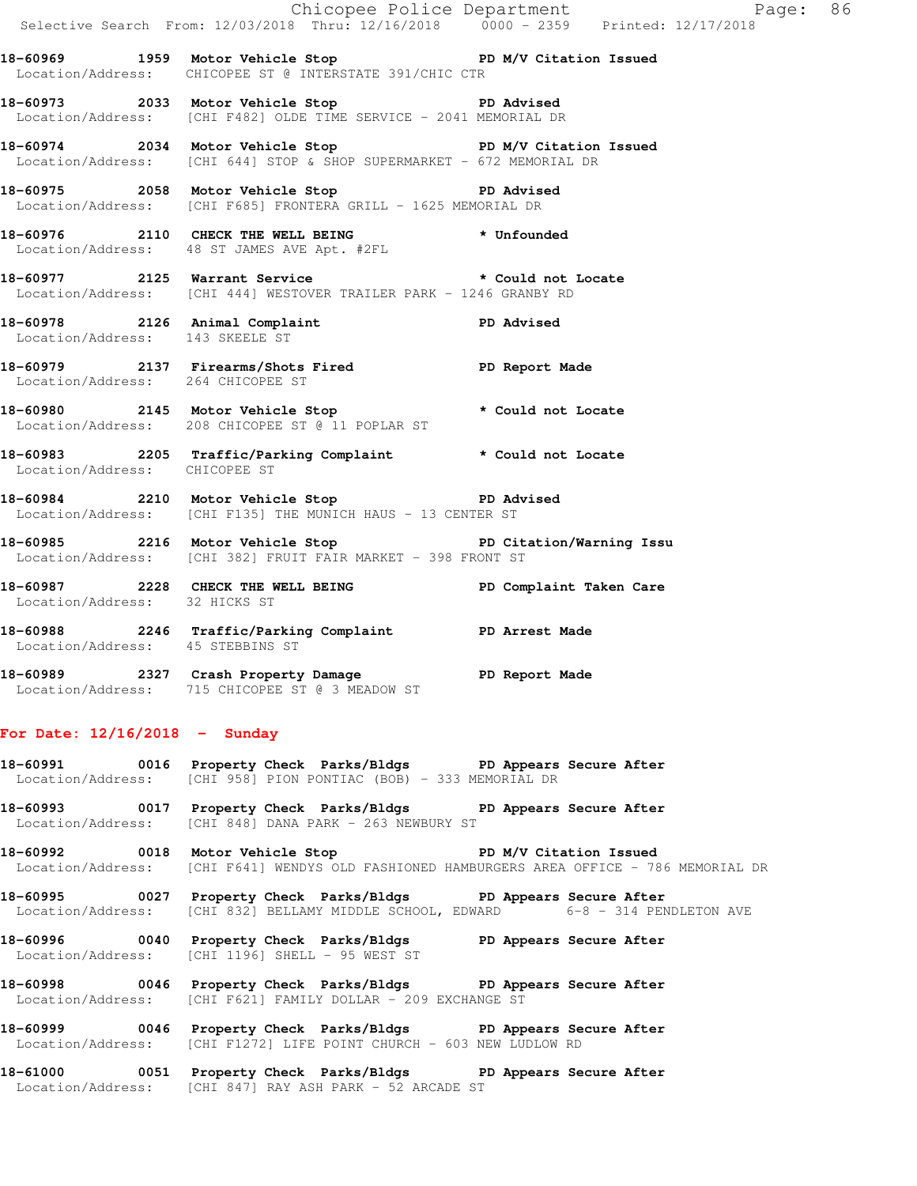18-60969 1959 Motor Vehicle Stop PD M/V Citation Issued
Location/Address: CHICOPEE ST @ INTERSTATE 391/CHIC CTR

18-60973 2033 Motor Vehicle Stop PD Advised
Location/Address: [CHI F482] OLDE TIME SERVICE - 2041 MEMORIAL DR

18-60974 2034 Motor Vehicle Stop PD M/V Citation Issued
Location/Address: [CHI 644] STOP & SHOP SUPERMARKET - 672 MEMORIAL DR

18-60975 2058 Motor Vehicle Stop PD Advised
Location/Address: [CHI F685] FRONTERA GRILL - 1625 MEMORIAL DR

18-60976 2110 CHECK THE WELL BEING * Unfounded
Location/Address: 48 ST JAMES AVE Apt. #2FL

18-60977 2125 Warrant Service * Could not Locate
Location/Address: [CHI 444] WESTOVER TRAILER PARK - 1246 GRANBY RD

18-60978 2126 Animal Complaint PD Advised
Location/Address: 143 SKEELE ST

18-60979 2137 Firearms/Shots Fired PD Report Made
Location/Address: 264 CHICOPEE ST

18-60980 2145 Motor Vehicle Stop * Could not Locate
Location/Address: 208 CHICOPEE ST @ 11 POPLAR ST

18-60983 2205 Traffic/Parking Complaint * Could not Locate
Location/Address: CHICOPEE ST

18-60984 2210 Motor Vehicle Stop PD Advised
Location/Address: [CHI F135] THE MUNICH HAUS - 13 CENTER ST

18-60985 2216 Motor Vehicle Stop PD Citation/Warning Issu
Location/Address: [CHI 382] FRUIT FAIR MARKET - 398 FRONT ST

18-60987 2228 CHECK THE WELL BEING PD Complaint Taken Care
Location/Address: 32 HICKS ST

18-60988 2246 Traffic/Parking Complaint PD Arrest Made
Location/Address: 45 STEBBINS ST

18-60989 2327 Crash Property Damage PD Report Made
Location/Address: 715 CHICOPEE ST @ 3 MEADOW ST

## For Date: 12/16/2018 - Sunday

18-60991 0016 Property Check Parks/Bldgs PD Appears Secure After
Location/Address: [CHI 958] PION PONTIAC (BOB) - 333 MEMORIAL DR

18-60993 0017 Property Check Parks/Bldgs PD Appears Secure After
Location/Address: [CHI 848] DANA PARK - 263 NEWBURY ST

18-60992 0018 Motor Vehicle Stop PD M/V Citation Issued
Location/Address: [CHI F641] WENDYS OLD FASHIONED HAMBURGERS AREA OFFICE - 786 MEMORIAL DR

18-60995 0027 Property Check Parks/Bldgs PD Appears Secure After
Location/Address: [CHI 832] BELLAMY MIDDLE SCHOOL, EDWARD 6-8 - 314 PENDLETON AVE

18-60996 0040 Property Check Parks/Bldgs PD Appears Secure After
Location/Address: [CHI 1196] SHELL - 95 WEST ST

18-60998 0046 Property Check Parks/Bldgs PD Appears Secure After
Location/Address: [CHI F621] FAMILY DOLLAR - 209 EXCHANGE ST

18-60999 0046 Property Check Parks/Bldgs PD Appears Secure After
Location/Address: [CHI F1272] LIFE POINT CHURCH - 603 NEW LUDLOW RD

18-61000 0051 Property Check Parks/Bldgs PD Appears Secure After
Location/Address: [CHI 847] RAY ASH PARK - 52 ARCADE ST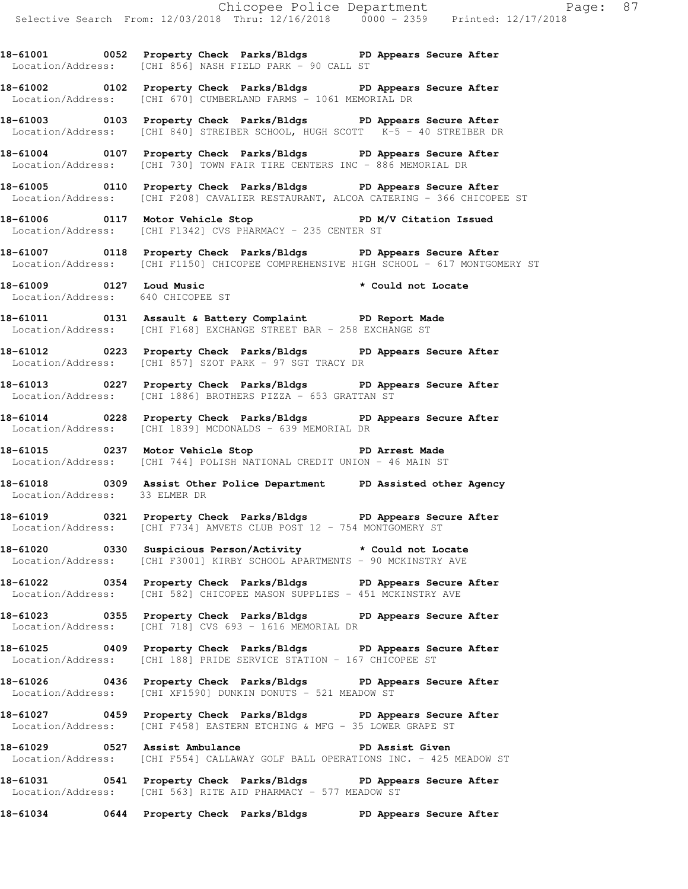**18-61001 0052 Property Check Parks/Bldgs PD Appears Secure After**
Location/Address: [CHI 856] NASH FIELD PARK - 90 CALL ST

**18-61002 0102 Property Check Parks/Bldgs PD Appears Secure After**
Location/Address: [CHI 670] CUMBERLAND FARMS - 1061 MEMORIAL DR

**18-61003 0103 Property Check Parks/Bldgs PD Appears Secure After**
Location/Address: [CHI 840] STREIBER SCHOOL, HUGH SCOTT K-5 - 40 STREIBER DR

**18-61004 0107 Property Check Parks/Bldgs PD Appears Secure After**
Location/Address: [CHI 730] TOWN FAIR TIRE CENTERS INC - 886 MEMORIAL DR

**18-61005 0110 Property Check Parks/Bldgs PD Appears Secure After**
Location/Address: [CHI F208] CAVALIER RESTAURANT, ALCOA CATERING - 366 CHICOPEE ST

**18-61006 0117 Motor Vehicle Stop PD M/V Citation Issued**
Location/Address: [CHI F1342] CVS PHARMACY - 235 CENTER ST

**18-61007 0118 Property Check Parks/Bldgs PD Appears Secure After**
Location/Address: [CHI F1150] CHICOPEE COMPREHENSIVE HIGH SCHOOL - 617 MONTGOMERY ST

**18-61009 0127 Loud Music * Could not Locate**
Location/Address: 640 CHICOPEE ST

**18-61011 0131 Assault & Battery Complaint PD Report Made**
Location/Address: [CHI F168] EXCHANGE STREET BAR - 258 EXCHANGE ST

**18-61012 0223 Property Check Parks/Bldgs PD Appears Secure After**
Location/Address: [CHI 857] SZOT PARK - 97 SGT TRACY DR

**18-61013 0227 Property Check Parks/Bldgs PD Appears Secure After**
Location/Address: [CHI 1886] BROTHERS PIZZA - 653 GRATTAN ST

**18-61014 0228 Property Check Parks/Bldgs PD Appears Secure After**
Location/Address: [CHI 1839] MCDONALDS - 639 MEMORIAL DR

**18-61015 0237 Motor Vehicle Stop PD Arrest Made**
Location/Address: [CHI 744] POLISH NATIONAL CREDIT UNION - 46 MAIN ST

**18-61018 0309 Assist Other Police Department PD Assisted other Agency**
Location/Address: 33 ELMER DR

**18-61019 0321 Property Check Parks/Bldgs PD Appears Secure After**
Location/Address: [CHI F734] AMVETS CLUB POST 12 - 754 MONTGOMERY ST

**18-61020 0330 Suspicious Person/Activity * Could not Locate**
Location/Address: [CHI F3001] KIRBY SCHOOL APARTMENTS - 90 MCKINSTRY AVE

**18-61022 0354 Property Check Parks/Bldgs PD Appears Secure After**
Location/Address: [CHI 582] CHICOPEE MASON SUPPLIES - 451 MCKINSTRY AVE

**18-61023 0355 Property Check Parks/Bldgs PD Appears Secure After**
Location/Address: [CHI 718] CVS 693 - 1616 MEMORIAL DR

**18-61025 0409 Property Check Parks/Bldgs PD Appears Secure After**
Location/Address: [CHI 188] PRIDE SERVICE STATION - 167 CHICOPEE ST

**18-61026 0436 Property Check Parks/Bldgs PD Appears Secure After**
Location/Address: [CHI XF1590] DUNKIN DONUTS - 521 MEADOW ST

**18-61027 0459 Property Check Parks/Bldgs PD Appears Secure After**
Location/Address: [CHI F458] EASTERN ETCHING & MFG - 35 LOWER GRAPE ST

**18-61029 0527 Assist Ambulance PD Assist Given**
Location/Address: [CHI F554] CALLAWAY GOLF BALL OPERATIONS INC. - 425 MEADOW ST

**18-61031 0541 Property Check Parks/Bldgs PD Appears Secure After**
Location/Address: [CHI 563] RITE AID PHARMACY - 577 MEADOW ST

**18-61034 0644 Property Check Parks/Bldgs PD Appears Secure After**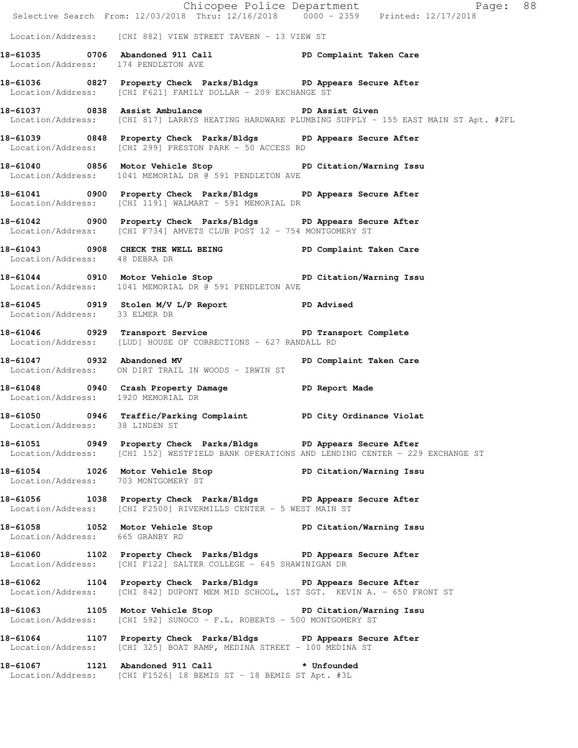Location/Address: [CHI 882] VIEW STREET TAVERN - 13 VIEW ST

**18-61035 0706 Abandoned 911 Call PD Complaint Taken Care**
Location/Address: 174 PENDLETON AVE

**18-61036 0827 Property Check Parks/Bldgs PD Appears Secure After**
Location/Address: [CHI F621] FAMILY DOLLAR - 209 EXCHANGE ST

**18-61037 0838 Assist Ambulance PD Assist Given**
Location/Address: [CHI 817] LARRYS HEATING HARDWARE PLUMBING SUPPLY - 155 EAST MAIN ST Apt. #2FL

**18-61039 0848 Property Check Parks/Bldgs PD Appears Secure After**
Location/Address: [CHI 299] PRESTON PARK - 50 ACCESS RD

**18-61040 0856 Motor Vehicle Stop PD Citation/Warning Issu**
Location/Address: 1041 MEMORIAL DR @ 591 PENDLETON AVE

**18-61041 0900 Property Check Parks/Bldgs PD Appears Secure After**
Location/Address: [CHI 1191] WALMART - 591 MEMORIAL DR

**18-61042 0900 Property Check Parks/Bldgs PD Appears Secure After**
Location/Address: [CHI F734] AMVETS CLUB POST 12 - 754 MONTGOMERY ST

**18-61043 0908 CHECK THE WELL BEING PD Complaint Taken Care**
Location/Address: 48 DEBRA DR

**18-61044 0910 Motor Vehicle Stop PD Citation/Warning Issu**
Location/Address: 1041 MEMORIAL DR @ 591 PENDLETON AVE

**18-61045 0919 Stolen M/V L/P Report PD Advised**
Location/Address: 33 ELMER DR

**18-61046 0929 Transport Service PD Transport Complete**
Location/Address: [LUD] HOUSE OF CORRECTIONS - 627 RANDALL RD

**18-61047 0932 Abandoned MV PD Complaint Taken Care**
Location/Address: ON DIRT TRAIL IN WOODS - IRWIN ST

**18-61048 0940 Crash Property Damage PD Report Made**
Location/Address: 1920 MEMORIAL DR

**18-61050 0946 Traffic/Parking Complaint PD City Ordinance Violat**
Location/Address: 38 LINDEN ST

**18-61051 0949 Property Check Parks/Bldgs PD Appears Secure After**
Location/Address: [CHI 152] WESTFIELD BANK OPERATIONS AND LENDING CENTER - 229 EXCHANGE ST

**18-61054 1026 Motor Vehicle Stop PD Citation/Warning Issu**
Location/Address: 703 MONTGOMERY ST

**18-61056 1038 Property Check Parks/Bldgs PD Appears Secure After**
Location/Address: [CHI F2500] RIVERMILLS CENTER - 5 WEST MAIN ST

**18-61058 1052 Motor Vehicle Stop PD Citation/Warning Issu**
Location/Address: 665 GRANBY RD

**18-61060 1102 Property Check Parks/Bldgs PD Appears Secure After**
Location/Address: [CHI F122] SALTER COLLEGE - 645 SHAWINIGAN DR

**18-61062 1104 Property Check Parks/Bldgs PD Appears Secure After**
Location/Address: [CHI 842] DUPONT MEM MID SCHOOL, 1ST SGT. KEVIN A. - 650 FRONT ST

**18-61063 1105 Motor Vehicle Stop PD Citation/Warning Issu**
Location/Address: [CHI 592] SUNOCO - F.L. ROBERTS - 500 MONTGOMERY ST

**18-61064 1107 Property Check Parks/Bldgs PD Appears Secure After**
Location/Address: [CHI 325] BOAT RAMP, MEDINA STREET - 100 MEDINA ST

**18-61067 1121 Abandoned 911 Call * Unfounded**
Location/Address: [CHI F1526] 18 BEMIS ST - 18 BEMIS ST Apt. #3L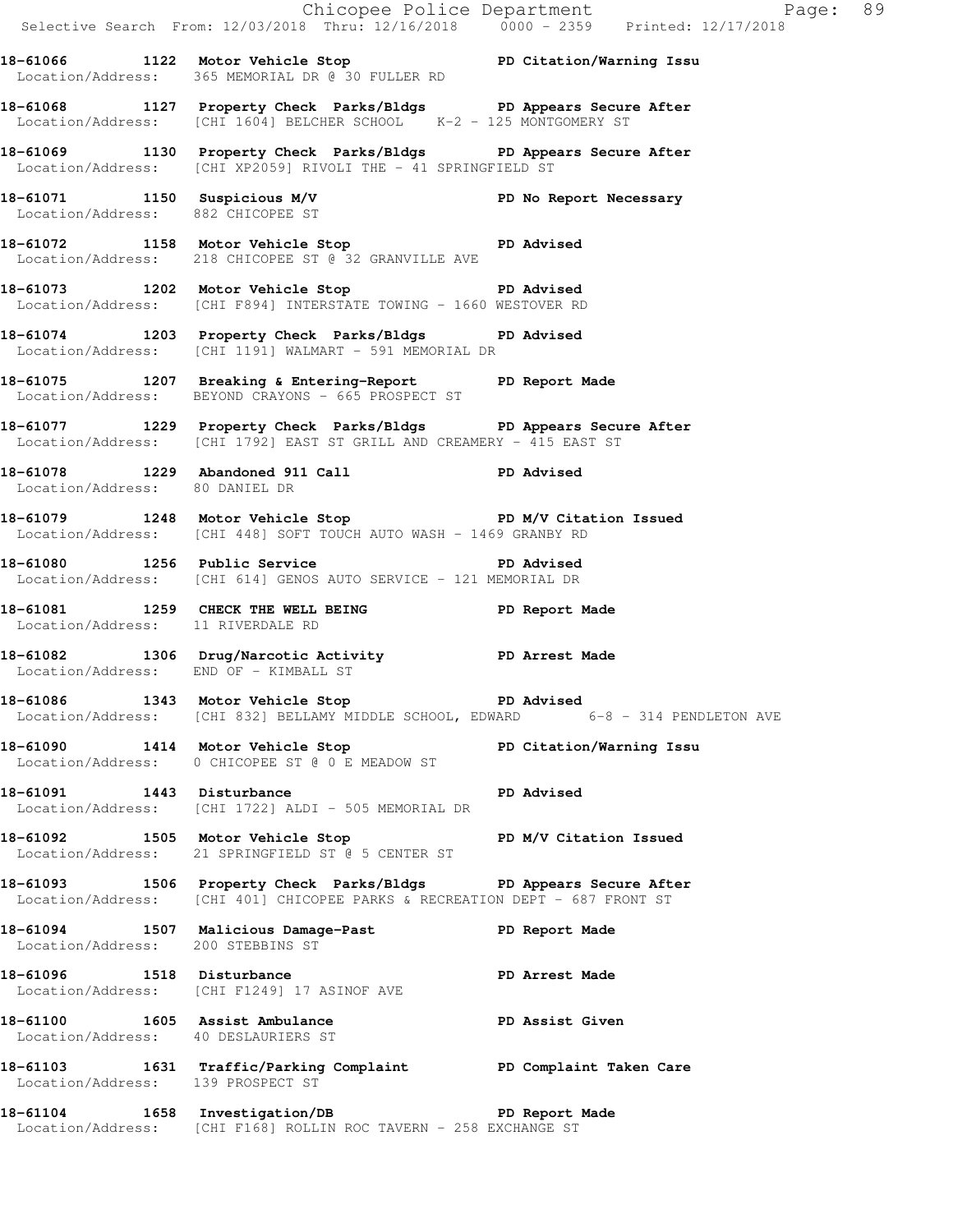**18-61066 1122 Motor Vehicle Stop PD Citation/Warning Issu**
Location/Address: 365 MEMORIAL DR @ 30 FULLER RD

**18-61068 1127 Property Check Parks/Bldgs PD Appears Secure After**
Location/Address: [CHI 1604] BELCHER SCHOOL K-2 - 125 MONTGOMERY ST

**18-61069 1130 Property Check Parks/Bldgs PD Appears Secure After**
Location/Address: [CHI XP2059] RIVOLI THE - 41 SPRINGFIELD ST

**18-61071 1150 Suspicious M/V PD No Report Necessary**
Location/Address: 882 CHICOPEE ST

**18-61072 1158 Motor Vehicle Stop PD Advised**
Location/Address: 218 CHICOPEE ST @ 32 GRANVILLE AVE

**18-61073 1202 Motor Vehicle Stop PD Advised**
Location/Address: [CHI F894] INTERSTATE TOWING - 1660 WESTOVER RD

**18-61074 1203 Property Check Parks/Bldgs PD Advised**
Location/Address: [CHI 1191] WALMART - 591 MEMORIAL DR

**18-61075 1207 Breaking & Entering-Report PD Report Made**
Location/Address: BEYOND CRAYONS - 665 PROSPECT ST

**18-61077 1229 Property Check Parks/Bldgs PD Appears Secure After**
Location/Address: [CHI 1792] EAST ST GRILL AND CREAMERY - 415 EAST ST

**18-61078 1229 Abandoned 911 Call PD Advised**
Location/Address: 80 DANIEL DR

**18-61079 1248 Motor Vehicle Stop PD M/V Citation Issued**
Location/Address: [CHI 448] SOFT TOUCH AUTO WASH - 1469 GRANBY RD

**18-61080 1256 Public Service PD Advised**
Location/Address: [CHI 614] GENOS AUTO SERVICE - 121 MEMORIAL DR

**18-61081 1259 CHECK THE WELL BEING PD Report Made**
Location/Address: 11 RIVERDALE RD

**18-61082 1306 Drug/Narcotic Activity PD Arrest Made**
Location/Address: END OF - KIMBALL ST

**18-61086 1343 Motor Vehicle Stop PD Advised**
Location/Address: [CHI 832] BELLAMY MIDDLE SCHOOL, EDWARD 6-8 - 314 PENDLETON AVE

**18-61090 1414 Motor Vehicle Stop PD Citation/Warning Issu**
Location/Address: 0 CHICOPEE ST @ 0 E MEADOW ST

**18-61091 1443 Disturbance PD Advised**
Location/Address: [CHI 1722] ALDI - 505 MEMORIAL DR

**18-61092 1505 Motor Vehicle Stop PD M/V Citation Issued**
Location/Address: 21 SPRINGFIELD ST @ 5 CENTER ST

**18-61093 1506 Property Check Parks/Bldgs PD Appears Secure After**
Location/Address: [CHI 401] CHICOPEE PARKS & RECREATION DEPT - 687 FRONT ST

**18-61094 1507 Malicious Damage-Past PD Report Made**
Location/Address: 200 STEBBINS ST

**18-61096 1518 Disturbance PD Arrest Made**
Location/Address: [CHI F1249] 17 ASINOF AVE

**18-61100 1605 Assist Ambulance PD Assist Given**
Location/Address: 40 DESLAURIERS ST

**18-61103 1631 Traffic/Parking Complaint PD Complaint Taken Care**
Location/Address: 139 PROSPECT ST

**18-61104 1658 Investigation/DB PD Report Made**
Location/Address: [CHI F168] ROLLIN ROC TAVERN - 258 EXCHANGE ST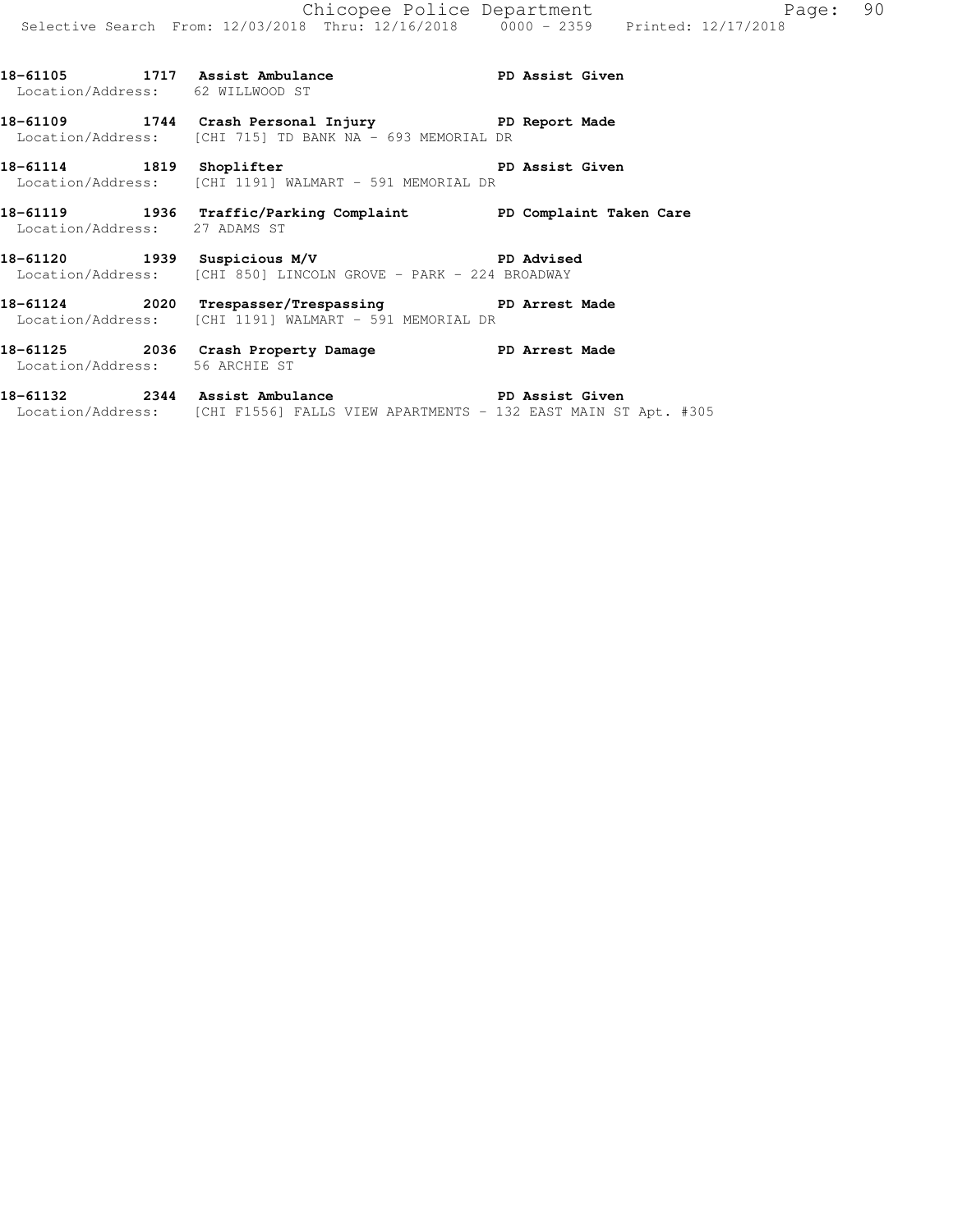**18-61105 1717 Assist Ambulance PD Assist Given**
Location/Address: 62 WILLWOOD ST

**18-61109 1744 Crash Personal Injury PD Report Made**
Location/Address: [CHI 715] TD BANK NA - 693 MEMORIAL DR

**18-61114 1819 Shoplifter PD Assist Given**
Location/Address: [CHI 1191] WALMART - 591 MEMORIAL DR

**18-61119 1936 Traffic/Parking Complaint PD Complaint Taken Care**
Location/Address: 27 ADAMS ST

**18-61120 1939 Suspicious M/V PD Advised**
Location/Address: [CHI 850] LINCOLN GROVE - PARK - 224 BROADWAY

**18-61124 2020 Trespasser/Trespassing PD Arrest Made**
Location/Address: [CHI 1191] WALMART - 591 MEMORIAL DR

**18-61125 2036 Crash Property Damage PD Arrest Made**
Location/Address: 56 ARCHIE ST

**18-61132 2344 Assist Ambulance PD Assist Given**
Location/Address: [CHI F1556] FALLS VIEW APARTMENTS - 132 EAST MAIN ST Apt. #305